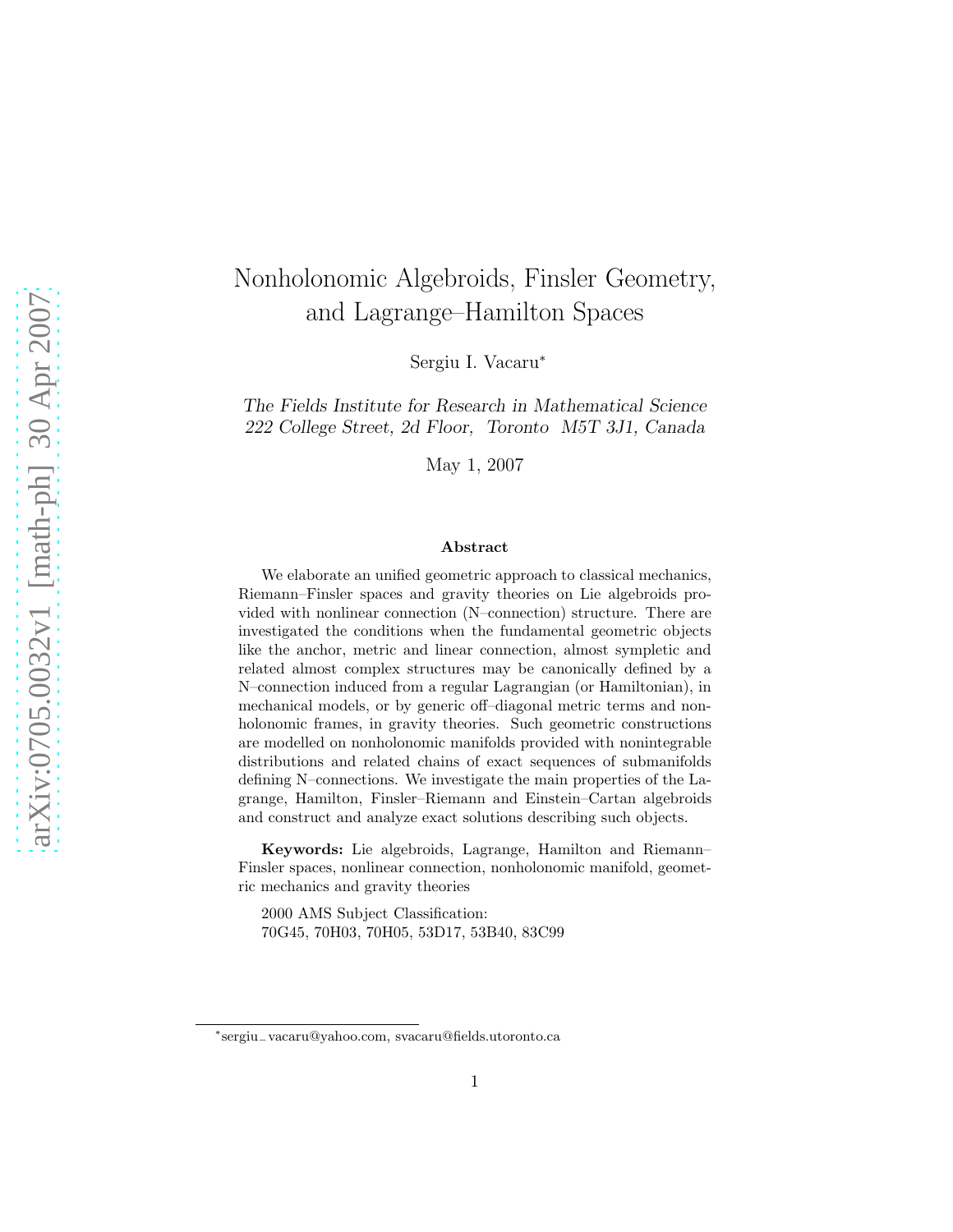# Nonholonomic Algebroids, Finsler Geometry, and Lagrange–Hamilton Spaces

Sergiu I. Vacaru*

*The Fields Institute for Research in Mathematical Science*
*222 College Street, 2d Floor, Toronto M5T 3J1, Canada*

May 1, 2007

### Abstract

We elaborate an unified geometric approach to classical mechanics, Riemann–Finsler spaces and gravity theories on Lie algebroids provided with nonlinear connection (N–connection) structure. There are investigated the conditions when the fundamental geometric objects like the anchor, metric and linear connection, almost sympletic and related almost complex structures may be canonically defined by a N–connection induced from a regular Lagrangian (or Hamiltonian), in mechanical models, or by generic off–diagonal metric terms and nonholonomic frames, in gravity theories. Such geometric constructions are modelled on nonholonomic manifolds provided with nonintegrable distributions and related chains of exact sequences of submanifolds defining N–connections. We investigate the main properties of the Lagrange, Hamilton, Finsler–Riemann and Einstein–Cartan algebroids and construct and analyze exact solutions describing such objects.

**Keywords:** Lie algebroids, Lagrange, Hamilton and Riemann–Finsler spaces, nonlinear connection, nonholonomic manifold, geometric mechanics and gravity theories

2000 AMS Subject Classification:
70G45, 70H03, 70H05, 53D17, 53B40, 83C99

*sergiu_vacaru@yahoo.com, svacaru@fields.utoronto.ca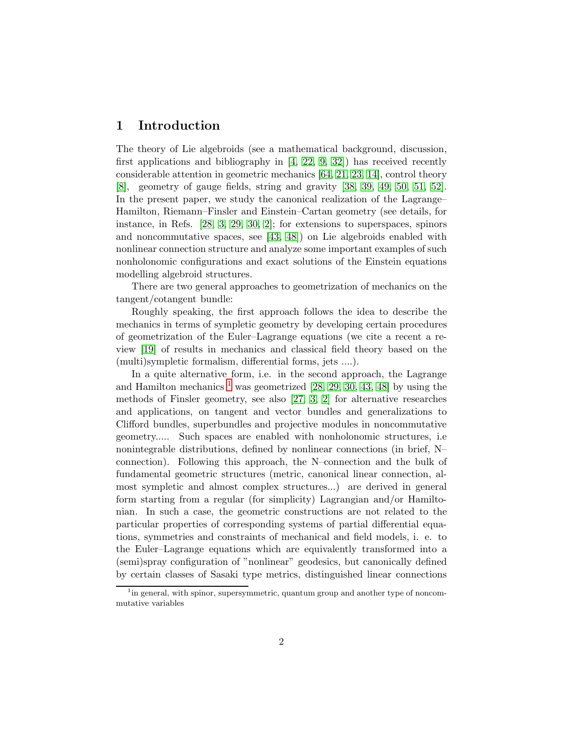# 1 Introduction

The theory of Lie algebroids (see a mathematical background, discussion, first applications and bibliography in [4, 22, 9, 32]) has received recently considerable attention in geometric mechanics [64, 21, 23, 14], control theory [8], geometry of gauge fields, string and gravity [38, 39, 49, 50, 51, 52]. In the present paper, we study the canonical realization of the Lagrange–Hamilton, Riemann–Finsler and Einstein–Cartan geometry (see details, for instance, in Refs. [28, 3, 29, 30, 2]; for extensions to superspaces, spinors and noncommutative spaces, see [43, 48]) on Lie algebroids enabled with nonlinear connection structure and analyze some important examples of such nonholonomic configurations and exact solutions of the Einstein equations modelling algebroid structures.

There are two general approaches to geometrization of mechanics on the tangent/cotangent bundle:

Roughly speaking, the first approach follows the idea to describe the mechanics in terms of sympletic geometry by developing certain procedures of geometrization of the Euler–Lagrange equations (we cite a recent a review [19] of results in mechanics and classical field theory based on the (multi)sympletic formalism, differential forms, jets ....).

In a quite alternative form, i.e. in the second approach, the Lagrange and Hamilton mechanics [1] was geometrized [28, 29, 30, 43, 48] by using the methods of Finsler geometry, see also [27, 3, 2] for alternative researches and applications, on tangent and vector bundles and generalizations to Clifford bundles, superbundles and projective modules in noncommutative geometry..... Such spaces are enabled with nonholonomic structures, i.e nonintegrable distributions, defined by nonlinear connections (in brief, N–connection). Following this approach, the N–connection and the bulk of fundamental geometric structures (metric, canonical linear connection, almost sympletic and almost complex structures...) are derived in general form starting from a regular (for simplicity) Lagrangian and/or Hamiltonian. In such a case, the geometric constructions are not related to the particular properties of corresponding systems of partial differential equations, symmetries and constraints of mechanical and field models, i. e. to the Euler–Lagrange equations which are equivalently transformed into a (semi)spray configuration of "nonlinear" geodesics, but canonically defined by certain classes of Sasaki type metrics, distinguished linear connections

[1] in general, with spinor, supersymmetric, quantum group and another type of noncommutative variables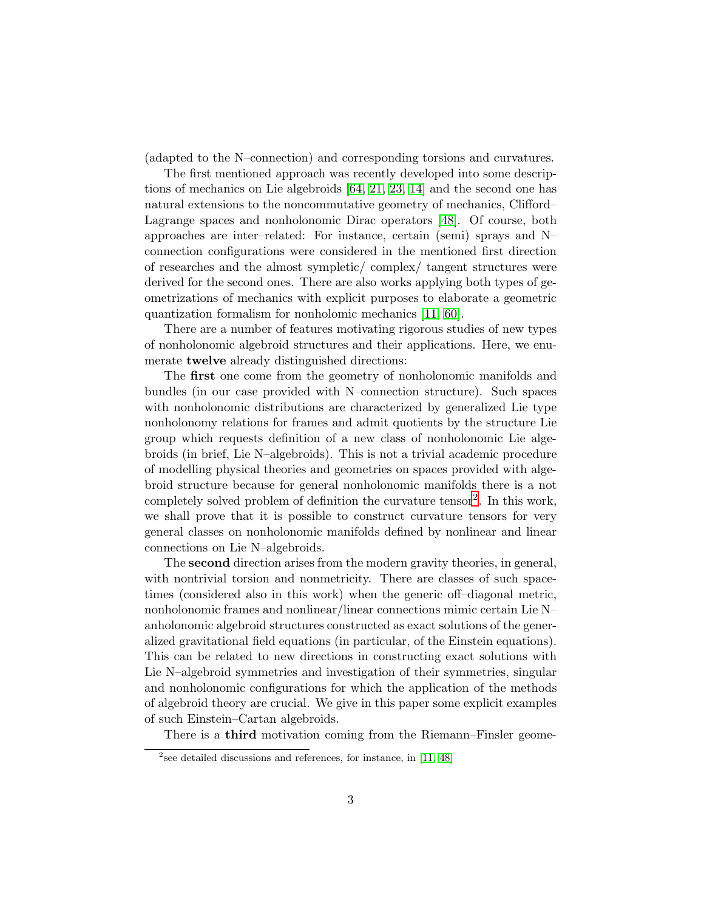(adapted to the N–connection) and corresponding torsions and curvatures.

The first mentioned approach was recently developed into some descriptions of mechanics on Lie algebroids [64, 21, 23, 14] and the second one has natural extensions to the noncommutative geometry of mechanics, Clifford–Lagrange spaces and nonholonomic Dirac operators [48]. Of course, both approaches are inter–related: For instance, certain (semi) sprays and N–connection configurations were considered in the mentioned first direction of researches and the almost sympletic/ complex/ tangent structures were derived for the second ones. There are also works applying both types of geometrizations of mechanics with explicit purposes to elaborate a geometric quantization formalism for nonholomic mechanics [11, 60].

There are a number of features motivating rigorous studies of new types of nonholonomic algebroid structures and their applications. Here, we enumerate **twelve** already distinguished directions:

The **first** one come from the geometry of nonholonomic manifolds and bundles (in our case provided with N–connection structure). Such spaces with nonholonomic distributions are characterized by generalized Lie type nonholonomy relations for frames and admit quotients by the structure Lie group which requests definition of a new class of nonholonomic Lie algebroids (in brief, Lie N–algebroids). This is not a trivial academic procedure of modelling physical theories and geometries on spaces provided with algebroid structure because for general nonholonomic manifolds there is a not completely solved problem of definition the curvature tensor[2]. In this work, we shall prove that it is possible to construct curvature tensors for very general classes on nonholonomic manifolds defined by nonlinear and linear connections on Lie N–algebroids.

The **second** direction arises from the modern gravity theories, in general, with nontrivial torsion and nonmetricity. There are classes of such spacetimes (considered also in this work) when the generic off–diagonal metric, nonholonomic frames and nonlinear/linear connections mimic certain Lie N–anholonomic algebroid structures constructed as exact solutions of the generalized gravitational field equations (in particular, of the Einstein equations). This can be related to new directions in constructing exact solutions with Lie N–algebroid symmetries and investigation of their symmetries, singular and nonholonomic configurations for which the application of the methods of algebroid theory are crucial. We give in this paper some explicit examples of such Einstein–Cartan algebroids.

There is a **third** motivation coming from the Riemann–Finsler geome-

[2] see detailed discussions and references, for instance, in [11, 48]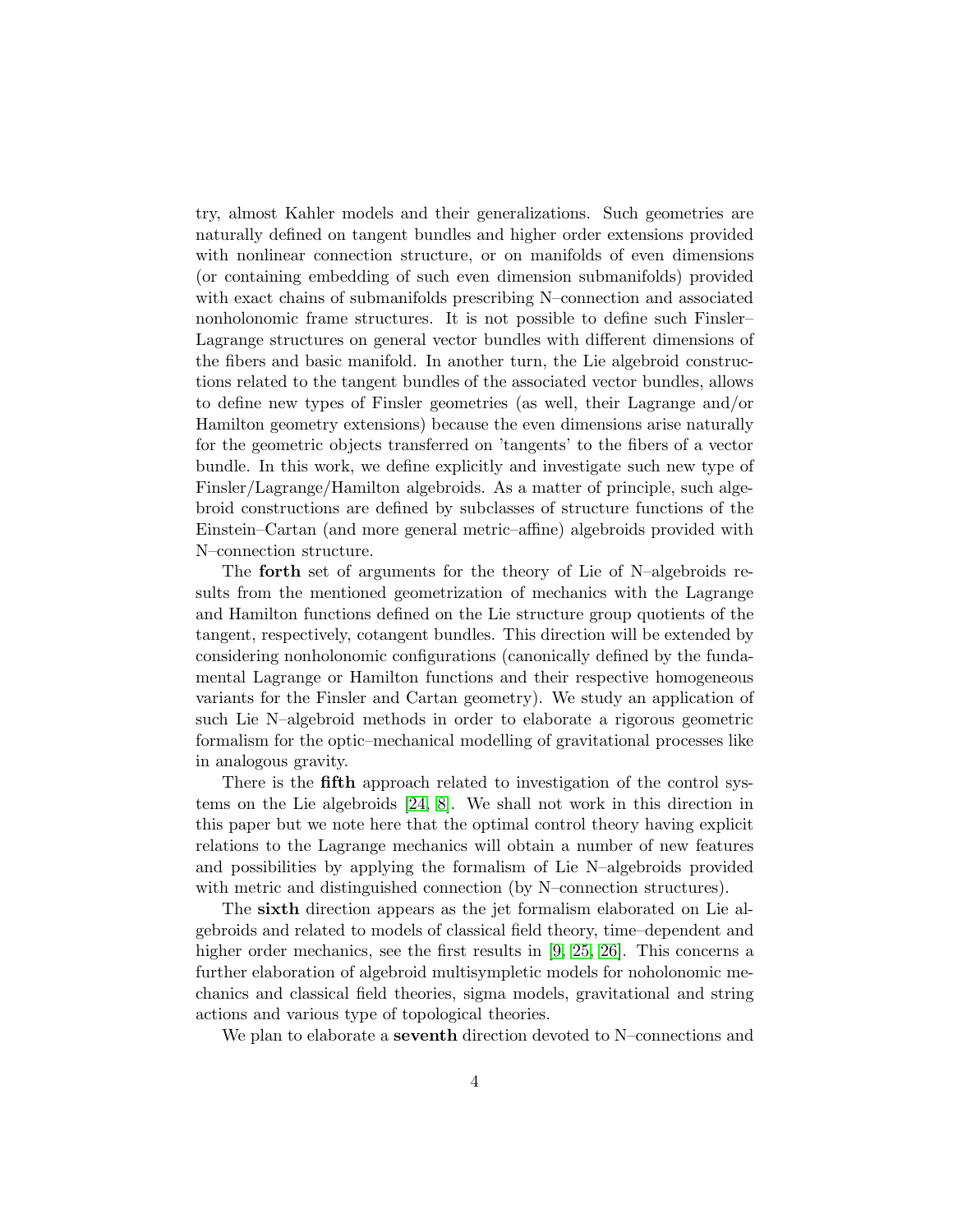try, almost Kahler models and their generalizations. Such geometries are naturally defined on tangent bundles and higher order extensions provided with nonlinear connection structure, or on manifolds of even dimensions (or containing embedding of such even dimension submanifolds) provided with exact chains of submanifolds prescribing N–connection and associated nonholonomic frame structures. It is not possible to define such Finsler–Lagrange structures on general vector bundles with different dimensions of the fibers and basic manifold. In another turn, the Lie algebroid constructions related to the tangent bundles of the associated vector bundles, allows to define new types of Finsler geometries (as well, their Lagrange and/or Hamilton geometry extensions) because the even dimensions arise naturally for the geometric objects transferred on 'tangents' to the fibers of a vector bundle. In this work, we define explicitly and investigate such new type of Finsler/Lagrange/Hamilton algebroids. As a matter of principle, such algebroid constructions are defined by subclasses of structure functions of the Einstein–Cartan (and more general metric–affine) algebroids provided with N–connection structure.

The **forth** set of arguments for the theory of Lie of N–algebroids results from the mentioned geometrization of mechanics with the Lagrange and Hamilton functions defined on the Lie structure group quotients of the tangent, respectively, cotangent bundles. This direction will be extended by considering nonholonomic configurations (canonically defined by the fundamental Lagrange or Hamilton functions and their respective homogeneous variants for the Finsler and Cartan geometry). We study an application of such Lie N–algebroid methods in order to elaborate a rigorous geometric formalism for the optic–mechanical modelling of gravitational processes like in analogous gravity.

There is the **fifth** approach related to investigation of the control systems on the Lie algebroids [24, 8]. We shall not work in this direction in this paper but we note here that the optimal control theory having explicit relations to the Lagrange mechanics will obtain a number of new features and possibilities by applying the formalism of Lie N–algebroids provided with metric and distinguished connection (by N–connection structures).

The **sixth** direction appears as the jet formalism elaborated on Lie algebroids and related to models of classical field theory, time–dependent and higher order mechanics, see the first results in [9, 25, 26]. This concerns a further elaboration of algebroid multisympletic models for noholonomic mechanics and classical field theories, sigma models, gravitational and string actions and various type of topological theories.

We plan to elaborate a **seventh** direction devoted to N–connections and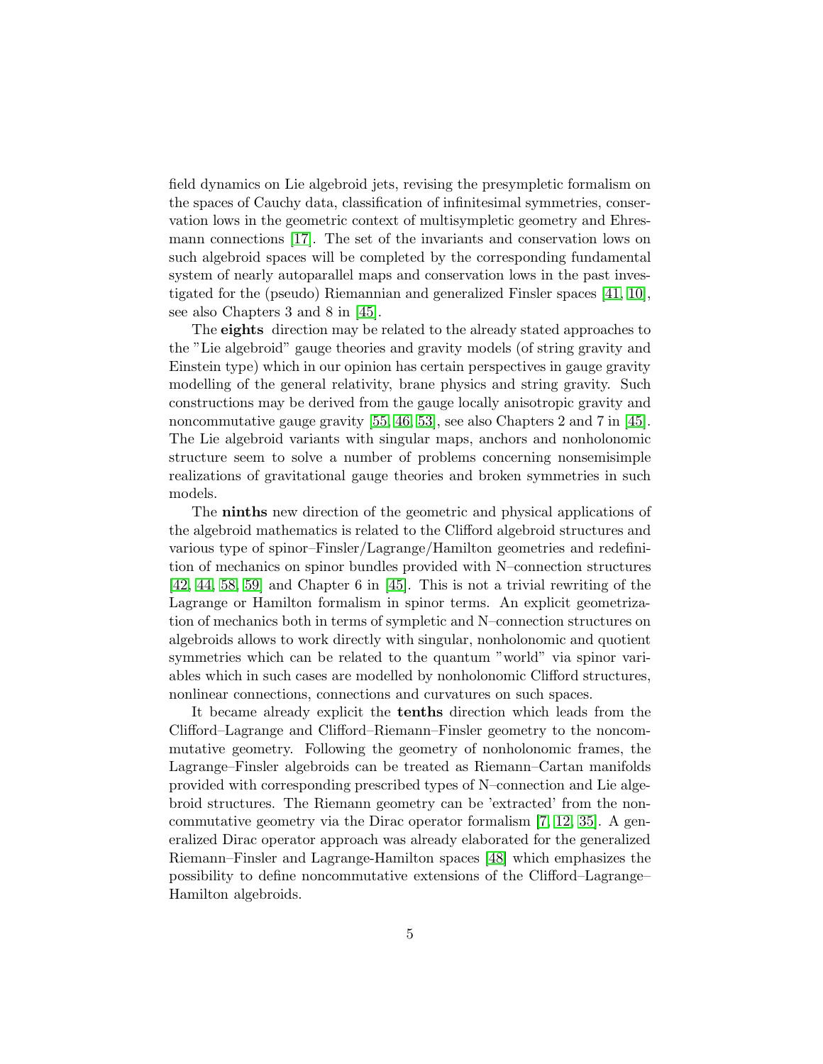field dynamics on Lie algebroid jets, revising the presympletic formalism on the spaces of Cauchy data, classification of infinitesimal symmetries, conservation lows in the geometric context of multisympletic geometry and Ehresmann connections [17]. The set of the invariants and conservation lows on such algebroid spaces will be completed by the corresponding fundamental system of nearly autoparallel maps and conservation lows in the past investigated for the (pseudo) Riemannian and generalized Finsler spaces [41, 10], see also Chapters 3 and 8 in [45].

The **eights** direction may be related to the already stated approaches to the "Lie algebroid" gauge theories and gravity models (of string gravity and Einstein type) which in our opinion has certain perspectives in gauge gravity modelling of the general relativity, brane physics and string gravity. Such constructions may be derived from the gauge locally anisotropic gravity and noncommutative gauge gravity [55, 46, 53], see also Chapters 2 and 7 in [45]. The Lie algebroid variants with singular maps, anchors and nonholonomic structure seem to solve a number of problems concerning nonsemisimple realizations of gravitational gauge theories and broken symmetries in such models.

The **ninths** new direction of the geometric and physical applications of the algebroid mathematics is related to the Clifford algebroid structures and various type of spinor–Finsler/Lagrange/Hamilton geometries and redefinition of mechanics on spinor bundles provided with N–connection structures [42, 44, 58, 59] and Chapter 6 in [45]. This is not a trivial rewriting of the Lagrange or Hamilton formalism in spinor terms. An explicit geometrization of mechanics both in terms of sympletic and N–connection structures on algebroids allows to work directly with singular, nonholonomic and quotient symmetries which can be related to the quantum "world" via spinor variables which in such cases are modelled by nonholonomic Clifford structures, nonlinear connections, connections and curvatures on such spaces.

It became already explicit the **tenths** direction which leads from the Clifford–Lagrange and Clifford–Riemann–Finsler geometry to the noncommutative geometry. Following the geometry of nonholonomic frames, the Lagrange–Finsler algebroids can be treated as Riemann–Cartan manifolds provided with corresponding prescribed types of N–connection and Lie algebroid structures. The Riemann geometry can be 'extracted' from the noncommutative geometry via the Dirac operator formalism [7, 12, 35]. A generalized Dirac operator approach was already elaborated for the generalized Riemann–Finsler and Lagrange-Hamilton spaces [48] which emphasizes the possibility to define noncommutative extensions of the Clifford–Lagrange–Hamilton algebroids.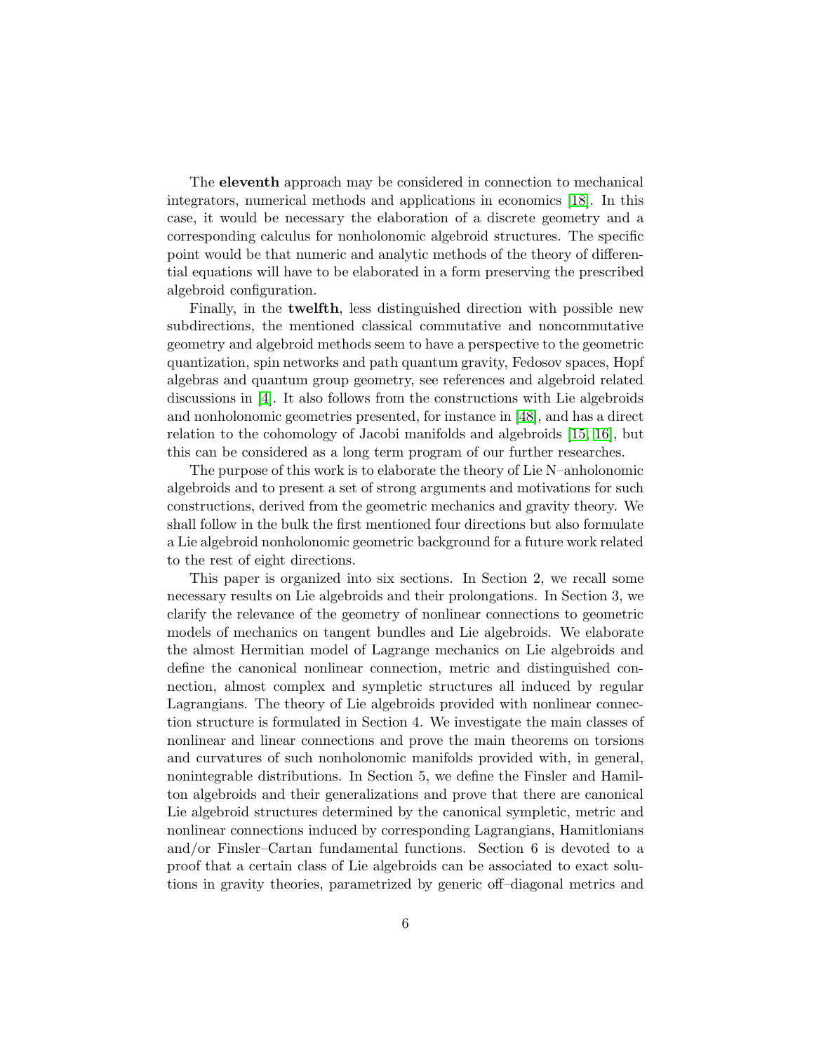The **eleventh** approach may be considered in connection to mechanical integrators, numerical methods and applications in economics [18]. In this case, it would be necessary the elaboration of a discrete geometry and a corresponding calculus for nonholonomic algebroid structures. The specific point would be that numeric and analytic methods of the theory of differential equations will have to be elaborated in a form preserving the prescribed algebroid configuration.

Finally, in the **twelfth**, less distinguished direction with possible new subdirections, the mentioned classical commutative and noncommutative geometry and algebroid methods seem to have a perspective to the geometric quantization, spin networks and path quantum gravity, Fedosov spaces, Hopf algebras and quantum group geometry, see references and algebroid related discussions in [4]. It also follows from the constructions with Lie algebroids and nonholonomic geometries presented, for instance in [48], and has a direct relation to the cohomology of Jacobi manifolds and algebroids [15, 16], but this can be considered as a long term program of our further researches.

The purpose of this work is to elaborate the theory of Lie N–anholonomic algebroids and to present a set of strong arguments and motivations for such constructions, derived from the geometric mechanics and gravity theory. We shall follow in the bulk the first mentioned four directions but also formulate a Lie algebroid nonholonomic geometric background for a future work related to the rest of eight directions.

This paper is organized into six sections. In Section 2, we recall some necessary results on Lie algebroids and their prolongations. In Section 3, we clarify the relevance of the geometry of nonlinear connections to geometric models of mechanics on tangent bundles and Lie algebroids. We elaborate the almost Hermitian model of Lagrange mechanics on Lie algebroids and define the canonical nonlinear connection, metric and distinguished connection, almost complex and sympletic structures all induced by regular Lagrangians. The theory of Lie algebroids provided with nonlinear connection structure is formulated in Section 4. We investigate the main classes of nonlinear and linear connections and prove the main theorems on torsions and curvatures of such nonholonomic manifolds provided with, in general, nonintegrable distributions. In Section 5, we define the Finsler and Hamilton algebroids and their generalizations and prove that there are canonical Lie algebroid structures determined by the canonical sympletic, metric and nonlinear connections induced by corresponding Lagrangians, Hamitlonians and/or Finsler–Cartan fundamental functions. Section 6 is devoted to a proof that a certain class of Lie algebroids can be associated to exact solutions in gravity theories, parametrized by generic off–diagonal metrics and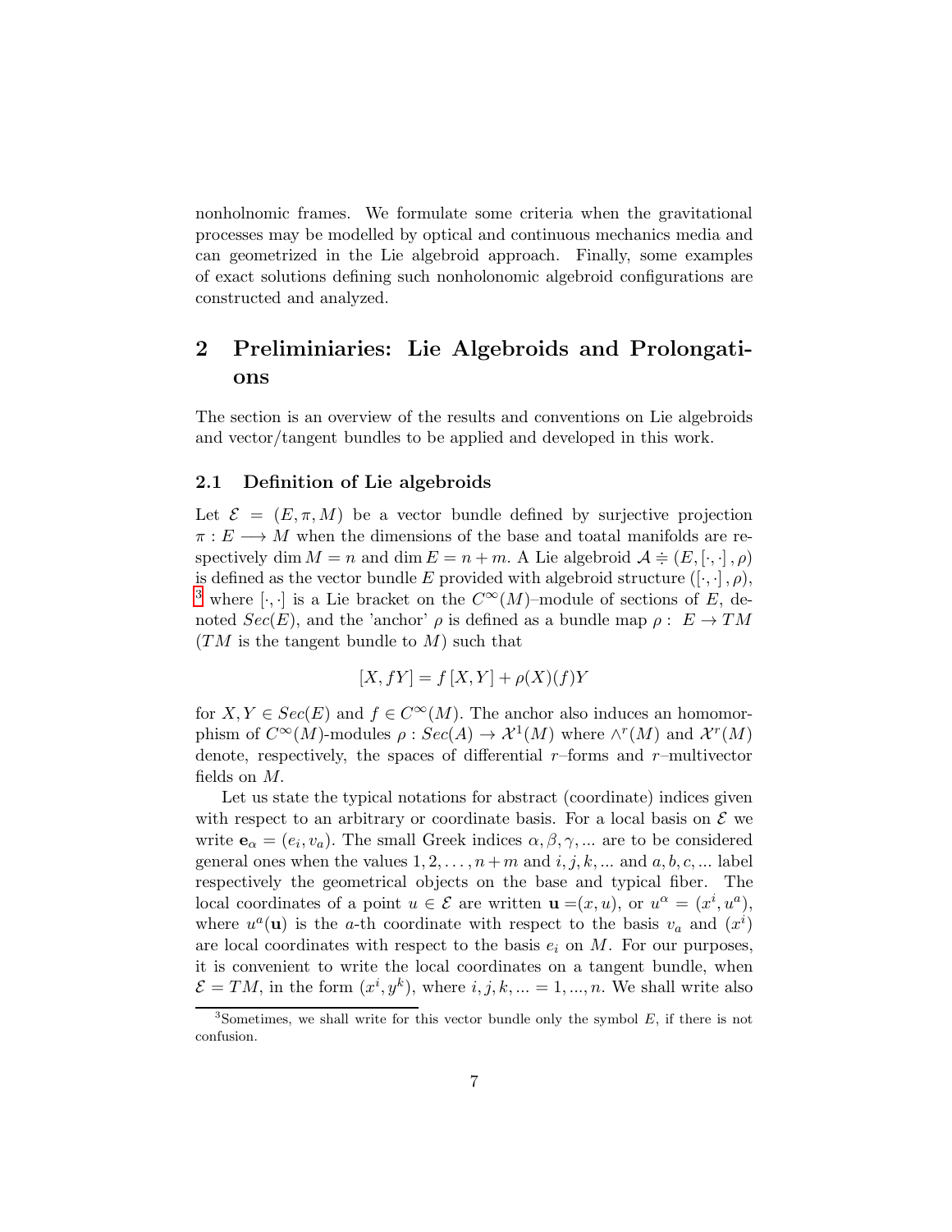nonholnomic frames. We formulate some criteria when the gravitational processes may be modelled by optical and continuous mechanics media and can geometrized in the Lie algebroid approach. Finally, some examples of exact solutions defining such nonholonomic algebroid configurations are constructed and analyzed.

## 2 Preliminiaries: Lie Algebroids and Prolongations

The section is an overview of the results and conventions on Lie algebroids and vector/tangent bundles to be applied and developed in this work.

### 2.1 Definition of Lie algebroids

Let $\mathcal{E} = (E, \pi, M)$ be a vector bundle defined by surjective projection $\pi : E \longrightarrow M$ when the dimensions of the base and toatal manifolds are respectively $\dim M = n$ and $\dim E = n + m$. A Lie algebroid $\mathcal{A} \doteqdot (E, [\cdot,\cdot], \rho)$ is defined as the vector bundle $E$ provided with algebroid structure $([\cdot,\cdot], \rho)$, [3] where $[\cdot,\cdot]$ is a Lie bracket on the $C^\infty(M)$–module of sections of $E$, denoted $Sec(E)$, and the 'anchor' $\rho$ is defined as a bundle map $\rho : E \to TM$ ($TM$ is the tangent bundle to $M$) such that

$$[X, fY] = f\,[X, Y] + \rho(X)(f)Y$$

for $X, Y \in Sec(E)$ and $f \in C^\infty(M)$. The anchor also induces an homomorphism of $C^\infty(M)$-modules $\rho : Sec(A) \to \mathcal{X}^1(M)$ where $\wedge^r(M)$ and $\mathcal{X}^r(M)$ denote, respectively, the spaces of differential $r$–forms and $r$–multivector fields on $M$.

Let us state the typical notations for abstract (coordinate) indices given with respect to an arbitrary or coordinate basis. For a local basis on $\mathcal{E}$ we write $\mathbf{e}_\alpha = (e_i, v_a)$. The small Greek indices $\alpha, \beta, \gamma, ...$ are to be considered general ones when the values $1, 2, \ldots, n+m$ and $i, j, k, ...$ and $a, b, c, ...$ label respectively the geometrical objects on the base and typical fiber. The local coordinates of a point $u \in \mathcal{E}$ are written $\mathbf{u} = (x, u)$, or $u^\alpha = (x^i, u^a)$, where $u^a(\mathbf{u})$ is the $a$-th coordinate with respect to the basis $v_a$ and $(x^i)$ are local coordinates with respect to the basis $e_i$ on $M$. For our purposes, it is convenient to write the local coordinates on a tangent bundle, when $\mathcal{E} = TM$, in the form $(x^i, y^k)$, where $i, j, k, ... = 1, ..., n$. We shall write also

[3] Sometimes, we shall write for this vector bundle only the symbol $E$, if there is not confusion.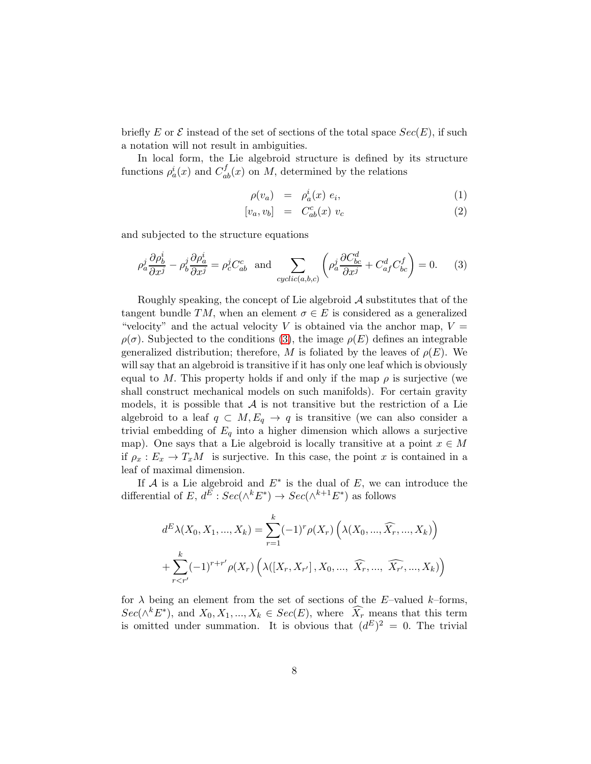briefly $E$ or $\mathcal{E}$ instead of the set of sections of the total space $Sec(E)$, if such a notation will not result in ambiguities.

In local form, the Lie algebroid structure is defined by its structure functions $\rho_a^i(x)$ and $C_{ab}^f(x)$ on $M$, determined by the relations

$$
\begin{aligned}
\rho(v_a) &= \rho_a^i(x)\ e_i, && (1)\\
[v_a, v_b] &= C_{ab}^c(x)\ v_c && (2)
\end{aligned}
$$

and subjected to the structure equations

$$
\rho_a^j \frac{\partial \rho_b^i}{\partial x^j} - \rho_b^j \frac{\partial \rho_a^i}{\partial x^j} = \rho_c^j C_{ab}^c \ \text{ and } \sum_{cyclic(a,b,c)} \left( \rho_a^j \frac{\partial C_{bc}^d}{\partial x^j} + C_{af}^d C_{bc}^f \right) = 0. \qquad (3)
$$

Roughly speaking, the concept of Lie algebroid $\mathcal{A}$ substitutes that of the tangent bundle $TM$, when an element $\sigma \in E$ is considered as a generalized "velocity" and the actual velocity $V$ is obtained via the anchor map, $V = \rho(\sigma)$. Subjected to the conditions (3), the image $\rho(E)$ defines an integrable generalized distribution; therefore, $M$ is foliated by the leaves of $\rho(E)$. We will say that an algebroid is transitive if it has only one leaf which is obviously equal to $M$. This property holds if and only if the map $\rho$ is surjective (we shall construct mechanical models on such manifolds). For certain gravity models, it is possible that $\mathcal{A}$ is not transitive but the restriction of a Lie algebroid to a leaf $q \subset M, E_q \rightarrow q$ is transitive (we can also consider a trivial embedding of $E_q$ into a higher dimension which allows a surjective map). One says that a Lie algebroid is locally transitive at a point $x \in M$ if $\rho_x : E_x \rightarrow T_x M$ is surjective. In this case, the point $x$ is contained in a leaf of maximal dimension.

If $\mathcal{A}$ is a Lie algebroid and $E^*$ is the dual of $E$, we can introduce the differential of $E$, $d^E : Sec(\wedge^k E^*) \rightarrow Sec(\wedge^{k+1} E^*)$ as follows

$$
d^E \lambda(X_0, X_1, ..., X_k) = \sum_{r=1}^{k} (-1)^r \rho(X_r) \left( \lambda(X_0, ..., \widehat{X_r}, ..., X_k) \right)
$$

$$
+ \sum_{r<r'}^{k} (-1)^{r+r'} \rho(X_r) \left( \lambda([X_r, X_{r'}], X_0, ..., \ \widehat{X_r}, ..., \ \widehat{X_{r'}}, ..., X_k) \right)
$$

for $\lambda$ being an element from the set of sections of the $E$–valued $k$–forms, $Sec(\wedge^k E^*)$, and $X_0, X_1, ..., X_k \in Sec(E)$, where $\widehat{X_r}$ means that this term is omitted under summation. It is obvious that $(d^E)^2 = 0$. The trivial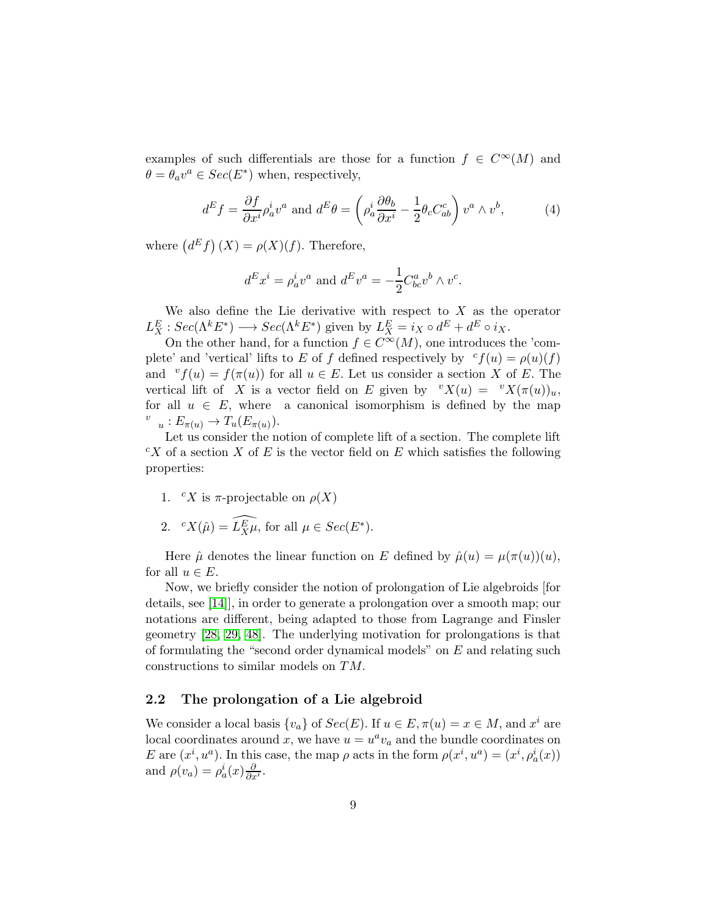examples of such differentials are those for a function $f \in C^{\infty}(M)$ and $\theta = \theta_a v^a \in Sec(E^*)$ when, respectively,

$$d^E f = \frac{\partial f}{\partial x^i} \rho^i_a v^a \text{ and } d^E \theta = \left( \rho^i_a \frac{\partial \theta_b}{\partial x^i} - \frac{1}{2} \theta_c C^c_{ab} \right) v^a \wedge v^b, \tag{4}$$

where $\left(d^E f\right)(X) = \rho(X)(f)$. Therefore,

$$d^E x^i = \rho^i_a v^a \text{ and } d^E v^a = -\frac{1}{2} C^a_{bc} v^b \wedge v^c.$$

We also define the Lie derivative with respect to $X$ as the operator $L^E_X : Sec(\Lambda^k E^*) \longrightarrow Sec(\Lambda^k E^*)$ given by $L^E_X = i_X \circ d^E + d^E \circ i_X$.

On the other hand, for a function $f \in C^{\infty}(M)$, one introduces the 'complete' and 'vertical' lifts to $E$ of $f$ defined respectively by ${}^c f(u) = \rho(u)(f)$ and ${}^v f(u) = f(\pi(u))$ for all $u \in E$. Let us consider a section $X$ of $E$. The vertical lift of $X$ is a vector field on $E$ given by ${}^v X(u) = {}^v X(\pi(u))_u$, for all $u \in E$, where a canonical isomorphism is defined by the map ${}^v{}_u : E_{\pi(u)} \to T_u(E_{\pi(u)})$.

Let us consider the notion of complete lift of a section. The complete lift ${}^c X$ of a section $X$ of $E$ is the vector field on $E$ which satisfies the following properties:

1. ${}^c X$ is $\pi$-projectable on $\rho(X)$
2. ${}^c X(\hat{\mu}) = \widehat{L^E_X \mu}$, for all $\mu \in Sec(E^*)$.

Here $\hat{\mu}$ denotes the linear function on $E$ defined by $\hat{\mu}(u) = \mu(\pi(u))(u)$, for all $u \in E$.

Now, we briefly consider the notion of prolongation of Lie algebroids [for details, see [14]], in order to generate a prolongation over a smooth map; our notations are different, being adapted to those from Lagrange and Finsler geometry [28, 29, 48]. The underlying motivation for prolongations is that of formulating the "second order dynamical models" on $E$ and relating such constructions to similar models on $TM$.

## 2.2 The prolongation of a Lie algebroid

We consider a local basis $\{v_a\}$ of $Sec(E)$. If $u \in E, \pi(u) = x \in M$, and $x^i$ are local coordinates around $x$, we have $u = u^a v_a$ and the bundle coordinates on $E$ are $(x^i, u^a)$. In this case, the map $\rho$ acts in the form $\rho(x^i, u^a) = (x^i, \rho^i_a(x))$ and $\rho(v_a) = \rho^i_a(x) \frac{\partial}{\partial x^i}$.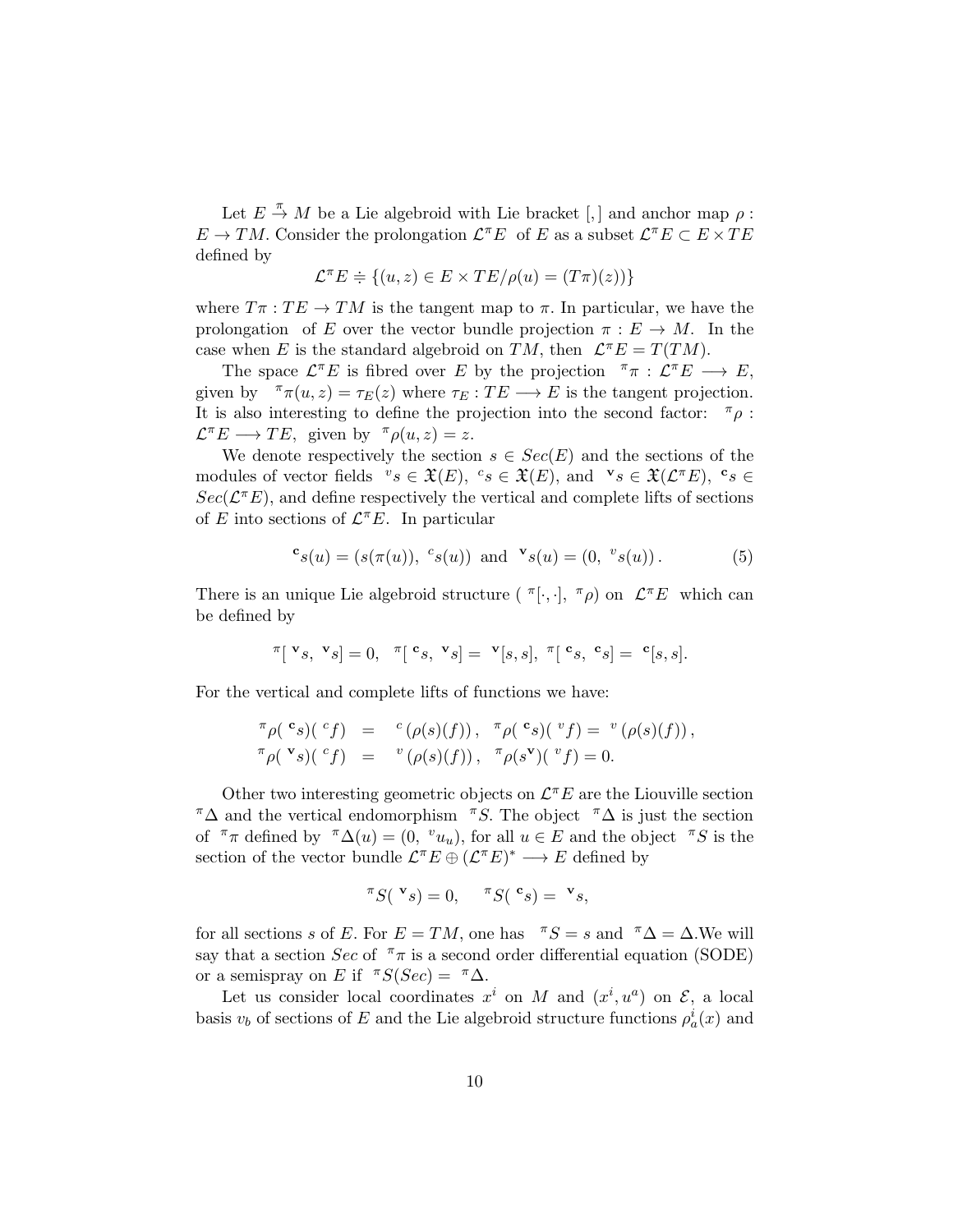Let $E \stackrel{\pi}{\to} M$ be a Lie algebroid with Lie bracket $[,]$ and anchor map $\rho : E \to TM$. Consider the prolongation $\mathcal{L}^\pi E$ of $E$ as a subset $\mathcal{L}^\pi E \subset E \times TE$ defined by

$$\mathcal{L}^\pi E \doteqdot \{(u, z) \in E \times TE / \rho(u) = (T\pi)(z))\}$$

where $T\pi : TE \to TM$ is the tangent map to $\pi$. In particular, we have the prolongation of $E$ over the vector bundle projection $\pi : E \to M$. In the case when $E$ is the standard algebroid on $TM$, then $\mathcal{L}^\pi E = T(TM)$.

The space $\mathcal{L}^\pi E$ is fibred over $E$ by the projection ${}^\pi\pi : \mathcal{L}^\pi E \longrightarrow E$, given by ${}^\pi\pi(u, z) = \tau_E(z)$ where $\tau_E : TE \longrightarrow E$ is the tangent projection. It is also interesting to define the projection into the second factor: ${}^\pi\rho : \mathcal{L}^\pi E \longrightarrow TE$, given by ${}^\pi\rho(u, z) = z$.

We denote respectively the section $s \in Sec(E)$ and the sections of the modules of vector fields ${}^v s \in \mathfrak{X}(E)$, ${}^c s \in \mathfrak{X}(E)$, and ${}^{\mathbf{v}} s \in \mathfrak{X}(\mathcal{L}^\pi E)$, ${}^{\mathbf{c}} s \in Sec(\mathcal{L}^\pi E)$, and define respectively the vertical and complete lifts of sections of $E$ into sections of $\mathcal{L}^\pi E$. In particular

$$^{\mathbf{c}}s(u) = (s(\pi(u)),\ {}^c s(u)) \text{ and } {}^{\mathbf{v}}s(u) = (0,\ {}^v s(u)) . \tag{5}$$

There is an unique Lie algebroid structure $({}^\pi[\cdot,\cdot],\ {}^\pi\rho)$ on $\mathcal{L}^\pi E$ which can be defined by

$$^\pi[\ {}^{\mathbf{v}}s,\ {}^{\mathbf{v}}s] = 0,\ \ {}^\pi[\ {}^{\mathbf{c}}s,\ {}^{\mathbf{v}}s] =\ {}^{\mathbf{v}}[s, s],\ {}^\pi[\ {}^{\mathbf{c}}s,\ {}^{\mathbf{c}}s] =\ {}^{\mathbf{c}}[s, s].$$

For the vertical and complete lifts of functions we have:

$$\begin{aligned}
{}^\pi\rho(\ {}^{\mathbf{c}}s)(\ {}^c f) &= \ {}^c\left(\rho(s)(f)\right), \ \ {}^\pi\rho(\ {}^{\mathbf{c}}s)(\ {}^v f) = \ {}^v\left(\rho(s)(f)\right), \\
{}^\pi\rho(\ {}^{\mathbf{v}}s)(\ {}^c f) &= \ {}^v\left(\rho(s)(f)\right), \ \ {}^\pi\rho(s^{\mathbf{v}})(\ {}^v f) = 0.
\end{aligned}$$

Other two interesting geometric objects on $\mathcal{L}^\pi E$ are the Liouville section ${}^\pi\Delta$ and the vertical endomorphism ${}^\pi S$. The object ${}^\pi\Delta$ is just the section of ${}^\pi\pi$ defined by ${}^\pi\Delta(u) = (0,\ {}^v u_u)$, for all $u \in E$ and the object ${}^\pi S$ is the section of the vector bundle $\mathcal{L}^\pi E \oplus (\mathcal{L}^\pi E)^* \longrightarrow E$ defined by

$$^\pi S(\ {}^{\mathbf{v}}s) = 0, \quad {}^\pi S(\ {}^{\mathbf{c}}s) =\ {}^{\mathbf{v}}s,$$

for all sections $s$ of $E$. For $E = TM$, one has ${}^\pi S = s$ and ${}^\pi\Delta = \Delta$.We will say that a section $Sec$ of ${}^\pi\pi$ is a second order differential equation (SODE) or a semispray on $E$ if ${}^\pi S(Sec) =\ {}^\pi\Delta$.

Let us consider local coordinates $x^i$ on $M$ and $(x^i, u^a)$ on $\mathcal{E}$, a local basis $v_b$ of sections of $E$ and the Lie algebroid structure functions $\rho^i_a(x)$ and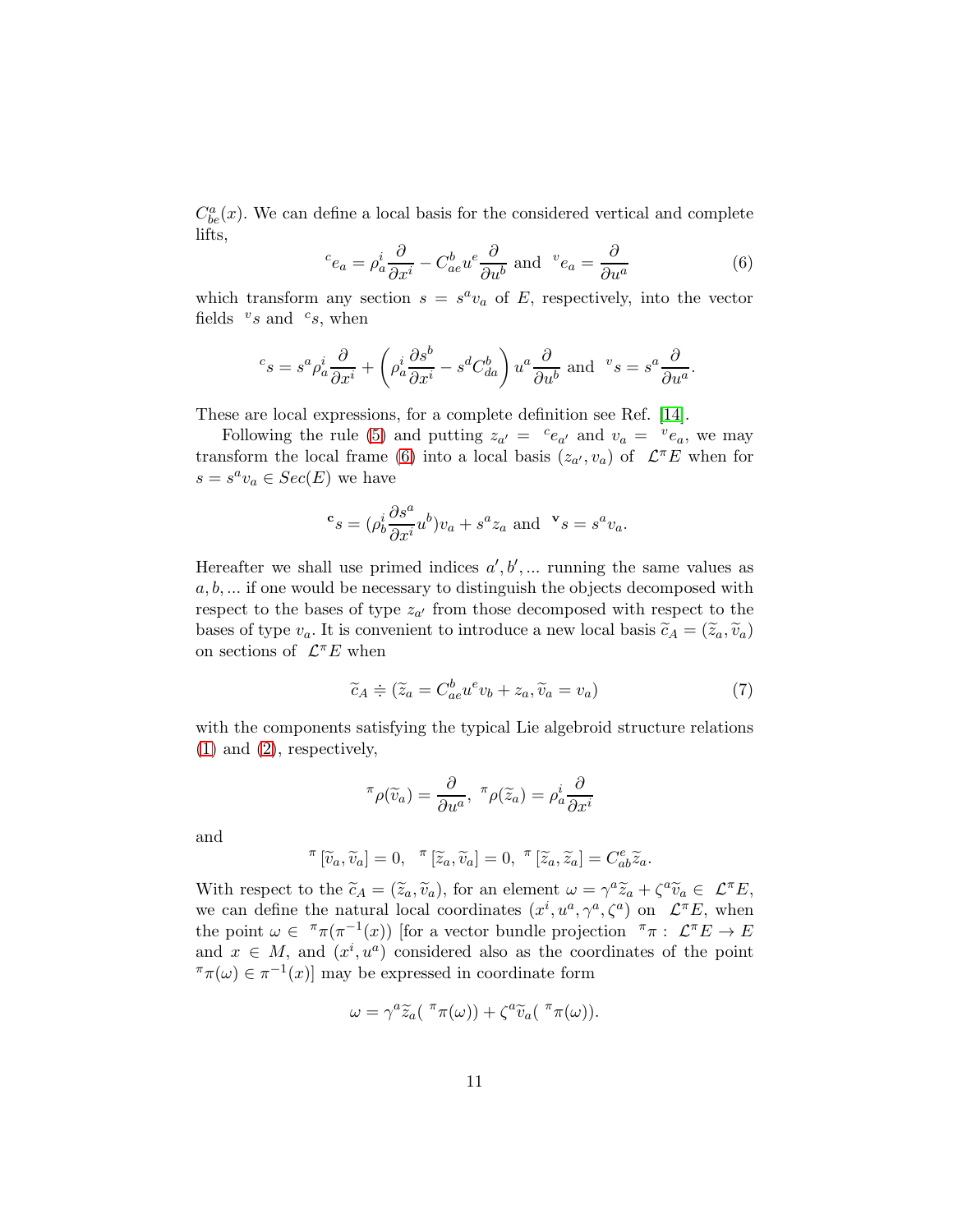$C^a_{be}(x)$. We can define a local basis for the considered vertical and complete lifts,

$$
{}^{c}e_a = \rho^i_a \frac{\partial}{\partial x^i} - C^b_{ae} u^e \frac{\partial}{\partial u^b} \text{ and } {}^{v}e_a = \frac{\partial}{\partial u^a} \tag{6}
$$

which transform any section $s = s^a v_a$ of $E$, respectively, into the vector fields ${}^{v}s$ and ${}^{c}s$, when

$$
{}^{c}s = s^a \rho^i_a \frac{\partial}{\partial x^i} + \left( \rho^i_a \frac{\partial s^b}{\partial x^i} - s^d C^b_{da} \right) u^a \frac{\partial}{\partial u^b} \text{ and } {}^{v}s = s^a \frac{\partial}{\partial u^a}.
$$

These are local expressions, for a complete definition see Ref. [14].

Following the rule (5) and putting $z_{a'} = {}^{c}e_{a'}$ and $v_a = {}^{v}e_a$, we may transform the local frame (6) into a local basis $(z_{a'}, v_a)$ of $\mathcal{L}^{\pi}E$ when for $s = s^a v_a \in Sec(E)$ we have

$$
{}^{\mathbf{c}}s = (\rho^i_b \frac{\partial s^a}{\partial x^i} u^b) v_a + s^a z_a \text{ and } {}^{\mathbf{v}}s = s^a v_a.
$$

Hereafter we shall use primed indices $a', b', \ldots$ running the same values as $a, b, \ldots$ if one would be necessary to distinguish the objects decomposed with respect to the bases of type $z_{a'}$ from those decomposed with respect to the bases of type $v_a$. It is convenient to introduce a new local basis $\widetilde{c}_A = (\widetilde{z}_a, \widetilde{v}_a)$ on sections of $\mathcal{L}^{\pi}E$ when

$$
\widetilde{c}_A \doteqdot (\widetilde{z}_a = C^b_{ae} u^e v_b + z_a, \widetilde{v}_a = v_a) \tag{7}
$$

with the components satisfying the typical Lie algebroid structure relations (1) and (2), respectively,

$$
{}^{\pi}\rho(\widetilde{v}_a) = \frac{\partial}{\partial u^a}, \; {}^{\pi}\rho(\widetilde{z}_a) = \rho^i_a \frac{\partial}{\partial x^i}
$$

and

$$
{}^{\pi}[\widetilde{v}_a, \widetilde{v}_a] = 0, \;\; {}^{\pi}[\widetilde{z}_a, \widetilde{v}_a] = 0, \; {}^{\pi}[\widetilde{z}_a, \widetilde{z}_a] = C^e_{ab} \widetilde{z}_a.
$$

With respect to the $\widetilde{c}_A = (\widetilde{z}_a, \widetilde{v}_a)$, for an element $\omega = \gamma^a \widetilde{z}_a + \zeta^a \widetilde{v}_a \in \mathcal{L}^{\pi}E$, we can define the natural local coordinates $(x^i, u^a, \gamma^a, \zeta^a)$ on $\mathcal{L}^{\pi}E$, when the point $\omega \in {}^{\pi}\pi(\pi^{-1}(x))$ [for a vector bundle projection ${}^{\pi}\pi : \mathcal{L}^{\pi}E \rightarrow E$ and $x \in M$, and $(x^i, u^a)$ considered also as the coordinates of the point ${}^{\pi}\pi(\omega) \in \pi^{-1}(x)$] may be expressed in coordinate form

$$
\omega = \gamma^a \widetilde{z}_a({}^{\pi}\pi(\omega)) + \zeta^a \widetilde{v}_a({}^{\pi}\pi(\omega)).
$$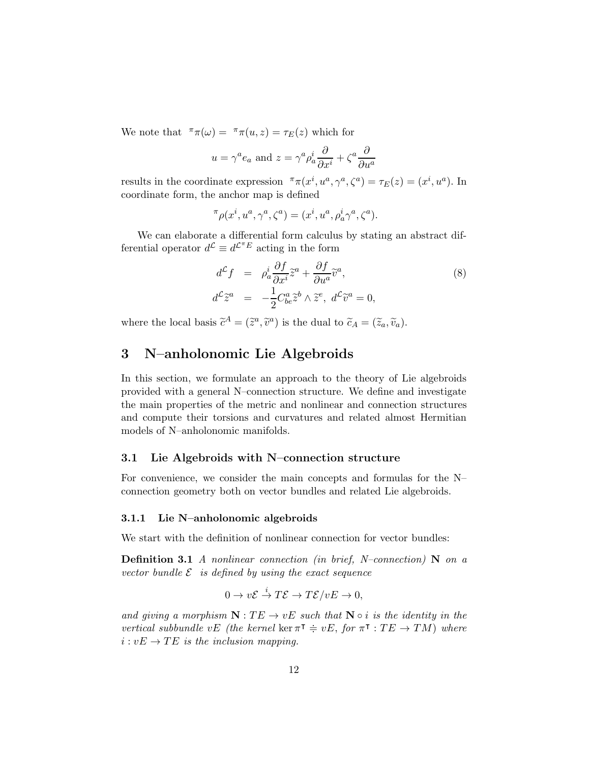We note that ${}^{\pi}\pi(\omega) = {}^{\pi}\pi(u,z) = \tau_E(z)$ which for

$$u = \gamma^a e_a \text{ and } z = \gamma^a \rho_a^i \frac{\partial}{\partial x^i} + \zeta^a \frac{\partial}{\partial u^a}$$

results in the coordinate expression ${}^{\pi}\pi(x^i, u^a, \gamma^a, \zeta^a) = \tau_E(z) = (x^i, u^a)$. In coordinate form, the anchor map is defined

$${}^{\pi}\rho(x^i, u^a, \gamma^a, \zeta^a) = (x^i, u^a, \rho_a^i \gamma^a, \zeta^a).$$

We can elaborate a differential form calculus by stating an abstract differential operator $d^{\mathcal{L}} \equiv d^{\mathcal{L}^{\pi}E}$ acting in the form

$$\begin{aligned} d^{\mathcal{L}} f &= \rho_a^i \frac{\partial f}{\partial x^i} \widetilde{z}^a + \frac{\partial f}{\partial u^a} \widetilde{v}^a, \\ d^{\mathcal{L}} \widetilde{z}^a &= -\frac{1}{2} C_{be}^a \widetilde{z}^b \wedge \widetilde{z}^e, \ d^{\mathcal{L}} \widetilde{v}^a = 0, \end{aligned} \tag{8}$$

where the local basis $\widetilde{c}^A = (\widetilde{z}^a, \widetilde{v}^a)$ is the dual to $\widetilde{c}_A = (\widetilde{z}_a, \widetilde{v}_a)$.

# 3 N–anholonomic Lie Algebroids

In this section, we formulate an approach to the theory of Lie algebroids provided with a general N–connection structure. We define and investigate the main properties of the metric and nonlinear and connection structures and compute their torsions and curvatures and related almost Hermitian models of N–anholonomic manifolds.

## 3.1 Lie Algebroids with N–connection structure

For convenience, we consider the main concepts and formulas for the N–connection geometry both on vector bundles and related Lie algebroids.

### 3.1.1 Lie N–anholonomic algebroids

We start with the definition of nonlinear connection for vector bundles:

**Definition 3.1** *A nonlinear connection (in brief, N–connection)* $\mathbf{N}$ *on a vector bundle* $\mathcal{E}$ *is defined by using the exact sequence*

$$0 \to v\mathcal{E} \xrightarrow{i} T\mathcal{E} \to T\mathcal{E}/vE \to 0,$$

*and giving a morphism* $\mathbf{N} : TE \to vE$ *such that* $\mathbf{N} \circ i$ *is the identity in the vertical subbundle* $vE$ *(the kernel* $\ker \pi^{\intercal} \doteqdot vE$*, for* $\pi^{\intercal} : TE \to TM$*) where* $i : vE \to TE$ *is the inclusion mapping.*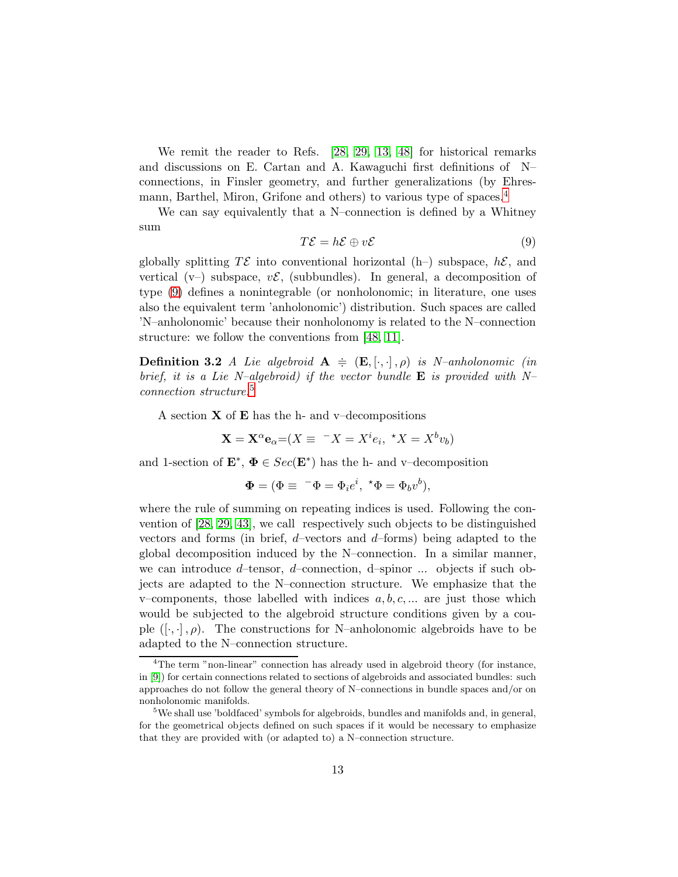We remit the reader to Refs. [28, 29, 13, 48] for historical remarks and discussions on E. Cartan and A. Kawaguchi first definitions of N–connections, in Finsler geometry, and further generalizations (by Ehresmann, Barthel, Miron, Grifone and others) to various type of spaces.[4]

We can say equivalently that a N–connection is defined by a Whitney sum

$$T\mathcal{E} = h\mathcal{E} \oplus v\mathcal{E} \tag{9}$$

globally splitting $T\mathcal{E}$ into conventional horizontal (h–) subspace, $h\mathcal{E}$, and vertical (v–) subspace, $v\mathcal{E}$, (subbundles). In general, a decomposition of type (9) defines a nonintegrable (or nonholonomic; in literature, one uses also the equivalent term 'anholonomic') distribution. Such spaces are called 'N–anholonomic' because their nonholonomy is related to the N–connection structure: we follow the conventions from [48, 11].

**Definition 3.2** *A Lie algebroid $\mathbf{A} \doteqdot (\mathbf{E}, [\cdot,\cdot], \rho)$ is N–anholonomic (in brief, it is a Lie N–algebroid) if the vector bundle $\mathbf{E}$ is provided with N–connection structure.*[5]

A section $\mathbf{X}$ of $\mathbf{E}$ has the h- and v–decompositions

$$\mathbf{X} = \mathbf{X}^{\alpha}\mathbf{e}_{\alpha} = (X \equiv\ ^{-}X = X^{i}e_{i},\ ^{\star}X = X^{b}v_{b})$$

and 1-section of $\mathbf{E}^{*}$, $\mathbf{\Phi} \in Sec(\mathbf{E}^{*})$ has the h- and v–decomposition

$$\mathbf{\Phi} = (\Phi \equiv\ ^{-}\Phi = \Phi_{i}e^{i},\ ^{\star}\Phi = \Phi_{b}v^{b}),$$

where the rule of summing on repeating indices is used. Following the convention of [28, 29, 43], we call respectively such objects to be distinguished vectors and forms (in brief, *d*–vectors and *d*–forms) being adapted to the global decomposition induced by the N–connection. In a similar manner, we can introduce *d*–tensor, *d*–connection, d–spinor ... objects if such objects are adapted to the N–connection structure. We emphasize that the v–components, those labelled with indices $a, b, c, ...$ are just those which would be subjected to the algebroid structure conditions given by a couple $([\cdot,\cdot], \rho)$. The constructions for N–anholonomic algebroids have to be adapted to the N–connection structure.

[4] The term "non-linear" connection has already used in algebroid theory (for instance, in [9]) for certain connections related to sections of algebroids and associated bundles: such approaches do not follow the general theory of N–connections in bundle spaces and/or on nonholonomic manifolds.

[5] We shall use 'boldfaced' symbols for algebroids, bundles and manifolds and, in general, for the geometrical objects defined on such spaces if it would be necessary to emphasize that they are provided with (or adapted to) a N–connection structure.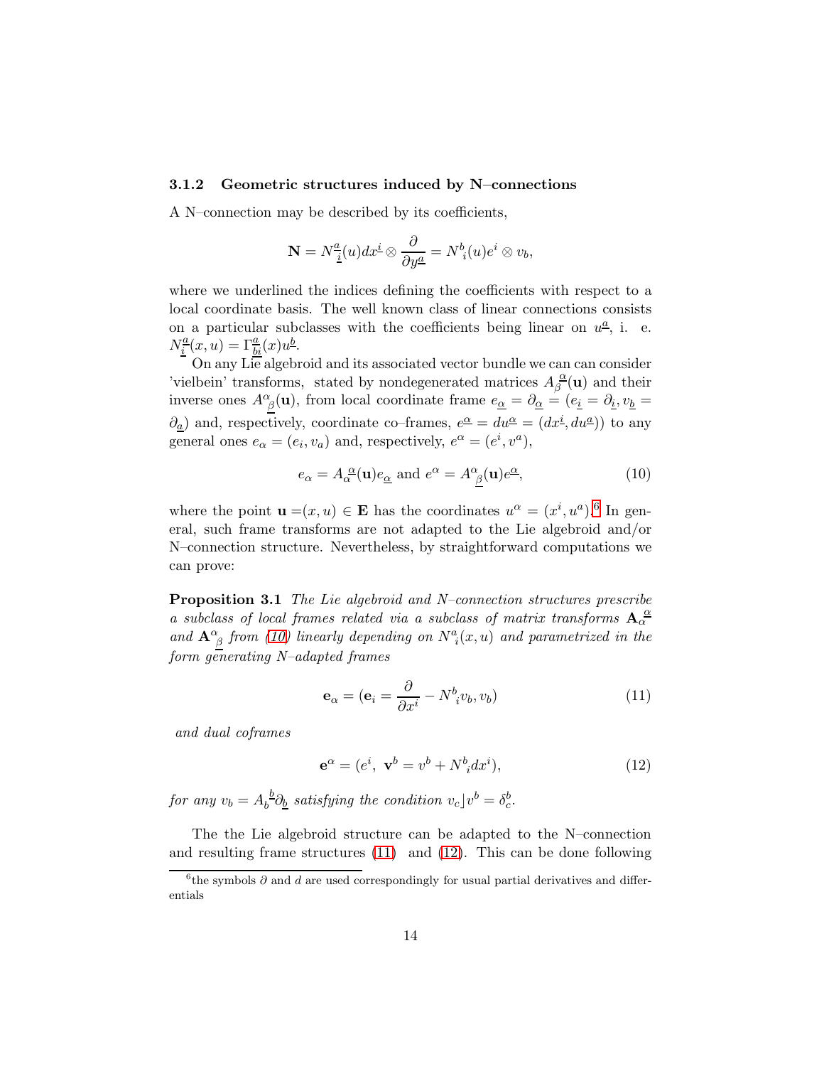### 3.1.2 Geometric structures induced by N–connections

A N–connection may be described by its coefficients,

$$\mathbf{N} = N_{\underline{i}}^{\underline{a}}(u)dx^{\underline{i}} \otimes \frac{\partial}{\partial y^{\underline{a}}} = N^b{}_i(u)e^i \otimes v_b,$$

where we underlined the indices defining the coefficients with respect to a local coordinate basis. The well known class of linear connections consists on a particular subclasses with the coefficients being linear on $u^{\underline{a}}$, i. e. $N_{\underline{i}}^{\underline{a}}(x,u) = \Gamma_{\underline{b}\underline{i}}^{\underline{a}}(x)u^{\underline{b}}$.

On any Lie algebroid and its associated vector bundle we can can consider 'vielbein' transforms, stated by nondegenerated matrices $A_{\beta}^{\underline{\alpha}}(\mathbf{u})$ and their inverse ones $A^{\alpha}{}_{\underline{\beta}}(\mathbf{u})$, from local coordinate frame $e_{\underline{\alpha}} = \partial_{\underline{\alpha}} = (e_{\underline{i}} = \partial_{\underline{i}}, v_{\underline{b}} = \partial_{\underline{a}})$ and, respectively, coordinate co–frames, $e^{\underline{\alpha}} = du^{\underline{\alpha}} = (dx^{\underline{i}}, du^{\underline{a}})$) to any general ones $e_\alpha = (e_i, v_a)$ and, respectively, $e^\alpha = (e^i, v^a)$,

$$e_\alpha = A_\alpha^{\underline{\alpha}}(\mathbf{u})e_{\underline{\alpha}} \text{ and } e^\alpha = A^\alpha{}_{\underline{\beta}}(\mathbf{u})e^{\underline{\alpha}}, \tag{10}$$

where the point $\mathbf{u} = (x,u) \in \mathbf{E}$ has the coordinates $u^\alpha = (x^i, u^a)$.[6] In general, such frame transforms are not adapted to the Lie algebroid and/or N–connection structure. Nevertheless, by straightforward computations we can prove:

**Proposition 3.1** *The Lie algebroid and N–connection structures prescribe a subclass of local frames related via a subclass of matrix transforms* $\mathbf{A}_\alpha^{\underline{\alpha}}$ *and* $\mathbf{A}^\alpha{}_{\underline{\beta}}$ *from (10) linearly depending on* $N^a{}_i(x,u)$ *and parametrized in the form generating N–adapted frames*

$$\mathbf{e}_\alpha = (\mathbf{e}_i = \frac{\partial}{\partial x^i} - N^b{}_i v_b, v_b) \tag{11}$$

*and dual coframes*

$$\mathbf{e}^\alpha = (e^i, \ \mathbf{v}^b = v^b + N^b{}_i dx^i), \tag{12}$$

*for any* $v_b = A_b^{\underline{b}}\partial_{\underline{b}}$ *satisfying the condition* $v_c \rfloor v^b = \delta_c^b$.

The the Lie algebroid structure can be adapted to the N–connection and resulting frame structures (11) and (12). This can be done following

[6] the symbols $\partial$ and $d$ are used correspondingly for usual partial derivatives and differentials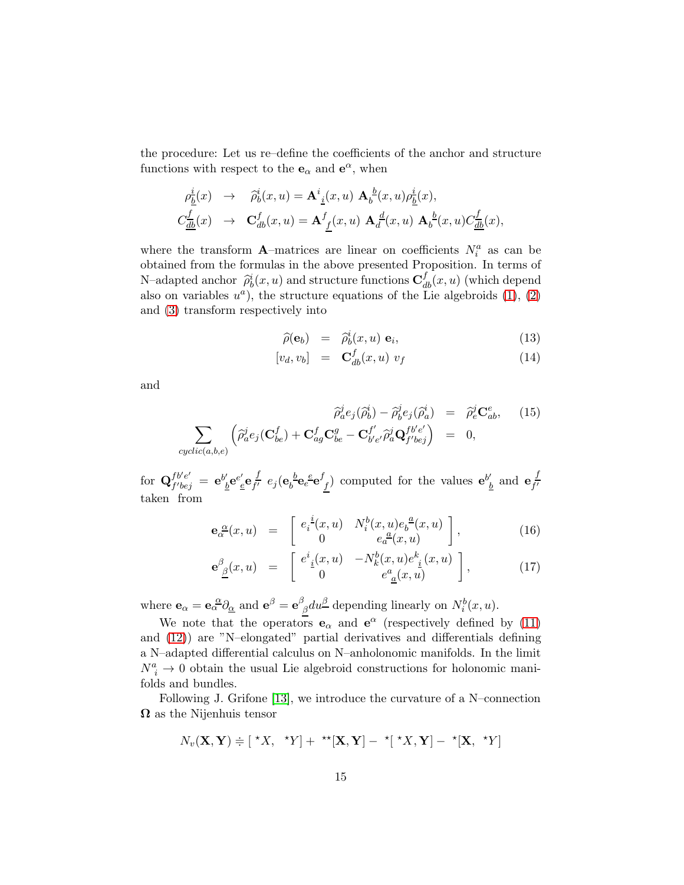the procedure: Let us re–define the coefficients of the anchor and structure functions with respect to the $\mathbf{e}_\alpha$ and $\mathbf{e}^\alpha$, when

$$
\begin{aligned}
\rho_{\underline{b}}^{\underline{i}}(x) &\rightarrow \widehat{\rho}_b^i(x,u) = \mathbf{A}^i{}_{\underline{i}}(x,u)\ \mathbf{A}_b{}^{\underline{b}}(x,u) \rho_{\underline{b}}^{\underline{i}}(x), \\
C_{\underline{db}}^{\underline{f}}(x) &\rightarrow \mathbf{C}_{db}^f(x,u) = \mathbf{A}^f{}_{\underline{f}}(x,u)\ \mathbf{A}_d{}^{\underline{d}}(x,u)\ \mathbf{A}_b{}^{\underline{b}}(x,u) C_{\underline{db}}^{\underline{f}}(x),
\end{aligned}
$$

where the transform $\mathbf{A}$–matrices are linear on coefficients $N_i^a$ as can be obtained from the formulas in the above presented Proposition. In terms of N–adapted anchor $\widehat{\rho}_b^i(x,u)$ and structure functions $\mathbf{C}_{db}^f(x,u)$ (which depend also on variables $u^a$), the structure equations of the Lie algebroids (1), (2) and (3) transform respectively into

$$
\begin{aligned}
\widehat{\rho}(\mathbf{e}_b) &= \widehat{\rho}_b^i(x,u)\ \mathbf{e}_i, \qquad (13)\\
[v_d, v_b] &= \mathbf{C}_{db}^f(x,u)\ v_f \qquad (14)
\end{aligned}
$$

and

$$
\begin{aligned}
\widehat{\rho}_a^j e_j(\widehat{\rho}_b^i) - \widehat{\rho}_b^j e_j(\widehat{\rho}_a^i) &= \widehat{\rho}_e^j \mathbf{C}_{ab}^e, \qquad (15)\\
\sum_{cyclic(a,b,e)} \left( \widehat{\rho}_a^j e_j(\mathbf{C}_{be}^f) + \mathbf{C}_{ag}^f \mathbf{C}_{be}^g - \mathbf{C}_{b'e'}^{f'} \widehat{\rho}_a^j \mathbf{Q}_{f'bej}^{fb'e'} \right) &= 0,
\end{aligned}
$$

for $\mathbf{Q}_{f'bej}^{fb'e'} = \mathbf{e}^{b'}{}_{\underline{b}} \mathbf{e}^{e'}{}_{\underline{e}} \mathbf{e}_{f'}^{\ \underline{f}}\ e_j(\mathbf{e}_b^{\ \underline{b}} \mathbf{e}_e^{\ \underline{e}} \mathbf{e}^f{}_{\underline{f}})$ computed for the values $\mathbf{e}^{b'}{}_{\underline{b}}$ and $\mathbf{e}_{f'}^{\ \underline{f}}$ taken from

$$
\mathbf{e}_\alpha^{\ \underline{\alpha}}(x,u) = \left[ \begin{array}{cc} e_i^{\ \underline{i}}(x,u) & N_i^b(x,u) e_b^{\ \underline{a}}(x,u) \\ 0 & e_a^{\ \underline{a}}(x,u) \end{array} \right], \qquad (16)
$$

$$
\mathbf{e}^\beta{}_{\underline{\beta}}(x,u) = \left[ \begin{array}{cc} e^i{}_{\underline{i}}(x,u) & -N_k^b(x,u) e^k{}_{\underline{i}}(x,u) \\ 0 & e^a{}_{\underline{a}}(x,u) \end{array} \right], \qquad (17)
$$

where $\mathbf{e}_\alpha = \mathbf{e}_\alpha^{\ \underline{\alpha}} \partial_{\underline{\alpha}}$ and $\mathbf{e}^\beta = \mathbf{e}^\beta{}_{\underline{\beta}} du^{\underline{\beta}}$ depending linearly on $N_i^b(x,u)$.

We note that the operators $\mathbf{e}_\alpha$ and $\mathbf{e}^\alpha$ (respectively defined by (11) and (12)) are "N–elongated" partial derivatives and differentials defining a N–adapted differential calculus on N–anholonomic manifolds. In the limit $N_{\ i}^a \rightarrow 0$ obtain the usual Lie algebroid constructions for holonomic manifolds and bundles.

Following J. Grifone [13], we introduce the curvature of a N–connection $\mathbf{\Omega}$ as the Nijenhuis tensor

$$
N_v(\mathbf{X}, \mathbf{Y}) \doteqdot [\ ^\star X,\ ^\star Y] +\ ^{\star\star}[\mathbf{X}, \mathbf{Y}] -\ ^\star[\ ^\star X, \mathbf{Y}] -\ ^\star[\mathbf{X},\ ^\star Y]
$$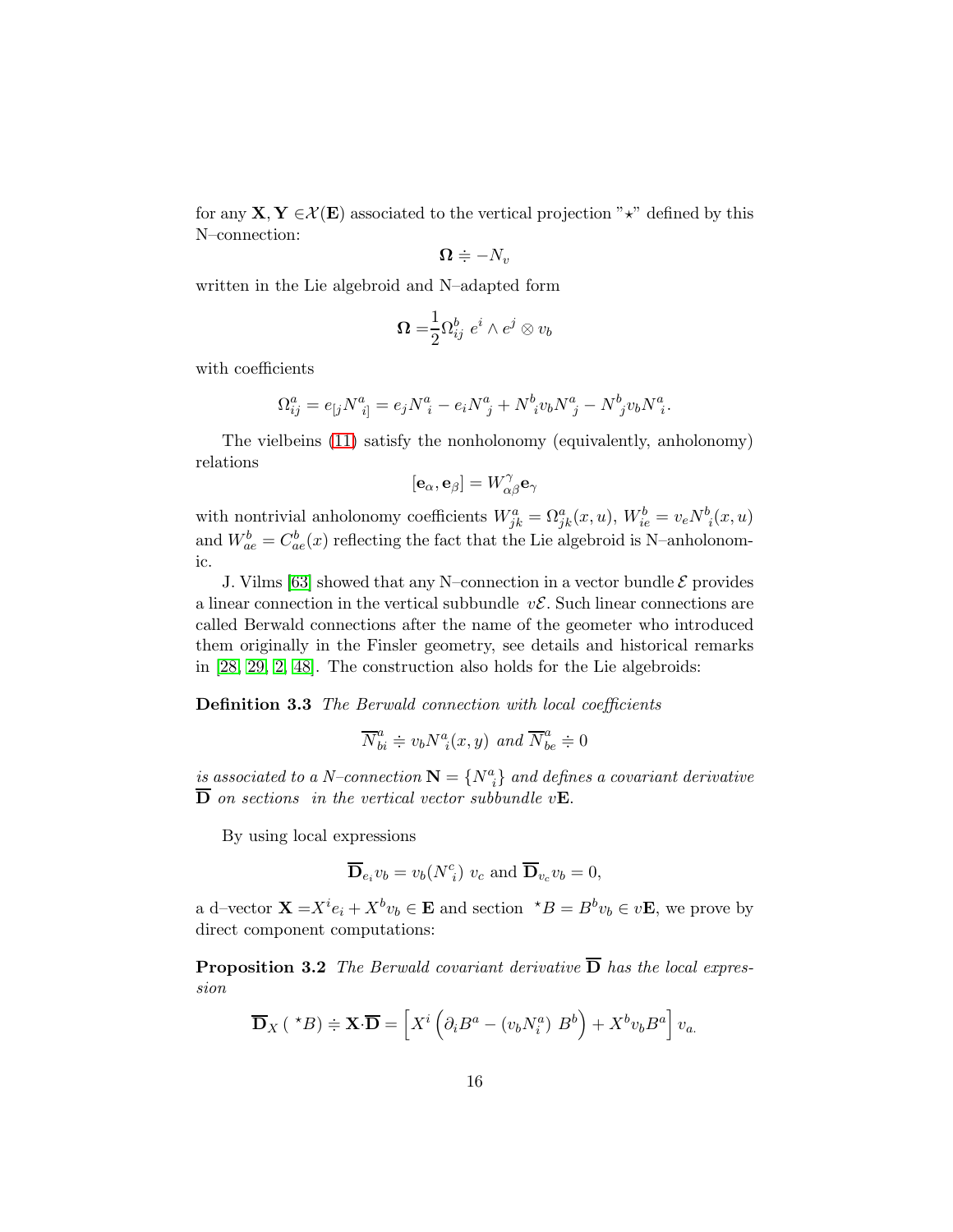for any $\mathbf{X}, \mathbf{Y} \in \mathcal{X}(\mathbf{E})$ associated to the vertical projection "$\star$" defined by this N–connection:

$$\mathbf{\Omega} \doteqdot -N_v$$

written in the Lie algebroid and N–adapted form

$$\mathbf{\Omega} = \frac{1}{2}\Omega^b_{ij}\ e^i \wedge e^j \otimes v_b$$

with coefficients

$$\Omega^a_{ij} = e_{[j}N^a_{\ i]} = e_j N^a_{\ i} - e_i N^a_{\ j} + N^b_{\ i} v_b N^a_{\ j} - N^b_{\ j} v_b N^a_{\ i}.$$

The vielbeins (11) satisfy the nonholonomy (equivalently, anholonomy) relations

$$[\mathbf{e}_\alpha, \mathbf{e}_\beta] = W^\gamma_{\alpha\beta}\mathbf{e}_\gamma$$

with nontrivial anholonomy coefficients $W^a_{jk} = \Omega^a_{jk}(x,u)$, $W^b_{ie} = v_e N^b_{\ i}(x,u)$ and $W^b_{ae} = C^b_{ae}(x)$ reflecting the fact that the Lie algebroid is N–anholonomic.

J. Vilms [63] showed that any N–connection in a vector bundle $\mathcal{E}$ provides a linear connection in the vertical subbundle $v\mathcal{E}$. Such linear connections are called Berwald connections after the name of the geometer who introduced them originally in the Finsler geometry, see details and historical remarks in [28, 29, 2, 48]. The construction also holds for the Lie algebroids:

**Definition 3.3** *The Berwald connection with local coefficients*

$$\overline{N}^a_{bi} \doteqdot v_b N^a_{\ i}(x,y) \ \text{and}\ \overline{N}^a_{be} \doteqdot 0$$

*is associated to a N–connection $\mathbf{N} = \{N^a_{\ i}\}$ and defines a covariant derivative $\overline{\mathbf{D}}$ on sections in the vertical vector subbundle $v\mathbf{E}$.*

By using local expressions

$$\overline{\mathbf{D}}_{e_i} v_b = v_b(N^c_{\ i})\ v_c \text{ and } \overline{\mathbf{D}}_{v_c} v_b = 0,$$

a d–vector $\mathbf{X} = X^i e_i + X^b v_b \in \mathbf{E}$ and section $^\star B = B^b v_b \in v\mathbf{E}$, we prove by direct component computations:

**Proposition 3.2** *The Berwald covariant derivative $\overline{\mathbf{D}}$ has the local expression*

$$\overline{\mathbf{D}}_X\ (\ ^\star B) \doteqdot \mathbf{X}\cdot\overline{\mathbf{D}} = \left[X^i\left(\partial_i B^a - (v_b N^a_i)\ B^b\right) + X^b v_b B^a\right] v_{a.}$$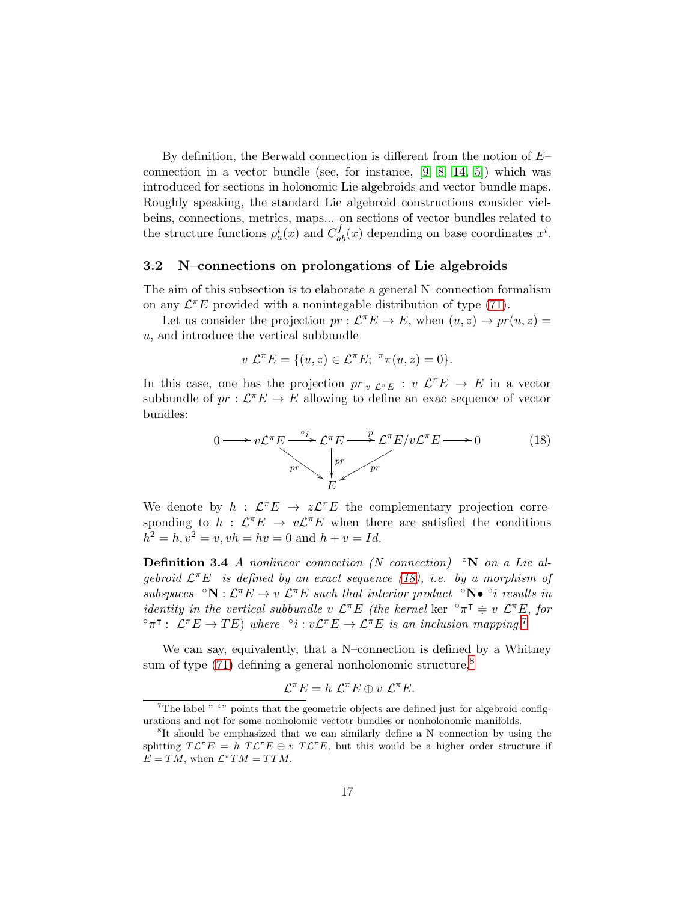By definition, the Berwald connection is different from the notion of $E$–connection in a vector bundle (see, for instance, [9, 8, 14, 5]) which was introduced for sections in holonomic Lie algebroids and vector bundle maps. Roughly speaking, the standard Lie algebroid constructions consider vielbeins, connections, metrics, maps... on sections of vector bundles related to the structure functions $\rho_a^i(x)$ and $C_{ab}^f(x)$ depending on base coordinates $x^i$.

### 3.2 N–connections on prolongations of Lie algebroids

The aim of this subsection is to elaborate a general N–connection formalism on any $\mathcal{L}^\pi E$ provided with a nonintegable distribution of type (71).

Let us consider the projection $pr : \mathcal{L}^\pi E \to E$, when $(u,z) \to pr(u,z) = u$, and introduce the vertical subbundle

$$v\ \mathcal{L}^\pi E = \{(u,z) \in \mathcal{L}^\pi E;\ {}^\pi\pi(u,z) = 0\}.$$

In this case, one has the projection $pr_{|v\ \mathcal{L}^\pi E} : v\ \mathcal{L}^\pi E \to E$ in a vector subbundle of $pr : \mathcal{L}^\pi E \to E$ allowing to define an exac sequence of vector bundles:

$$\begin{array}{ccccccccc} 0 & \longrightarrow & v\mathcal{L}^\pi E & \xrightarrow{\ {}^\circ i\ } & \mathcal{L}^\pi E & \xrightarrow{\ p\ } & \mathcal{L}^\pi E / v\mathcal{L}^\pi E & \longrightarrow & 0 \\ & & & \searrow^{pr} & \downarrow^{pr} & \swarrow^{pr} & & & \\ & & & & E & & & & \end{array} \qquad (18)$$

We denote by $h : \mathcal{L}^\pi E \to z\mathcal{L}^\pi E$ the complementary projection corresponding to $h : \mathcal{L}^\pi E \to v\mathcal{L}^\pi E$ when there are satisfied the conditions $h^2 = h, v^2 = v, vh = hv = 0$ and $h + v = Id$.

**Definition 3.4** *A nonlinear connection (N–connection)* ${}^\circ\mathbf{N}$ *on a Lie algebroid* $\mathcal{L}^\pi E$ *is defined by an exact sequence (18), i.e. by a morphism of subspaces* ${}^\circ\mathbf{N} : \mathcal{L}^\pi E \to v\ \mathcal{L}^\pi E$ *such that interior product* ${}^\circ\mathbf{N}\bullet {}^\circ i$ *results in identity in the vertical subbundle* $v\ \mathcal{L}^\pi E$ *(the kernel* $\ker\ {}^\circ\pi^\intercal \doteqdot v\ \mathcal{L}^\pi E$*, for* ${}^\circ\pi^\intercal : \mathcal{L}^\pi E \to TE$*) where* ${}^\circ i : v\mathcal{L}^\pi E \to \mathcal{L}^\pi E$ *is an inclusion mapping.*[7]

We can say, equivalently, that a N–connection is defined by a Whitney sum of type (71) defining a general nonholonomic structure,[8]

$$\mathcal{L}^\pi E = h\ \mathcal{L}^\pi E \oplus v\ \mathcal{L}^\pi E.$$

---

[7] The label " $^\circ$" points that the geometric objects are defined just for algebroid configurations and not for some nonholomic vectotr bundles or nonholonomic manifolds.

[8] It should be emphasized that we can similarly define a N–connection by using the splitting $T\mathcal{L}^\pi E = h\ T\mathcal{L}^\pi E \oplus v\ T\mathcal{L}^\pi E$, but this would be a higher order structure if $E = TM$, when $\mathcal{L}^\pi TM = TTM$.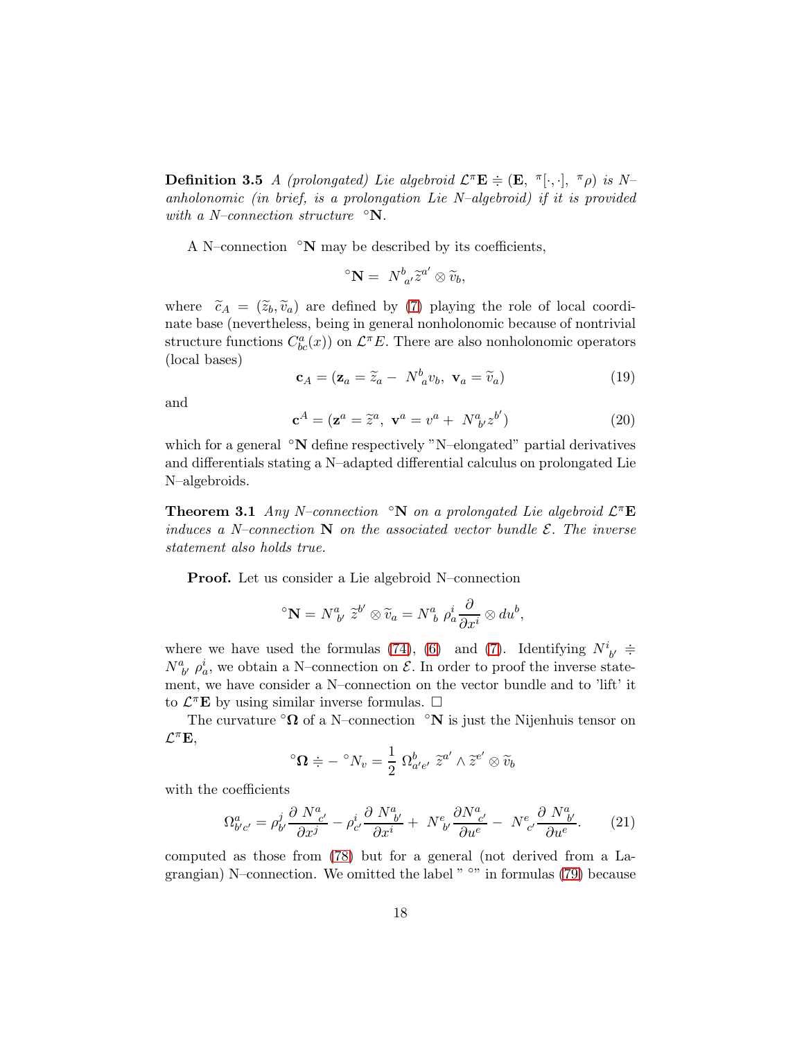**Definition 3.5** *A (prolongated) Lie algebroid $\mathcal{L}^{\pi}\mathbf{E} \doteqdot (\mathbf{E},\ ^{\pi}[\cdot,\cdot],\ ^{\pi}\rho)$ is N–anholonomic (in brief, is a prolongation Lie N–algebroid) if it is provided with a N–connection structure $\ ^{\circ}\mathbf{N}$.*

A N–connection $\ ^{\circ}\mathbf{N}$ may be described by its coefficients,

$$^{\circ}\mathbf{N} = \ N^{b}_{\ a'} \widetilde{z}^{a'} \otimes \widetilde{v}_{b},$$

where $\ \widetilde{c}_{A} = (\widetilde{z}_{b}, \widetilde{v}_{a})$ are defined by (7) playing the role of local coordinate base (nevertheless, being in general nonholonomic because of nontrivial structure functions $C^{a}_{bc}(x)$) on $\mathcal{L}^{\pi}E$. There are also nonholonomic operators (local bases)

$$\mathbf{c}_{A} = (\mathbf{z}_{a} = \widetilde{z}_{a} - \ N^{b}_{\ a} v_{b},\ \mathbf{v}_{a} = \widetilde{v}_{a}) \tag{19}$$

and

$$\mathbf{c}^{A} = (\mathbf{z}^{a} = \widetilde{z}^{a},\ \mathbf{v}^{a} = v^{a} + \ N^{a}_{\ b'} z^{b'}) \tag{20}$$

which for a general $\ ^{\circ}\mathbf{N}$ define respectively "N–elongated" partial derivatives and differentials stating a N–adapted differential calculus on prolongated Lie N–algebroids.

**Theorem 3.1** *Any N–connection $\ ^{\circ}\mathbf{N}$ on a prolongated Lie algebroid $\mathcal{L}^{\pi}\mathbf{E}$ induces a N–connection $\mathbf{N}$ on the associated vector bundle $\mathcal{E}$. The inverse statement also holds true.*

**Proof.** Let us consider a Lie algebroid N–connection

$$^{\circ}\mathbf{N} = N^{a}_{\ b'}\ \widetilde{z}^{b'} \otimes \widetilde{v}_{a} = N^{a}_{\ b}\ \rho^{i}_{a} \frac{\partial}{\partial x^{i}} \otimes du^{b},$$

where we have used the formulas (74), (6) and (7). Identifying $N^{i}_{\ b'} \doteqdot N^{a}_{\ b'}\ \rho^{i}_{a}$, we obtain a N–connection on $\mathcal{E}$. In order to proof the inverse statement, we have consider a N–connection on the vector bundle and to 'lift' it to $\mathcal{L}^{\pi}\mathbf{E}$ by using similar inverse formulas. $\square$

The curvature $^{\circ}\mathbf{\Omega}$ of a N–connection $\ ^{\circ}\mathbf{N}$ is just the Nijenhuis tensor on $\mathcal{L}^{\pi}\mathbf{E}$,

$$^{\circ}\mathbf{\Omega} \doteqdot -\ ^{\circ}N_{v} = \frac{1}{2}\ \Omega^{b}_{a'e'}\ \widetilde{z}^{a'} \wedge \widetilde{z}^{e'} \otimes \widetilde{v}_{b}$$

with the coefficients

$$\Omega^{a}_{b'c'} = \rho^{j}_{b'} \frac{\partial\ N^{a}_{\ c'}}{\partial x^{j}} - \rho^{i}_{c'} \frac{\partial\ N^{a}_{\ b'}}{\partial x^{i}} + \ N^{e}_{\ b'} \frac{\partial N^{a}_{\ c'}}{\partial u^{e}} - \ N^{e}_{\ c'} \frac{\partial\ N^{a}_{\ b'}}{\partial u^{e}}. \tag{21}$$

computed as those from (78) but for a general (not derived from a Lagrangian) N–connection. We omitted the label " $^{\circ}$" in formulas (79) because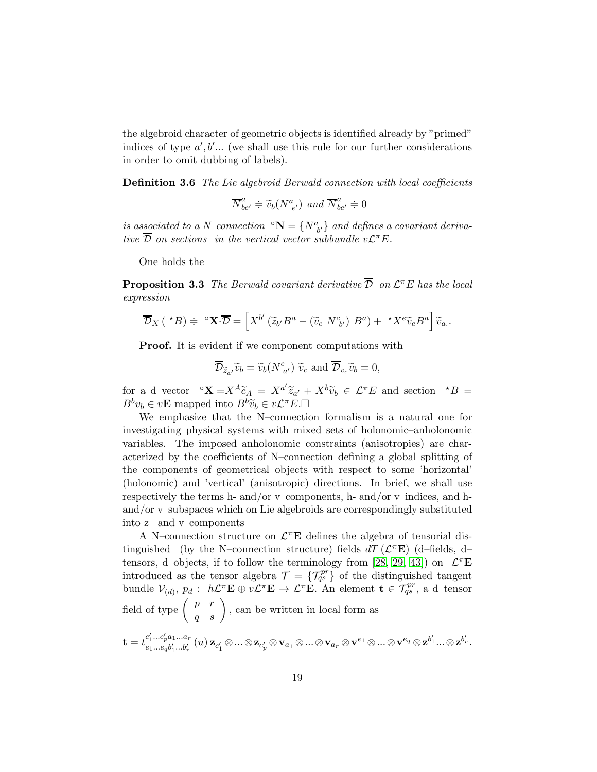the algebroid character of geometric objects is identified already by "primed" indices of type $a', b'$... (we shall use this rule for our further considerations in order to omit dubbing of labels).

**Definition 3.6** *The Lie algebroid Berwald connection with local coefficients*

$$\overline{N}^a_{be'} \doteqdot \widetilde{v}_b(N^a_{\ e'}) \text{ and } \overline{N}^a_{be'} \doteqdot 0$$

*is associated to a N–connection* $\ ^{\circ}\mathbf{N} = \{N^a_{\ b'}\}$ *and defines a covariant derivative* $\overline{\mathcal{D}}$ *on sections in the vertical vector subbundle* $v\mathcal{L}^{\pi}E$.

One holds the

**Proposition 3.3** *The Berwald covariant derivative* $\overline{\mathcal{D}}$ *on* $\mathcal{L}^{\pi}E$ *has the local expression*

$$\overline{\mathcal{D}}_X\left(\ ^{\star}B\right) \doteqdot \ ^{\circ}\mathbf{X}{\cdot}\overline{\mathcal{D}} = \left[X^{b'}\left(\widetilde{z}_{b'}B^a - \left(\widetilde{v}_c\ N^c_{\ b'}\right)\ B^a\right) + \ ^{\star}X^e \widetilde{v}_e B^a\right]\widetilde{v}_{a.}.$$

**Proof.** It is evident if we component computations with

$$\overline{\mathcal{D}}_{\widetilde{z}_{a'}}\widetilde{v}_b = \widetilde{v}_b(N^c_{\ a'})\ \widetilde{v}_c \text{ and } \overline{\mathcal{D}}_{v_c}\widetilde{v}_b = 0,$$

for a d–vector $\ ^{\circ}\mathbf{X} = X^A \widetilde{c}_A = X^{a'}\widetilde{z}_{a'} + X^b \widetilde{v}_b \in \mathcal{L}^{\pi}E$ and section $\ ^{\star}B = B^b v_b \in v\mathbf{E}$ mapped into $B^b \widetilde{v}_b \in v\mathcal{L}^{\pi}E$.□

We emphasize that the N–connection formalism is a natural one for investigating physical systems with mixed sets of holonomic–anholonomic variables. The imposed anholonomic constraints (anisotropies) are characterized by the coefficients of N–connection defining a global splitting of the components of geometrical objects with respect to some 'horizontal' (holonomic) and 'vertical' (anisotropic) directions. In brief, we shall use respectively the terms h- and/or v–components, h- and/or v–indices, and h- and/or v–subspaces which on Lie algebroids are correspondingly substituted into z– and v–components

A N–connection structure on $\mathcal{L}^{\pi}\mathbf{E}$ defines the algebra of tensorial distinguished (by the N–connection structure) fields $dT\left(\mathcal{L}^{\pi}\mathbf{E}\right)$ (d–fields, d–tensors, d–objects, if to follow the terminology from [28, 29, 43]) on $\mathcal{L}^{\pi}\mathbf{E}$ introduced as the tensor algebra $\mathcal{T} = \{\mathcal{T}^{pr}_{qs}\}$ of the distinguished tangent bundle $\mathcal{V}_{(d)},\ p_d:\ h\mathcal{L}^{\pi}\mathbf{E} \oplus v\mathcal{L}^{\pi}\mathbf{E} \rightarrow \mathcal{L}^{\pi}\mathbf{E}$. An element $\mathbf{t} \in \mathcal{T}^{pr}_{qs}$, a d–tensor field of type $\begin{pmatrix} p & r \\ q & s \end{pmatrix}$, can be written in local form as

$$\mathbf{t} = t^{c'_1...c'_p a_1...a_r}_{e_1...e_q b'_1...b'_r}\left(u\right) \mathbf{z}_{c'_1} \otimes ... \otimes \mathbf{z}_{c'_p} \otimes \mathbf{v}_{a_1} \otimes ... \otimes \mathbf{v}_{a_r} \otimes \mathbf{v}^{e_1} \otimes ... \otimes \mathbf{v}^{e_q} \otimes \mathbf{z}^{b'_1} ... \otimes \mathbf{z}^{b'_r}.$$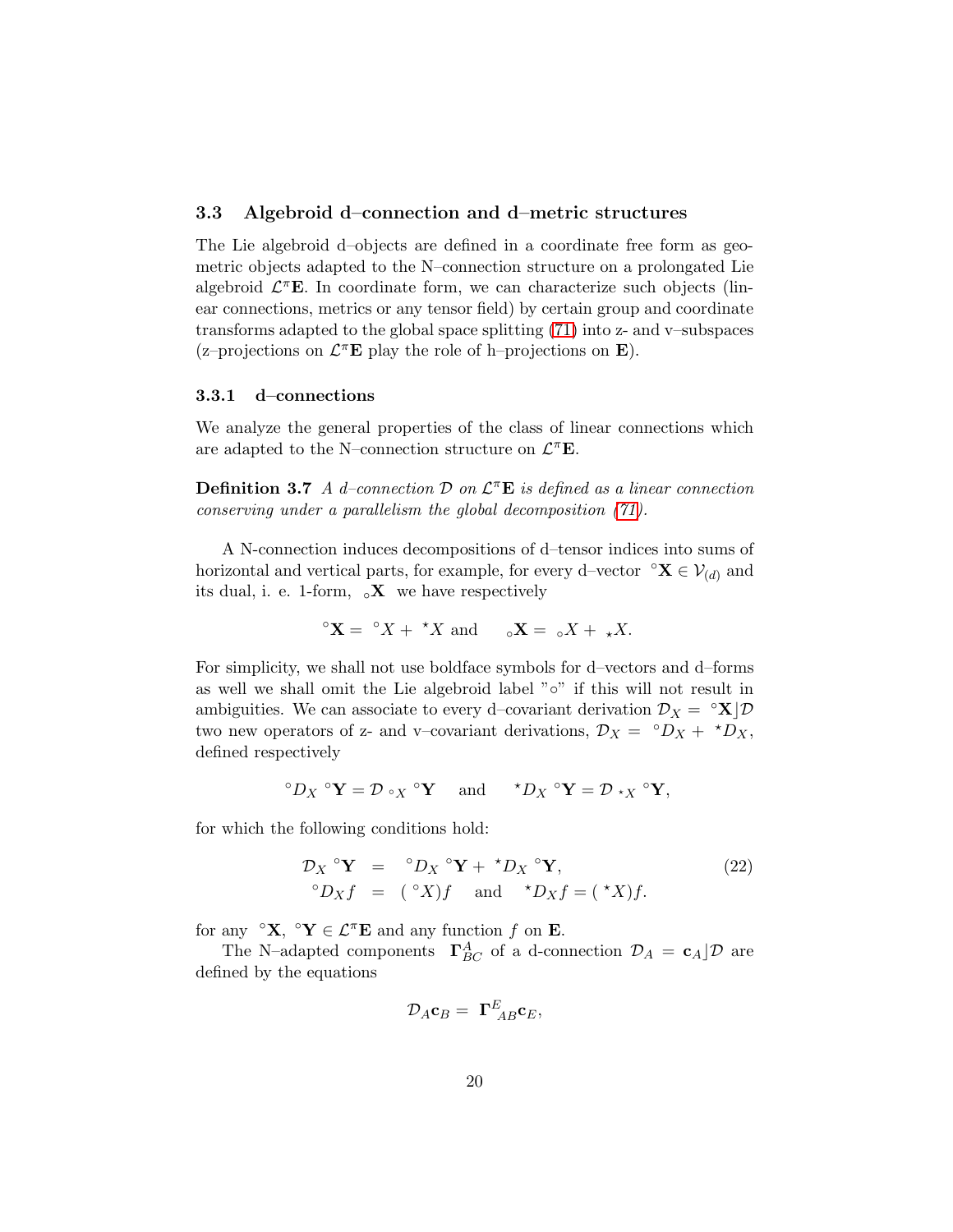### 3.3 Algebroid d–connection and d–metric structures

The Lie algebroid d–objects are defined in a coordinate free form as geometric objects adapted to the N–connection structure on a prolongated Lie algebroid $\mathcal{L}^{\pi}\mathbf{E}$. In coordinate form, we can characterize such objects (linear connections, metrics or any tensor field) by certain group and coordinate transforms adapted to the global space splitting (71) into z- and v–subspaces (z–projections on $\mathcal{L}^{\pi}\mathbf{E}$ play the role of h–projections on $\mathbf{E}$).

#### 3.3.1 d–connections

We analyze the general properties of the class of linear connections which are adapted to the N–connection structure on $\mathcal{L}^{\pi}\mathbf{E}$.

**Definition 3.7** *A d–connection $\mathcal{D}$ on $\mathcal{L}^{\pi}\mathbf{E}$ is defined as a linear connection conserving under a parallelism the global decomposition (71).*

A N-connection induces decompositions of d–tensor indices into sums of horizontal and vertical parts, for example, for every d–vector ${}^{\circ}\mathbf{X} \in \mathcal{V}_{(d)}$ and its dual, i. e. 1-form, ${}_{\circ}\mathbf{X}$ we have respectively

$$
{}^{\circ}\mathbf{X} = {}^{\circ}X + {}^{\star}X \text{ and } \quad {}_{\circ}\mathbf{X} = {}_{\circ}X + {}_{\star}X.
$$

For simplicity, we shall not use boldface symbols for d–vectors and d–forms as well we shall omit the Lie algebroid label "$\circ$" if this will not result in ambiguities. We can associate to every d–covariant derivation $\mathcal{D}_X = {}^{\circ}\mathbf{X}\rfloor\mathcal{D}$ two new operators of z- and v–covariant derivations, $\mathcal{D}_X = {}^{\circ}D_X + {}^{\star}D_X$, defined respectively

$$
{}^{\circ}D_X \; {}^{\circ}\mathbf{Y} = \mathcal{D}_{\;{}^{\circ}X} \; {}^{\circ}\mathbf{Y} \quad \text{ and } \quad {}^{\star}D_X \; {}^{\circ}\mathbf{Y} = \mathcal{D}_{\;{}^{\star}X} \; {}^{\circ}\mathbf{Y},
$$

for which the following conditions hold:

$$
\begin{aligned}
\mathcal{D}_X \; {}^{\circ}\mathbf{Y} &= {}^{\circ}D_X \; {}^{\circ}\mathbf{Y} + {}^{\star}D_X \; {}^{\circ}\mathbf{Y}, \\
{}^{\circ}D_X f &= ({}^{\circ}X) f \quad \text{ and } \quad {}^{\star}D_X f = ({}^{\star}X) f.
\end{aligned} \tag{22}
$$

for any ${}^{\circ}\mathbf{X}, {}^{\circ}\mathbf{Y} \in \mathcal{L}^{\pi}\mathbf{E}$ and any function $f$ on $\mathbf{E}$.

The N–adapted components $\mathbf{\Gamma}^{A}_{BC}$ of a d-connection $\mathcal{D}_A = \mathbf{c}_A\rfloor\mathcal{D}$ are defined by the equations

$$
\mathcal{D}_A \mathbf{c}_B = \mathbf{\Gamma}^{E}_{\ AB} \mathbf{c}_E,
$$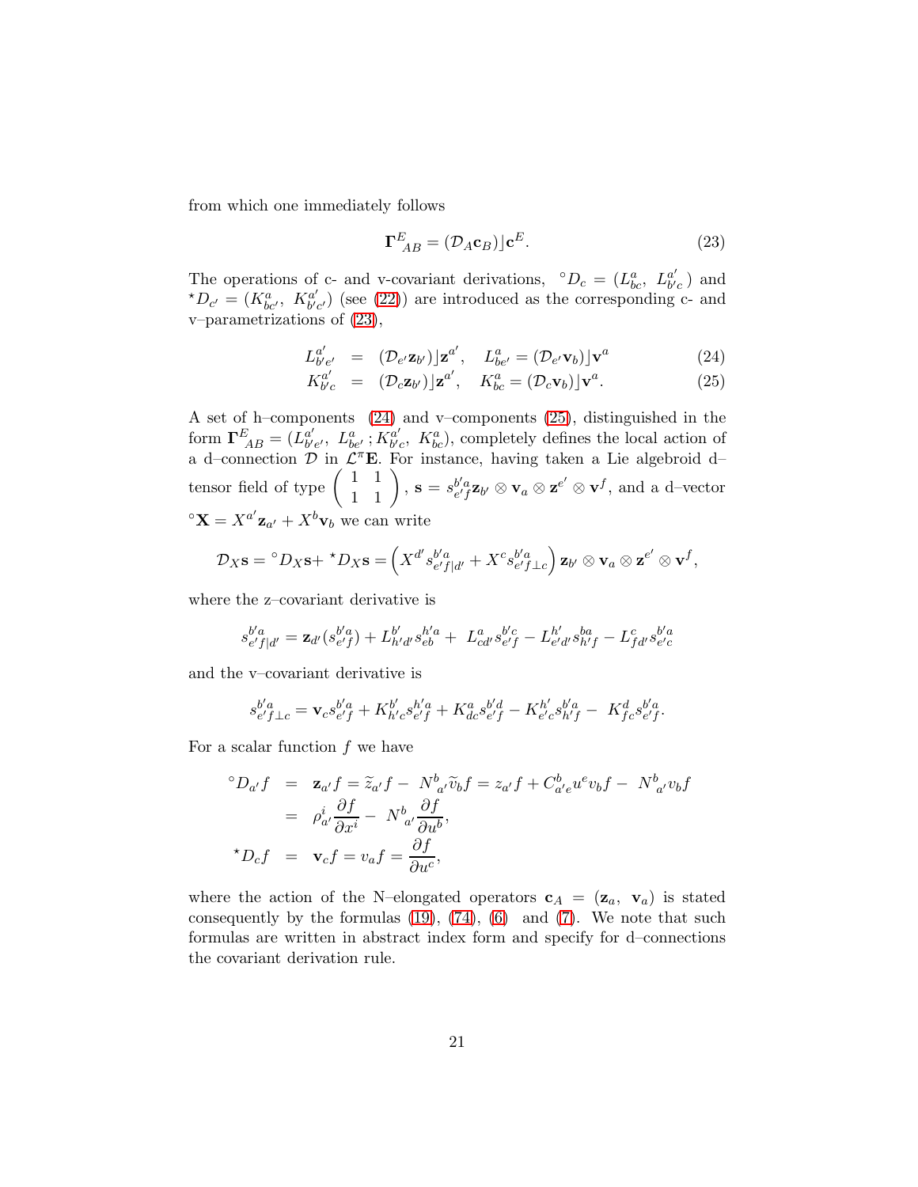from which one immediately follows

$$
\mathbf{\Gamma}^{E}_{\ AB} = (\mathcal{D}_A \mathbf{c}_B) \rfloor \mathbf{c}^E. \tag{23}
$$

The operations of c- and v-covariant derivations, ${}^{\circ}D_c = (L^a_{bc},\ L^{a'}_{b'c}\ )$ and ${}^{\star}D_{c'} = (K^a_{bc'},\ K^{a'}_{b'c'})$ (see (22)) are introduced as the corresponding c- and v–parametrizations of (23),

$$
\begin{aligned}
L^{a'}_{b'e'} &= (\mathcal{D}_{e'} \mathbf{z}_{b'}) \rfloor \mathbf{z}^{a'}, \quad L^{a}_{be'} = (\mathcal{D}_{e'} \mathbf{v}_{b}) \rfloor \mathbf{v}^{a} \qquad (24)\\
K^{a'}_{b'c} &= (\mathcal{D}_{c} \mathbf{z}_{b'}) \rfloor \mathbf{z}^{a'}, \quad K^{a}_{bc} = (\mathcal{D}_{c} \mathbf{v}_{b}) \rfloor \mathbf{v}^{a}. \qquad (25)
\end{aligned}
$$

A set of h–components (24) and v–components (25), distinguished in the form $\mathbf{\Gamma}^{E}_{\ AB} = (L^{a'}_{b'e'},\ L^{a}_{be'}\,; K^{a'}_{b'c},\ K^{a}_{bc})$, completely defines the local action of a d–connection $\mathcal{D}$ in $\mathcal{L}^{\pi}\mathbf{E}$. For instance, having taken a Lie algebroid d–tensor field of type $\begin{pmatrix} 1 & 1 \\ 1 & 1 \end{pmatrix}$, $\mathbf{s} = s^{b'a}_{e'f} \mathbf{z}_{b'} \otimes \mathbf{v}_a \otimes \mathbf{z}^{e'} \otimes \mathbf{v}^f$, and a d–vector ${}^{\circ}\mathbf{X} = X^{a'}\mathbf{z}_{a'} + X^b \mathbf{v}_b$ we can write

$$
\mathcal{D}_X \mathbf{s} = {}^{\circ}D_X \mathbf{s} + {}^{\star}D_X \mathbf{s} = \left( X^{d'} s^{b'a}_{e'f|d'} + X^{c} s^{b'a}_{e'f\perp c} \right) \mathbf{z}_{b'} \otimes \mathbf{v}_a \otimes \mathbf{z}^{e'} \otimes \mathbf{v}^f,
$$

where the z–covariant derivative is

$$
s^{b'a}_{e'f|d'} = \mathbf{z}_{d'}(s^{b'a}_{e'f}) + L^{b'}_{h'd'} s^{h'a}_{eb} + \ L^{a}_{cd'} s^{b'c}_{e'f} - L^{h'}_{e'd'} s^{ba}_{h'f} - L^{c}_{fd'} s^{b'a}_{e'c}
$$

and the v–covariant derivative is

$$
s^{b'a}_{e'f\perp c} = \mathbf{v}_c s^{b'a}_{e'f} + K^{b'}_{h'c} s^{h'a}_{e'f} + K^{a}_{dc} s^{b'd}_{e'f} - K^{h'}_{e'c} s^{b'a}_{h'f} - \ K^{d}_{fc} s^{b'a}_{e'f}.
$$

For a scalar function $f$ we have

$$
\begin{aligned}
{}^{\circ}D_{a'} f &= \mathbf{z}_{a'} f = \widetilde{z}_{a'} f - \ N^{b}_{\ a'} \widetilde{v}_b f = z_{a'} f + C^{b}_{a'e} u^e v_b f - \ N^{b}_{\ a'} v_b f \\
&= \rho^{i}_{a'} \frac{\partial f}{\partial x^i} - \ N^{b}_{\ a'} \frac{\partial f}{\partial u^b}, \\
{}^{\star}D_c f &= \mathbf{v}_c f = v_a f = \frac{\partial f}{\partial u^c},
\end{aligned}
$$

where the action of the N–elongated operators $\mathbf{c}_A = (\mathbf{z}_a,\ \mathbf{v}_a)$ is stated consequently by the formulas (19), (74), (6) and (7). We note that such formulas are written in abstract index form and specify for d–connections the covariant derivation rule.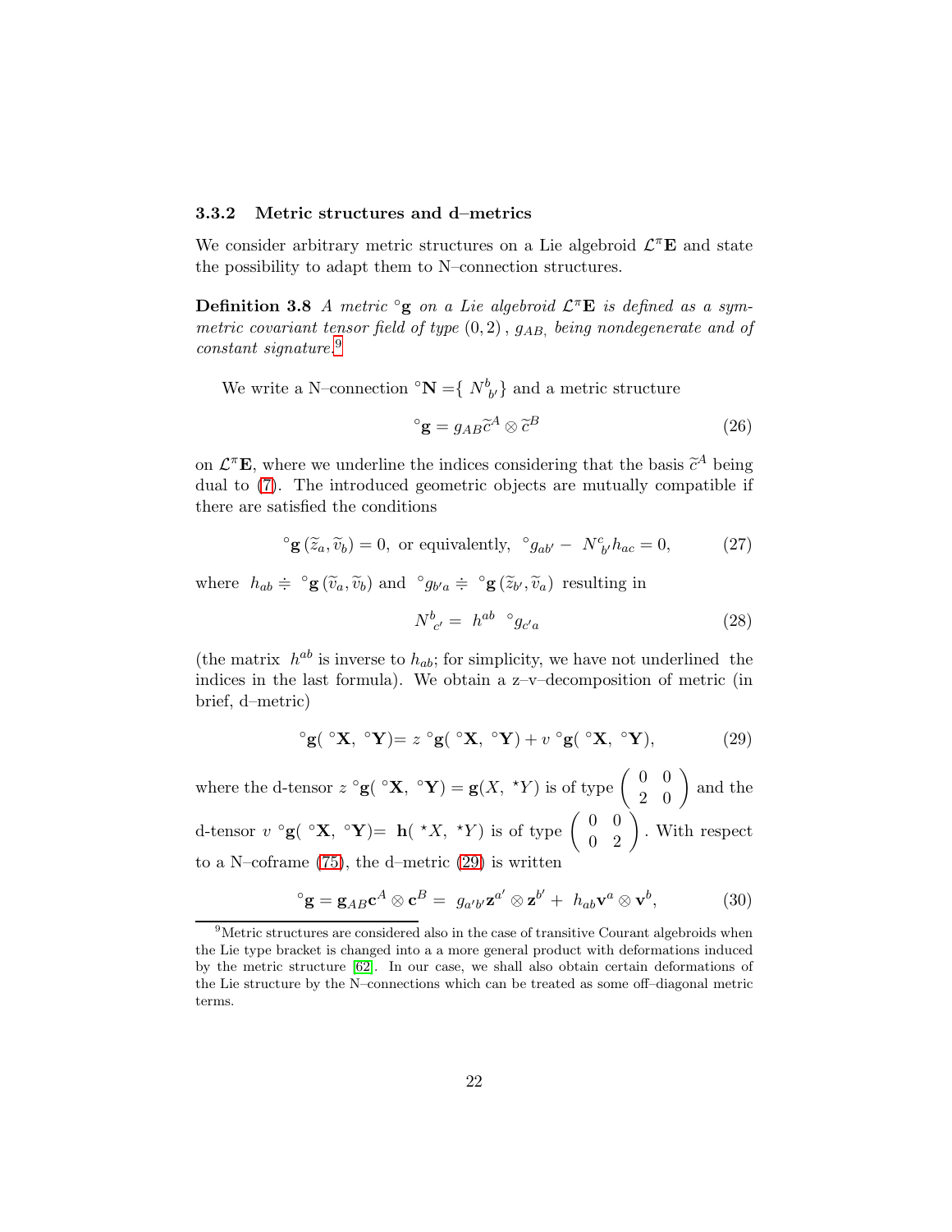### 3.3.2 Metric structures and d–metrics

We consider arbitrary metric structures on a Lie algebroid $\mathcal{L}^{\pi}\mathbf{E}$ and state the possibility to adapt them to N–connection structures.

**Definition 3.8** *A metric* $^{\circ}\mathbf{g}$ *on a Lie algebroid* $\mathcal{L}^{\pi}\mathbf{E}$ *is defined as a symmetric covariant tensor field of type* $(0,2)$, $g_{AB,}$ *being nondegenerate and of constant signature.*[9]

We write a N–connection $^{\circ}\mathbf{N} =\{ N_{\ b'}^{b}\}$ and a metric structure

$$^{\circ}\mathbf{g} = g_{AB}\widetilde{c}^{A}\otimes \widetilde{c}^{B} \tag{26}$$

on $\mathcal{L}^{\pi}\mathbf{E}$, where we underline the indices considering that the basis $\widetilde{c}^{A}$ being dual to (7). The introduced geometric objects are mutually compatible if there are satisfied the conditions

$$^{\circ}\mathbf{g}\left(\widetilde{z}_{a},\widetilde{v}_{b}\right)=0, \text{ or equivalently, } \ ^{\circ}g_{ab'}-\ N_{\ b'}^{c}h_{ac}=0, \tag{27}$$

where $h_{ab}\doteqdot\ ^{\circ}\mathbf{g}\left(\widetilde{v}_{a},\widetilde{v}_{b}\right)$ and $^{\circ}g_{b'a}\doteqdot\ ^{\circ}\mathbf{g}\left(\widetilde{z}_{b'},\widetilde{v}_{a}\right)$ resulting in

$$N_{\ c'}^{b}=\ h^{ab}\ \ ^{\circ}g_{c'a} \tag{28}$$

(the matrix $h^{ab}$ is inverse to $h_{ab}$; for simplicity, we have not underlined the indices in the last formula). We obtain a z–v–decomposition of metric (in brief, d–metric)

$$^{\circ}\mathbf{g}(\ ^{\circ}\mathbf{X},\ ^{\circ}\mathbf{Y})=\ z\ ^{\circ}\mathbf{g}(\ ^{\circ}\mathbf{X},\ ^{\circ}\mathbf{Y})+v\ ^{\circ}\mathbf{g}(\ ^{\circ}\mathbf{X},\ ^{\circ}\mathbf{Y}), \tag{29}$$

where the d-tensor $z\ ^{\circ}\mathbf{g}(\ ^{\circ}\mathbf{X},\ ^{\circ}\mathbf{Y})=\mathbf{g}(X,\ ^{\star}Y)$ is of type $\left(\begin{array}{cc} 0 & 0 \\ 2 & 0 \end{array}\right)$ and the d-tensor $v\ ^{\circ}\mathbf{g}(\ ^{\circ}\mathbf{X},\ ^{\circ}\mathbf{Y})=\ \mathbf{h}(\ ^{\star}X,\ ^{\star}Y)$ is of type $\left(\begin{array}{cc} 0 & 0 \\ 0 & 2 \end{array}\right)$. With respect to a N–coframe (75), the d–metric (29) is written

$$^{\circ}\mathbf{g}=\mathbf{g}_{AB}\mathbf{c}^{A}\otimes \mathbf{c}^{B}=\ g_{a'b'}\mathbf{z}^{a'}\otimes \mathbf{z}^{b'}+\ h_{ab}\mathbf{v}^{a}\otimes \mathbf{v}^{b}, \tag{30}$$

[9] Metric structures are considered also in the case of transitive Courant algebroids when the Lie type bracket is changed into a a more general product with deformations induced by the metric structure [62]. In our case, we shall also obtain certain deformations of the Lie structure by the N–connections which can be treated as some off–diagonal metric terms.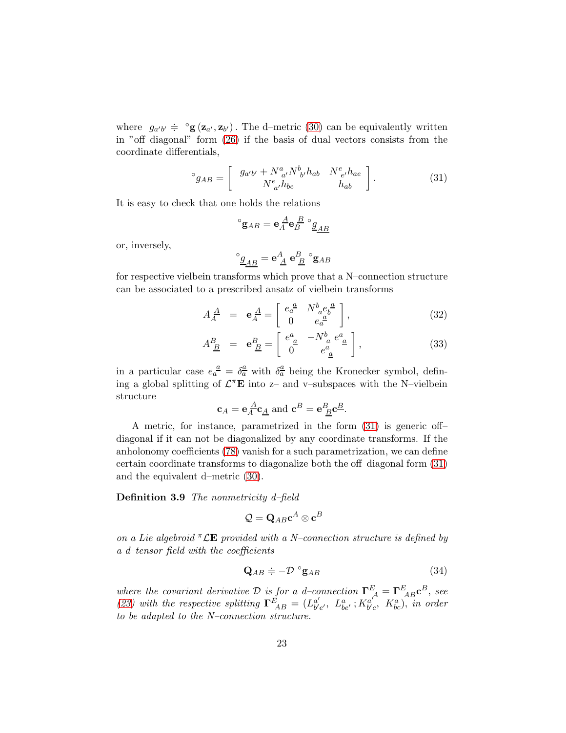where $g_{a'b'} \doteqdot {}^{\circ}\mathbf{g}(\mathbf{z}_{a'}, \mathbf{z}_{b'})$. The d–metric (30) can be equivalently written in "off–diagonal" form (26) if the basis of dual vectors consists from the coordinate differentials,

$$
{}^{\circ}g_{AB} = \left[ \begin{array}{cc} g_{a'b'} + N^{a}_{\ a'} N^{b}_{\ b'} h_{ab} & N^{e}_{\ e'} h_{ae} \\ N^{e}_{\ a'} h_{be} & h_{ab} \end{array} \right]. \tag{31}
$$

It is easy to check that one holds the relations

$$
{}^{\circ}\mathbf{g}_{AB} = \mathbf{e}_{A}^{\ \underline{A}} \mathbf{e}_{B}^{\ \underline{B}}\ {}^{\circ}g_{\underline{AB}}
$$

or, inversely,

$$
{}^{\circ}g_{\underline{AB}} = \mathbf{e}_{\ \underline{A}}^{A}\ \mathbf{e}_{\ \underline{B}}^{B}\ {}^{\circ}\mathbf{g}_{AB}
$$

for respective vielbein transforms which prove that a N–connection structure can be associated to a prescribed ansatz of vielbein transforms

$$
A_{A}^{\ \underline{A}} = \mathbf{e}_{A}^{\ \underline{A}} = \left[ \begin{array}{cc} e_{a}^{\ \underline{a}} & N_{\ a}^{b} e_{b}^{\ \underline{a}} \\ 0 & e_{a}^{\ \underline{a}} \end{array} \right], \tag{32}
$$

$$
A_{\ \underline{B}}^{B} = \mathbf{e}_{\ \underline{B}}^{B} = \left[ \begin{array}{cc} e_{\ \underline{a}}^{a} & -N_{\ a}^{b}\ e_{\ \underline{a}}^{a} \\ 0 & e_{\ \underline{a}}^{a} \end{array} \right], \tag{33}
$$

in a particular case $e_{a}^{\ \underline{a}} = \delta_{a}^{\underline{a}}$ with $\delta_{a}^{\underline{a}}$ being the Kronecker symbol, defining a global splitting of $\mathcal{L}^{\pi}\mathbf{E}$ into z– and v–subspaces with the N–vielbein structure

$$
\mathbf{c}_{A} = \mathbf{e}_{A}^{\ \underline{A}} \mathbf{c}_{\underline{A}} \text{ and } \mathbf{c}^{B} = \mathbf{e}_{\ \underline{B}}^{B} \mathbf{c}^{\underline{B}}.
$$

A metric, for instance, parametrized in the form (31) is generic off–diagonal if it can not be diagonalized by any coordinate transforms. If the anholonomy coefficients (78) vanish for a such parametrization, we can define certain coordinate transforms to diagonalize both the off–diagonal form (31) and the equivalent d–metric (30).

**Definition 3.9** *The nonmetricity d–field*

$$
\mathcal{Q} = \mathbf{Q}_{AB} \mathbf{c}^{A} \otimes \mathbf{c}^{B}
$$

*on a Lie algebroid* ${}^{\pi}\mathcal{L}\mathbf{E}$ *provided with a N–connection structure is defined by a d–tensor field with the coefficients*

$$
\mathbf{Q}_{AB} \doteqdot -\mathcal{D}\ {}^{\circ}\mathbf{g}_{AB} \tag{34}
$$

*where the covariant derivative* $\mathcal{D}$ *is for a d–connection* $\mathbf{\Gamma}_{\ A}^{E} = \mathbf{\Gamma}_{\ AB}^{E} \mathbf{c}^{B}$*, see (23) with the respective splitting* $\mathbf{\Gamma}_{\ AB}^{E} = (L_{\ b'e'}^{a'},\ L_{\ be'}^{a}\ ; K_{\ b'c}^{a'},\ K_{\ bc}^{a})$*, in order to be adapted to the N–connection structure.*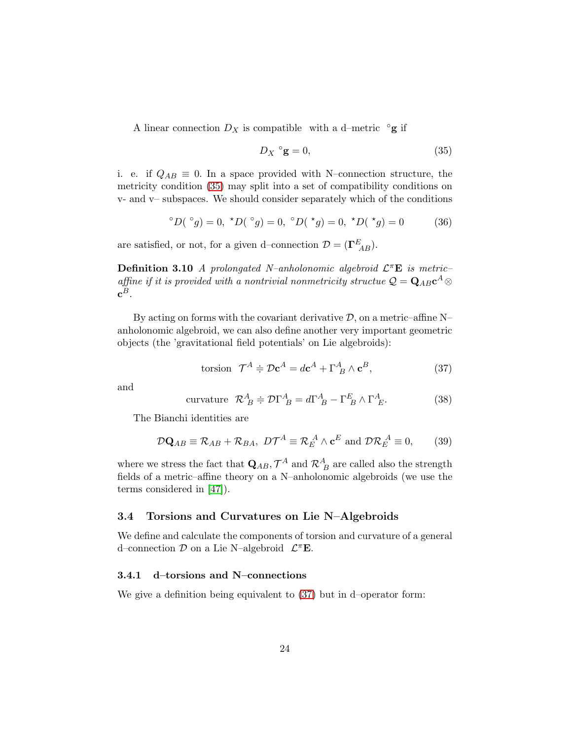A linear connection $D_X$ is compatible with a d–metric $^\circ\mathbf{g}$ if

$$D_X \ ^\circ\mathbf{g} = 0, \tag{35}$$

i. e. if $Q_{AB} \equiv 0$. In a space provided with N–connection structure, the metricity condition (35) may split into a set of compatibility conditions on v- and v– subspaces. We should consider separately which of the conditions

$$^\circ D(\ ^\circ g) = 0,\ ^\star D(\ ^\circ g) = 0,\ ^\circ D(\ ^\star g) = 0,\ ^\star D(\ ^\star g) = 0 \tag{36}$$

are satisfied, or not, for a given d–connection $\mathcal{D} = (\mathbf{\Gamma}^E_{\ AB})$.

**Definition 3.10** *A prolongated N–anholonomic algebroid $\mathcal{L}^\pi\mathbf{E}$ is metric–affine if it is provided with a nontrivial nonmetricity structue $\mathcal{Q} = \mathbf{Q}_{AB}\mathbf{c}^A \otimes \mathbf{c}^B$.*

By acting on forms with the covariant derivative $\mathcal{D}$, on a metric–affine N–anholonomic algebroid, we can also define another very important geometric objects (the 'gravitational field potentials' on Lie algebroids):

$$\text{torsion}\ \ \mathcal{T}^A \doteqdot \mathcal{D}\mathbf{c}^A = d\mathbf{c}^A + \Gamma^A_{\ B} \wedge \mathbf{c}^B, \tag{37}$$

and

$$\text{curvature}\ \ \mathcal{R}^A_{\ B} \doteqdot \mathcal{D}\Gamma^A_{\ B} = d\Gamma^A_{\ B} - \Gamma^E_{\ B} \wedge \Gamma^A_{\ E}. \tag{38}$$

The Bianchi identities are

$$\mathcal{D}\mathbf{Q}_{AB} \equiv \mathcal{R}_{AB} + \mathcal{R}_{BA},\ D\mathcal{T}^A \equiv \mathcal{R}_E^{\ A} \wedge \mathbf{c}^E \text{ and } \mathcal{D}\mathcal{R}_E^{\ A} \equiv 0, \tag{39}$$

where we stress the fact that $\mathbf{Q}_{AB}, \mathcal{T}^A$ and $\mathcal{R}^A_{\ B}$ are called also the strength fields of a metric–affine theory on a N–anholonomic algebroids (we use the terms considered in [47]).

### 3.4 Torsions and Curvatures on Lie N–Algebroids

We define and calculate the components of torsion and curvature of a general d–connection $\mathcal{D}$ on a Lie N–algebroid $\mathcal{L}^\pi\mathbf{E}$.

#### 3.4.1 d–torsions and N–connections

We give a definition being equivalent to (37) but in d–operator form: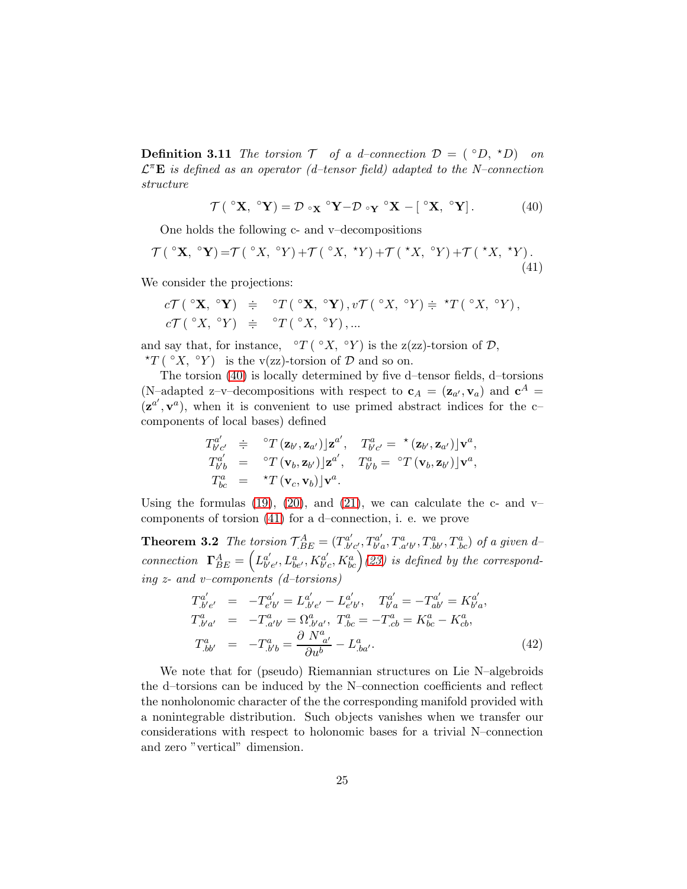**Definition 3.11** *The torsion $\mathcal{T}$ of a d–connection $\mathcal{D} = (\ ^{\circ}D,\ ^{\star}D)$ on $\mathcal{L}^{\pi}\mathbf{E}$ is defined as an operator (d–tensor field) adapted to the N–connection structure*

$$\mathcal{T}\left(\ ^{\circ}\mathbf{X},\ ^{\circ}\mathbf{Y}\right) = \mathcal{D}_{\ ^{\circ}\mathbf{X}}\ ^{\circ}\mathbf{Y} - \mathcal{D}_{\ ^{\circ}\mathbf{Y}}\ ^{\circ}\mathbf{X} - [\ ^{\circ}\mathbf{X},\ ^{\circ}\mathbf{Y}]. \tag{40}$$

One holds the following c- and v–decompositions

$$\mathcal{T}\left(\ ^{\circ}\mathbf{X},\ ^{\circ}\mathbf{Y}\right) = \mathcal{T}\left(\ ^{\circ}X,\ ^{\circ}Y\right) + \mathcal{T}\left(\ ^{\circ}X,\ ^{\star}Y\right) + \mathcal{T}\left(\ ^{\star}X,\ ^{\circ}Y\right) + \mathcal{T}\left(\ ^{\star}X,\ ^{\star}Y\right). \tag{41}$$

We consider the projections:

$$\begin{aligned} c\mathcal{T}\left(\ ^{\circ}\mathbf{X},\ ^{\circ}\mathbf{Y}\right) &\doteqdot\ ^{\circ}T\left(\ ^{\circ}\mathbf{X},\ ^{\circ}\mathbf{Y}\right), v\mathcal{T}\left(\ ^{\circ}X,\ ^{\circ}Y\right) \doteqdot\ ^{\star}T\left(\ ^{\circ}X,\ ^{\circ}Y\right), \\ c\mathcal{T}\left(\ ^{\circ}X,\ ^{\circ}Y\right) &\doteqdot\ ^{\circ}T\left(\ ^{\circ}X,\ ^{\circ}Y\right), ... \end{aligned}$$

and say that, for instance, $\ ^{\circ}T\left(\ ^{\circ}X,\ ^{\circ}Y\right)$ is the z(zz)-torsion of $\mathcal{D}$, $\ ^{\star}T\left(\ ^{\circ}X,\ ^{\circ}Y\right)$ is the v(zz)-torsion of $\mathcal{D}$ and so on.

The torsion (40) is locally determined by five d–tensor fields, d–torsions (N–adapted z–v–decompositions with respect to $\mathbf{c}_A = (\mathbf{z}_{a'}, \mathbf{v}_a)$ and $\mathbf{c}^A = (\mathbf{z}^{a'}, \mathbf{v}^a)$, when it is convenient to use primed abstract indices for the c–components of local bases) defined

$$\begin{aligned} T^{a'}_{b'c'} &\doteqdot\ ^{\circ}T\left(\mathbf{z}_{b'}, \mathbf{z}_{a'}\right) \rfloor \mathbf{z}^{a'}, \quad T^{a}_{b'c'} = \ ^{\star}\left(\mathbf{z}_{b'}, \mathbf{z}_{a'}\right) \rfloor \mathbf{v}^{a}, \\ T^{a'}_{b'b} &= \ ^{\circ}T\left(\mathbf{v}_{b}, \mathbf{z}_{b'}\right) \rfloor \mathbf{z}^{a'}, \quad T^{a}_{b'b} = \ ^{\circ}T\left(\mathbf{v}_{b}, \mathbf{z}_{b'}\right) \rfloor \mathbf{v}^{a}, \\ T^{a}_{bc} &= \ ^{\star}T\left(\mathbf{v}_{c}, \mathbf{v}_{b}\right) \rfloor \mathbf{v}^{a}. \end{aligned}$$

Using the formulas (19), (20), and (21), we can calculate the c- and v–components of torsion (41) for a d–connection, i. e. we prove

**Theorem 3.2** *The torsion $\mathcal{T}^{A}_{.BE} = (T^{a'}_{.b'c'}, T^{a'}_{b'a}, T^{a}_{.a'b'}, T^{a}_{.bb'}, T^{a}_{.bc})$ of a given d–connection $\mathbf{\Gamma}^{A}_{BE} = \left(L^{a'}_{b'e'}, L^{a}_{be'}, K^{a'}_{b'c}, K^{a}_{bc}\right)$ (23) is defined by the corresponding z- and v–components (d–torsions)*

$$\begin{aligned} T^{a'}_{.b'e'} &= -T^{a'}_{e'b'} = L^{a'}_{.b'e'} - L^{a'}_{e'b'}, \quad T^{a'}_{b'a} = -T^{a'}_{ab'} = K^{a'}_{b'a}, \\ T^{a}_{.b'a'} &= -T^{a}_{.a'b'} = \Omega^{a}_{.b'a'}, \ T^{a}_{.bc} = -T^{a}_{.cb} = K^{a}_{bc} - K^{a}_{cb}, \\ T^{a}_{.bb'} &= -T^{a}_{.b'b} = \frac{\partial\ N^{a}_{a'}}{\partial u^{b}} - L^{a}_{.ba'}. \end{aligned} \tag{42}$$

We note that for (pseudo) Riemannian structures on Lie N–algebroids the d–torsions can be induced by the N–connection coefficients and reflect the nonholonomic character of the the corresponding manifold provided with a nonintegrable distribution. Such objects vanishes when we transfer our considerations with respect to holonomic bases for a trivial N–connection and zero "vertical" dimension.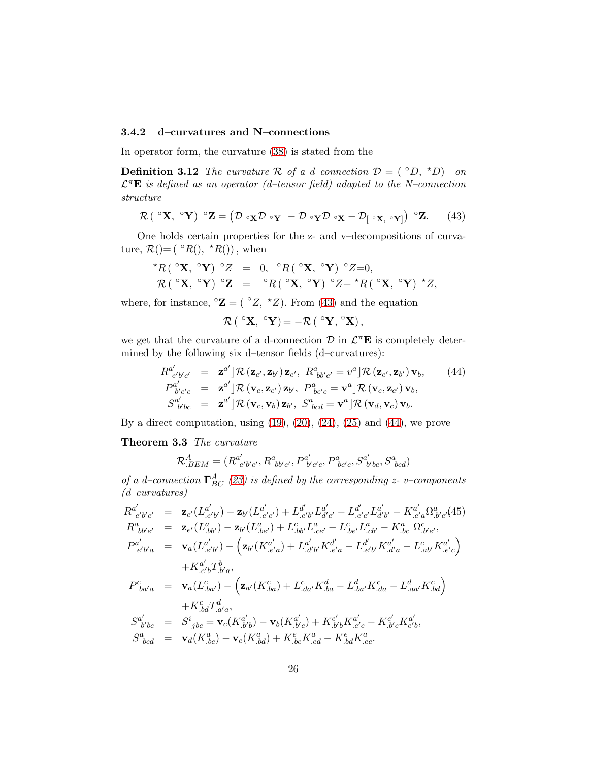### 3.4.2 d–curvatures and N–connections

In operator form, the curvature (38) is stated from the

**Definition 3.12** *The curvature $\mathcal{R}$ of a d–connection $\mathcal{D} = ({}^{\circ}D, {}^{\star}D)$ on $\mathcal{L}^{\pi}\mathbf{E}$ is defined as an operator (d–tensor field) adapted to the N–connection structure*

$$\mathcal{R}({}^{\circ}\mathbf{X}, {}^{\circ}\mathbf{Y})\, {}^{\circ}\mathbf{Z} = \left(\mathcal{D}_{\,{}^{\circ}\mathbf{X}}\mathcal{D}_{\,{}^{\circ}\mathbf{Y}} - \mathcal{D}_{\,{}^{\circ}\mathbf{Y}}\mathcal{D}_{\,{}^{\circ}\mathbf{X}} - \mathcal{D}_{[\,{}^{\circ}\mathbf{X},\, {}^{\circ}\mathbf{Y}]}\right)\, {}^{\circ}\mathbf{Z}. \tag{43}$$

One holds certain properties for the z- and v–decompositions of curvature, $\mathcal{R}() = ({}^{\circ}R(), {}^{\star}R())$, when

$$
\begin{aligned}
{}^{\star}R({}^{\circ}\mathbf{X}, {}^{\circ}\mathbf{Y})\, {}^{\circ}Z &= 0, \quad {}^{\circ}R({}^{\circ}\mathbf{X}, {}^{\circ}\mathbf{Y})\, {}^{\circ}Z = 0, \\
\mathcal{R}({}^{\circ}\mathbf{X}, {}^{\circ}\mathbf{Y})\, {}^{\circ}\mathbf{Z} &= {}^{\circ}R({}^{\circ}\mathbf{X}, {}^{\circ}\mathbf{Y})\, {}^{\circ}Z + {}^{\star}R({}^{\circ}\mathbf{X}, {}^{\circ}\mathbf{Y})\, {}^{\star}Z,
\end{aligned}
$$

where, for instance, ${}^{\circ}\mathbf{Z} = ({}^{\circ}Z, {}^{\star}Z)$. From (43) and the equation

$$\mathcal{R}({}^{\circ}\mathbf{X}, {}^{\circ}\mathbf{Y}) = -\mathcal{R}({}^{\circ}\mathbf{Y}, {}^{\circ}\mathbf{X}),$$

we get that the curvature of a d-connection $\mathcal{D}$ in $\mathcal{L}^{\pi}\mathbf{E}$ is completely determined by the following six d–tensor fields (d–curvatures):

$$
\begin{aligned}
R^{a'}_{\ e'b'c'} &= \mathbf{z}^{a'} \rfloor \mathcal{R}(\mathbf{z}_{c'}, \mathbf{z}_{b'})\, \mathbf{z}_{e'}, \ R^{a}_{\ bb'e'} = v^{a} \rfloor \mathcal{R}(\mathbf{z}_{e'}, \mathbf{z}_{b'})\, \mathbf{v}_{b}, \\
P^{a'}_{\ b'c'c} &= \mathbf{z}^{a'} \rfloor \mathcal{R}(\mathbf{v}_{c}, \mathbf{z}_{c'})\, \mathbf{z}_{b'}, \ P^{a}_{\ bc'c} = \mathbf{v}^{a} \rfloor \mathcal{R}(\mathbf{v}_{c}, \mathbf{z}_{c'})\, \mathbf{v}_{b}, \\
S^{a'}_{\ b'bc} &= \mathbf{z}^{a'} \rfloor \mathcal{R}(\mathbf{v}_{c}, \mathbf{v}_{b})\, \mathbf{z}_{b'}, \ S^{a}_{\ bcd} = \mathbf{v}^{a} \rfloor \mathcal{R}(\mathbf{v}_{d}, \mathbf{v}_{c})\, \mathbf{v}_{b}.
\end{aligned} \tag{44}
$$

By a direct computation, using (19), (20), (24), (25) and (44), we prove

**Theorem 3.3** *The curvature*

$$\mathcal{R}^{A}_{.BEM} = (R^{a'}_{\ e'b'c'}, R^{a}_{\ bb'e'}, P^{a'}_{\ b'c'c}, P^{a}_{\ bc'c}, S^{a'}_{\ b'bc}, S^{a}_{\ bcd})$$

*of a d–connection $\mathbf{\Gamma}^{A}_{BC}$ (23) is defined by the corresponding z- v–components (d–curvatures)*

$$
\begin{aligned}
R^{a'}_{\ e'b'c'} &= \mathbf{z}_{c'}(L^{a'}_{.e'b'}) - \mathbf{z}_{b'}(L^{a'}_{.e'c'}) + L^{d'}_{.e'b'}L^{a'}_{d'c'} - L^{d'}_{.e'c'}L^{a'}_{d'b'} - K^{a'}_{.e'a}\Omega^{a}_{.b'c'}, \qquad (45)\\
R^{a}_{\ bb'e'} &= \mathbf{z}_{e'}(L^{a}_{.bb'}) - \mathbf{z}_{b'}(L^{a}_{.be'}) + L^{c}_{.bb'}L^{a}_{.ce'} - L^{c}_{.be'}L^{a}_{.cb'} - K^{a}_{.bc}\ \Omega^{c}_{.b'e'}, \\
P^{a'}_{\ e'b'a} &= \mathbf{v}_{a}(L^{a'}_{.e'b'}) - \left(\mathbf{z}_{b'}(K^{a'}_{.e'a}) + L^{a'}_{.d'b'}K^{d'}_{.e'a} - L^{d'}_{.e'b'}K^{a'}_{.d'a} - L^{c}_{.ab'}K^{a'}_{.e'c}\right) \\
&\quad + K^{a'}_{.e'b}T^{b}_{.b'a}, \\
P^{c}_{\ ba'a} &= \mathbf{v}_{a}(L^{c}_{.ba'}) - \left(\mathbf{z}_{a'}(K^{c}_{.ba}) + L^{c}_{.da'}K^{d}_{.ba} - L^{d}_{.ba'}K^{c}_{.da} - L^{d}_{.aa'}K^{c}_{.bd}\right) \\
&\quad + K^{c}_{.bd}T^{d}_{.a'a}, \\
S^{a'}_{\ b'bc} &= S^{i}_{\ jbc} = \mathbf{v}_{c}(K^{a'}_{.b'b}) - \mathbf{v}_{b}(K^{a'}_{.b'c}) + K^{e'}_{.b'b}K^{a'}_{.e'c} - K^{e'}_{.b'c}K^{a'}_{e'b}, \\
S^{a}_{\ bcd} &= \mathbf{v}_{d}(K^{a}_{.bc}) - \mathbf{v}_{c}(K^{a}_{.bd}) + K^{e}_{.bc}K^{a}_{.ed} - K^{e}_{.bd}K^{a}_{.ec}.
\end{aligned}
$$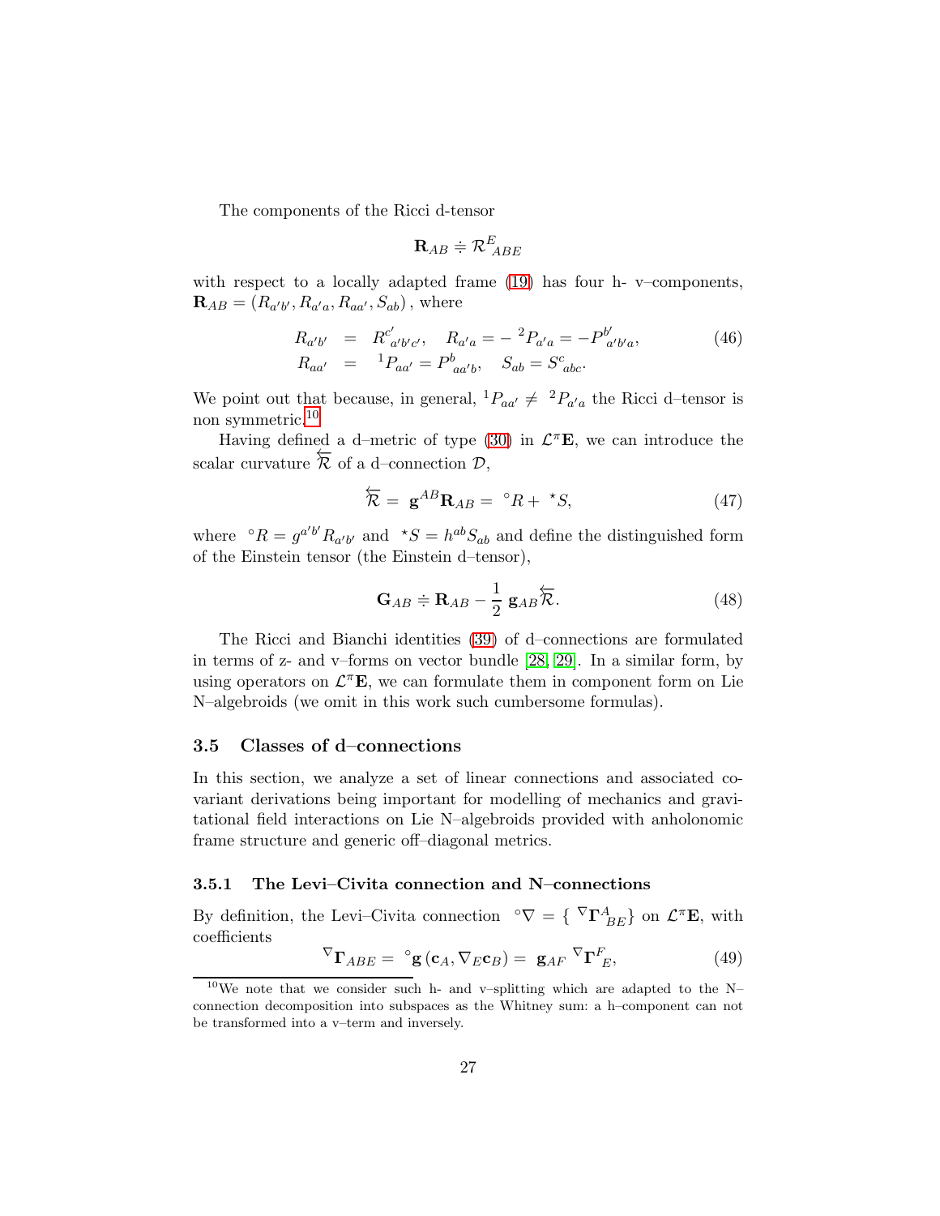The components of the Ricci d-tensor

$$\mathbf{R}_{AB} \doteqdot \mathcal{R}^{E}_{\ ABE}$$

with respect to a locally adapted frame (19) has four h- v–components, $\mathbf{R}_{AB} = (R_{a'b'}, R_{a'a}, R_{aa'}, S_{ab})$, where

$$\begin{aligned} R_{a'b'} &= R^{c'}_{\ a'b'c'}, \quad R_{a'a} = -\ ^{2}P_{a'a} = -P^{b'}_{\ a'b'a}, \\ R_{aa'} &= \ ^{1}P_{aa'} = P^{b}_{\ aa'b}, \quad S_{ab} = S^{c}_{\ abc}. \end{aligned} \tag{46}$$

We point out that because, in general, $^{1}P_{aa'} \neq \ ^{2}P_{a'a}$ the Ricci d–tensor is non symmetric.[10]

Having defined a d–metric of type (30) in $\mathcal{L}^{\pi}\mathbf{E}$, we can introduce the scalar curvature $\overleftarrow{\mathcal{R}}$ of a d–connection $\mathcal{D}$,

$$\overleftarrow{\mathcal{R}} = \mathbf{g}^{AB}\mathbf{R}_{AB} = \ ^{\circ}R + \ ^{\star}S, \tag{47}$$

where $^{\circ}R = g^{a'b'}R_{a'b'}$ and $^{\star}S = h^{ab}S_{ab}$ and define the distinguished form of the Einstein tensor (the Einstein d–tensor),

$$\mathbf{G}_{AB} \doteqdot \mathbf{R}_{AB} - \frac{1}{2}\ \mathbf{g}_{AB}\overleftarrow{\mathcal{R}}. \tag{48}$$

The Ricci and Bianchi identities (39) of d–connections are formulated in terms of z- and v–forms on vector bundle [28, 29]. In a similar form, by using operators on $\mathcal{L}^{\pi}\mathbf{E}$, we can formulate them in component form on Lie N–algebroids (we omit in this work such cumbersome formulas).

### 3.5 Classes of d–connections

In this section, we analyze a set of linear connections and associated covariant derivations being important for modelling of mechanics and gravitational field interactions on Lie N–algebroids provided with anholonomic frame structure and generic off–diagonal metrics.

#### 3.5.1 The Levi–Civita connection and N–connections

By definition, the Levi–Civita connection $^{\circ}\nabla = \{\ ^{\nabla}\mathbf{\Gamma}^{A}_{\ BE}\}$ on $\mathcal{L}^{\pi}\mathbf{E}$, with coefficients

$$^{\nabla}\mathbf{\Gamma}_{ABE} = \ ^{\circ}\mathbf{g}\left(\mathbf{c}_{A}, \nabla_{E}\mathbf{c}_{B}\right) = \ \mathbf{g}_{AF}\ ^{\nabla}\mathbf{\Gamma}^{F}_{\ E}, \tag{49}$$

[10] We note that we consider such h- and v–splitting which are adapted to the N–connection decomposition into subspaces as the Whitney sum: a h–component can not be transformed into a v–term and inversely.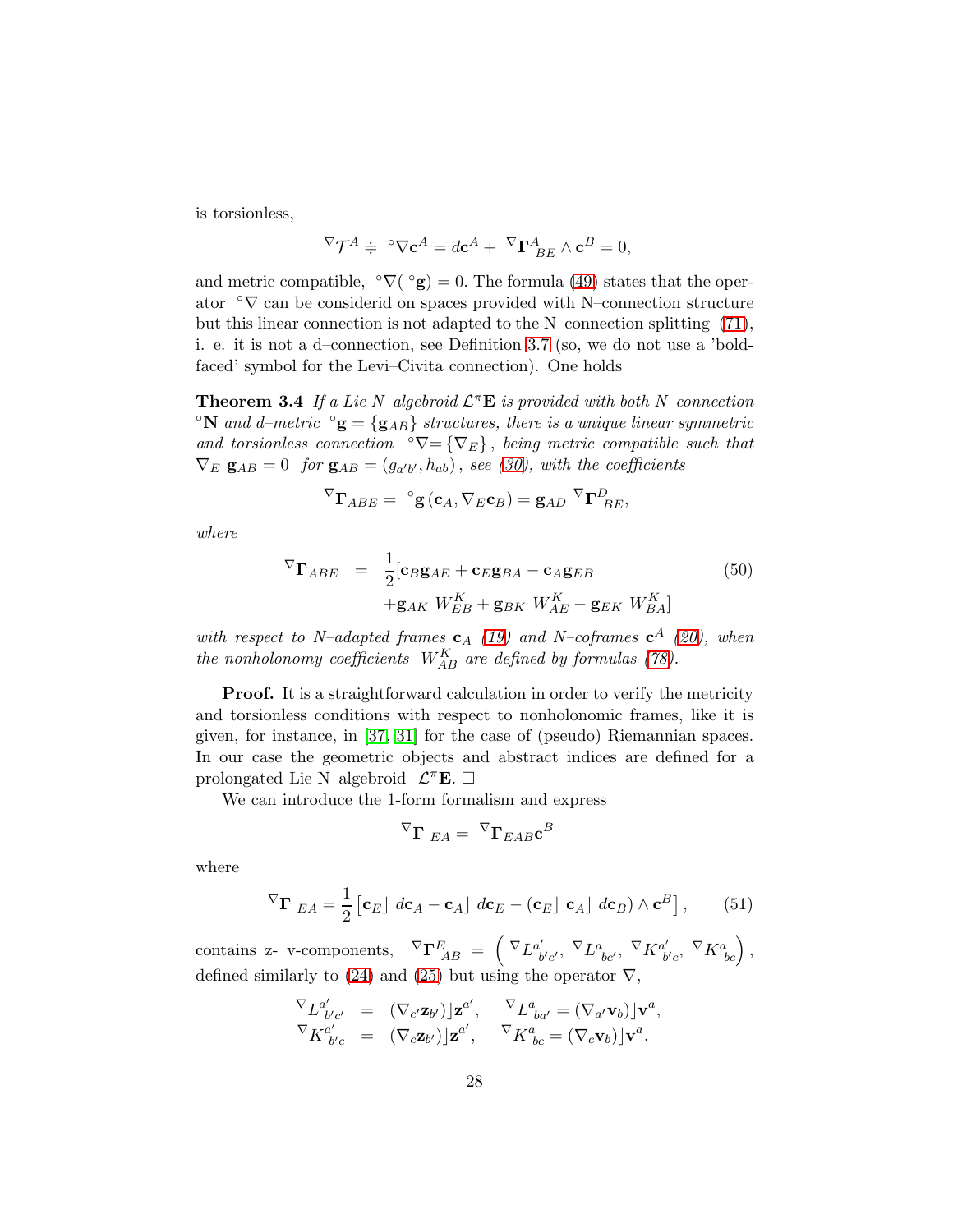is torsionless,

$$ {}^{\nabla}\mathcal{T}^{A} \doteqdot {}^{\circ}\nabla \mathbf{c}^{A} = d\mathbf{c}^{A} + {}^{\nabla}\mathbf{\Gamma}^{A}_{\ BE} \wedge \mathbf{c}^{B} = 0, $$

and metric compatible, ${}^{\circ}\nabla({}^{\circ}\mathbf{g}) = 0$. The formula (49) states that the operator ${}^{\circ}\nabla$ can be considerid on spaces provided with N–connection structure but this linear connection is not adapted to the N–connection splitting (71), i. e. it is not a d–connection, see Definition 3.7 (so, we do not use a 'boldfaced' symbol for the Levi–Civita connection). One holds

**Theorem 3.4** *If a Lie N–algebroid $\mathcal{L}^{\pi}\mathbf{E}$ is provided with both N–connection ${}^{\circ}\mathbf{N}$ and d–metric ${}^{\circ}\mathbf{g} = \{\mathbf{g}_{AB}\}$ structures, there is a unique linear symmetric and torsionless connection ${}^{\circ}\nabla = \{\nabla_E\}$, being metric compatible such that $\nabla_E\ \mathbf{g}_{AB} = 0$ for $\mathbf{g}_{AB} = (g_{a'b'}, h_{ab})$, see (30), with the coefficients*

$$ {}^{\nabla}\mathbf{\Gamma}_{ABE} = {}^{\circ}\mathbf{g}\left(\mathbf{c}_A, \nabla_E \mathbf{c}_B\right) = \mathbf{g}_{AD}\ {}^{\nabla}\mathbf{\Gamma}^{D}_{\ BE}, $$

*where*

$$ \begin{aligned} {}^{\nabla}\mathbf{\Gamma}_{ABE} &= \frac{1}{2}[\mathbf{c}_B \mathbf{g}_{AE} + \mathbf{c}_E \mathbf{g}_{BA} - \mathbf{c}_A \mathbf{g}_{EB} \\ &\quad + \mathbf{g}_{AK}\ W^{K}_{EB} + \mathbf{g}_{BK}\ W^{K}_{AE} - \mathbf{g}_{EK}\ W^{K}_{BA}] \end{aligned} \tag{50} $$

*with respect to N–adapted frames $\mathbf{c}_A$ (19) and N–coframes $\mathbf{c}^A$ (20), when the nonholonomy coefficients $W^{K}_{AB}$ are defined by formulas (78).*

**Proof.** It is a straightforward calculation in order to verify the metricity and torsionless conditions with respect to nonholonomic frames, like it is given, for instance, in [37, 31] for the case of (pseudo) Riemannian spaces. In our case the geometric objects and abstract indices are defined for a prolongated Lie N–algebroid $\mathcal{L}^{\pi}\mathbf{E}$. $\square$

We can introduce the 1-form formalism and express

$$ {}^{\nabla}\mathbf{\Gamma}_{\ EA} = {}^{\nabla}\mathbf{\Gamma}_{EAB}\mathbf{c}^{B} $$

where

$$ {}^{\nabla}\mathbf{\Gamma}_{\ EA} = \frac{1}{2}\left[\mathbf{c}_E \rfloor\ d\mathbf{c}_A - \mathbf{c}_A \rfloor\ d\mathbf{c}_E - (\mathbf{c}_E \rfloor\ \mathbf{c}_A \rfloor\ d\mathbf{c}_B) \wedge \mathbf{c}^{B}\right], \tag{51} $$

contains z- v-components, ${}^{\nabla}\mathbf{\Gamma}^{E}_{\ AB} = \left({}^{\nabla}L^{a'}_{\ b'c'}, {}^{\nabla}L^{a}_{\ bc'}, {}^{\nabla}K^{a'}_{\ b'c}, {}^{\nabla}K^{a}_{\ bc}\right)$, defined similarly to (24) and (25) but using the operator $\nabla$,

$$ \begin{aligned} {}^{\nabla}L^{a'}_{\ b'c'} &= (\nabla_{c'}\mathbf{z}_{b'})\rfloor \mathbf{z}^{a'}, \quad {}^{\nabla}L^{a}_{\ ba'} = (\nabla_{a'}\mathbf{v}_b)\rfloor \mathbf{v}^{a}, \\ {}^{\nabla}K^{a'}_{\ b'c} &= (\nabla_{c}\mathbf{z}_{b'})\rfloor \mathbf{z}^{a'}, \quad {}^{\nabla}K^{a}_{\ bc} = (\nabla_{c}\mathbf{v}_b)\rfloor \mathbf{v}^{a}. \end{aligned} $$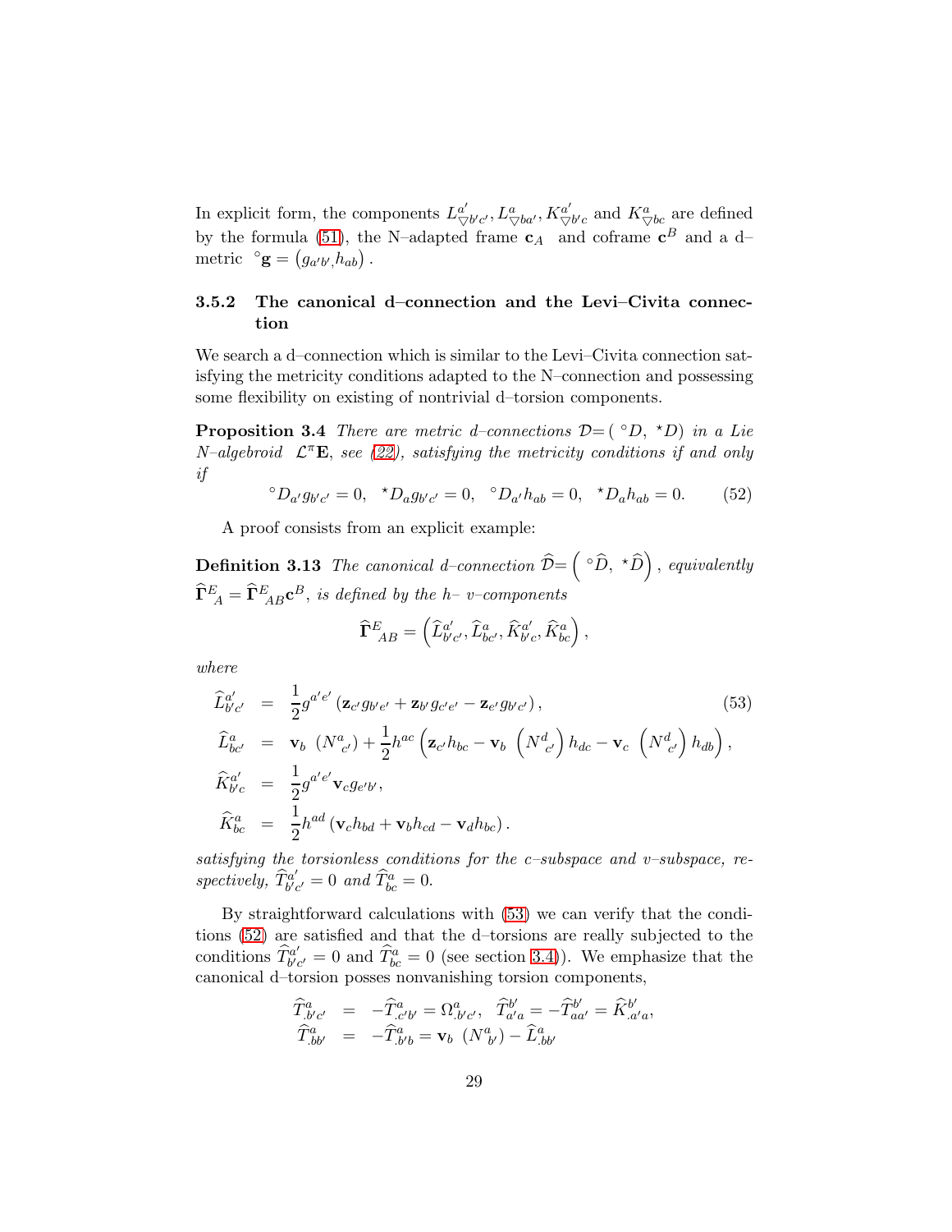In explicit form, the components $L^{a'}_{\bigtriangledown b'c'}, L^{a}_{\bigtriangledown ba'}, K^{a'}_{\bigtriangledown b'c}$ and $K^{a}_{\bigtriangledown bc}$ are defined by the formula (51), the N–adapted frame $\mathbf{c}_A$ and coframe $\mathbf{c}^B$ and a d–metric $\,^{\circ}\mathbf{g} = (g_{a'b'}, h_{ab})$.

### 3.5.2 The canonical d–connection and the Levi–Civita connection

We search a d–connection which is similar to the Levi–Civita connection satisfying the metricity conditions adapted to the N–connection and possessing some flexibility on existing of nontrivial d–torsion components.

**Proposition 3.4** *There are metric d–connections $\mathcal{D}=(\,^{\circ}D,\,^{\star}D)$ in a Lie N–algebroid $\mathcal{L}^{\pi}\mathbf{E}$, see (22), satisfying the metricity conditions if and only if*

$$\,^{\circ}D_{a'} g_{b'c'} = 0, \quad \,^{\star}D_{a} g_{b'c'} = 0, \quad \,^{\circ}D_{a'} h_{ab} = 0, \quad \,^{\star}D_{a} h_{ab} = 0. \tag{52}$$

A proof consists from an explicit example:

**Definition 3.13** *The canonical d–connection $\widehat{\mathcal{D}}=\left(\,^{\circ}\widehat{D},\,^{\star}\widehat{D}\right)$, equivalently $\widehat{\mathbf{\Gamma}}^{E}_{\ A} = \widehat{\mathbf{\Gamma}}^{E}_{\ AB}\mathbf{c}^B$, is defined by the h– v–components*

$$\widehat{\mathbf{\Gamma}}^{E}_{\ AB} = \left(\widehat{L}^{a'}_{b'c'}, \widehat{L}^{a}_{bc'}, \widehat{K}^{a'}_{b'c}, \widehat{K}^{a}_{bc}\right),$$

*where*

$$\begin{aligned}
\widehat{L}^{a'}_{b'c'} &= \frac{1}{2} g^{a'e'} \left(\mathbf{z}_{c'} g_{b'e'} + \mathbf{z}_{b'} g_{c'e'} - \mathbf{z}_{e'} g_{b'c'}\right), \\
\widehat{L}^{a}_{bc'} &= \mathbf{v}_b \ (N^{a}_{\ c'}) + \frac{1}{2} h^{ac} \left(\mathbf{z}_{c'} h_{bc} - \mathbf{v}_b \ \left(N^{d}_{\ c'}\right) h_{dc} - \mathbf{v}_c \ \left(N^{d}_{\ c'}\right) h_{db}\right), \\
\widehat{K}^{a'}_{b'c} &= \frac{1}{2} g^{a'e'} \mathbf{v}_c g_{e'b'}, \\
\widehat{K}^{a}_{bc} &= \frac{1}{2} h^{ad} \left(\mathbf{v}_c h_{bd} + \mathbf{v}_b h_{cd} - \mathbf{v}_d h_{bc}\right).
\end{aligned} \tag{53}$$

*satisfying the torsionless conditions for the c–subspace and v–subspace, respectively, $\widehat{T}^{a'}_{b'c'} = 0$ and $\widehat{T}^{a}_{bc} = 0$.*

By straightforward calculations with (53) we can verify that the conditions (52) are satisfied and that the d–torsions are really subjected to the conditions $\widehat{T}^{a'}_{b'c'} = 0$ and $\widehat{T}^{a}_{bc} = 0$ (see section 3.4)). We emphasize that the canonical d–torsion posses nonvanishing torsion components,

$$\begin{aligned}
\widehat{T}^{a}_{.b'c'} &= -\widehat{T}^{a}_{.c'b'} = \Omega^{a}_{.b'c'}, \quad \widehat{T}^{b'}_{a'a} = -\widehat{T}^{b'}_{aa'} = \widehat{K}^{b'}_{.a'a}, \\
\widehat{T}^{a}_{.bb'} &= -\widehat{T}^{a}_{.b'b} = \mathbf{v}_b \ (N^{a}_{\ b'}) - \widehat{L}^{a}_{.bb'}
\end{aligned}$$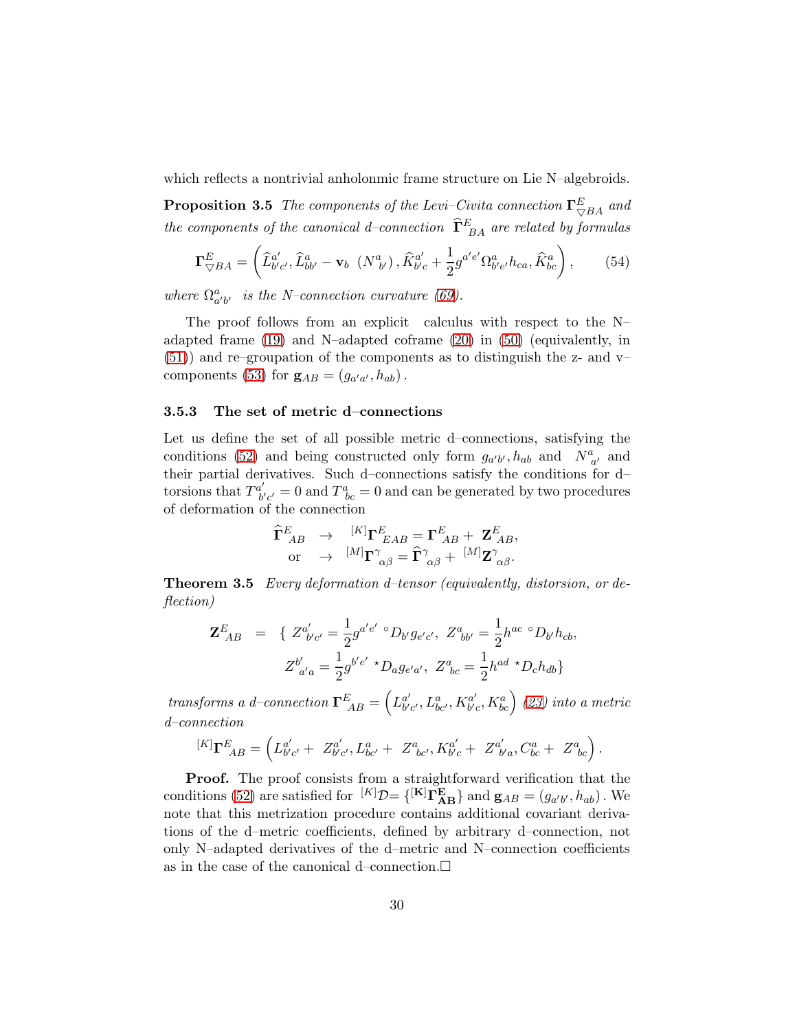which reflects a nontrivial anholonmic frame structure on Lie N–algebroids.

**Proposition 3.5** *The components of the Levi–Civita connection $\mathbf{\Gamma}^{E}_{\bigtriangledown BA}$ and the components of the canonical d–connection $\widehat{\mathbf{\Gamma}}^{E}_{BA}$ are related by formulas*

$$\mathbf{\Gamma}^{E}_{\bigtriangledown BA} = \left( \widehat{L}^{a'}_{b'c'}, \widehat{L}^{a}_{bb'} - \mathbf{v}_b \ \left(N^{a}_{\ b'}\right), \widehat{K}^{a'}_{b'c} + \frac{1}{2} g^{a'e'} \Omega^{a}_{b'e'} h_{ca}, \widehat{K}^{a}_{bc} \right), \qquad (54)$$

*where $\Omega^{a}_{a'b'}$ is the N–connection curvature (69).*

The proof follows from an explicit calculus with respect to the N–adapted frame (19) and N–adapted coframe (20) in (50) (equivalently, in (51)) and re–groupation of the components as to distinguish the z- and v–components (53) for $\mathbf{g}_{AB} = (g_{a'a'}, h_{ab})$.

### 3.5.3 The set of metric d–connections

Let us define the set of all possible metric d–connections, satisfying the conditions (52) and being constructed only form $g_{a'b'}, h_{ab}$ and $N^{a}_{\ a'}$ and their partial derivatives. Such d–connections satisfy the conditions for d–torsions that $T^{a'}_{\ b'c'} = 0$ and $T^{a}_{\ bc} = 0$ and can be generated by two procedures of deformation of the connection

$$\begin{aligned} \widehat{\mathbf{\Gamma}}^{E}_{\ AB} \ &\rightarrow \ {}^{[K]}\mathbf{\Gamma}^{E}_{\ EAB} = \mathbf{\Gamma}^{E}_{\ AB} + \ \mathbf{Z}^{E}_{\ AB}, \\ \text{or} \ &\rightarrow \ {}^{[M]}\mathbf{\Gamma}^{\gamma}_{\ \alpha\beta} = \widehat{\mathbf{\Gamma}}^{\gamma}_{\ \alpha\beta} + \ {}^{[M]}\mathbf{Z}^{\gamma}_{\ \alpha\beta}. \end{aligned}$$

**Theorem 3.5** *Every deformation d–tensor (equivalently, distorsion, or deflection)*

$$\begin{aligned} \mathbf{Z}^{E}_{\ AB} \ = \ \{ \ & Z^{a'}_{\ b'c'} = \frac{1}{2} g^{a'e'} \ {}^{\circ}D_{b'} g_{e'c'}, \ Z^{a}_{\ bb'} = \frac{1}{2} h^{ac} \ {}^{\circ}D_{b'} h_{cb}, \\ & Z^{b'}_{\ a'a} = \frac{1}{2} g^{b'e'} \ {}^{\star}D_{a} g_{e'a'}, \ Z^{a}_{\ bc} = \frac{1}{2} h^{ad} \ {}^{\star}D_{c} h_{db} \} \end{aligned}$$

*transforms a d–connection $\mathbf{\Gamma}^{E}_{\ AB} = \left( L^{a'}_{b'c'}, L^{a}_{bc'}, K^{a'}_{b'c}, K^{a}_{bc} \right)$ (23) into a metric d–connection*

$${}^{[K]}\mathbf{\Gamma}^{E}_{\ AB} = \left( L^{a'}_{b'c'} + \ Z^{a'}_{b'c'}, L^{a}_{bc'} + \ Z^{a}_{\ bc'}, K^{a'}_{b'c} + \ Z^{a'}_{\ b'a}, C^{a}_{bc} + \ Z^{a}_{\ bc} \right).$$

**Proof.** The proof consists from a straightforward verification that the conditions (52) are satisfied for ${}^{[K]}\mathcal{D} = \{ {}^{[\mathbf{K}]}\mathbf{\Gamma}^{\mathbf{E}}_{\mathbf{AB}} \}$ and $\mathbf{g}_{AB} = (g_{a'b'}, h_{ab})$. We note that this metrization procedure contains additional covariant derivations of the d–metric coefficients, defined by arbitrary d–connection, not only N–adapted derivatives of the d–metric and N–connection coefficients as in the case of the canonical d–connection.$\square$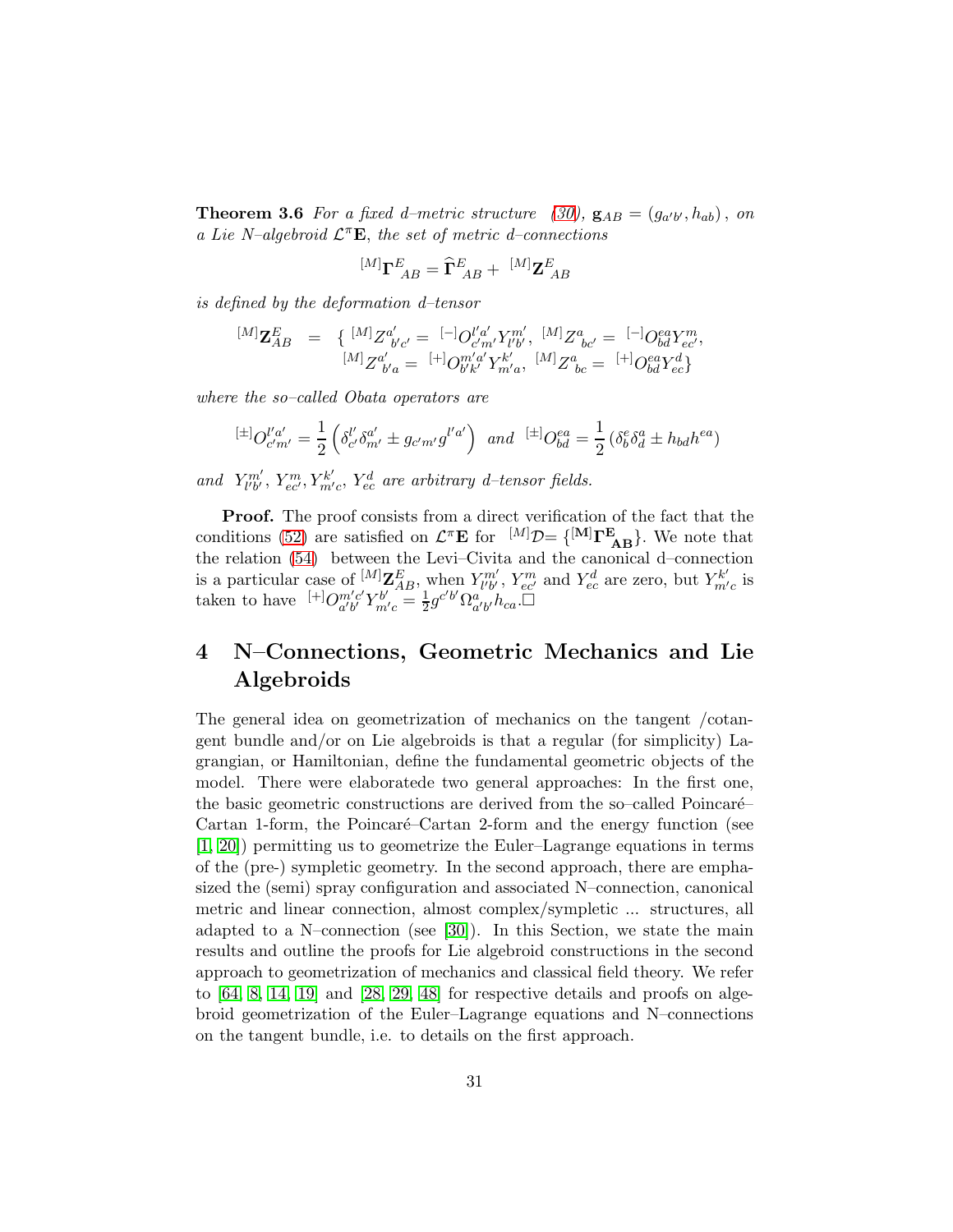**Theorem 3.6** *For a fixed d–metric structure (30), $\mathbf{g}_{AB} = (g_{a'b'}, h_{ab})$, on a Lie N–algebroid $\mathcal{L}^{\pi}\mathbf{E}$, the set of metric d–connections*

$$^{[M]}\mathbf{\Gamma}^{E}_{\ AB} = \widehat{\mathbf{\Gamma}}^{E}_{\ AB} + \ ^{[M]}\mathbf{Z}^{E}_{\ AB}$$

*is defined by the deformation d–tensor*

$$\begin{aligned} ^{[M]}\mathbf{Z}^{E}_{AB} &= \{ \ ^{[M]}Z^{a'}_{\ b'c'} = \ ^{[-]}O^{l'a'}_{c'm'} Y^{m'}_{l'b'}, \ ^{[M]}Z^{a}_{\ bc'} = \ ^{[-]}O^{ea}_{bd} Y^{m}_{ec'}, \\ & \quad ^{[M]}Z^{a'}_{\ b'a} = \ ^{[+]}O^{m'a'}_{b'k'} Y^{k'}_{m'a}, \ ^{[M]}Z^{a}_{\ bc} = \ ^{[+]}O^{ea}_{bd} Y^{d}_{ec} \} \end{aligned}$$

*where the so–called Obata operators are*

$$^{[\pm]}O^{l'a'}_{c'm'} = \frac{1}{2}\left(\delta^{l'}_{c'}\delta^{a'}_{m'} \pm g_{c'm'}g^{l'a'}\right) \ \ and \ \ ^{[\pm]}O^{ea}_{bd} = \frac{1}{2}\left(\delta^{e}_{b}\delta^{a}_{d} \pm h_{bd}h^{ea}\right)$$

*and $Y^{m'}_{l'b'}, Y^{m}_{ec'}, Y^{k'}_{m'c}, Y^{d}_{ec}$ are arbitrary d–tensor fields.*

**Proof.** The proof consists from a direct verification of the fact that the conditions (52) are satisfied on $\mathcal{L}^{\pi}\mathbf{E}$ for $^{[M]}\mathcal{D}= \{^{[\mathbf{M}]}\mathbf{\Gamma}^{\mathbf{E}}_{\ \mathbf{AB}}\}$. We note that the relation (54) between the Levi–Civita and the canonical d–connection is a particular case of $^{[M]}\mathbf{Z}^{E}_{AB}$, when $Y^{m'}_{l'b'}$, $Y^{m}_{ec'}$ and $Y^{d}_{ec}$ are zero, but $Y^{k'}_{m'c}$ is taken to have $^{[+]}O^{m'c'}_{a'b'}Y^{b'}_{m'c} = \frac{1}{2}g^{c'b'}\Omega^{a}_{a'b'}h_{ca}$.□

# 4 N–Connections, Geometric Mechanics and Lie Algebroids

The general idea on geometrization of mechanics on the tangent /cotangent bundle and/or on Lie algebroids is that a regular (for simplicity) Lagrangian, or Hamiltonian, define the fundamental geometric objects of the model. There were elaboratede two general approaches: In the first one, the basic geometric constructions are derived from the so–called Poincaré–Cartan 1-form, the Poincaré–Cartan 2-form and the energy function (see [1, 20]) permitting us to geometrize the Euler–Lagrange equations in terms of the (pre-) sympletic geometry. In the second approach, there are emphasized the (semi) spray configuration and associated N–connection, canonical metric and linear connection, almost complex/sympletic ... structures, all adapted to a N–connection (see [30]). In this Section, we state the main results and outline the proofs for Lie algebroid constructions in the second approach to geometrization of mechanics and classical field theory. We refer to [64, 8, 14, 19] and [28, 29, 48] for respective details and proofs on algebroid geometrization of the Euler–Lagrange equations and N–connections on the tangent bundle, i.e. to details on the first approach.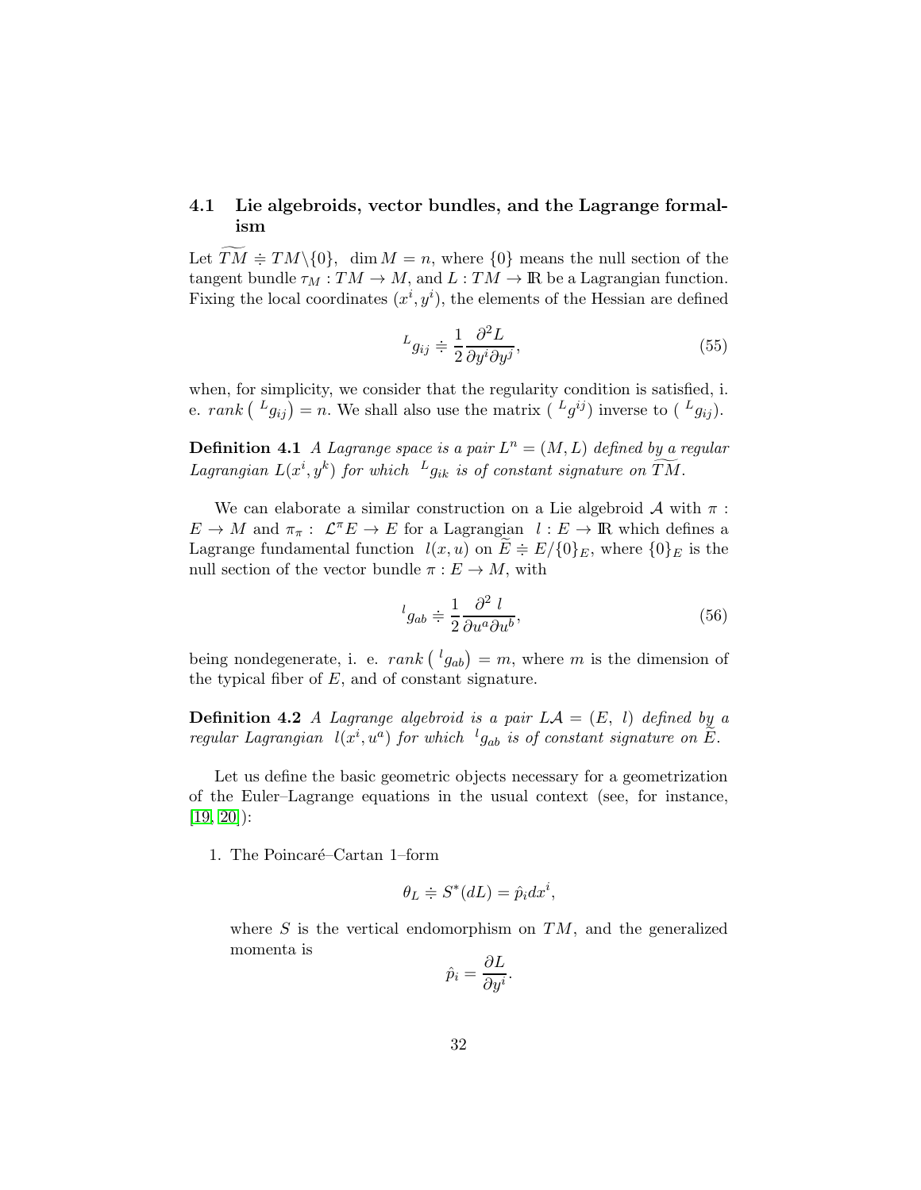### 4.1 Lie algebroids, vector bundles, and the Lagrange formalism

Let $\widetilde{TM} \doteqdot TM \backslash \{0\}, \ \dim M = n$, where $\{0\}$ means the null section of the tangent bundle $\tau_M : TM \to M$, and $L : TM \to \mathbb{R}$ be a Lagrangian function. Fixing the local coordinates $(x^i, y^i)$, the elements of the Hessian are defined

$$
{}^L g_{ij} \doteqdot \frac{1}{2} \frac{\partial^2 L}{\partial y^i \partial y^j}, \tag{55}
$$

when, for simplicity, we consider that the regularity condition is satisfied, i. e. $rank\left( {}^L g_{ij} \right) = n$. We shall also use the matrix $( {}^L g^{ij})$ inverse to $( {}^L g_{ij})$.

**Definition 4.1** *A Lagrange space is a pair $L^n = (M, L)$ defined by a regular Lagrangian $L(x^i, y^k)$ for which ${}^L g_{ik}$ is of constant signature on $\widetilde{TM}$.*

We can elaborate a similar construction on a Lie algebroid $\mathcal{A}$ with $\pi : E \to M$ and $\pi_\pi : \mathcal{L}^\pi E \to E$ for a Lagrangian $l : E \to \mathbb{R}$ which defines a Lagrange fundamental function $l(x, u)$ on $\widetilde{E} \doteqdot E/\{0\}_E$, where $\{0\}_E$ is the null section of the vector bundle $\pi : E \to M$, with

$$
{}^l g_{ab} \doteqdot \frac{1}{2} \frac{\partial^2 \ l}{\partial u^a \partial u^b}, \tag{56}
$$

being nondegenerate, i. e. $rank\left( {}^l g_{ab} \right) = m$, where $m$ is the dimension of the typical fiber of $E$, and of constant signature.

**Definition 4.2** *A Lagrange algebroid is a pair $L\mathcal{A} = (E, \ l)$ defined by a regular Lagrangian $l(x^i, u^a)$ for which ${}^l g_{ab}$ is of constant signature on $\widetilde{E}$.*

Let us define the basic geometric objects necessary for a geometrization of the Euler–Lagrange equations in the usual context (see, for instance, [19, 20]):

1. The Poincaré–Cartan 1–form

$$
\theta_L \doteqdot S^*(dL) = \hat{p}_i dx^i,
$$

where $S$ is the vertical endomorphism on $TM$, and the generalized momenta is

$$
\hat{p}_i = \frac{\partial L}{\partial y^i}.
$$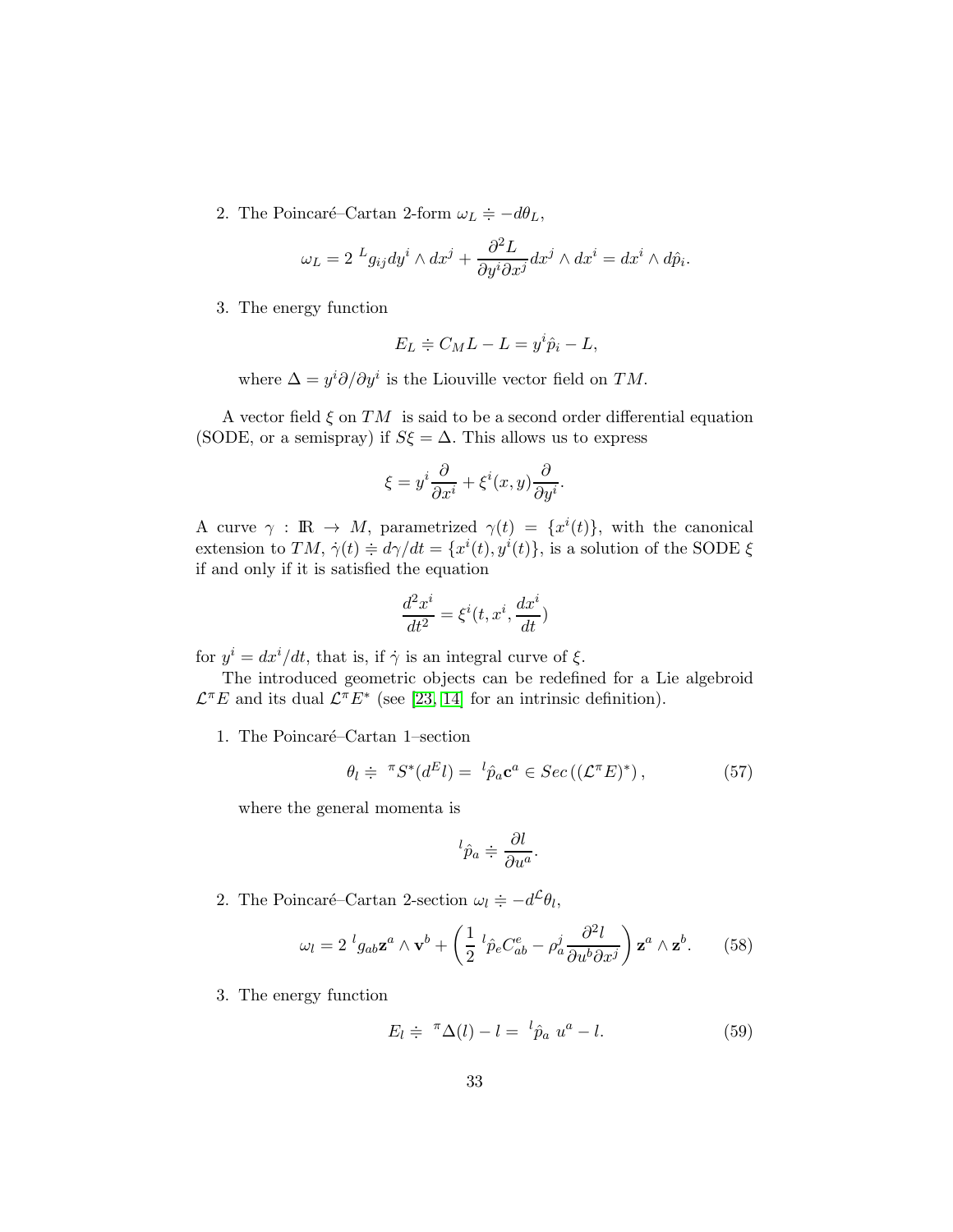2. The Poincaré–Cartan 2-form $\omega_L \doteqdot -d\theta_L$,

$$\omega_L = 2\ {}^{L}g_{ij} dy^i \wedge dx^j + \frac{\partial^2 L}{\partial y^i \partial x^j} dx^j \wedge dx^i = dx^i \wedge d\hat{p}_i.$$

3. The energy function

$$E_L \doteqdot C_M L - L = y^i \hat{p}_i - L,$$

where $\Delta = y^i \partial/\partial y^i$ is the Liouville vector field on $TM$.

A vector field $\xi$ on $TM$ is said to be a second order differential equation (SODE, or a semispray) if $S\xi = \Delta$. This allows us to express

$$\xi = y^i \frac{\partial}{\partial x^i} + \xi^i(x,y) \frac{\partial}{\partial y^i}.$$

A curve $\gamma : \mathbb{R} \to M$, parametrized $\gamma(t) = \{x^i(t)\}$, with the canonical extension to $TM$, $\dot{\gamma}(t) \doteqdot d\gamma/dt = \{x^i(t), y^i(t)\}$, is a solution of the SODE $\xi$ if and only if it is satisfied the equation

$$\frac{d^2 x^i}{dt^2} = \xi^i(t, x^i, \frac{dx^i}{dt})$$

for $y^i = dx^i/dt$, that is, if $\dot{\gamma}$ is an integral curve of $\xi$.

The introduced geometric objects can be redefined for a Lie algebroid $\mathcal{L}^\pi E$ and its dual $\mathcal{L}^\pi E^*$ (see [23, 14] for an intrinsic definition).

1. The Poincaré–Cartan 1–section

$$\theta_l \doteqdot {}^{\pi}S^*(d^E l) = {}^{l}\hat{p}_a \mathbf{c}^a \in Sec\left((\mathcal{L}^\pi E)^*\right), \tag{57}$$

where the general momenta is

$${}^{l}\hat{p}_a \doteqdot \frac{\partial l}{\partial u^a}.$$

2. The Poincaré–Cartan 2-section $\omega_l \doteqdot -d^{\mathcal{L}}\theta_l$,

$$\omega_l = 2\ {}^{l}g_{ab} \mathbf{z}^a \wedge \mathbf{v}^b + \left( \frac{1}{2}\ {}^{l}\hat{p}_e C^e_{ab} - \rho^j_a \frac{\partial^2 l}{\partial u^b \partial x^j} \right) \mathbf{z}^a \wedge \mathbf{z}^b. \tag{58}$$

3. The energy function

$$E_l \doteqdot {}^{\pi}\Delta(l) - l = {}^{l}\hat{p}_a\ u^a - l. \tag{59}$$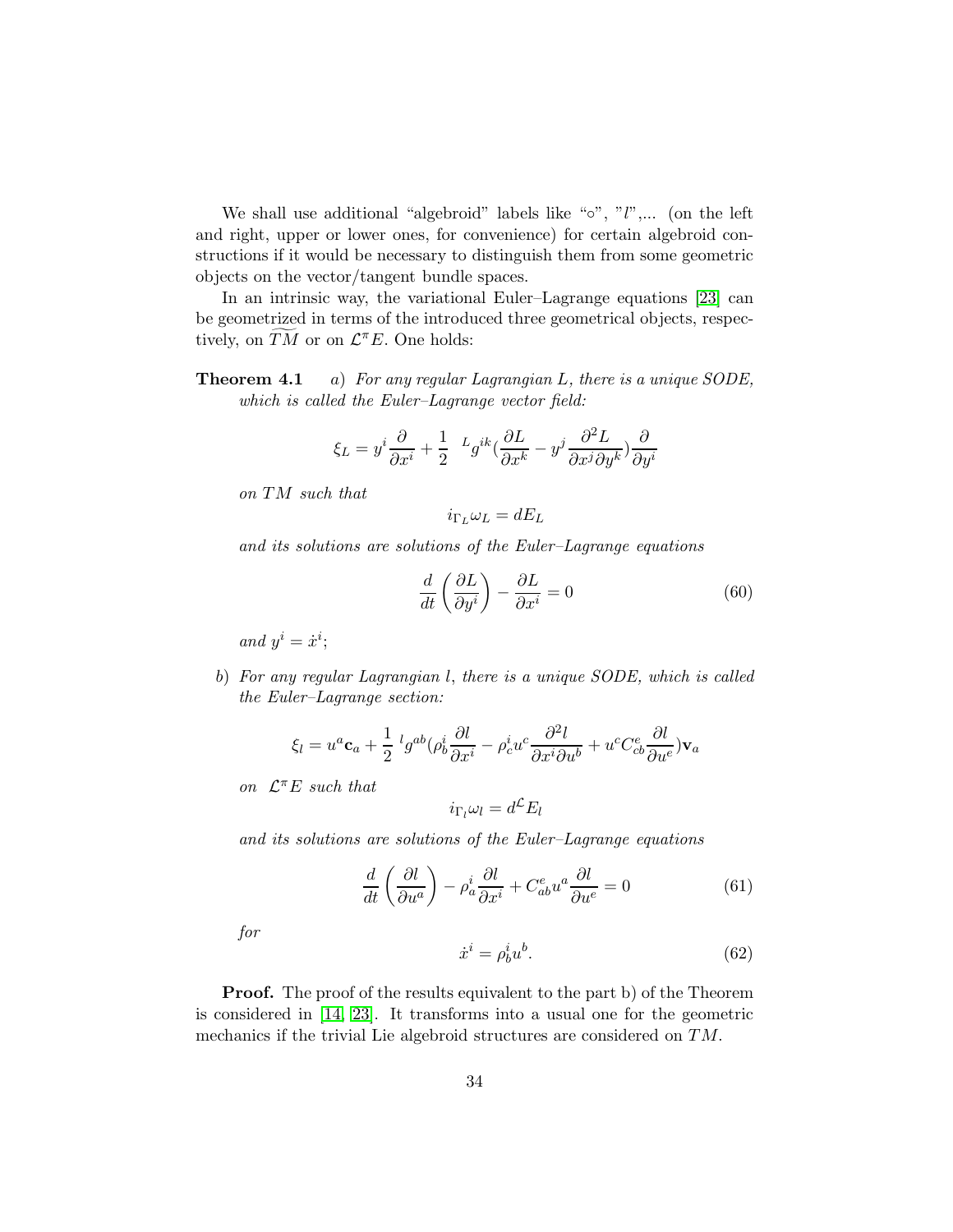We shall use additional "algebroid" labels like "◦", "$l$",... (on the left and right, upper or lower ones, for convenience) for certain algebroid constructions if it would be necessary to distinguish them from some geometric objects on the vector/tangent bundle spaces.

In an intrinsic way, the variational Euler–Lagrange equations [23] can be geometrized in terms of the introduced three geometrical objects, respectively, on $\widetilde{TM}$ or on $\mathcal{L}^{\pi}E$. One holds:

**Theorem 4.1** *a) For any regular Lagrangian $L$, there is a unique SODE, which is called the Euler–Lagrange vector field:*

$$\xi_L = y^i \frac{\partial}{\partial x^i} + \frac{1}{2} \ {}^{L}g^{ik} \left( \frac{\partial L}{\partial x^k} - y^j \frac{\partial^2 L}{\partial x^j \partial y^k} \right) \frac{\partial}{\partial y^i}$$

*on $TM$ such that*

$$i_{\Gamma_L} \omega_L = dE_L$$

*and its solutions are solutions of the Euler–Lagrange equations*

$$\frac{d}{dt}\left(\frac{\partial L}{\partial y^i}\right) - \frac{\partial L}{\partial x^i} = 0 \tag{60}$$

*and $y^i = \dot{x}^i$;*

*b) For any regular Lagrangian $l$, there is a unique SODE, which is called the Euler–Lagrange section:*

$$\xi_l = u^a \mathbf{c}_a + \frac{1}{2} \ {}^{l}g^{ab} \left( \rho^i_b \frac{\partial l}{\partial x^i} - \rho^i_c u^c \frac{\partial^2 l}{\partial x^i \partial u^b} + u^c C^e_{cb} \frac{\partial l}{\partial u^e} \right) \mathbf{v}_a$$

*on $\mathcal{L}^{\pi}E$ such that*

$$i_{\Gamma_l} \omega_l = d^{\mathcal{L}} E_l$$

*and its solutions are solutions of the Euler–Lagrange equations*

$$\frac{d}{dt}\left(\frac{\partial l}{\partial u^a}\right) - \rho^i_a \frac{\partial l}{\partial x^i} + C^e_{ab} u^a \frac{\partial l}{\partial u^e} = 0 \tag{61}$$

*for*

$$\dot{x}^i = \rho^i_b u^b. \tag{62}$$

**Proof.** The proof of the results equivalent to the part b) of the Theorem is considered in [14, 23]. It transforms into a usual one for the geometric mechanics if the trivial Lie algebroid structures are considered on $TM$.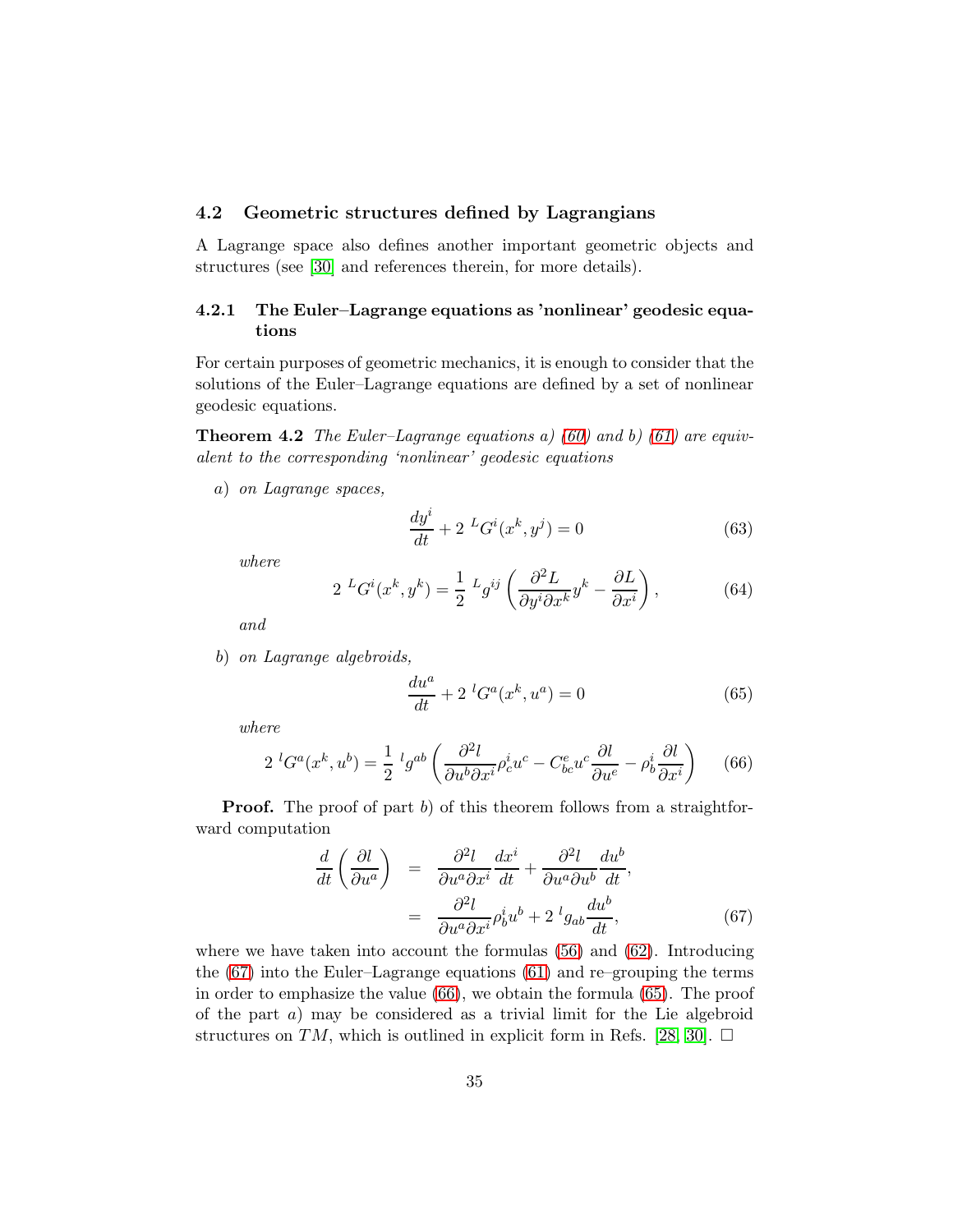### 4.2 Geometric structures defined by Lagrangians

A Lagrange space also defines another important geometric objects and structures (see [30] and references therein, for more details).

#### 4.2.1 The Euler–Lagrange equations as 'nonlinear' geodesic equations

For certain purposes of geometric mechanics, it is enough to consider that the solutions of the Euler–Lagrange equations are defined by a set of nonlinear geodesic equations.

**Theorem 4.2** *The Euler–Lagrange equations a) (60) and b) (61) are equivalent to the corresponding 'nonlinear' geodesic equations*

*a) on Lagrange spaces,*

$$\frac{dy^i}{dt} + 2\ ^L G^i(x^k, y^j) = 0 \tag{63}$$

*where*

$$2\ ^L G^i(x^k, y^k) = \frac{1}{2}\ ^L g^{ij}\left(\frac{\partial^2 L}{\partial y^i \partial x^k} y^k - \frac{\partial L}{\partial x^i}\right), \tag{64}$$

*and*

*b) on Lagrange algebroids,*

$$\frac{du^a}{dt} + 2\ ^l G^a(x^k, u^a) = 0 \tag{65}$$

*where*

$$2\ ^l G^a(x^k, u^b) = \frac{1}{2}\ ^l g^{ab}\left(\frac{\partial^2 l}{\partial u^b \partial x^i}\rho^i_c u^c - C^e_{bc} u^c \frac{\partial l}{\partial u^e} - \rho^i_b \frac{\partial l}{\partial x^i}\right) \tag{66}$$

**Proof.** The proof of part *b)* of this theorem follows from a straightforward computation

$$\begin{aligned}
\frac{d}{dt}\left(\frac{\partial l}{\partial u^a}\right) &= \frac{\partial^2 l}{\partial u^a \partial x^i}\frac{dx^i}{dt} + \frac{\partial^2 l}{\partial u^a \partial u^b}\frac{du^b}{dt}, \\
&= \frac{\partial^2 l}{\partial u^a \partial x^i}\rho^i_b u^b + 2\ ^l g_{ab}\frac{du^b}{dt},
\end{aligned} \tag{67}$$

where we have taken into account the formulas (56) and (62). Introducing the (67) into the Euler–Lagrange equations (61) and re–grouping the terms in order to emphasize the value (66), we obtain the formula (65). The proof of the part *a)* may be considered as a trivial limit for the Lie algebroid structures on $TM$, which is outlined in explicit form in Refs. [28, 30]. $\square$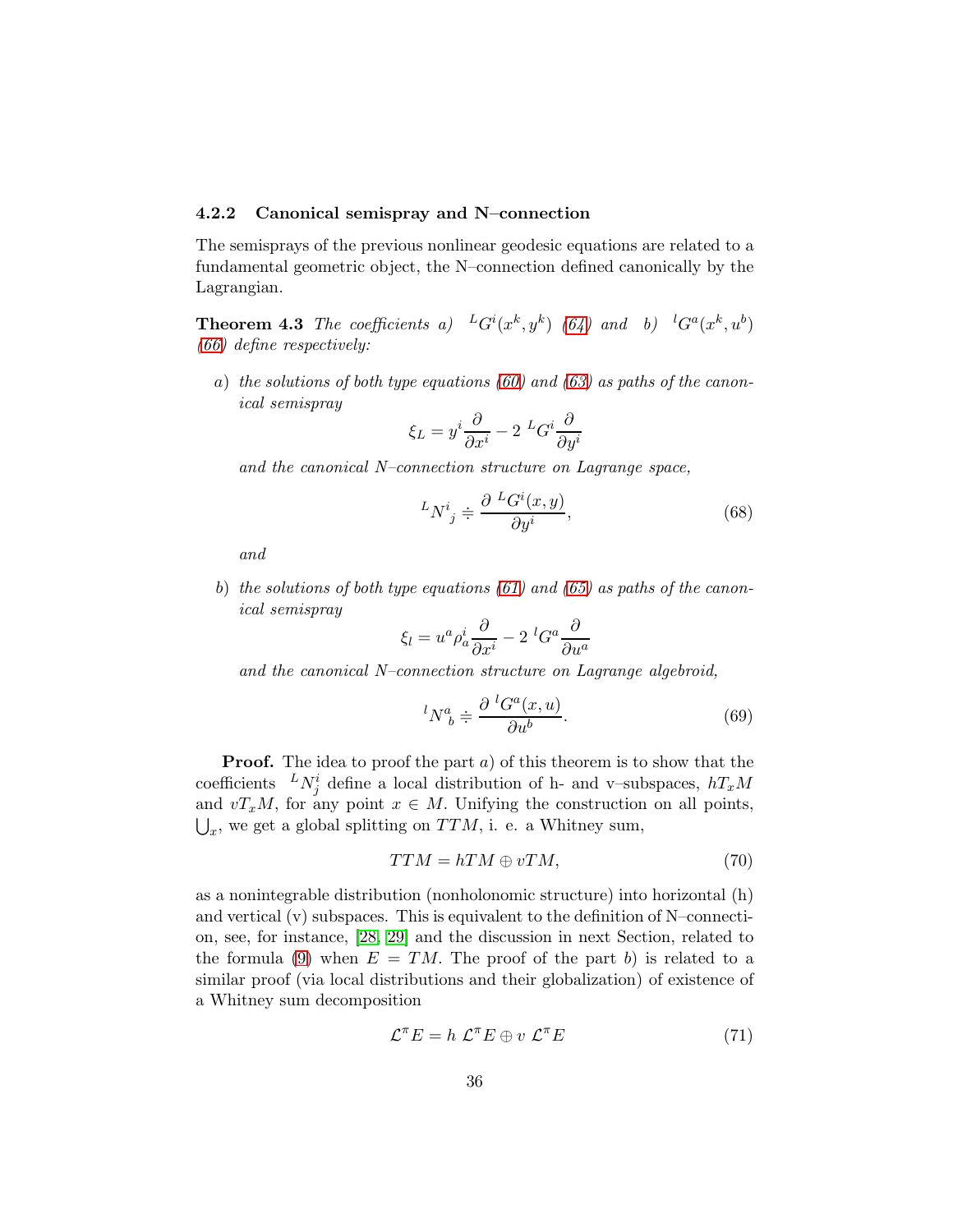#### 4.2.2 Canonical semispray and N–connection

The semisprays of the previous nonlinear geodesic equations are related to a fundamental geometric object, the N–connection defined canonically by the Lagrangian.

**Theorem 4.3** *The coefficients a)* ${}^{L}G^{i}(x^{k},y^{k})$ *(64) and b)* ${}^{l}G^{a}(x^{k},u^{b})$ *(66) define respectively:*

*a) the solutions of both type equations (60) and (63) as paths of the canonical semispray*

$$\xi_L = y^i \frac{\partial}{\partial x^i} - 2\ {}^{L}G^{i}\frac{\partial}{\partial y^i}$$

*and the canonical N–connection structure on Lagrange space,*

$$ {}^{L}N^{i}_{\ j} \doteqdot \frac{\partial\ {}^{L}G^{i}(x,y)}{\partial y^{i}}, \tag{68}$$

*and*

*b) the solutions of both type equations (61) and (65) as paths of the canonical semispray*

$$\xi_l = u^a \rho^i_a \frac{\partial}{\partial x^i} - 2\ {}^{l}G^{a}\frac{\partial}{\partial u^a}$$

*and the canonical N–connection structure on Lagrange algebroid,*

$$ {}^{l}N^{a}_{\ b} \doteqdot \frac{\partial\ {}^{l}G^{a}(x,u)}{\partial u^{b}}. \tag{69}$$

**Proof.** The idea to proof the part $a)$ of this theorem is to show that the coefficients ${}^{L}N^{i}_{j}$ define a local distribution of h- and v–subspaces, $hT_xM$ and $vT_xM$, for any point $x \in M$. Unifying the construction on all points, $\bigcup_x$, we get a global splitting on $TTM$, i. e. a Whitney sum,

$$TTM = hTM \oplus vTM, \tag{70}$$

as a nonintegrable distribution (nonholonomic structure) into horizontal (h) and vertical (v) subspaces. This is equivalent to the definition of N–connection, see, for instance, [28, 29] and the discussion in next Section, related to the formula (9) when $E = TM$. The proof of the part $b)$ is related to a similar proof (via local distributions and their globalization) of existence of a Whitney sum decomposition

$$\mathcal{L}^{\pi}E = h\ \mathcal{L}^{\pi}E \oplus v\ \mathcal{L}^{\pi}E \tag{71}$$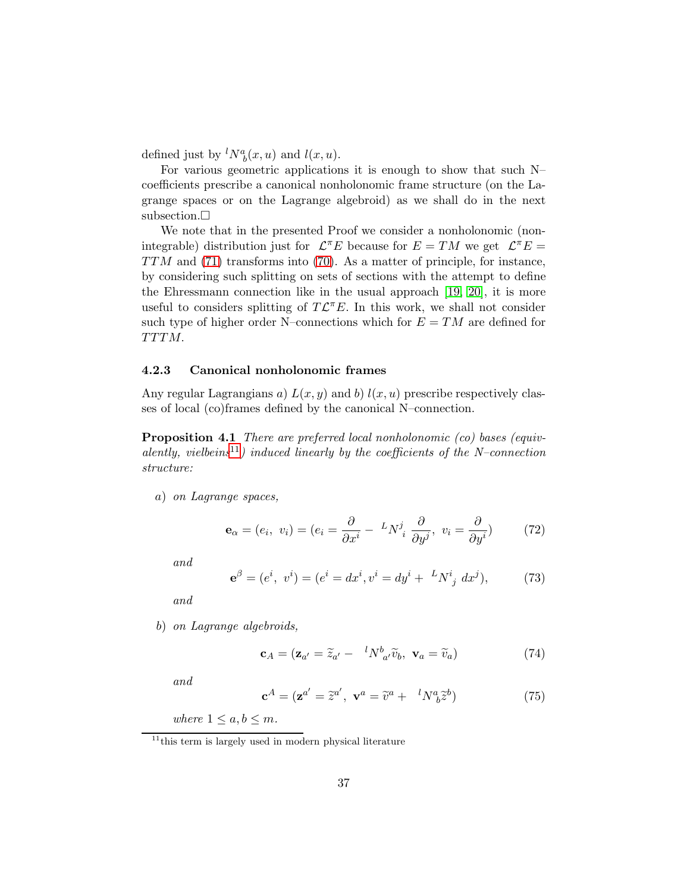defined just by ${}^{l}N^{a}_{b}(x,u)$ and $l(x,u)$.

For various geometric applications it is enough to show that such N–coefficients prescribe a canonical nonholonomic frame structure (on the Lagrange spaces or on the Lagrange algebroid) as we shall do in the next subsection.□

We note that in the presented Proof we consider a nonholonomic (non-integrable) distribution just for $\mathcal{L}^{\pi}E$ because for $E = TM$ we get $\mathcal{L}^{\pi}E = TTM$ and (71) transforms into (70). As a matter of principle, for instance, by considering such splitting on sets of sections with the attempt to define the Ehressmann connection like in the usual approach [19, 20], it is more useful to considers splitting of $T\mathcal{L}^{\pi}E$. In this work, we shall not consider such type of higher order N–connections which for $E = TM$ are defined for $TTTM$.

### 4.2.3 Canonical nonholonomic frames

Any regular Lagrangians *a)* $L(x,y)$ and *b)* $l(x,u)$ prescribe respectively classes of local (co)frames defined by the canonical N–connection.

**Proposition 4.1** *There are preferred local nonholonomic (co) bases (equivalently, vielbeins[11]) induced linearly by the coefficients of the N–connection structure:*

*a) on Lagrange spaces,*

$$\mathbf{e}_{\alpha} = (e_i,\ v_i) = (e_i = \frac{\partial}{\partial x^i} - {}^{L}N^{j}_{\ i}\,\frac{\partial}{\partial y^j},\ v_i = \frac{\partial}{\partial y^i}) \qquad (72)$$

*and*

$$\mathbf{e}^{\beta} = (e^i,\ v^i) = (e^i = dx^i, v^i = dy^i + {}^{L}N^{i}_{\ j}\ dx^j), \qquad (73)$$

*and*

*b) on Lagrange algebroids,*

$$\mathbf{c}_{A} = (\mathbf{z}_{a'} = \widetilde{z}_{a'} - {}^{l}N^{b}_{\ a'}\widetilde{v}_{b},\ \mathbf{v}_{a} = \widetilde{v}_{a}) \qquad (74)$$

*and*

$$\mathbf{c}^{A} = (\mathbf{z}^{a'} = \widetilde{z}^{a'},\ \mathbf{v}^{a} = \widetilde{v}^{a} + {}^{l}N^{a}_{b}\widetilde{z}^{b}) \qquad (75)$$

*where* $1 \leq a, b \leq m$.

[11] this term is largely used in modern physical literature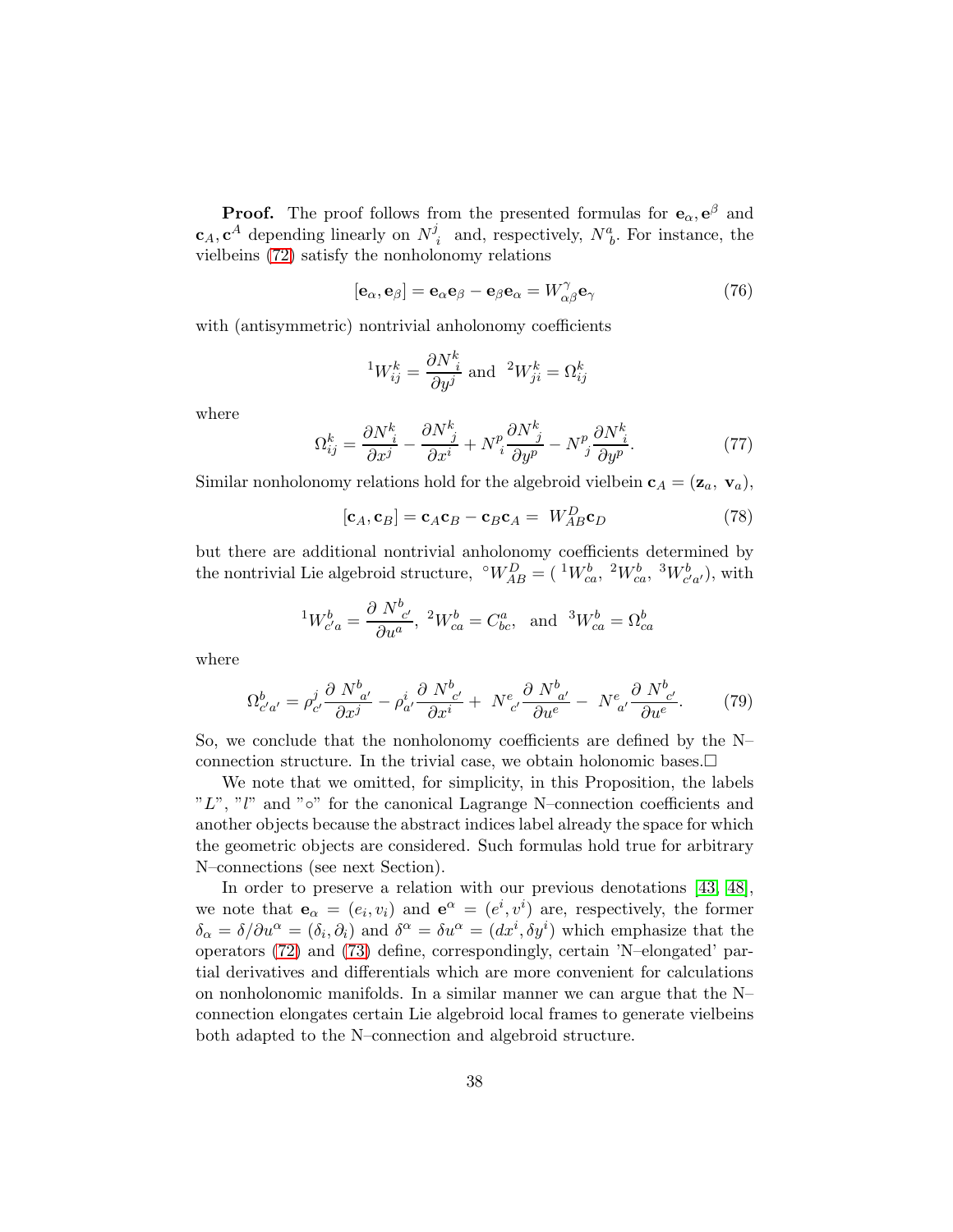**Proof.** The proof follows from the presented formulas for $\mathbf{e}_\alpha, \mathbf{e}^\beta$ and $\mathbf{c}_A, \mathbf{c}^A$ depending linearly on $N_i^j$ and, respectively, $N_b^a$. For instance, the vielbeins (72) satisfy the nonholonomy relations

$$[\mathbf{e}_\alpha, \mathbf{e}_\beta] = \mathbf{e}_\alpha \mathbf{e}_\beta - \mathbf{e}_\beta \mathbf{e}_\alpha = W_{\alpha\beta}^\gamma \mathbf{e}_\gamma \tag{76}$$

with (antisymmetric) nontrivial anholonomy coefficients

$${}^1W_{ij}^k = \frac{\partial N_i^k}{\partial y^j} \text{ and } {}^2W_{ji}^k = \Omega_{ij}^k$$

where

$$\Omega_{ij}^k = \frac{\partial N_i^k}{\partial x^j} - \frac{\partial N_j^k}{\partial x^i} + N_i^p \frac{\partial N_j^k}{\partial y^p} - N_j^p \frac{\partial N_i^k}{\partial y^p}. \tag{77}$$

Similar nonholonomy relations hold for the algebroid vielbein $\mathbf{c}_A = (\mathbf{z}_a, \ \mathbf{v}_a)$,

$$[\mathbf{c}_A, \mathbf{c}_B] = \mathbf{c}_A \mathbf{c}_B - \mathbf{c}_B \mathbf{c}_A = \ W_{AB}^D \mathbf{c}_D \tag{78}$$

but there are additional nontrivial anholonomy coefficients determined by the nontrivial Lie algebroid structure, ${}^\circ W_{AB}^D = ( \ {}^1W_{ca}^b, \ {}^2W_{ca}^b, \ {}^3W_{c'a'}^b)$, with

$${}^1W_{c'a}^b = \frac{\partial \ N_{c'}^b}{\partial u^a}, \ {}^2W_{ca}^b = C_{bc}^a, \ \text{ and } \ {}^3W_{ca}^b = \Omega_{ca}^b$$

where

$$\Omega_{c'a'}^b = \rho_{c'}^j \frac{\partial \ N_{a'}^b}{\partial x^j} - \rho_{a'}^i \frac{\partial \ N_{c'}^b}{\partial x^i} + \ N_{c'}^e \frac{\partial \ N_{a'}^b}{\partial u^e} - \ N_{a'}^e \frac{\partial \ N_{c'}^b}{\partial u^e}. \tag{79}$$

So, we conclude that the nonholonomy coefficients are defined by the N–connection structure. In the trivial case, we obtain holonomic bases.□

We note that we omitted, for simplicity, in this Proposition, the labels "$L$", "$l$" and "$\circ$" for the canonical Lagrange N–connection coefficients and another objects because the abstract indices label already the space for which the geometric objects are considered. Such formulas hold true for arbitrary N–connections (see next Section).

In order to preserve a relation with our previous denotations [43, 48], we note that $\mathbf{e}_\alpha = (e_i, v_i)$ and $\mathbf{e}^\alpha = (e^i, v^i)$ are, respectively, the former $\delta_\alpha = \delta/\partial u^\alpha = (\delta_i, \partial_i)$ and $\delta^\alpha = \delta u^\alpha = (dx^i, \delta y^i)$ which emphasize that the operators (72) and (73) define, correspondingly, certain 'N–elongated' partial derivatives and differentials which are more convenient for calculations on nonholonomic manifolds. In a similar manner we can argue that the N–connection elongates certain Lie algebroid local frames to generate vielbeins both adapted to the N–connection and algebroid structure.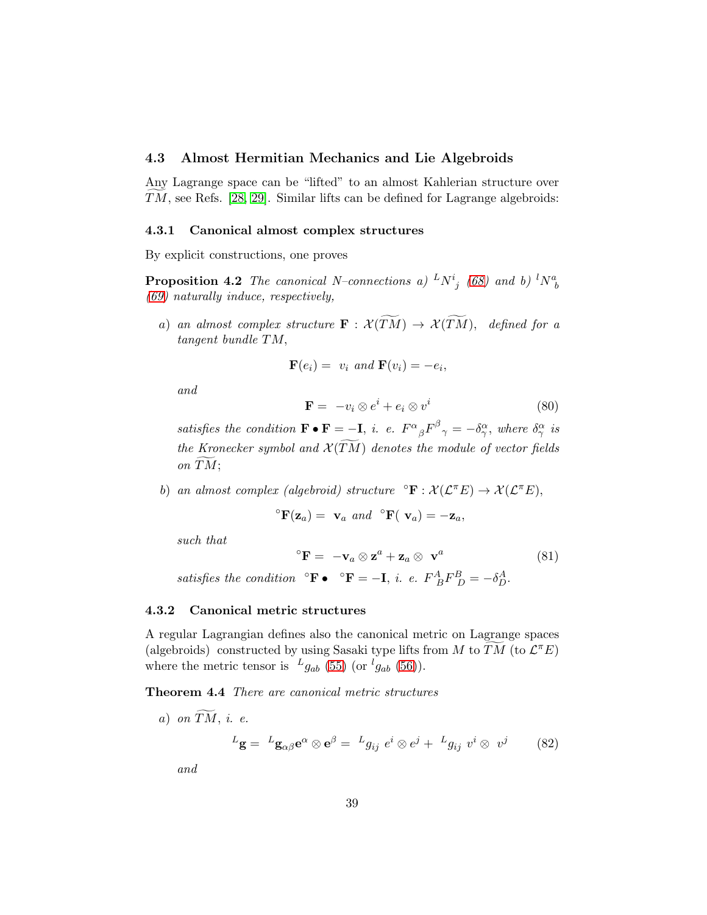### 4.3 Almost Hermitian Mechanics and Lie Algebroids

Any Lagrange space can be "lifted" to an almost Kahlerian structure over $\widetilde{TM}$, see Refs. [28, 29]. Similar lifts can be defined for Lagrange algebroids:

#### 4.3.1 Canonical almost complex structures

By explicit constructions, one proves

**Proposition 4.2** *The canonical N–connections a) ${}^{L}N^{i}_{\ j}$ (68) and b) ${}^{l}N^{a}_{b}$ (69) naturally induce, respectively,*

*a) an almost complex structure $\mathbf{F} : \mathcal{X}(\widetilde{TM}) \rightarrow \mathcal{X}(\widetilde{TM})$, defined for a tangent bundle $TM$,*

$$\mathbf{F}(e_i) = \ v_i \text{ and } \mathbf{F}(v_i) = -e_i,$$

*and*

$$\mathbf{F} = \ -v_i \otimes e^i + e_i \otimes v^i \tag{80}$$

*satisfies the condition $\mathbf{F} \bullet \mathbf{F} = -\mathbf{I}$, i. e. $F^{\alpha}_{\ \beta} F^{\beta}_{\ \gamma} = -\delta^{\alpha}_{\gamma}$, where $\delta^{\alpha}_{\gamma}$ is the Kronecker symbol and $\mathcal{X}(\widetilde{TM})$ denotes the module of vector fields on $\widetilde{TM}$;*

*b) an almost complex (algebroid) structure ${}^{\circ}\mathbf{F} : \mathcal{X}(\mathcal{L}^{\pi}E) \rightarrow \mathcal{X}(\mathcal{L}^{\pi}E)$,*

$${}^{\circ}\mathbf{F}(\mathbf{z}_a) = \ \mathbf{v}_a \text{ and } {}^{\circ}\mathbf{F}(\ \mathbf{v}_a) = -\mathbf{z}_a,$$

*such that*

$${}^{\circ}\mathbf{F} = \ -\mathbf{v}_a \otimes \mathbf{z}^a + \mathbf{z}_a \otimes \ \mathbf{v}^a \tag{81}$$

*satisfies the condition ${}^{\circ}\mathbf{F} \bullet \ {}^{\circ}\mathbf{F} = -\mathbf{I}$, i. e. $F^{A}_{B} F^{B}_{D} = -\delta^{A}_{D}$.*

#### 4.3.2 Canonical metric structures

A regular Lagrangian defines also the canonical metric on Lagrange spaces (algebroids) constructed by using Sasaki type lifts from $M$ to $\widetilde{TM}$ (to $\mathcal{L}^{\pi}E$) where the metric tensor is ${}^{L}g_{ab}$ (55) (or ${}^{l}g_{ab}$ (56)).

**Theorem 4.4** *There are canonical metric structures*

*a) on $\widetilde{TM}$, i. e.*

$${}^{L}\mathbf{g} = \ {}^{L}\mathbf{g}_{\alpha\beta}\mathbf{e}^{\alpha} \otimes \mathbf{e}^{\beta} = \ {}^{L}g_{ij} \ e^i \otimes e^j + \ {}^{L}g_{ij} \ v^i \otimes \ v^j \tag{82}$$

*and*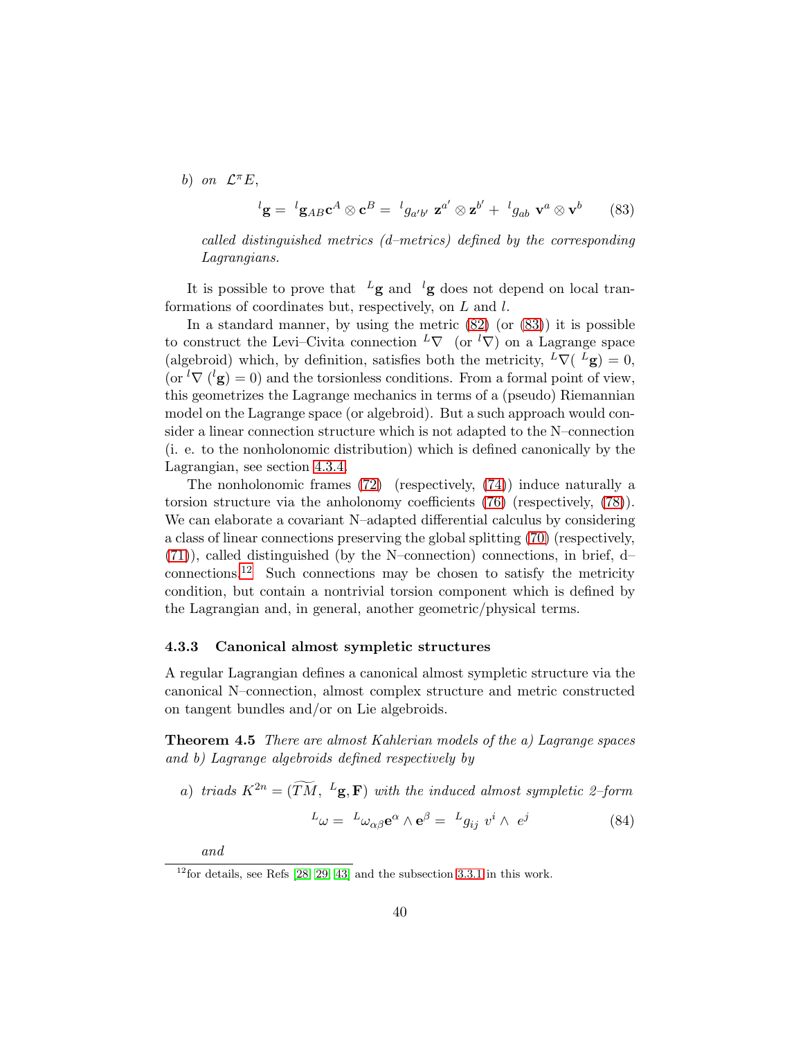*b) on* $\mathcal{L}^{\pi}E$,

$$
{}^{l}\mathbf{g} = {}^{l}\mathbf{g}_{AB}\mathbf{c}^{A}\otimes\mathbf{c}^{B} = {}^{l}g_{a'b'}\ \mathbf{z}^{a'}\otimes\mathbf{z}^{b'} + {}^{l}g_{ab}\ \mathbf{v}^{a}\otimes\mathbf{v}^{b} \qquad (83)
$$

*called distinguished metrics (d–metrics) defined by the corresponding Lagrangians.*

It is possible to prove that ${}^{L}\mathbf{g}$ and ${}^{l}\mathbf{g}$ does not depend on local tranformations of coordinates but, respectively, on $L$ and $l$.

In a standard manner, by using the metric (82) (or (83)) it is possible to construct the Levi–Civita connection ${}^{L}\nabla$ (or ${}^{l}\nabla$) on a Lagrange space (algebroid) which, by definition, satisfies both the metricity, ${}^{L}\nabla({}^{L}\mathbf{g}) = 0$, (or ${}^{l}\nabla\ ({}^{l}\mathbf{g}) = 0$) and the torsionless conditions. From a formal point of view, this geometrizes the Lagrange mechanics in terms of a (pseudo) Riemannian model on the Lagrange space (or algebroid). But a such approach would consider a linear connection structure which is not adapted to the N–connection (i. e. to the nonholonomic distribution) which is defined canonically by the Lagrangian, see section 4.3.4.

The nonholonomic frames (72) (respectively, (74)) induce naturally a torsion structure via the anholonomy coefficients (76) (respectively, (78)). We can elaborate a covariant N–adapted differential calculus by considering a class of linear connections preserving the global splitting (70) (respectively, (71)), called distinguished (by the N–connection) connections, in brief, d–connections.[12] Such connections may be chosen to satisfy the metricity condition, but contain a nontrivial torsion component which is defined by the Lagrangian and, in general, another geometric/physical terms.

### 4.3.3 Canonical almost sympletic structures

A regular Lagrangian defines a canonical almost sympletic structure via the canonical N–connection, almost complex structure and metric constructed on tangent bundles and/or on Lie algebroids.

**Theorem 4.5** *There are almost Kahlerian models of the a) Lagrange spaces and b) Lagrange algebroids defined respectively by*

*a) triads* $K^{2n} = (\widetilde{TM},\ {}^{L}\mathbf{g}, \mathbf{F})$ *with the induced almost sympletic 2–form*

$$
{}^{L}\omega = {}^{L}\omega_{\alpha\beta}\mathbf{e}^{\alpha}\wedge\mathbf{e}^{\beta} = {}^{L}g_{ij}\ v^{i}\wedge\ e^{j} \qquad (84)
$$

*and*

[12] for details, see Refs [28, 29, 43] and the subsection 3.3.1 in this work.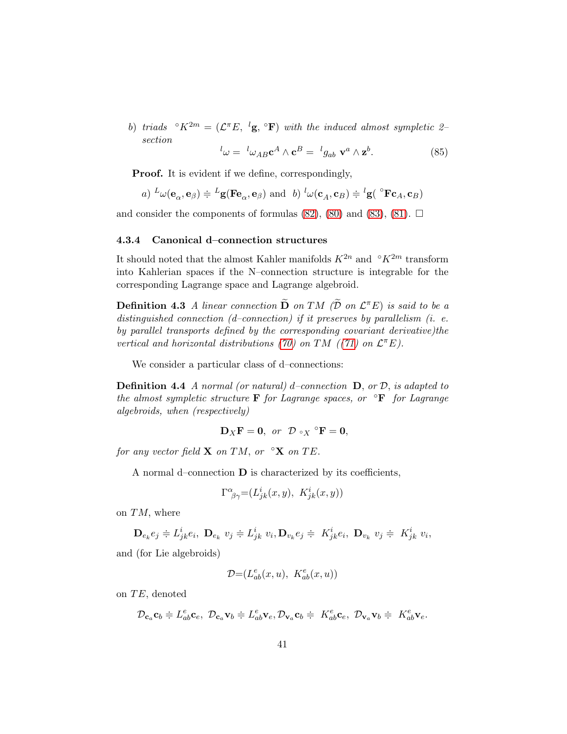*b) triads* $\ ^{\circ}K^{2m} = (\mathcal{L}^{\pi}E,\ ^{l}\mathbf{g},\ ^{\circ}\mathbf{F})$ *with the induced almost sympletic 2–section*

$$^{l}\omega = \ ^{l}\omega_{AB}\mathbf{c}^{A} \wedge \mathbf{c}^{B} = \ ^{l}g_{ab}\ \mathbf{v}^{a} \wedge \mathbf{z}^{b}. \tag{85}$$

**Proof.** It is evident if we define, correspondingly,

$$a)\ ^{L}\omega(\mathbf{e}_{\alpha},\mathbf{e}_{\beta}) \doteqdot \ ^{L}\mathbf{g}(\mathbf{F}\mathbf{e}_{\alpha},\mathbf{e}_{\beta}) \text{ and } b)\ ^{l}\omega(\mathbf{c}_{A},\mathbf{c}_{B}) \doteqdot \ ^{l}\mathbf{g}(\ ^{\circ}\mathbf{F}\mathbf{c}_{A},\mathbf{c}_{B})$$

and consider the components of formulas (82), (80) and (83), (81). □

#### 4.3.4 Canonical d–connection structures

It should noted that the almost Kahler manifolds $K^{2n}$ and $^{\circ}K^{2m}$ transform into Kahlerian spaces if the N–connection structure is integrable for the corresponding Lagrange space and Lagrange algebroid.

**Definition 4.3** *A linear connection* $\widetilde{\mathbf{D}}$ *on* $TM$ *(*$\widetilde{\mathcal{D}}$ *on* $\mathcal{L}^{\pi}E$*) is said to be a distinguished connection (d–connection) if it preserves by parallelism (i. e. by parallel transports defined by the corresponding covariant derivative)the vertical and horizontal distributions (70) on* $TM$ *((71) on* $\mathcal{L}^{\pi}E$*).*

We consider a particular class of d–connections:

**Definition 4.4** *A normal (or natural) d–connection* $\mathbf{D}$*, or* $\mathcal{D}$*, is adapted to the almost sympletic structure* $\mathbf{F}$ *for Lagrange spaces, or* $^{\circ}\mathbf{F}$ *for Lagrange algebroids, when (respectively)*

$$\mathbf{D}_{X}\mathbf{F} = \mathbf{0},\ \text{or}\ \ \mathcal{D}_{\ ^{\circ}X}\ ^{\circ}\mathbf{F} = \mathbf{0},$$

*for any vector field* $\mathbf{X}$ *on* $TM$*, or* $^{\circ}\mathbf{X}$ *on* $TE$*.*

A normal d–connection $\mathbf{D}$ is characterized by its coefficients,

$$\Gamma^{\alpha}_{\ \beta\gamma}=(L^{i}_{jk}(x,y),\ K^{i}_{jk}(x,y))$$

on $TM$, where

$$\mathbf{D}_{e_{k}}e_{j} \doteqdot L^{i}_{jk}e_{i},\ \mathbf{D}_{e_{k}}\ v_{j} \doteqdot L^{i}_{jk}\ v_{i}, \mathbf{D}_{v_{k}}e_{j} \doteqdot\ K^{i}_{jk}e_{i},\ \mathbf{D}_{v_{k}}\ v_{j} \doteqdot\ K^{i}_{jk}\ v_{i},$$

and (for Lie algebroids)

$$\mathcal{D}=(L^{e}_{ab}(x,u),\ K^{e}_{ab}(x,u))$$

on $TE$, denoted

$$\mathcal{D}_{\mathbf{c}_{a}}\mathbf{c}_{b} \doteqdot L^{e}_{ab}\mathbf{c}_{e},\ \mathcal{D}_{\mathbf{c}_{a}}\mathbf{v}_{b} \doteqdot L^{e}_{ab}\mathbf{v}_{e}, \mathcal{D}_{\mathbf{v}_{a}}\mathbf{c}_{b} \doteqdot\ K^{e}_{ab}\mathbf{c}_{e},\ \mathcal{D}_{\mathbf{v}_{a}}\mathbf{v}_{b} \doteqdot\ K^{e}_{ab}\mathbf{v}_{e}.$$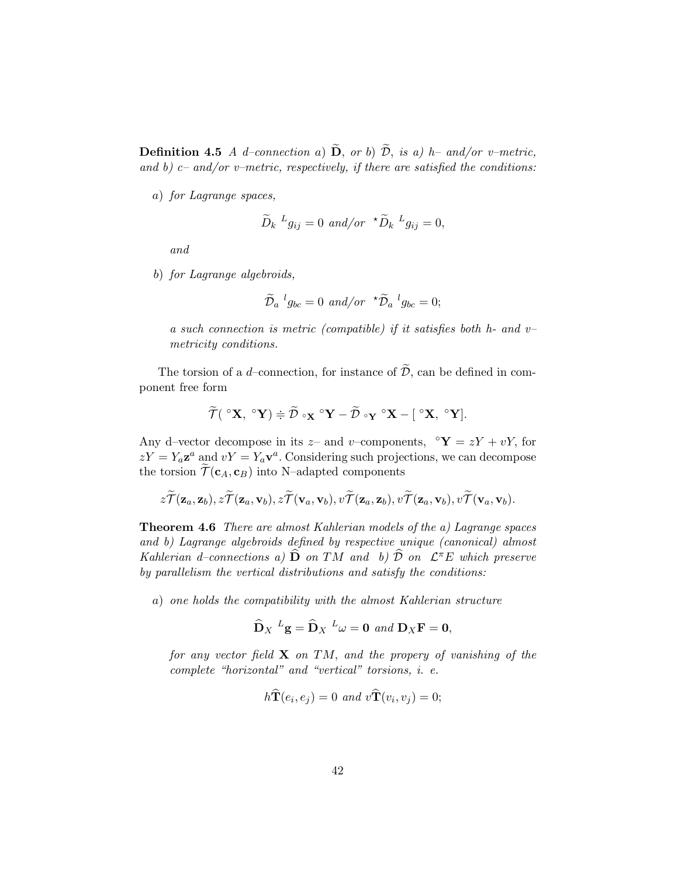**Definition 4.5** *A d–connection a)* $\widetilde{\mathbf{D}}$*, or b)* $\widetilde{\mathcal{D}}$*, is a) h– and/or v–metric, and b) c– and/or v–metric, respectively, if there are satisfied the conditions:*

*a) for Lagrange spaces,*

$$\widetilde{D}_k \ ^L g_{ij} = 0 \text{ and/or } ^\star\widetilde{D}_k \ ^L g_{ij} = 0,$$

*and*

*b) for Lagrange algebroids,*

$$\widetilde{\mathcal{D}}_a \ ^l g_{bc} = 0 \text{ and/or } ^\star\widetilde{\mathcal{D}}_a \ ^l g_{bc} = 0;$$

*a such connection is metric (compatible) if it satisfies both h- and v–metricity conditions.*

The torsion of a $d$–connection, for instance of $\widetilde{\mathcal{D}}$, can be defined in component free form

$$\widetilde{\mathcal{T}}(\ ^\circ\mathbf{X},\ ^\circ\mathbf{Y}) \doteqdot \widetilde{\mathcal{D}}_{\ ^\circ\mathbf{X}}\ ^\circ\mathbf{Y} - \widetilde{\mathcal{D}}_{\ ^\circ\mathbf{Y}}\ ^\circ\mathbf{X} - [\ ^\circ\mathbf{X},\ ^\circ\mathbf{Y}].$$

Any d–vector decompose in its $z$– and $v$–components, $\ ^\circ\mathbf{Y} = zY + vY$, for $zY = Y_a\mathbf{z}^a$ and $vY = Y_a\mathbf{v}^a$. Considering such projections, we can decompose the torsion $\widetilde{\mathcal{T}}(\mathbf{c}_A, \mathbf{c}_B)$ into N–adapted components

$$z\widetilde{\mathcal{T}}(\mathbf{z}_a, \mathbf{z}_b), z\widetilde{\mathcal{T}}(\mathbf{z}_a, \mathbf{v}_b), z\widetilde{\mathcal{T}}(\mathbf{v}_a, \mathbf{v}_b), v\widetilde{\mathcal{T}}(\mathbf{z}_a, \mathbf{z}_b), v\widetilde{\mathcal{T}}(\mathbf{z}_a, \mathbf{v}_b), v\widetilde{\mathcal{T}}(\mathbf{v}_a, \mathbf{v}_b).$$

**Theorem 4.6** *There are almost Kahlerian models of the a) Lagrange spaces and b) Lagrange algebroids defined by respective unique (canonical) almost Kahlerian d–connections a)* $\widehat{\mathbf{D}}$ *on* $TM$ *and b)* $\widehat{\mathcal{D}}$ *on* $\mathcal{L}^\pi E$ *which preserve by parallelism the vertical distributions and satisfy the conditions:*

*a) one holds the compatibility with the almost Kahlerian structure*

$$\widehat{\mathbf{D}}_X \ ^L\mathbf{g} = \widehat{\mathbf{D}}_X \ ^L\omega = \mathbf{0} \text{ and } \mathbf{D}_X\mathbf{F} = \mathbf{0},$$

*for any vector field* $\mathbf{X}$ *on* $TM$*, and the propery of vanishing of the complete "horizontal" and "vertical" torsions, i. e.*

$$h\widehat{\mathbf{T}}(e_i, e_j) = 0 \text{ and } v\widehat{\mathbf{T}}(v_i, v_j) = 0;$$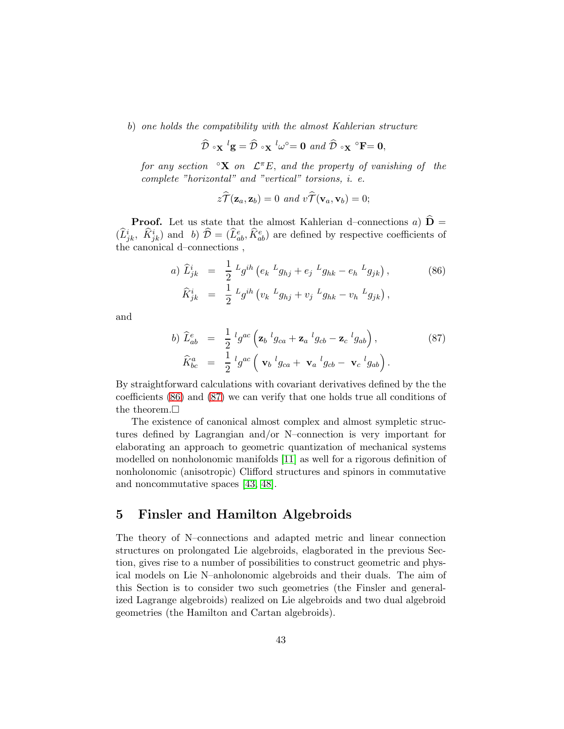$b)$ *one holds the compatibility with the almost Kahlerian structure*

$$\widehat{\mathcal{D}}_{\circ\mathbf{X}}\ {}^{l}\mathbf{g} = \widehat{\mathcal{D}}_{\circ\mathbf{X}}\ {}^{l}\omega^{\circ} = \mathbf{0} \text{ and } \widehat{\mathcal{D}}_{\circ\mathbf{X}}\ {}^{\circ}\mathbf{F} = \mathbf{0},$$

*for any section* ${}^{\circ}\mathbf{X}$ *on* $\mathcal{L}^{\pi}E$*, and the property of vanishing of the complete "horizontal" and "vertical" torsions, i. e.*

$$z\widehat{\mathcal{T}}(\mathbf{z}_a, \mathbf{z}_b) = 0 \text{ and } v\widehat{\mathcal{T}}(\mathbf{v}_a, \mathbf{v}_b) = 0;$$

**Proof.** Let us state that the almost Kahlerian d–connections $a)$ $\widehat{\mathbf{D}} = (\widehat{L}^{i}_{jk},\ \widehat{K}^{i}_{jk})$ and $b)$ $\widehat{\mathcal{D}} = (\widehat{L}^{e}_{ab}, \widehat{K}^{e}_{ab})$ are defined by respective coefficients of the canonical d–connections ,

$$a)\ \widehat{L}^{i}_{jk} = \frac{1}{2}\ {}^{L}g^{ih}\left(e_k\ {}^{L}g_{hj} + e_j\ {}^{L}g_{hk} - e_h\ {}^{L}g_{jk}\right), \quad (86)$$
$$\widehat{K}^{i}_{jk} = \frac{1}{2}\ {}^{L}g^{ih}\left(v_k\ {}^{L}g_{hj} + v_j\ {}^{L}g_{hk} - v_h\ {}^{L}g_{jk}\right),$$

and

$$b)\ \widehat{L}^{e}_{ab} = \frac{1}{2}\ {}^{l}g^{ac}\left(\mathbf{z}_b\ {}^{l}g_{ca} + \mathbf{z}_a\ {}^{l}g_{cb} - \mathbf{z}_c\ {}^{l}g_{ab}\right), \quad (87)$$
$$\widehat{K}^{a}_{bc} = \frac{1}{2}\ {}^{l}g^{ac}\left(\ \mathbf{v}_b\ {}^{l}g_{ca} + \ \mathbf{v}_a\ {}^{l}g_{cb} - \ \mathbf{v}_c\ {}^{l}g_{ab}\right).$$

By straightforward calculations with covariant derivatives defined by the the coefficients (86) and (87) we can verify that one holds true all conditions of the theorem.□

The existence of canonical almost complex and almost sympletic structures defined by Lagrangian and/or N–connection is very important for elaborating an approach to geometric quantization of mechanical systems modelled on nonholonomic manifolds [11] as well for a rigorous definition of nonholonomic (anisotropic) Clifford structures and spinors in commutative and noncommutative spaces [43, 48].

## 5 Finsler and Hamilton Algebroids

The theory of N–connections and adapted metric and linear connection structures on prolongated Lie algebroids, elagborated in the previous Section, gives rise to a number of possibilities to construct geometric and physical models on Lie N–anholonomic algebroids and their duals. The aim of this Section is to consider two such geometries (the Finsler and generalized Lagrange algebroids) realized on Lie algebroids and two dual algebroid geometries (the Hamilton and Cartan algebroids).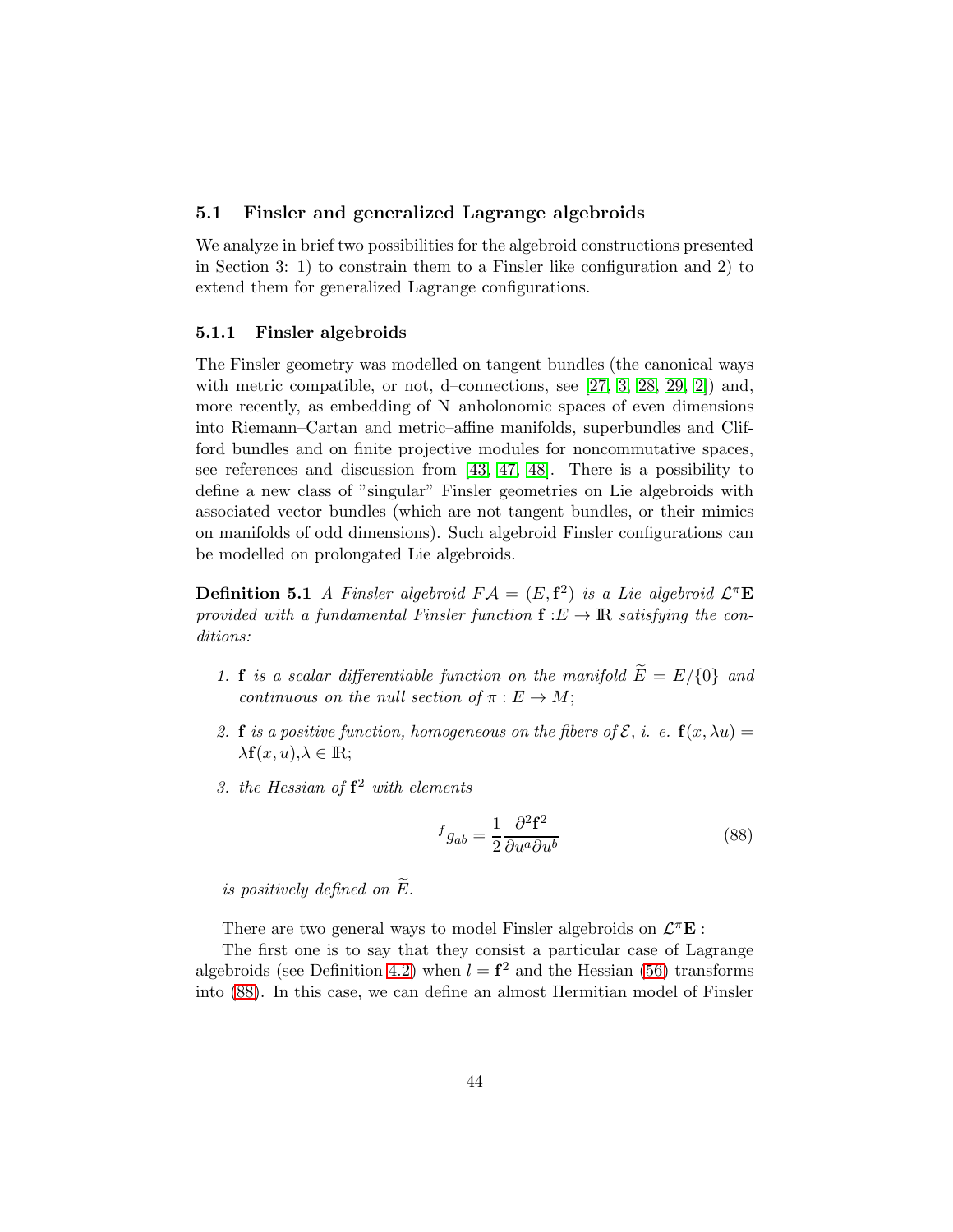## 5.1 Finsler and generalized Lagrange algebroids

We analyze in brief two possibilities for the algebroid constructions presented in Section 3: 1) to constrain them to a Finsler like configuration and 2) to extend them for generalized Lagrange configurations.

### 5.1.1 Finsler algebroids

The Finsler geometry was modelled on tangent bundles (the canonical ways with metric compatible, or not, d–connections, see [27, 3, 28, 29, 2]) and, more recently, as embedding of N–anholonomic spaces of even dimensions into Riemann–Cartan and metric–affine manifolds, superbundles and Clifford bundles and on finite projective modules for noncommutative spaces, see references and discussion from [43, 47, 48]. There is a possibility to define a new class of "singular" Finsler geometries on Lie algebroids with associated vector bundles (which are not tangent bundles, or their mimics on manifolds of odd dimensions). Such algebroid Finsler configurations can be modelled on prolongated Lie algebroids.

**Definition 5.1** *A Finsler algebroid $F\mathcal{A} = (E, \mathbf{f}^2)$ is a Lie algebroid $\mathcal{L}^{\pi}\mathbf{E}$ provided with a fundamental Finsler function $\mathbf{f}: E \to \mathbb{R}$ satisfying the conditions:*

1. *$\mathbf{f}$ is a scalar differentiable function on the manifold $\widetilde{E} = E/\{0\}$ and continuous on the null section of $\pi : E \to M$;*
2. *$\mathbf{f}$ is a positive function, homogeneous on the fibers of $\mathcal{E}$, i. e. $\mathbf{f}(x, \lambda u) = \lambda \mathbf{f}(x, u), \lambda \in \mathbb{R}$;*
3. *the Hessian of $\mathbf{f}^2$ with elements*

$$
{}^{f}g_{ab} = \frac{1}{2} \frac{\partial^2 \mathbf{f}^2}{\partial u^a \partial u^b} \tag{88}
$$

*is positively defined on $\widetilde{E}$.*

There are two general ways to model Finsler algebroids on $\mathcal{L}^{\pi}\mathbf{E}$ :

The first one is to say that they consist a particular case of Lagrange algebroids (see Definition 4.2) when $l = \mathbf{f}^2$ and the Hessian (56) transforms into (88). In this case, we can define an almost Hermitian model of Finsler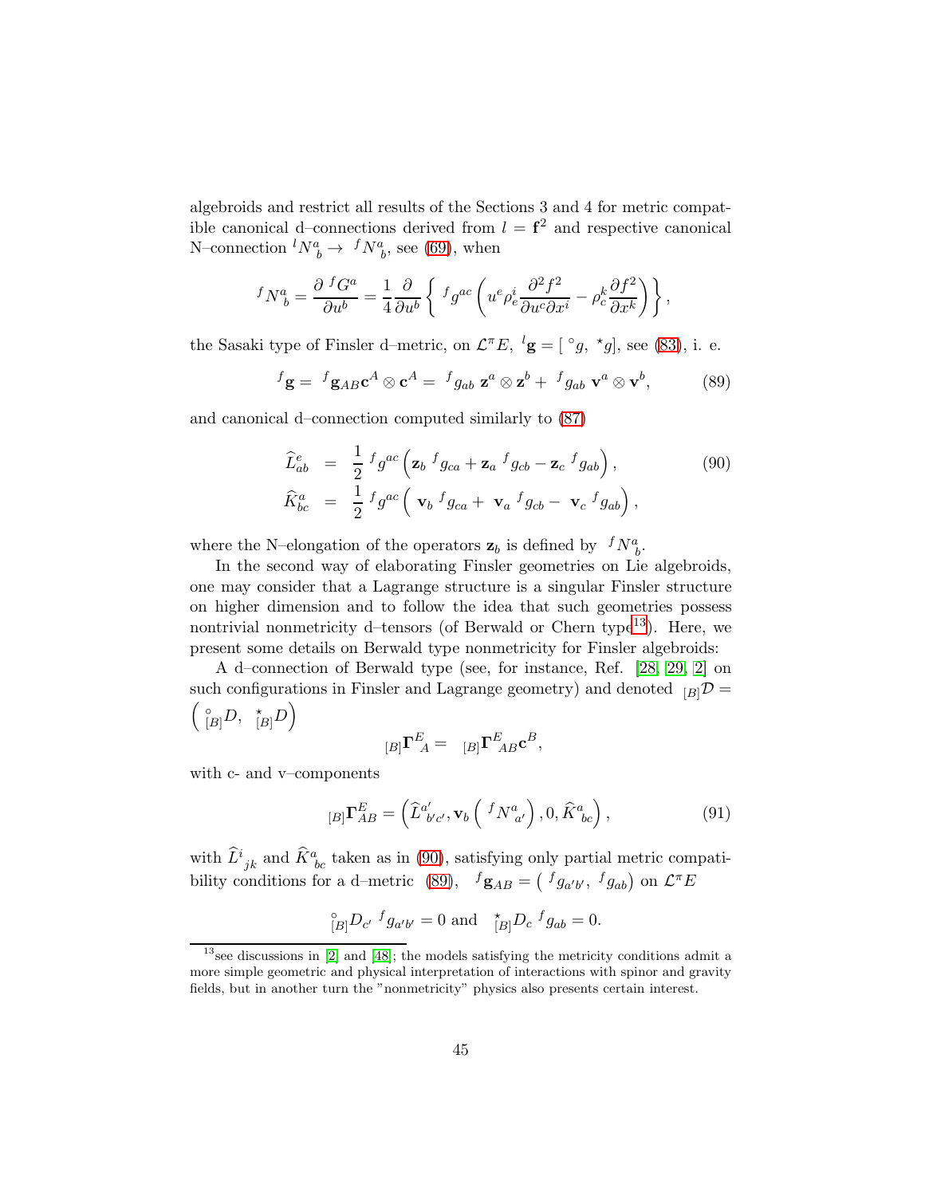algebroids and restrict all results of the Sections 3 and 4 for metric compatible canonical d–connections derived from $l = \mathbf{f}^2$ and respective canonical N–connection ${}^{l}N^{a}_{\ b} \rightarrow {}^{f}N^{a}_{\ b}$, see (69), when

$$
{}^{f}N^{a}_{\ b} = \frac{\partial\, {}^{f}G^{a}}{\partial u^{b}} = \frac{1}{4}\frac{\partial}{\partial u^{b}}\left\{ {}^{f}g^{ac}\left( u^{e}\rho^{i}_{e}\frac{\partial^{2} f^{2}}{\partial u^{c}\partial x^{i}} - \rho^{k}_{c}\frac{\partial f^{2}}{\partial x^{k}}\right)\right\},
$$

the Sasaki type of Finsler d–metric, on $\mathcal{L}^{\pi}E$, ${}^{l}\mathbf{g} = [\,{}^{\circ}g,\ {}^{\star}g]$, see (83), i. e.

$$
{}^{f}\mathbf{g} = {}^{f}\mathbf{g}_{AB}\mathbf{c}^{A}\otimes\mathbf{c}^{A} = {}^{f}g_{ab}\ \mathbf{z}^{a}\otimes\mathbf{z}^{b} + {}^{f}g_{ab}\ \mathbf{v}^{a}\otimes\mathbf{v}^{b}, \tag{89}
$$

and canonical d–connection computed similarly to (87)

$$
\begin{aligned}
\widehat{L}^{e}_{ab} &= \frac{1}{2}\,{}^{f}g^{ac}\left(\mathbf{z}_{b}\,{}^{f}g_{ca} + \mathbf{z}_{a}\,{}^{f}g_{cb} - \mathbf{z}_{c}\,{}^{f}g_{ab}\right), \\
\widehat{K}^{a}_{bc} &= \frac{1}{2}\,{}^{f}g^{ac}\left(\mathbf{v}_{b}\,{}^{f}g_{ca} + \mathbf{v}_{a}\,{}^{f}g_{cb} - \mathbf{v}_{c}\,{}^{f}g_{ab}\right),
\end{aligned} \tag{90}
$$

where the N–elongation of the operators $\mathbf{z}_{b}$ is defined by ${}^{f}N^{a}_{\ b}$.

In the second way of elaborating Finsler geometries on Lie algebroids, one may consider that a Lagrange structure is a singular Finsler structure on higher dimension and to follow the idea that such geometries possess nontrivial nonmetricity d–tensors (of Berwald or Chern type[13]). Here, we present some details on Berwald type nonmetricity for Finsler algebroids:

A d–connection of Berwald type (see, for instance, Ref. [28, 29, 2] on such configurations in Finsler and Lagrange geometry) and denoted ${}_{[B]}\mathcal{D} = \left({}^{\circ}_{[B]}D,\ {}^{\star}_{[B]}D\right)$

$$
{}_{[B]}\mathbf{\Gamma}^{E}_{\ A} = {}_{[B]}\mathbf{\Gamma}^{E}_{\ AB}\mathbf{c}^{B},
$$

with c- and v–components

$$
{}_{[B]}\mathbf{\Gamma}^{E}_{AB} = \left(\widehat{L}^{a'}_{\ b'c'}, \mathbf{v}_{b}\left({}^{f}N^{a}_{\ a'}\right), 0, \widehat{K}^{a}_{\ bc}\right), \tag{91}
$$

with $\widehat{L}^{i}_{\ jk}$ and $\widehat{K}^{a}_{\ bc}$ taken as in (90), satisfying only partial metric compatibility conditions for a d–metric (89), ${}^{f}\mathbf{g}_{AB} = \left({}^{f}g_{a'b'},\ {}^{f}g_{ab}\right)$ on $\mathcal{L}^{\pi}E$

$$
{}^{\circ}_{[B]}D_{c'}\,{}^{f}g_{a'b'} = 0 \text{ and } {}^{\star}_{[B]}D_{c}\,{}^{f}g_{ab} = 0.
$$

---

[13] see discussions in [2] and [48]; the models satisfying the metricity conditions admit a more simple geometric and physical interpretation of interactions with spinor and gravity fields, but in another turn the "nonmetricity" physics also presents certain interest.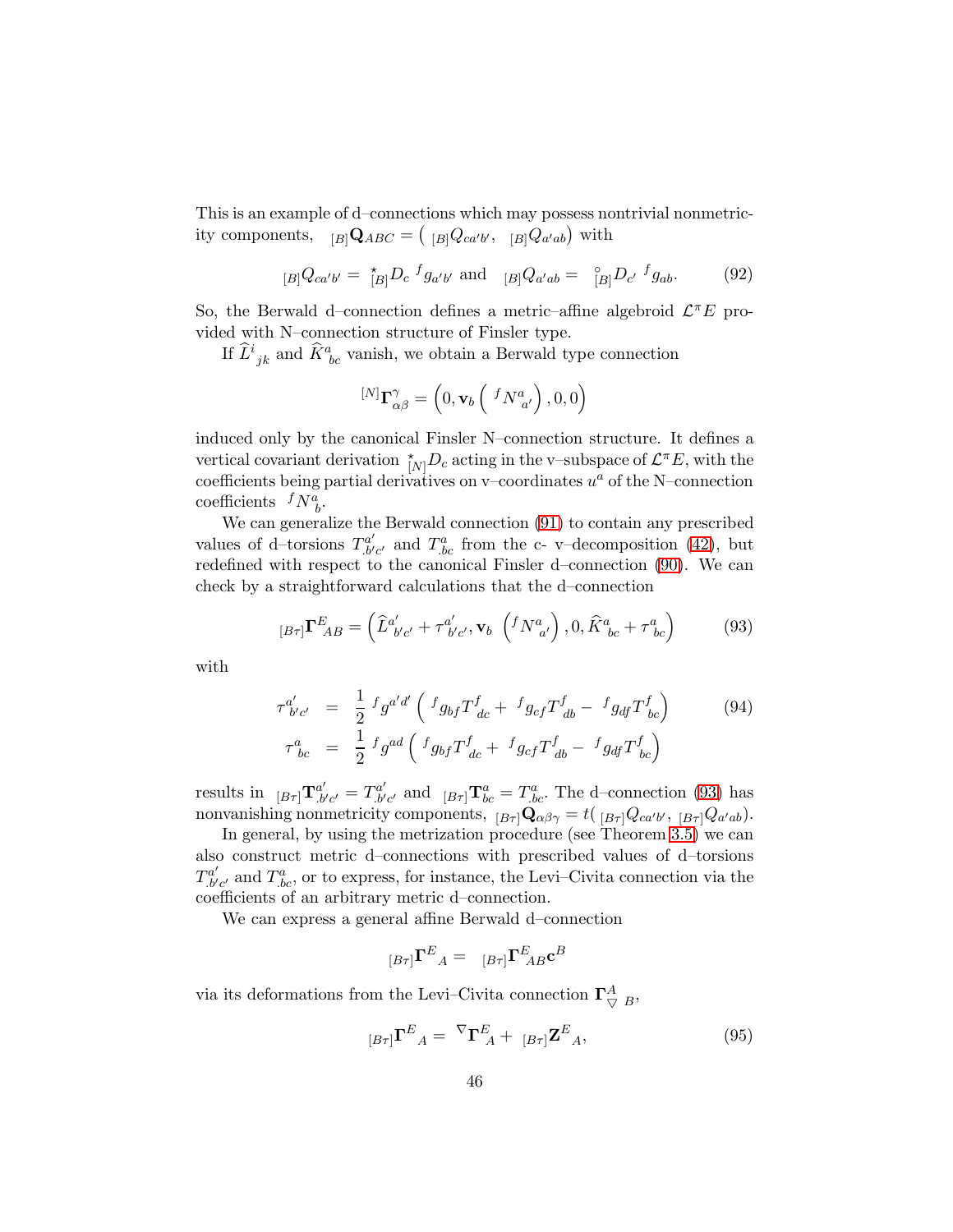This is an example of d–connections which may possess nontrivial nonmetricity components, ${}_{[B]}\mathbf{Q}_{ABC} = \left( {}_{[B]}Q_{ca'b'},\ {}_{[B]}Q_{a'ab} \right)$ with

$$
{}_{[B]}Q_{ca'b'} = {}^{\star}_{[B]}D_c\ {}^{f}g_{a'b'} \text{ and } {}_{[B]}Q_{a'ab} = {}^{\circ}_{[B]}D_{c'}\ {}^{f}g_{ab}. \tag{92}
$$

So, the Berwald d–connection defines a metric–affine algebroid $\mathcal{L}^{\pi}E$ provided with N–connection structure of Finsler type.

If $\widehat{L}^{i}{}_{jk}$ and $\widehat{K}^{a}{}_{bc}$ vanish, we obtain a Berwald type connection

$$
{}^{[N]}\mathbf{\Gamma}^{\gamma}_{\alpha\beta} = \left( 0, \mathbf{v}_b \left( {}^{f}N^{a}_{a'} \right), 0, 0 \right)
$$

induced only by the canonical Finsler N–connection structure. It defines a vertical covariant derivation ${}^{\star}_{[N]}D_c$ acting in the v–subspace of $\mathcal{L}^{\pi}E$, with the coefficients being partial derivatives on v–coordinates $u^a$ of the N–connection coefficients ${}^{f}N^{a}_{b}$.

We can generalize the Berwald connection (91) to contain any prescribed values of d–torsions $T^{a'}_{.b'c'}$ and $T^{a}_{.bc}$ from the c- v–decomposition (42), but redefined with respect to the canonical Finsler d–connection (90). We can check by a straightforward calculations that the d–connection

$$
{}_{[B\tau]}\mathbf{\Gamma}^{E}{}_{AB} = \left( \widehat{L}^{a'}{}_{b'c'} + \tau^{a'}{}_{b'c'}, \mathbf{v}_b \left( {}^{f}N^{a}{}_{a'} \right), 0, \widehat{K}^{a}{}_{bc} + \tau^{a}{}_{bc} \right) \tag{93}
$$

with

$$
\begin{aligned}
\tau^{a'}{}_{b'c'} &= \frac{1}{2}\ {}^{f}g^{a'd'} \left( {}^{f}g_{bf}T^{f}_{dc} + {}^{f}g_{cf}T^{f}_{db} - {}^{f}g_{df}T^{f}{}_{bc} \right) \\
\tau^{a}{}_{bc} &= \frac{1}{2}\ {}^{f}g^{ad} \left( {}^{f}g_{bf}T^{f}_{dc} + {}^{f}g_{cf}T^{f}_{db} - {}^{f}g_{df}T^{f}{}_{bc} \right)
\end{aligned} \tag{94}
$$

results in ${}_{[B\tau]}\mathbf{T}^{a'}_{.b'c'} = T^{a'}_{.b'c'}$ and ${}_{[B\tau]}\mathbf{T}^{a}_{bc} = T^{a}_{.bc}$. The d–connection (93) has nonvanishing nonmetricity components, ${}_{[B\tau]}\mathbf{Q}_{\alpha\beta\gamma} = t( {}_{[B\tau]}Q_{ca'b'}, {}_{[B\tau]}Q_{a'ab})$.

In general, by using the metrization procedure (see Theorem 3.5) we can also construct metric d–connections with prescribed values of d–torsions $T^{a'}_{.b'c'}$ and $T^{a}_{.bc}$, or to express, for instance, the Levi–Civita connection via the coefficients of an arbitrary metric d–connection.

We can express a general affine Berwald d–connection

$$
{}_{[B\tau]}\mathbf{\Gamma}^{E}{}_{A} = {}_{[B\tau]}\mathbf{\Gamma}^{E}{}_{AB}\mathbf{c}^{B}
$$

via its deformations from the Levi–Civita connection $\mathbf{\Gamma}^{A}_{\bigtriangledown\ B}$,

$$
{}_{[B\tau]}\mathbf{\Gamma}^{E}{}_{A} = {}^{\nabla}\mathbf{\Gamma}^{E}_{A} + {}_{[B\tau]}\mathbf{Z}^{E}{}_{A}, \tag{95}
$$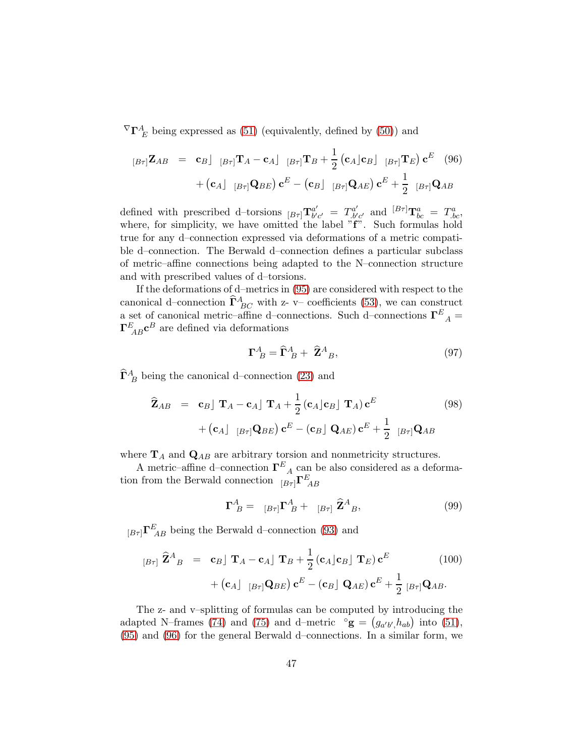${}^{\nabla}\mathbf{\Gamma}^{A}_{\ E}$ being expressed as (51) (equivalently, defined by (50)) and

$$
\begin{aligned}
{}_{[B\tau]}\mathbf{Z}_{AB} &= \mathbf{c}_{B}\rfloor \ {}_{[B\tau]}\mathbf{T}_{A} - \mathbf{c}_{A}\rfloor \ {}_{[B\tau]}\mathbf{T}_{B} + \frac{1}{2}\left(\mathbf{c}_{A}\rfloor \mathbf{c}_{B}\rfloor \ {}_{[B\tau]}\mathbf{T}_{E}\right)\mathbf{c}^{E} \qquad (96)\\
&\quad + \left(\mathbf{c}_{A}\rfloor \ {}_{[B\tau]}\mathbf{Q}_{BE}\right)\mathbf{c}^{E} - \left(\mathbf{c}_{B}\rfloor \ {}_{[B\tau]}\mathbf{Q}_{AE}\right)\mathbf{c}^{E} + \frac{1}{2}\ {}_{[B\tau]}\mathbf{Q}_{AB}
\end{aligned}
$$

defined with prescribed d–torsions ${}_{[B\tau]}\mathbf{T}^{a'}_{b'c'} = T^{a'}_{.b'c'}$ and ${}^{[B\tau]}\mathbf{T}^{a}_{bc} = T^{a}_{.bc}$, where, for simplicity, we have omitted the label "**f**". Such formulas hold true for any d–connection expressed via deformations of a metric compatible d–connection. The Berwald d–connection defines a particular subclass of metric–affine connections being adapted to the N–connection structure and with prescribed values of d–torsions.

If the deformations of d–metrics in (95) are considered with respect to the canonical d–connection $\widehat{\mathbf{\Gamma}}^{A}_{BC}$ with z- v- coefficients (53), we can construct a set of canonical metric–affine d–connections. Such d–connections $\mathbf{\Gamma}^{E}_{\ A} = \mathbf{\Gamma}^{E}_{AB}\mathbf{c}^{B}$ are defined via deformations

$$
\mathbf{\Gamma}^{A}_{\ B} = \widehat{\mathbf{\Gamma}}^{A}_{\ B} + \widehat{\mathbf{Z}}^{A}_{\ B}, \qquad (97)
$$

$\widehat{\mathbf{\Gamma}}^{A}_{\ B}$ being the canonical d–connection (23) and

$$
\begin{aligned}
\widehat{\mathbf{Z}}_{AB} &= \mathbf{c}_{B}\rfloor \ \mathbf{T}_{A} - \mathbf{c}_{A}\rfloor \ \mathbf{T}_{A} + \frac{1}{2}\left(\mathbf{c}_{A}\rfloor \mathbf{c}_{B}\rfloor \ \mathbf{T}_{A}\right)\mathbf{c}^{E} \qquad (98)\\
&\quad + \left(\mathbf{c}_{A}\rfloor \ {}_{[B\tau]}\mathbf{Q}_{BE}\right)\mathbf{c}^{E} - \left(\mathbf{c}_{B}\rfloor \ \mathbf{Q}_{AE}\right)\mathbf{c}^{E} + \frac{1}{2}\ {}_{[B\tau]}\mathbf{Q}_{AB}
\end{aligned}
$$

where $\mathbf{T}_{A}$ and $\mathbf{Q}_{AB}$ are arbitrary torsion and nonmetricity structures.

A metric–affine d–connection $\mathbf{\Gamma}^{E}_{\ A}$ can be also considered as a deformation from the Berwald connection ${}_{[B\tau]}\mathbf{\Gamma}^{E}_{\ AB}$

$$
\mathbf{\Gamma}^{A}_{\ B} = {}_{[B\tau]}\mathbf{\Gamma}^{A}_{\ B} + {}_{[B\tau]}\widehat{\mathbf{Z}}^{A}_{\ B}, \qquad (99)
$$

${}_{[B\tau]}\mathbf{\Gamma}^{E}_{\ AB}$ being the Berwald d–connection (93) and

$$
\begin{aligned}
{}_{[B\tau]}\widehat{\mathbf{Z}}^{A}_{\ B} &= \mathbf{c}_{B}\rfloor \ \mathbf{T}_{A} - \mathbf{c}_{A}\rfloor \ \mathbf{T}_{B} + \frac{1}{2}\left(\mathbf{c}_{A}\rfloor \mathbf{c}_{B}\rfloor \ \mathbf{T}_{E}\right)\mathbf{c}^{E} \qquad (100)\\
&\quad + \left(\mathbf{c}_{A}\rfloor \ {}_{[B\tau]}\mathbf{Q}_{BE}\right)\mathbf{c}^{E} - \left(\mathbf{c}_{B}\rfloor \ \mathbf{Q}_{AE}\right)\mathbf{c}^{E} + \frac{1}{2}\ {}_{[B\tau]}\mathbf{Q}_{AB}.
\end{aligned}
$$

The z- and v–splitting of formulas can be computed by introducing the adapted N–frames (74) and (75) and d–metric ${}^{\circ}\mathbf{g} = \left(g_{a'b'}, h_{ab}\right)$ into (51), (95) and (96) for the general Berwald d–connections. In a similar form, we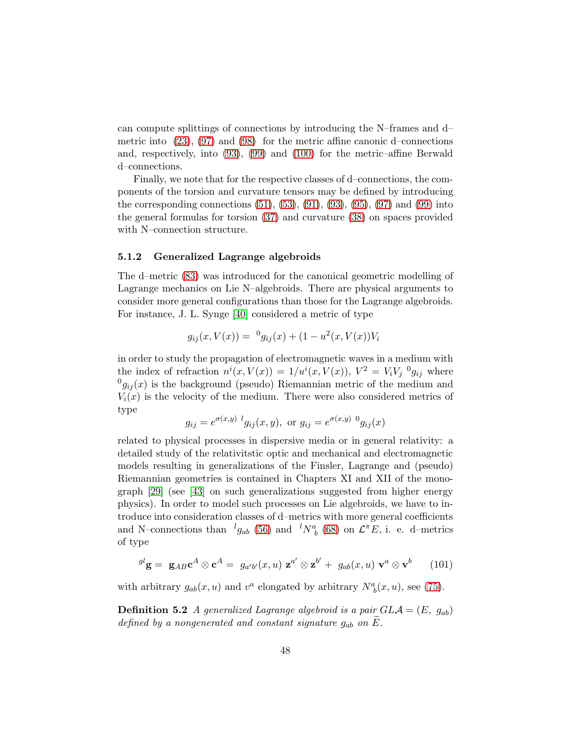can compute splittings of connections by introducing the N–frames and d–metric into (23), (97) and (98) for the metric affine canonic d–connections and, respectively, into (93), (99) and (100) for the metric–affine Berwald d–connections.

Finally, we note that for the respective classes of d–connections, the components of the torsion and curvature tensors may be defined by introducing the corresponding connections (51), (53), (91), (93), (95), (97) and (99) into the general formulas for torsion (37) and curvature (38) on spaces provided with N–connection structure.

### 5.1.2 Generalized Lagrange algebroids

The d–metric (83) was introduced for the canonical geometric modelling of Lagrange mechanics on Lie N–algebroids. There are physical arguments to consider more general configurations than those for the Lagrange algebroids. For instance, J. L. Synge [40] considered a metric of type

$$g_{ij}(x, V(x)) = \ ^{0}g_{ij}(x) + (1 - u^2(x, V(x))V_i$$

in order to study the propagation of electromagnetic waves in a medium with the index of refraction $n^i(x, V(x)) = 1/u^i(x, V(x))$, $V^2 = V_i V_j \ ^{0}g_{ij}$ where $^{0}g_{ij}(x)$ is the background (pseudo) Riemannian metric of the medium and $V_i(x)$ is the velocity of the medium. There were also considered metrics of type

$$g_{ij} = e^{\sigma(x,y)} \ ^{l}g_{ij}(x, y), \text{ or } g_{ij} = e^{\sigma(x,y)} \ ^{0}g_{ij}(x)$$

related to physical processes in dispersive media or in general relativity: a detailed study of the relativitstic optic and mechanical and electromagnetic models resulting in generalizations of the Finsler, Lagrange and (pseudo) Riemannian geometries is contained in Chapters XI and XII of the monograph [29] (see [43] on such generalizations suggested from higher energy physics). In order to model such processes on Lie algebroids, we have to introduce into consideration classes of d–metrics with more general coefficients and N–connections than $^{l}g_{ab}$ (56) and $^{l}N^{a}_{\ b}$ (68) on $\mathcal{L}^{\pi}E$, i. e. d–metrics of type

$$^{gl}\mathbf{g} = \ \mathbf{g}_{AB}\mathbf{c}^{A} \otimes \mathbf{c}^{A} = \ g_{a'b'}(x, u) \ \mathbf{z}^{a'} \otimes \mathbf{z}^{b'} + \ g_{ab}(x, u) \ \mathbf{v}^{a} \otimes \mathbf{v}^{b} \qquad (101)$$

with arbitrary $g_{ab}(x, u)$ and $v^a$ elongated by arbitrary $N^{a}_{b}(x, u)$, see (75).

**Definition 5.2** *A generalized Lagrange algebroid is a pair* $GL\mathcal{A} = (E, \ g_{ab})$ *defined by a nongenerated and constant signature* $g_{ab}$ *on* $\widetilde{E}$.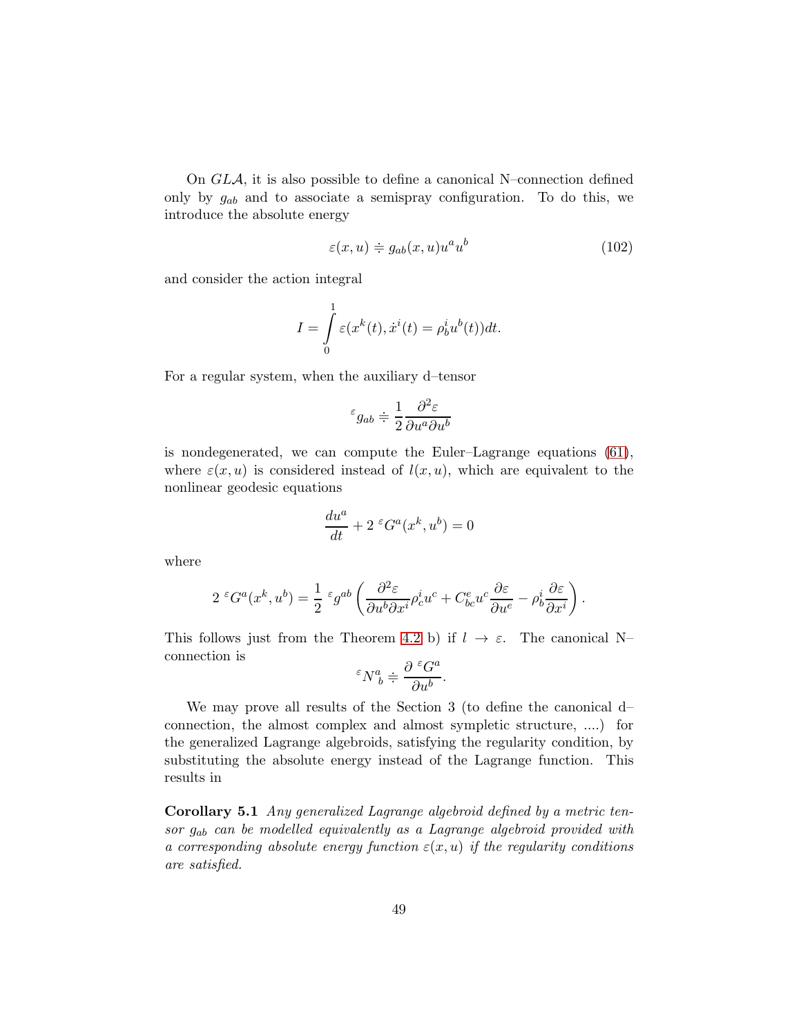On $GL\mathcal{A}$, it is also possible to define a canonical N–connection defined only by $g_{ab}$ and to associate a semispray configuration. To do this, we introduce the absolute energy

$$\varepsilon(x,u) \doteqdot g_{ab}(x,u)u^a u^b \tag{102}$$

and consider the action integral

$$I = \int_0^1 \varepsilon(x^k(t), \dot{x}^i(t) = \rho^i_b u^b(t))dt.$$

For a regular system, when the auxiliary d–tensor

$${}^{\varepsilon}g_{ab} \doteqdot \frac{1}{2}\frac{\partial^2 \varepsilon}{\partial u^a \partial u^b}$$

is nondegenerated, we can compute the Euler–Lagrange equations (61), where $\varepsilon(x,u)$ is considered instead of $l(x,u)$, which are equivalent to the nonlinear geodesic equations

$$\frac{du^a}{dt} + 2\ {}^{\varepsilon}G^a(x^k, u^b) = 0$$

where

$$2\ {}^{\varepsilon}G^a(x^k, u^b) = \frac{1}{2}\ {}^{\varepsilon}g^{ab}\left(\frac{\partial^2 \varepsilon}{\partial u^b \partial x^i}\rho^i_c u^c + C^e_{bc}u^c \frac{\partial \varepsilon}{\partial u^e} - \rho^i_b \frac{\partial \varepsilon}{\partial x^i}\right).$$

This follows just from the Theorem 4.2 b) if $l \to \varepsilon$. The canonical N–connection is

$${}^{\varepsilon}N^a_{\ b} \doteqdot \frac{\partial\ {}^{\varepsilon}G^a}{\partial u^b}.$$

We may prove all results of the Section 3 (to define the canonical d–connection, the almost complex and almost sympletic structure, ....) for the generalized Lagrange algebroids, satisfying the regularity condition, by substituting the absolute energy instead of the Lagrange function. This results in

**Corollary 5.1** *Any generalized Lagrange algebroid defined by a metric tensor $g_{ab}$ can be modelled equivalently as a Lagrange algebroid provided with a corresponding absolute energy function $\varepsilon(x,u)$ if the regularity conditions are satisfied.*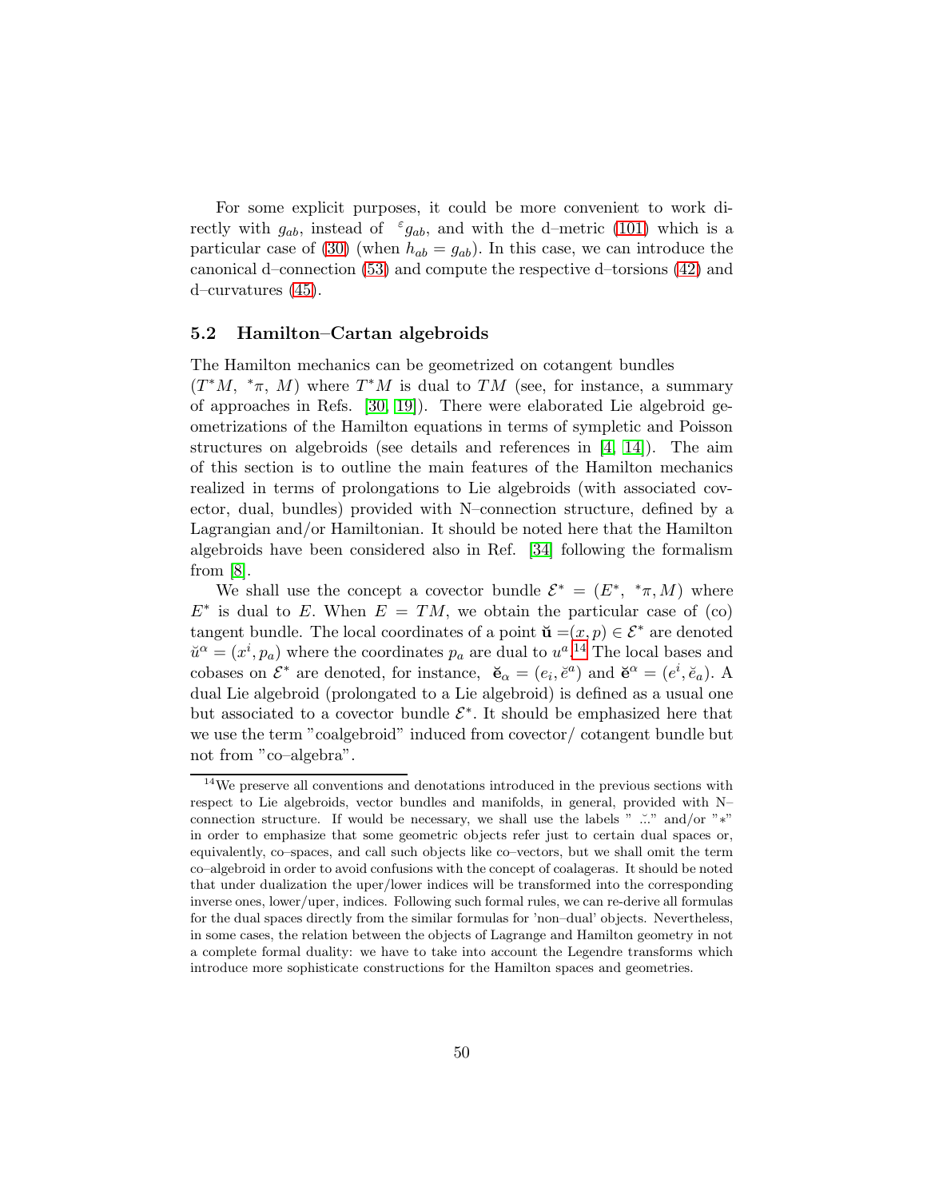For some explicit purposes, it could be more convenient to work directly with $g_{ab}$, instead of ${}^{\varepsilon}g_{ab}$, and with the d–metric (101) which is a particular case of (30) (when $h_{ab} = g_{ab}$). In this case, we can introduce the canonical d–connection (53) and compute the respective d–torsions (42) and d–curvatures (45).

### 5.2 Hamilton–Cartan algebroids

The Hamilton mechanics can be geometrized on cotangent bundles $(T^*M,\ {}^*\pi,\ M)$ where $T^*M$ is dual to $TM$ (see, for instance, a summary of approaches in Refs. [30, 19]). There were elaborated Lie algebroid geometrizations of the Hamilton equations in terms of sympletic and Poisson structures on algebroids (see details and references in [4, 14]). The aim of this section is to outline the main features of the Hamilton mechanics realized in terms of prolongations to Lie algebroids (with associated covector, dual, bundles) provided with N–connection structure, defined by a Lagrangian and/or Hamiltonian. It should be noted here that the Hamilton algebroids have been considered also in Ref. [34] following the formalism from [8].

We shall use the concept a covector bundle $\mathcal{E}^* = (E^*,\ {}^*\pi, M)$ where $E^*$ is dual to $E$. When $E = TM$, we obtain the particular case of (co) tangent bundle. The local coordinates of a point $\breve{\mathbf{u}} = (x, p) \in \mathcal{E}^*$ are denoted $\breve{u}^{\alpha} = (x^i, p_a)$ where the coordinates $p_a$ are dual to $u^a$.[14] The local bases and cobases on $\mathcal{E}^*$ are denoted, for instance, $\breve{\mathbf{e}}_{\alpha} = (e_i, \breve{e}^a)$ and $\breve{\mathbf{e}}^{\alpha} = (e^i, \breve{e}_a)$. A dual Lie algebroid (prolongated to a Lie algebroid) is defined as a usual one but associated to a covector bundle $\mathcal{E}^*$. It should be emphasized here that we use the term "coalgebroid" induced from covector/ cotangent bundle but not from "co–algebra".

[14] We preserve all conventions and denotations introduced in the previous sections with respect to Lie algebroids, vector bundles and manifolds, in general, provided with N–connection structure. If would be necessary, we shall use the labels " $\breve{\ }$" and/or "$*$" in order to emphasize that some geometric objects refer just to certain dual spaces or, equivalently, co–spaces, and call such objects like co–vectors, but we shall omit the term co–algebroid in order to avoid confusions with the concept of coalgeras. It should be noted that under dualization the uper/lower indices will be transformed into the corresponding inverse ones, lower/uper, indices. Following such formal rules, we can re-derive all formulas for the dual spaces directly from the similar formulas for 'non–dual' objects. Nevertheless, in some cases, the relation between the objects of Lagrange and Hamilton geometry in not a complete formal duality: we have to take into account the Legendre transforms which introduce more sophisticate constructions for the Hamilton spaces and geometries.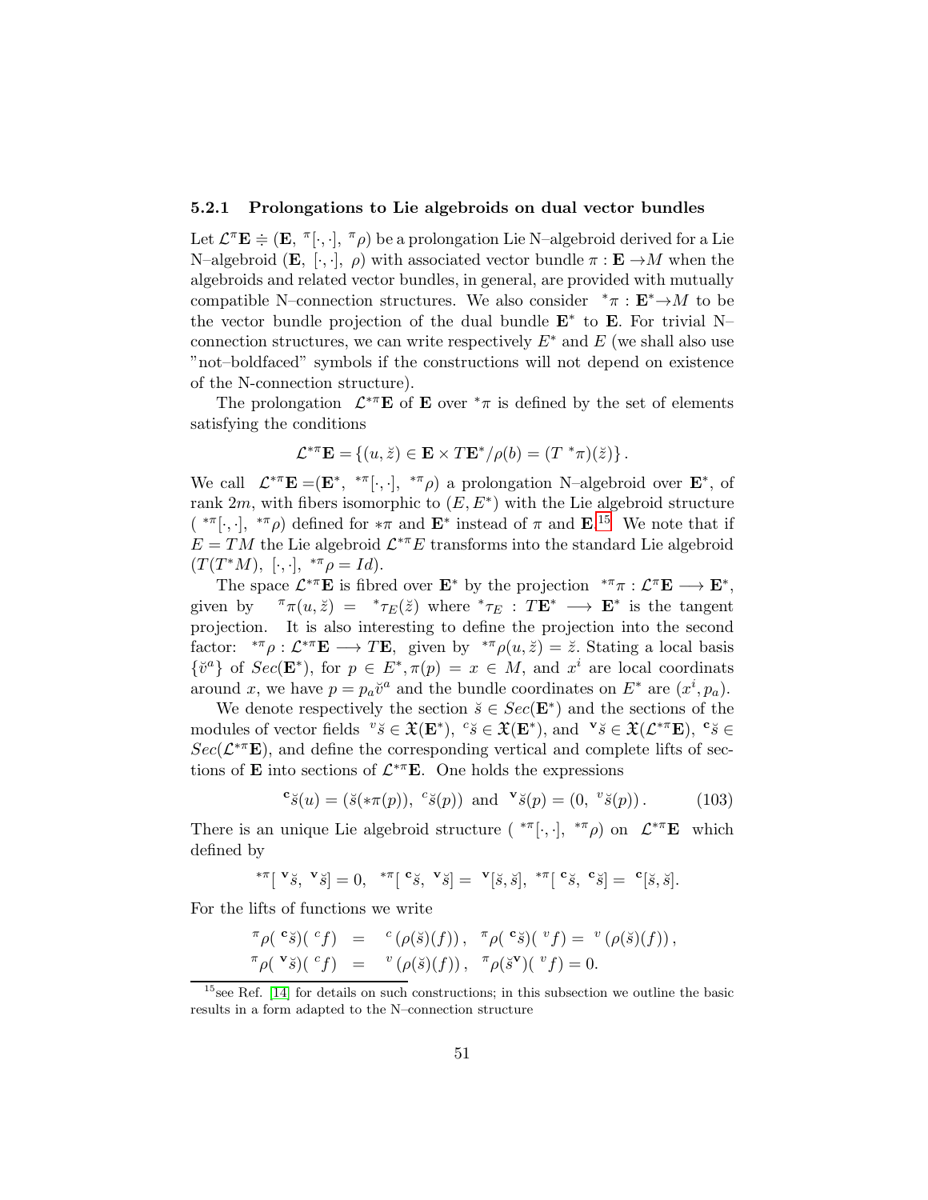#### 5.2.1 Prolongations to Lie algebroids on dual vector bundles

Let $\mathcal{L}^{\pi}\mathbf{E} \doteqdot (\mathbf{E},\ ^{\pi}[\cdot,\cdot],\ ^{\pi}\rho)$ be a prolongation Lie N–algebroid derived for a Lie N–algebroid $(\mathbf{E},\ [\cdot,\cdot],\ \rho)$ with associated vector bundle $\pi : \mathbf{E} \rightarrow M$ when the algebroids and related vector bundles, in general, are provided with mutually compatible N–connection structures. We also consider $\ ^{*}\pi : \mathbf{E}^{*} \rightarrow M$ to be the vector bundle projection of the dual bundle $\mathbf{E}^{*}$ to $\mathbf{E}$. For trivial N–connection structures, we can write respectively $E^{*}$ and $E$ (we shall also use "not–boldfaced" symbols if the constructions will not depend on existence of the N-connection structure).

The prolongation $\mathcal{L}^{*\pi}\mathbf{E}$ of $\mathbf{E}$ over $^{*}\pi$ is defined by the set of elements satisfying the conditions

$$\mathcal{L}^{*\pi}\mathbf{E} = \{(u, \breve{z}) \in \mathbf{E} \times T\mathbf{E}^{*}/\rho(b) = (T\ ^{*}\pi)(\breve{z})\}.$$

We call $\mathcal{L}^{*\pi}\mathbf{E} = (\mathbf{E}^{*},\ ^{*\pi}[\cdot,\cdot],\ ^{*\pi}\rho)$ a prolongation N–algebroid over $\mathbf{E}^{*}$, of rank $2m$, with fibers isomorphic to $(E, E^{*})$ with the Lie algebroid structure $(\ ^{*\pi}[\cdot,\cdot],\ ^{*\pi}\rho)$ defined for $*\pi$ and $\mathbf{E}^{*}$ instead of $\pi$ and $\mathbf{E}$.[15] We note that if $E = TM$ the Lie algebroid $\mathcal{L}^{*\pi}E$ transforms into the standard Lie algebroid $(T(T^{*}M),\ [\cdot,\cdot],\ ^{*\pi}\rho = Id)$.

The space $\mathcal{L}^{*\pi}\mathbf{E}$ is fibred over $\mathbf{E}^{*}$ by the projection $\ ^{*\pi}\pi : \mathcal{L}^{\pi}\mathbf{E} \longrightarrow \mathbf{E}^{*}$, given by $\ ^{\pi}\pi(u, \breve{z}) = \ ^{*}\tau_{E}(\breve{z})$ where $^{*}\tau_{E} : T\mathbf{E}^{*} \longrightarrow \mathbf{E}^{*}$ is the tangent projection. It is also interesting to define the projection into the second factor: $\ ^{*\pi}\rho : \mathcal{L}^{*\pi}\mathbf{E} \longrightarrow T\mathbf{E}$, given by $\ ^{*\pi}\rho(u, \breve{z}) = \breve{z}$. Stating a local basis $\{\breve{v}^{a}\}$ of $Sec(\mathbf{E}^{*})$, for $p \in E^{*}, \pi(p) = x \in M$, and $x^{i}$ are local coordinats around $x$, we have $p = p_{a}\breve{v}^{a}$ and the bundle coordinates on $E^{*}$ are $(x^{i}, p_{a})$.

We denote respectively the section $\breve{s} \in Sec(\mathbf{E}^{*})$ and the sections of the modules of vector fields $\ ^{v}\breve{s} \in \mathfrak{X}(\mathbf{E}^{*})$, $\ ^{c}\breve{s} \in \mathfrak{X}(\mathbf{E}^{*})$, and $\ ^{\mathbf{v}}\breve{s} \in \mathfrak{X}(\mathcal{L}^{*\pi}\mathbf{E})$, $\ ^{\mathbf{c}}\breve{s} \in Sec(\mathcal{L}^{*\pi}\mathbf{E})$, and define the corresponding vertical and complete lifts of sections of $\mathbf{E}$ into sections of $\mathcal{L}^{*\pi}\mathbf{E}$. One holds the expressions

$$\ ^{\mathbf{c}}\breve{s}(u) = (\breve{s}(*\pi(p)),\ ^{c}\breve{s}(p)) \text{ and } \ ^{\mathbf{v}}\breve{s}(p) = (0,\ ^{v}\breve{s}(p)). \quad (103)$$

There is an unique Lie algebroid structure $(\ ^{*\pi}[\cdot,\cdot],\ ^{*\pi}\rho)$ on $\mathcal{L}^{*\pi}\mathbf{E}$ which defined by

$$\ ^{*\pi}[\ ^{\mathbf{v}}\breve{s},\ ^{\mathbf{v}}\breve{s}] = 0,\ \ ^{*\pi}[\ ^{\mathbf{c}}\breve{s},\ ^{\mathbf{v}}\breve{s}] = \ ^{\mathbf{v}}[\breve{s},\breve{s}],\ \ ^{*\pi}[\ ^{\mathbf{c}}\breve{s},\ ^{\mathbf{c}}\breve{s}] = \ ^{\mathbf{c}}[\breve{s},\breve{s}].$$

For the lifts of functions we write

$$\begin{array}{rcl} ^{\pi}\rho(\ ^{\mathbf{c}}\breve{s})(\ ^{c}f) & = & ^{c}\left(\rho(\breve{s})(f)\right),\ \ ^{\pi}\rho(\ ^{\mathbf{c}}\breve{s})(\ ^{v}f) = \ ^{v}\left(\rho(\breve{s})(f)\right), \\ ^{\pi}\rho(\ ^{\mathbf{v}}\breve{s})(\ ^{c}f) & = & ^{v}\left(\rho(\breve{s})(f)\right),\ \ ^{\pi}\rho(\breve{s}^{\mathbf{v}})(\ ^{v}f) = 0. \end{array}$$

[15] see Ref. [14] for details on such constructions; in this subsection we outline the basic results in a form adapted to the N–connection structure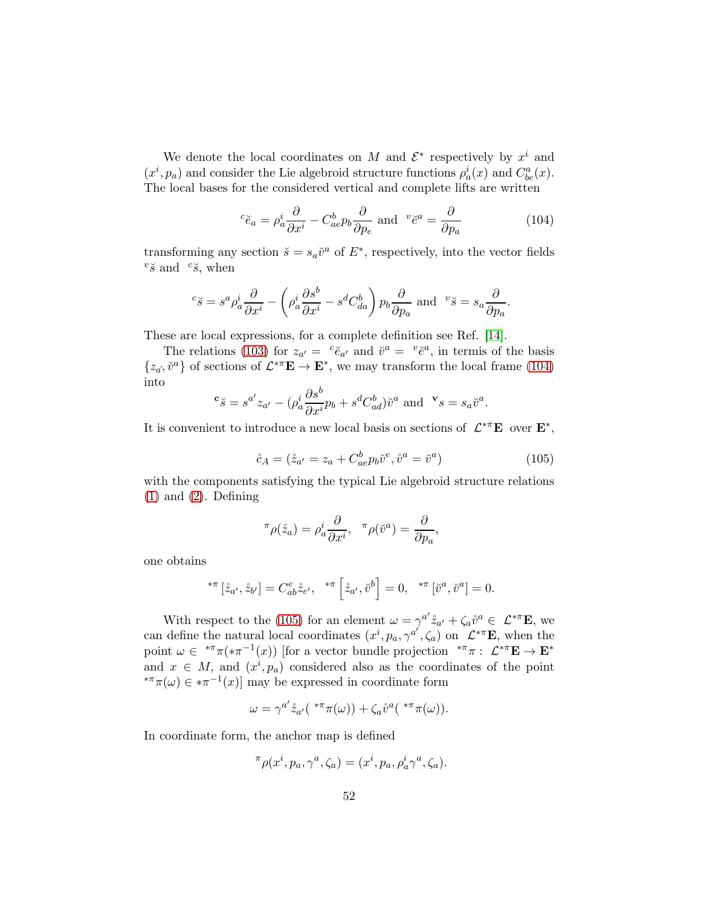We denote the local coordinates on $M$ and $\mathcal{E}^*$ respectively by $x^i$ and $(x^i, p_a)$ and consider the Lie algebroid structure functions $\rho_a^i(x)$ and $C_{be}^a(x)$. The local bases for the considered vertical and complete lifts are written

$$^c\breve{e}_a = \rho_a^i \frac{\partial}{\partial x^i} - C_{ae}^b p_b \frac{\partial}{\partial p_e} \text{ and } {}^v\breve{e}^a = \frac{\partial}{\partial p_a} \tag{104}$$

transforming any section $\breve{s} = s_a \breve{v}^a$ of $E^*$, respectively, into the vector fields ${}^v\breve{s}$ and ${}^c\breve{s}$, when

$$^c\breve{s} = s^a \rho_a^i \frac{\partial}{\partial x^i} - \left( \rho_a^i \frac{\partial s^b}{\partial x^i} - s^d C_{da}^b \right) p_b \frac{\partial}{\partial p_a} \text{ and } {}^v\breve{s} = s_a \frac{\partial}{\partial p_a}.$$

These are local expressions, for a complete definition see Ref. [14].

The relations (103) for $z_{a'} = {}^c\breve{e}_{a'}$ and $\breve{v}^a = {}^v\breve{e}^a$, in termis of the basis $\{z_{a'}, \breve{v}^a\}$ of sections of $\mathcal{L}^{*\pi}\mathbf{E} \to \mathbf{E}^*$, we may transform the local frame (104) into

$$^{\mathbf{c}}\breve{s} = s^{a'} z_{a'} - (\rho_a^i \frac{\partial s^b}{\partial x^i} p_b + s^d C_{ad}^b) \breve{v}^a \text{ and } {}^{\mathbf{v}}s = s_a \breve{v}^a.$$

It is convenient to introduce a new local basis on sections of $\mathcal{L}^{*\pi}\mathbf{E}$ over $\mathbf{E}^*$,

$$\mathring{c}_A = (\mathring{z}_{a'} = z_a + C_{ae}^b p_b \breve{v}^e, \mathring{v}^a = \breve{v}^a) \tag{105}$$

with the components satisfying the typical Lie algebroid structure relations (1) and (2). Defining

$$^\pi\rho(\mathring{z}_a) = \rho_a^i \frac{\partial}{\partial x^i}, \quad ^\pi\rho(\breve{v}^a) = \frac{\partial}{\partial p_a},$$

one obtains

$$^{*\pi}\left[\mathring{z}_{a'}, \mathring{z}_{b'}\right] = C_{ab}^e \mathring{z}_{e'}, \quad ^{*\pi}\left[\mathring{z}_{a'}, \breve{v}^b\right] = 0, \quad ^{*\pi}\left[\breve{v}^a, \breve{v}^a\right] = 0.$$

With respect to the (105) for an element $\omega = \gamma^{a'} \mathring{z}_{a'} + \zeta_a \mathring{v}^a \in \mathcal{L}^{*\pi}\mathbf{E}$, we can define the natural local coordinates $(x^i, p_a, \gamma^{a'}, \zeta_a)$ on $\mathcal{L}^{*\pi}\mathbf{E}$, when the point $\omega \in {}^{*\pi}\pi(*\pi^{-1}(x))$ [for a vector bundle projection ${}^{*\pi}\pi : \mathcal{L}^{*\pi}\mathbf{E} \to \mathbf{E}^*$ and $x \in M$, and $(x^i, p_a)$ considered also as the coordinates of the point ${}^{*\pi}\pi(\omega) \in *\pi^{-1}(x)$] may be expressed in coordinate form

$$\omega = \gamma^{a'} \mathring{z}_{a'}({}^{*\pi}\pi(\omega)) + \zeta_a \mathring{v}^a({}^{*\pi}\pi(\omega)).$$

In coordinate form, the anchor map is defined

$$^\pi\rho(x^i, p_a, \gamma^a, \zeta_a) = (x^i, p_a, \rho_a^i \gamma^a, \zeta_a).$$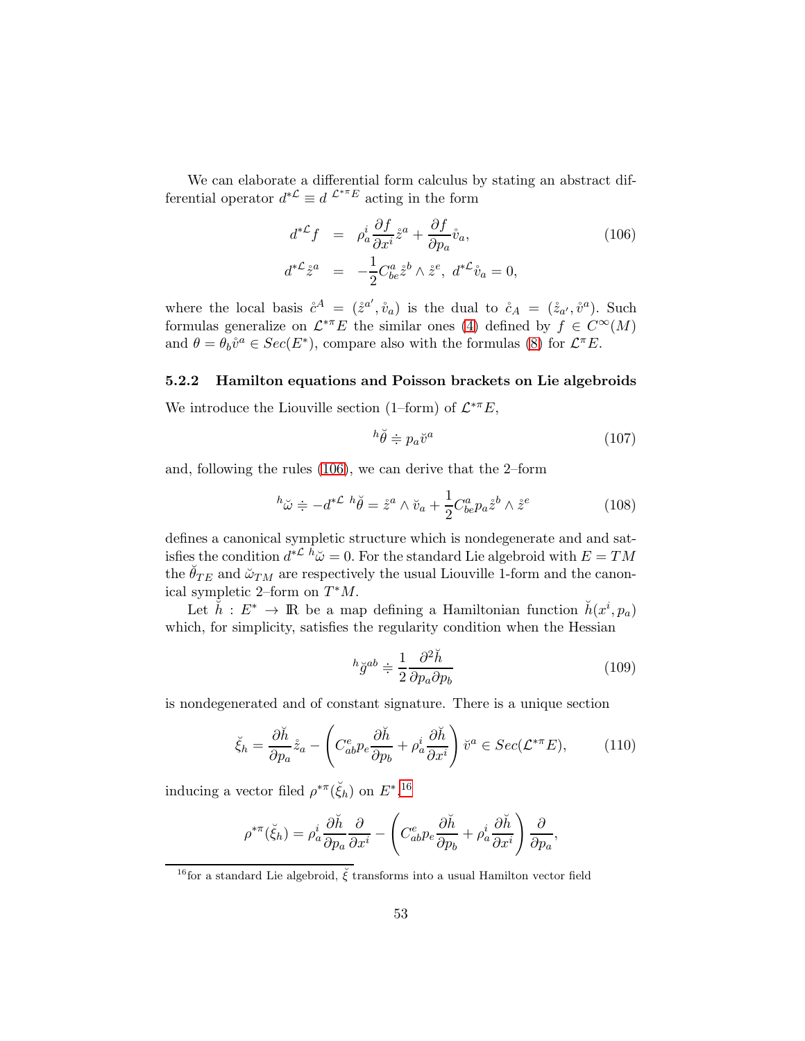We can elaborate a differential form calculus by stating an abstract differential operator $d^{*\mathcal{L}} \equiv d^{\ \mathcal{L}^{*\pi}E}$ acting in the form

$$
\begin{aligned}
d^{*\mathcal{L}} f &= \rho_a^i \frac{\partial f}{\partial x^i} \mathring{z}^a + \frac{\partial f}{\partial p_a} \mathring{v}_a, \\
d^{*\mathcal{L}} \mathring{z}^a &= -\frac{1}{2} C^a_{be} \mathring{z}^b \wedge \mathring{z}^e, \ d^{*\mathcal{L}} \mathring{v}_a = 0,
\end{aligned}
\tag{106}
$$

where the local basis $\mathring{c}^A = (\mathring{z}^{a'}, \mathring{v}_a)$ is the dual to $\mathring{c}_A = (\mathring{z}_{a'}, \mathring{v}^a)$. Such formulas generalize on $\mathcal{L}^{*\pi}E$ the similar ones (4) defined by $f \in C^\infty(M)$ and $\theta = \theta_b \mathring{v}^a \in Sec(E^*)$, compare also with the formulas (8) for $\mathcal{L}^\pi E$.

### 5.2.2 Hamilton equations and Poisson brackets on Lie algebroids

We introduce the Liouville section (1–form) of $\mathcal{L}^{*\pi}E$,

$$
{}^h\breve{\theta} \doteqdot p_a \breve{v}^a \tag{107}
$$

and, following the rules (106), we can derive that the 2–form

$$
{}^h\breve{\omega} \doteqdot -d^{*\mathcal{L}}\ {}^h\breve{\theta} = \mathring{z}^a \wedge \breve{v}_a + \frac{1}{2} C^a_{be} p_a \mathring{z}^b \wedge \mathring{z}^e \tag{108}
$$

defines a canonical sympletic structure which is nondegenerate and and satisfies the condition $d^{*\mathcal{L}}\ {}^h\breve{\omega} = 0$. For the standard Lie algebroid with $E = TM$ the $\breve{\theta}_{TE}$ and $\breve{\omega}_{TM}$ are respectively the usual Liouville 1-form and the canonical sympletic 2–form on $T^*M$.

Let $\breve{h} : E^* \to \mathbb{R}$ be a map defining a Hamiltonian function $\breve{h}(x^i, p_a)$ which, for simplicity, satisfies the regularity condition when the Hessian

$$
{}^h\breve{g}^{ab} \doteqdot \frac{1}{2} \frac{\partial^2 \breve{h}}{\partial p_a \partial p_b} \tag{109}
$$

is nondegenerated and of constant signature. There is a unique section

$$
\breve{\xi}_h = \frac{\partial \breve{h}}{\partial p_a} \mathring{z}_a - \left( C^e_{ab} p_e \frac{\partial \breve{h}}{\partial p_b} + \rho^i_a \frac{\partial \breve{h}}{\partial x^i} \right) \breve{v}^a \in Sec(\mathcal{L}^{*\pi}E), \tag{110}
$$

inducing a vector filed $\rho^{*\pi}(\breve{\xi}_h)$ on $E^*$,[16]

$$
\rho^{*\pi}(\breve{\xi}_h) = \rho^i_a \frac{\partial \breve{h}}{\partial p_a} \frac{\partial}{\partial x^i} - \left( C^e_{ab} p_e \frac{\partial \breve{h}}{\partial p_b} + \rho^i_a \frac{\partial \breve{h}}{\partial x^i} \right) \frac{\partial}{\partial p_a},
$$

[16] for a standard Lie algebroid, $\breve{\xi}$ transforms into a usual Hamilton vector field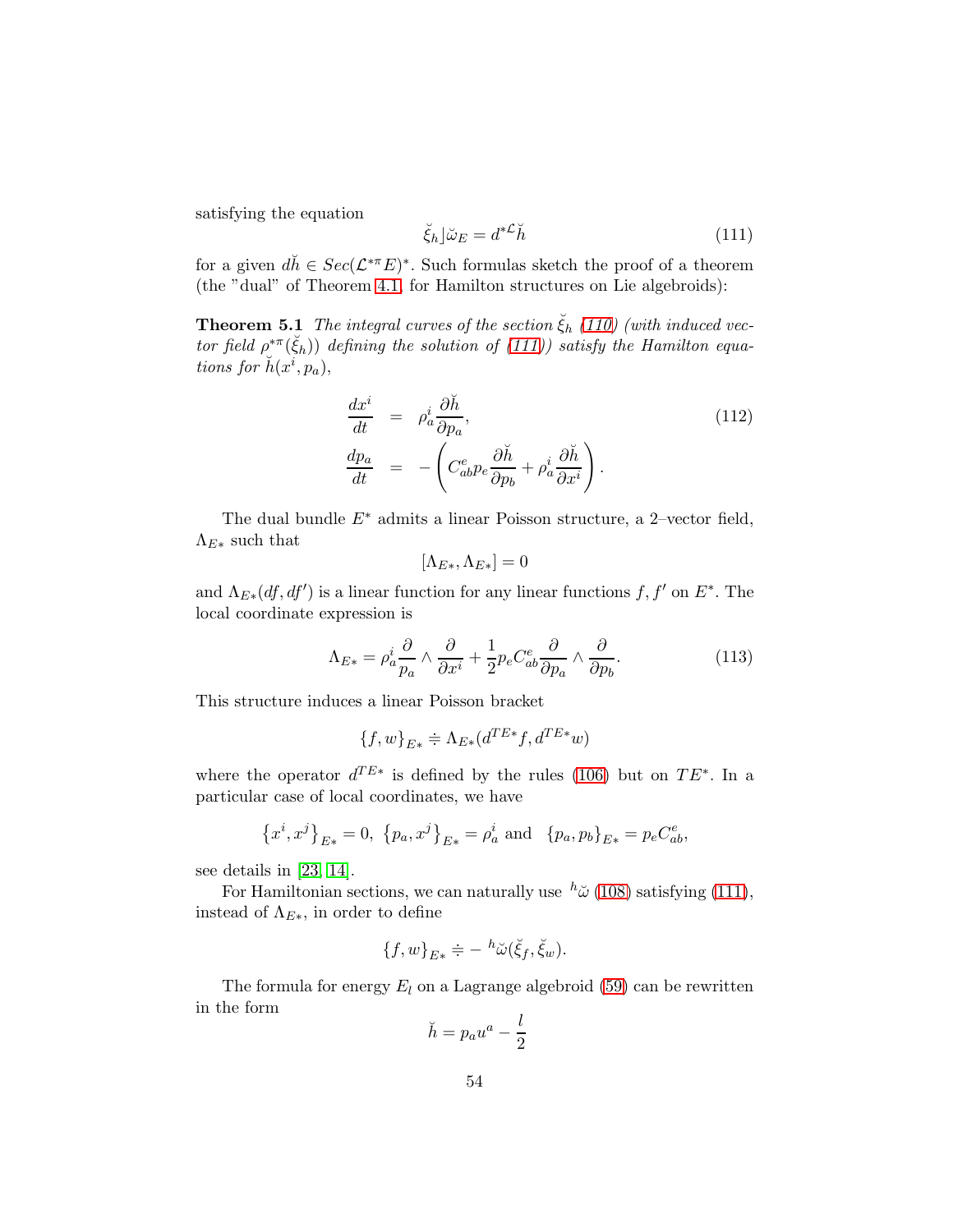satisfying the equation

$$\breve{\xi}_h \rfloor \breve{\omega}_E = d^{*\mathcal{L}} \breve{h} \tag{111}$$

for a given $d\breve{h} \in Sec(\mathcal{L}^{*\pi}E)^*$. Such formulas sketch the proof of a theorem (the "dual" of Theorem 4.1 for Hamilton structures on Lie algebroids):

**Theorem 5.1** *The integral curves of the section $\breve{\xi}_h$ (110) (with induced vector field $\rho^{*\pi}(\breve{\xi}_h)$) defining the solution of (111)) satisfy the Hamilton equations for $\breve{h}(x^i, p_a)$,*

$$\begin{aligned} \frac{dx^i}{dt} &= \rho^i_a \frac{\partial \breve{h}}{\partial p_a}, \\ \frac{dp_a}{dt} &= -\left( C^e_{ab} p_e \frac{\partial \breve{h}}{\partial p_b} + \rho^i_a \frac{\partial \breve{h}}{\partial x^i} \right). \end{aligned} \tag{112}$$

The dual bundle $E^*$ admits a linear Poisson structure, a 2–vector field, $\Lambda_{E*}$ such that

$$[\Lambda_{E*}, \Lambda_{E*}] = 0$$

and $\Lambda_{E*}(df, df')$ is a linear function for any linear functions $f, f'$ on $E^*$. The local coordinate expression is

$$\Lambda_{E*} = \rho^i_a \frac{\partial}{p_a} \wedge \frac{\partial}{\partial x^i} + \frac{1}{2} p_e C^e_{ab} \frac{\partial}{\partial p_a} \wedge \frac{\partial}{\partial p_b}. \tag{113}$$

This structure induces a linear Poisson bracket

$$\{f, w\}_{E*} \doteqdot \Lambda_{E*}(d^{TE*} f, d^{TE*} w)$$

where the operator $d^{TE*}$ is defined by the rules (106) but on $TE^*$. In a particular case of local coordinates, we have

$$\left\{x^i, x^j\right\}_{E*} = 0, \ \left\{p_a, x^j\right\}_{E*} = \rho^i_a \text{ and } \ \left\{p_a, p_b\right\}_{E*} = p_e C^e_{ab},$$

see details in [23, 14].

For Hamiltonian sections, we can naturally use ${}^h\breve{\omega}$ (108) satisfying (111), instead of $\Lambda_{E*}$, in order to define

$$\{f, w\}_{E*} \doteqdot -\ {}^h\breve{\omega}(\breve{\xi}_f, \breve{\xi}_w).$$

The formula for energy $E_l$ on a Lagrange algebroid (59) can be rewritten in the form

$$\breve{h} = p_a u^a - \frac{l}{2}$$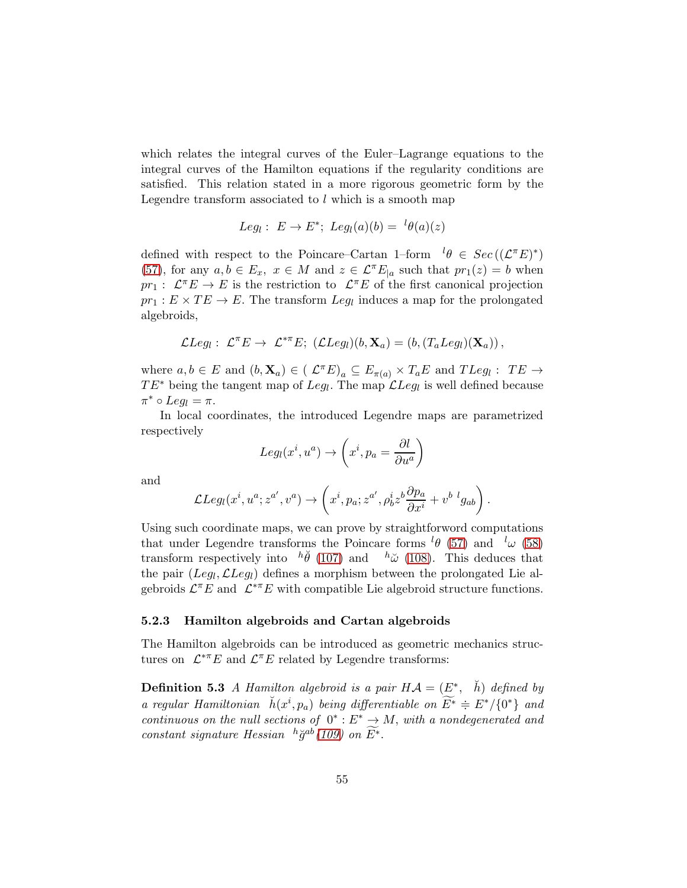which relates the integral curves of the Euler–Lagrange equations to the integral curves of the Hamilton equations if the regularity conditions are satisfied. This relation stated in a more rigorous geometric form by the Legendre transform associated to $l$ which is a smooth map

$$Leg_l: \ E \to E^*; \ Leg_l(a)(b) = \ ^l\theta(a)(z)$$

defined with respect to the Poincare–Cartan 1–form $\ ^l\theta \in Sec\left((\mathcal{L}^\pi E)^*\right)$ (57), for any $a, b \in E_x, \ x \in M$ and $z \in \mathcal{L}^\pi E_{|a}$ such that $pr_1(z) = b$ when $pr_1: \ \mathcal{L}^\pi E \to E$ is the restriction to $\mathcal{L}^\pi E$ of the first canonical projection $pr_1 : E \times TE \to E$. The transform $Leg_l$ induces a map for the prolongated algebroids,

$$\mathcal{L}Leg_l: \ \mathcal{L}^\pi E \to \ \mathcal{L}^{*\pi} E; \ (\mathcal{L}Leg_l)(b, \mathbf{X}_a) = (b, (T_a Leg_l)(\mathbf{X}_a)),$$

where $a, b \in E$ and $(b, \mathbf{X}_a) \in (\mathcal{L}^\pi E)_a \subseteq E_{\pi(a)} \times T_a E$ and $TLeg_l: \ TE \to TE^*$ being the tangent map of $Leg_l$. The map $\mathcal{L}Leg_l$ is well defined because $\pi^* \circ Leg_l = \pi$.

In local coordinates, the introduced Legendre maps are parametrized respectively

$$Leg_l(x^i, u^a) \to \left(x^i, p_a = \frac{\partial l}{\partial u^a}\right)$$

and

$$\mathcal{L}Leg_l(x^i, u^a; z^{a'}, v^a) \to \left(x^i, p_a; z^{a'}, \rho^i_b z^b \frac{\partial p_a}{\partial x^i} + v^b \ ^l g_{ab}\right).$$

Using such coordinate maps, we can prove by straightforword computations that under Legendre transforms the Poincare forms $^l\theta$ (57) and $\ ^l\omega$ (58) transform respectively into $\ ^h\breve{\theta}$ (107) and $\ ^h\breve{\omega}$ (108). This deduces that the pair $(Leg_l, \mathcal{L}Leg_l)$ defines a morphism between the prolongated Lie algebroids $\mathcal{L}^\pi E$ and $\mathcal{L}^{*\pi} E$ with compatible Lie algebroid structure functions.

### 5.2.3 Hamilton algebroids and Cartan algebroids

The Hamilton algebroids can be introduced as geometric mechanics structures on $\mathcal{L}^{*\pi} E$ and $\mathcal{L}^\pi E$ related by Legendre transforms:

**Definition 5.3** *A Hamilton algebroid is a pair $H\mathcal{A} = (E^*, \ \breve{h})$ defined by a regular Hamiltonian $\breve{h}(x^i, p_a)$ being differentiable on $\widetilde{E^*} \doteqdot E^*/\{0^*\}$ and continuous on the null sections of $0^* : E^* \to M$, with a nondegenerated and constant signature Hessian $\ ^h\breve{g}^{ab}$ (109) on $\widetilde{E^*}$.*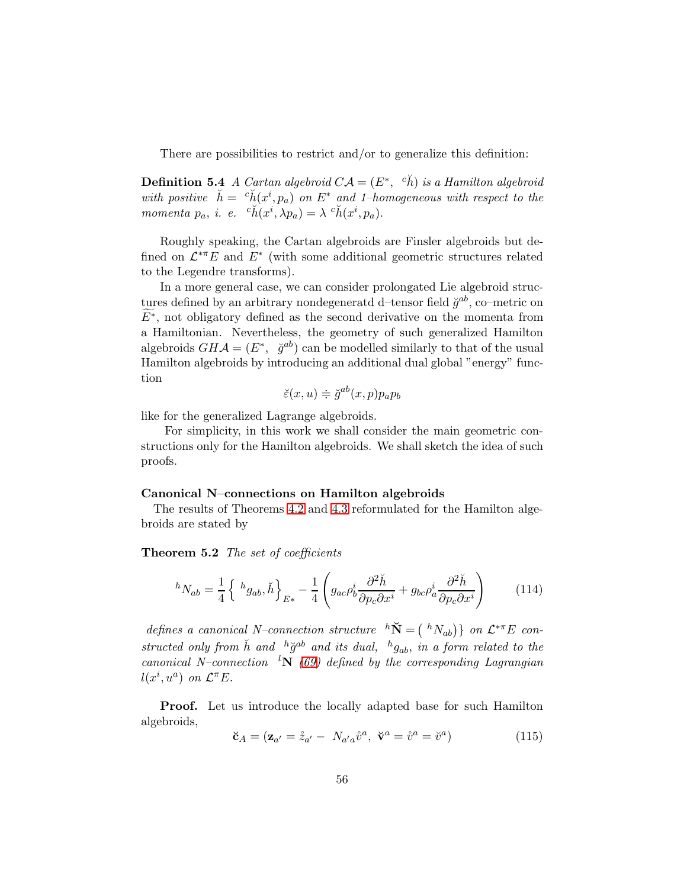There are possibilities to restrict and/or to generalize this definition:

**Definition 5.4** *A Cartan algebroid $C\mathcal{A} = (E^*,\ {}^c\breve{h})$ is a Hamilton algebroid with positive $\breve{h} = {}^c\breve{h}(x^i, p_a)$ on $E^*$ and 1–homogeneous with respect to the momenta $p_a$, i. e. ${}^c\breve{h}(x^i, \lambda p_a) = \lambda\ {}^c\breve{h}(x^i, p_a)$.*

Roughly speaking, the Cartan algebroids are Finsler algebroids but defined on $\mathcal{L}^{*\pi}E$ and $E^*$ (with some additional geometric structures related to the Legendre transforms).

In a more general case, we can consider prolongated Lie algebroid structures defined by an arbitrary nondegeneratd d–tensor field $\breve{g}^{ab}$, co–metric on $\widetilde{E^*}$, not obligatory defined as the second derivative on the momenta from a Hamiltonian. Nevertheless, the geometry of such generalized Hamilton algebroids $GH\mathcal{A} = (E^*,\ \breve{g}^{ab})$ can be modelled similarly to that of the usual Hamilton algebroids by introducing an additional dual global "energy" function

$$\breve{\varepsilon}(x,u) \doteqdot \breve{g}^{ab}(x,p)p_a p_b$$

like for the generalized Lagrange algebroids.

For simplicity, in this work we shall consider the main geometric constructions only for the Hamilton algebroids. We shall sketch the idea of such proofs.

**Canonical N–connections on Hamilton algebroids**

The results of Theorems 4.2 and 4.3 reformulated for the Hamilton algebroids are stated by

**Theorem 5.2** *The set of coefficients*

$$ {}^hN_{ab} = \frac{1}{4}\left\{\ {}^hg_{ab}, \breve{h}\right\}_{E*} - \frac{1}{4}\left( g_{ac}\rho^i_b \frac{\partial^2 \breve{h}}{\partial p_c \partial x^i} + g_{bc}\rho^i_a \frac{\partial^2 \breve{h}}{\partial p_c \partial x^i} \right) \tag{114}$$

*defines a canonical N–connection structure ${}^h\breve{\mathbf{N}} = \left(\ {}^hN_{ab})\right\}$ on $\mathcal{L}^{*\pi}E$ constructed only from $\breve{h}$ and ${}^h\breve{g}^{ab}$ and its dual, ${}^hg_{ab}$, in a form related to the canonical N–connection ${}^l\mathbf{N}$ (69) defined by the corresponding Lagrangian $l(x^i, u^a)$ on $\mathcal{L}^{\pi}E$.*

**Proof.** Let us introduce the locally adapted base for such Hamilton algebroids,

$$\breve{\mathbf{c}}_A = (\mathbf{z}_{a'} = \mathring{z}_{a'} -\ N_{a'a}\mathring{v}^a,\ \breve{\mathbf{v}}^a = \mathring{v}^a = \breve{v}^a) \tag{115}$$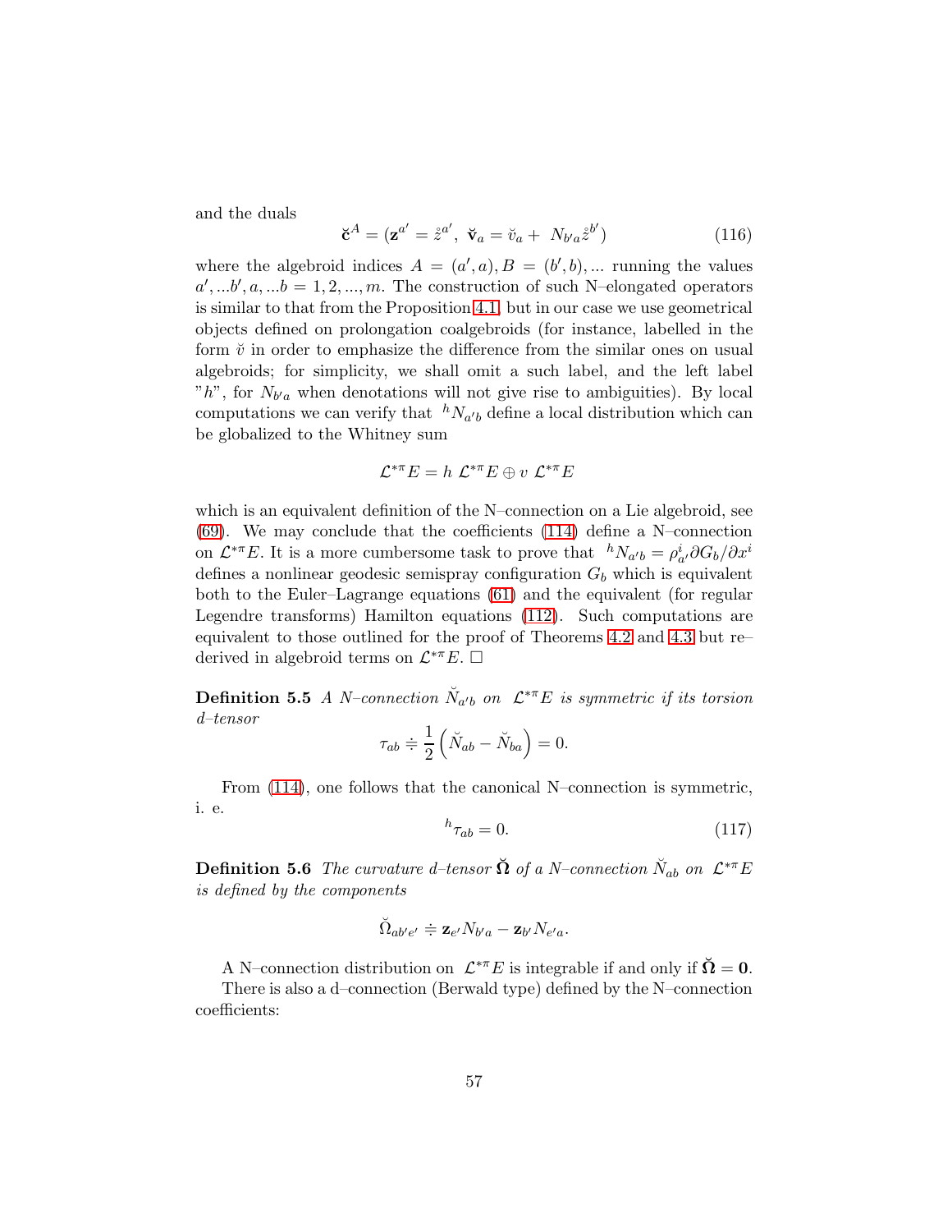and the duals

$$\breve{\mathbf{c}}^{A}=(\mathbf{z}^{a'}=\mathring{z}^{a'},\ \breve{\mathbf{v}}_{a}=\breve{v}_{a}+\ N_{b'a}\mathring{z}^{b'}) \tag{116}$$

where the algebroid indices $A=(a',a), B=(b',b),...$ running the values $a',...b',a,...b=1,2,...,m$. The construction of such N–elongated operators is similar to that from the Proposition 4.1, but in our case we use geometrical objects defined on prolongation coalgebroids (for instance, labelled in the form $\breve{v}$ in order to emphasize the difference from the similar ones on usual algebroids; for simplicity, we shall omit a such label, and the left label "$h$", for $N_{b'a}$ when denotations will not give rise to ambiguities). By local computations we can verify that ${}^{h}N_{a'b}$ define a local distribution which can be globalized to the Whitney sum

$$\mathcal{L}^{*\pi}E=h\ \mathcal{L}^{*\pi}E\oplus v\ \mathcal{L}^{*\pi}E$$

which is an equivalent definition of the N–connection on a Lie algebroid, see (69). We may conclude that the coefficients (114) define a N–connection on $\mathcal{L}^{*\pi}E$. It is a more cumbersome task to prove that ${}^{h}N_{a'b}=\rho^{i}_{a'}\partial G_{b}/\partial x^{i}$ defines a nonlinear geodesic semispray configuration $G_{b}$ which is equivalent both to the Euler–Lagrange equations (61) and the equivalent (for regular Legendre transforms) Hamilton equations (112). Such computations are equivalent to those outlined for the proof of Theorems 4.2 and 4.3 but re–derived in algebroid terms on $\mathcal{L}^{*\pi}E$. $\square$

**Definition 5.5** *A N–connection $\breve{N}_{a'b}$ on $\mathcal{L}^{*\pi}E$ is symmetric if its torsion d–tensor*

$$\tau_{ab}\doteqdot\frac{1}{2}\left(\breve{N}_{ab}-\breve{N}_{ba}\right)=0.$$

From (114), one follows that the canonical N–connection is symmetric, i. e.

$${}^{h}\tau_{ab}=0. \tag{117}$$

**Definition 5.6** *The curvature d–tensor $\breve{\mathbf{\Omega}}$ of a N–connection $\breve{N}_{ab}$ on $\mathcal{L}^{*\pi}E$ is defined by the components*

$$\breve{\Omega}_{ab'e'}\doteqdot\mathbf{z}_{e'}N_{b'a}-\mathbf{z}_{b'}N_{e'a}.$$

A N–connection distribution on $\mathcal{L}^{*\pi}E$ is integrable if and only if $\breve{\mathbf{\Omega}}=\mathbf{0}$.

There is also a d–connection (Berwald type) defined by the N–connection coefficients: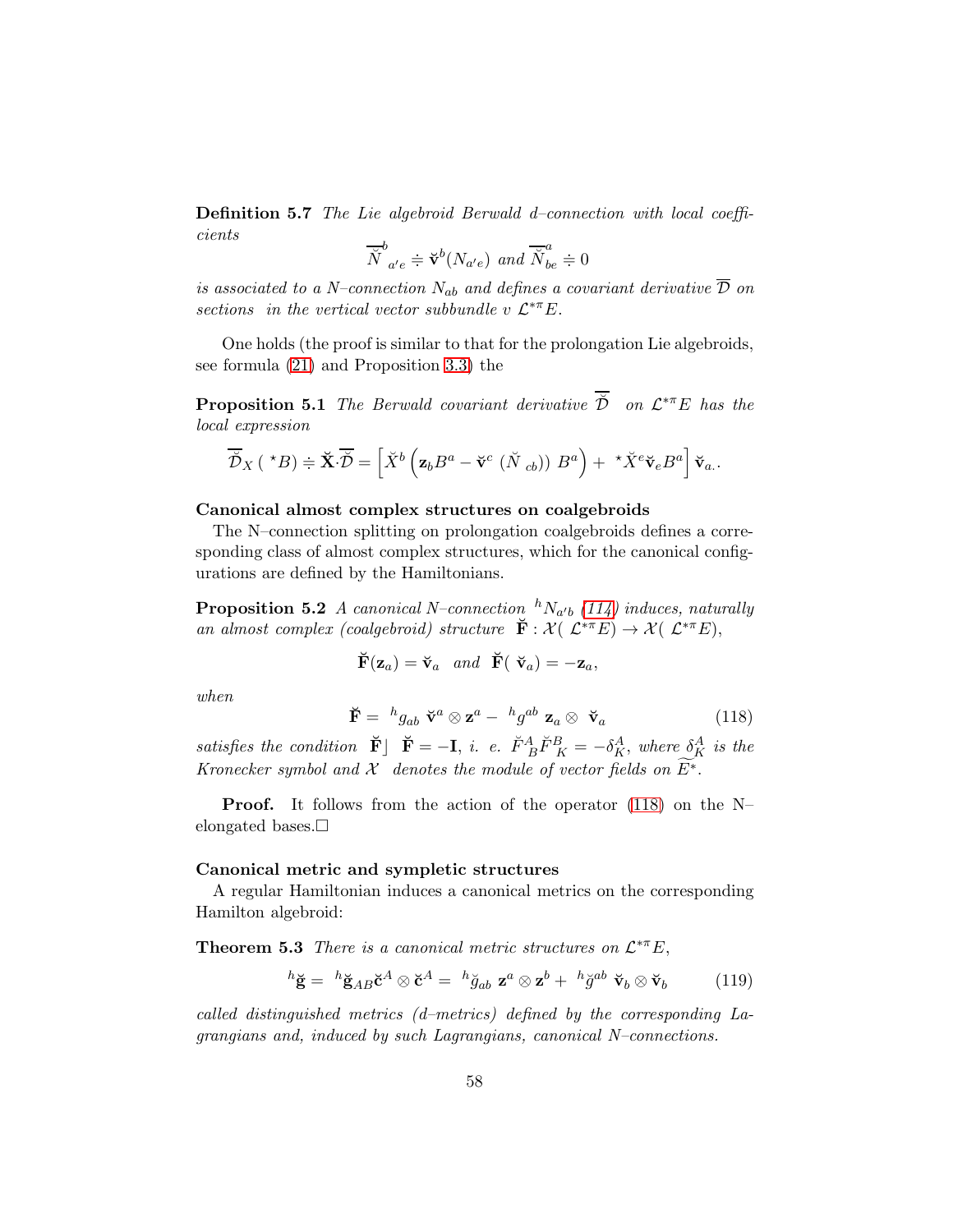**Definition 5.7** *The Lie algebroid Berwald d–connection with local coefficients*

$$\overline{\breve{N}}^{b}_{\ a'e} \doteqdot \breve{\mathbf{v}}^{b}(N_{a'e}) \text{ and } \overline{\breve{N}}^{a}_{be} \doteqdot 0$$

*is associated to a N–connection $N_{ab}$ and defines a covariant derivative $\overline{\mathcal{D}}$ on sections in the vertical vector subbundle $v\ \mathcal{L}^{*\pi}E$.*

One holds (the proof is similar to that for the prolongation Lie algebroids, see formula (21) and Proposition 3.3) the

**Proposition 5.1** *The Berwald covariant derivative $\overline{\breve{\mathcal{D}}}$ on $\mathcal{L}^{*\pi}E$ has the local expression*

$$\overline{\breve{\mathcal{D}}}_{X}\ (\ ^{\star}B) \doteqdot \breve{\mathbf{X}} \cdot \overline{\breve{\mathcal{D}}} = \left[ \breve{X}^{b} \left( \mathbf{z}_{b} B^{a} - \breve{\mathbf{v}}^{c}\ (\breve{N}\ _{cb}) \right) B^{a} \right) + \ ^{\star}\breve{X}^{e} \breve{\mathbf{v}}_{e} B^{a} \Big] \breve{\mathbf{v}}_{a}..$$

**Canonical almost complex structures on coalgebroids**

The N–connection splitting on prolongation coalgebroids defines a corresponding class of almost complex structures, which for the canonical configurations are defined by the Hamiltonians.

**Proposition 5.2** *A canonical N–connection $^{h}N_{a'b}$ (114) induces, naturally an almost complex (coalgebroid) structure $\breve{\mathbf{F}} : \mathcal{X}(\ \mathcal{L}^{*\pi}E) \to \mathcal{X}(\ \mathcal{L}^{*\pi}E)$,*

$$\breve{\mathbf{F}}(\mathbf{z}_{a}) = \breve{\mathbf{v}}_{a} \ \text{ and } \ \breve{\mathbf{F}}(\ \breve{\mathbf{v}}_{a}) = -\mathbf{z}_{a},$$

*when*

$$\breve{\mathbf{F}} = \ ^{h}g_{ab}\ \breve{\mathbf{v}}^{a} \otimes \mathbf{z}^{a} - \ ^{h}g^{ab}\ \mathbf{z}_{a} \otimes \ \breve{\mathbf{v}}_{a} \tag{118}$$

*satisfies the condition $\breve{\mathbf{F}} \rfloor\ \breve{\mathbf{F}} = -\mathbf{I}$, i. e. $\breve{F}^{A}_{\ B} \breve{F}^{B}_{\ K} = -\delta^{A}_{K}$, where $\delta^{A}_{K}$ is the Kronecker symbol and $\mathcal{X}$ denotes the module of vector fields on $\widetilde{E^{*}}$.*

**Proof.** It follows from the action of the operator (118) on the N–elongated bases.□

**Canonical metric and sympletic structures**

A regular Hamiltonian induces a canonical metrics on the corresponding Hamilton algebroid:

**Theorem 5.3** *There is a canonical metric structures on $\mathcal{L}^{*\pi}E$,*

$$^{h}\breve{\mathbf{g}} = \ ^{h}\breve{\mathbf{g}}_{AB} \breve{\mathbf{c}}^{A} \otimes \breve{\mathbf{c}}^{A} = \ ^{h}\breve{g}_{ab}\ \mathbf{z}^{a} \otimes \mathbf{z}^{b} + \ ^{h}\breve{g}^{ab}\ \breve{\mathbf{v}}_{b} \otimes \breve{\mathbf{v}}_{b} \tag{119}$$

*called distinguished metrics (d–metrics) defined by the corresponding Lagrangians and, induced by such Lagrangians, canonical N–connections.*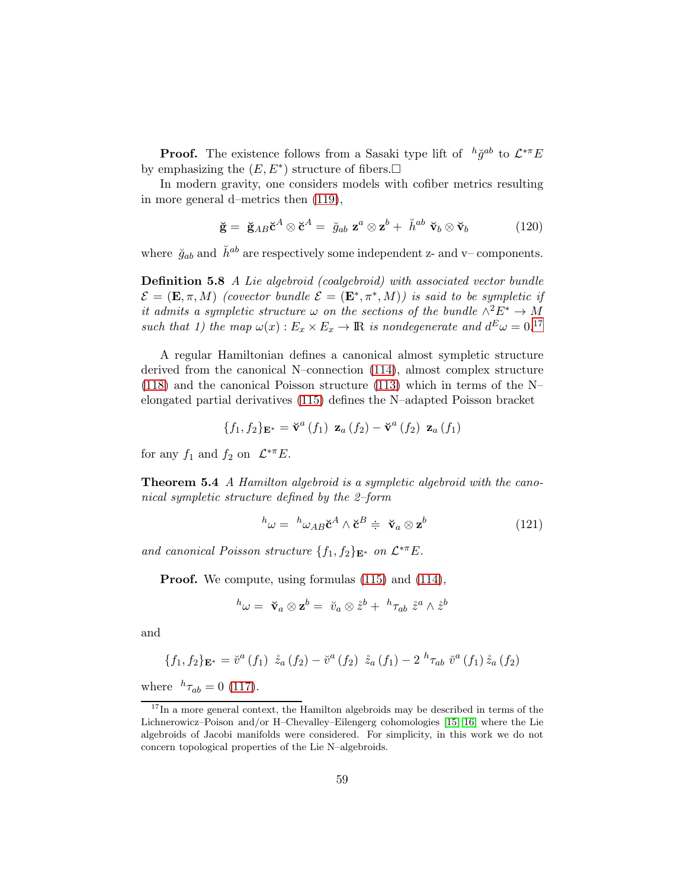**Proof.** The existence follows from a Sasaki type lift of ${}^{h}\breve{g}^{ab}$ to $\mathcal{L}^{*\pi}E$ by emphasizing the $(E, E^{*})$ structure of fibers.□

In modern gravity, one considers models with cofiber metrics resulting in more general d–metrics then (119),

$$\breve{\mathbf{g}} = \breve{\mathbf{g}}_{AB}\breve{\mathbf{c}}^{A} \otimes \breve{\mathbf{c}}^{A} = \breve{g}_{ab}\ \mathbf{z}^{a} \otimes \mathbf{z}^{b} + \ \breve{h}^{ab}\ \breve{\mathbf{v}}_{b} \otimes \breve{\mathbf{v}}_{b} \tag{120}$$

where $\breve{g}_{ab}$ and $\breve{h}^{ab}$ are respectively some independent z- and v– components.

**Definition 5.8** *A Lie algebroid (coalgebroid) with associated vector bundle $\mathcal{E} = (\mathbf{E}, \pi, M)$ (covector bundle $\mathcal{E} = (\mathbf{E}^{*}, \pi^{*}, M)$) is said to be sympletic if it admits a sympletic structure $\omega$ on the sections of the bundle $\wedge^{2}E^{*} \rightarrow M$ such that 1) the map $\omega(x) : E_{x} \times E_{x} \rightarrow \mathbb{R}$ is nondegenerate and $d^{E}\omega = 0$.*[17]

A regular Hamiltonian defines a canonical almost sympletic structure derived from the canonical N–connection (114), almost complex structure (118) and the canonical Poisson structure (113) which in terms of the N–elongated partial derivatives (115) defines the N–adapted Poisson bracket

$$\{f_1, f_2\}_{\mathbf{E}^{*}} = \breve{\mathbf{v}}^{a}\left(f_1\right)\ \mathbf{z}_{a}\left(f_2\right) - \breve{\mathbf{v}}^{a}\left(f_2\right)\ \mathbf{z}_{a}\left(f_1\right)$$

for any $f_1$ and $f_2$ on $\mathcal{L}^{*\pi}E$.

**Theorem 5.4** *A Hamilton algebroid is a sympletic algebroid with the canonical sympletic structure defined by the 2–form*

$${}^{h}\omega = {}^{h}\omega_{AB}\breve{\mathbf{c}}^{A} \wedge \breve{\mathbf{c}}^{B} \doteqdot \breve{\mathbf{v}}_{a} \otimes \mathbf{z}^{b} \tag{121}$$

*and canonical Poisson structure $\{f_1, f_2\}_{\mathbf{E}^{*}}$ on $\mathcal{L}^{*\pi}E$.*

**Proof.** We compute, using formulas (115) and (114),

$${}^{h}\omega = \breve{\mathbf{v}}_{a} \otimes \mathbf{z}^{b} = \breve{v}_{a} \otimes \mathring{z}^{b} + {}^{h}\tau_{ab}\ \mathring{z}^{a} \wedge \mathring{z}^{b}$$

and

$$\{f_1, f_2\}_{\mathbf{E}^{*}} = \breve{v}^{a}\left(f_1\right)\ \mathring{z}_{a}\left(f_2\right) - \breve{v}^{a}\left(f_2\right)\ \mathring{z}_{a}\left(f_1\right) - 2\ {}^{h}\tau_{ab}\ \breve{v}^{a}\left(f_1\right)\mathring{z}_{a}\left(f_2\right)$$

where ${}^{h}\tau_{ab} = 0$ (117).

[17] In a more general context, the Hamilton algebroids may be described in terms of the Lichnerowicz–Poison and/or H–Chevalley–Eilengerg cohomologies [15, 16] where the Lie algebroids of Jacobi manifolds were considered. For simplicity, in this work we do not concern topological properties of the Lie N–algebroids.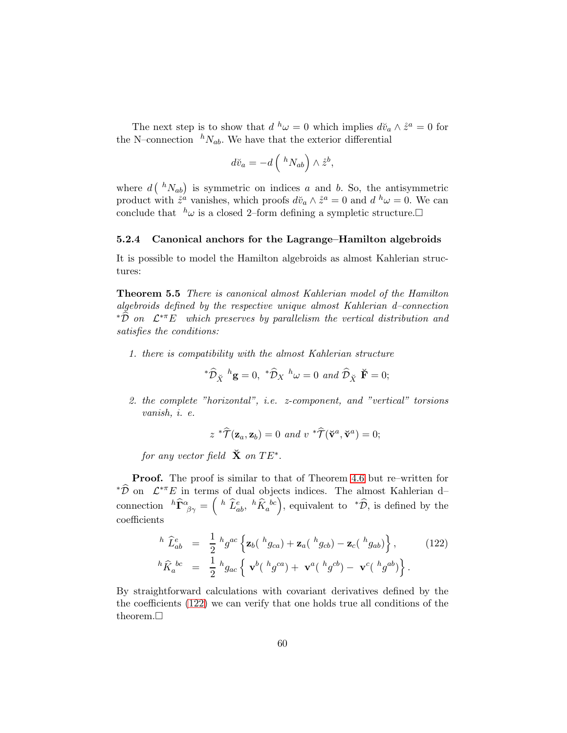The next step is to show that $d\ {}^{h}\omega = 0$ which implies $d\check{v}_a \wedge \mathring{z}^a = 0$ for the N–connection ${}^{h}N_{ab}$. We have that the exterior differential

$$d\check{v}_a = -d\left( {}^{h}N_{ab}\right) \wedge \mathring{z}^b,$$

where $d\left( {}^{h}N_{ab}\right)$ is symmetric on indices $a$ and $b$. So, the antisymmetric product with $\mathring{z}^a$ vanishes, which proofs $d\check{v}_a \wedge \mathring{z}^a = 0$ and $d\ {}^{h}\omega = 0$. We can conclude that ${}^{h}\omega$ is a closed 2–form defining a sympletic structure.□

#### 5.2.4 Canonical anchors for the Lagrange–Hamilton algebroids

It is possible to model the Hamilton algebroids as almost Kahlerian structures:

**Theorem 5.5** *There is canonical almost Kahlerian model of the Hamilton algebroids defined by the respective unique almost Kahlerian d–connection ${}^{*}\widehat{\mathcal{D}}$ on $\mathcal{L}^{*\pi}E$ which preserves by parallelism the vertical distribution and satisfies the conditions:*

1. *there is compatibility with the almost Kahlerian structure*

$$^{*}\widehat{\mathcal{D}}_{\check{X}}\ {}^{h}\mathbf{g} = 0,\ {}^{*}\widehat{\mathcal{D}}_{X}\ {}^{h}\omega = 0 \text{ and } \widehat{\mathcal{D}}_{\check{X}}\ \check{\mathbf{F}} = 0;$$

2. *the complete "horizontal", i.e. z-component, and "vertical" torsions vanish, i. e.*

$$z\ {}^{*}\widehat{\mathcal{T}}(\mathbf{z}_a, \mathbf{z}_b) = 0 \text{ and } v\ {}^{*}\widehat{\mathcal{T}}(\check{\mathbf{v}}^a, \check{\mathbf{v}}^a) = 0;$$

*for any vector field $\check{\mathbf{X}}$ on $TE^{*}$.*

**Proof.** The proof is similar to that of Theorem 4.6 but re–written for ${}^{*}\widehat{\mathcal{D}}$ on $\mathcal{L}^{*\pi}E$ in terms of dual objects indices. The almost Kahlerian d–connection ${}^{h}\widehat{\mathbf{\Gamma}}^{\alpha}_{\ \beta\gamma} = \left( {}^{h}\ \widehat{L}^{e}_{ab},\ {}^{h}\widehat{K}_{a}^{\ bc}\right)$, equivalent to ${}^{*}\widehat{\mathcal{D}}$, is defined by the coefficients

$$
\begin{aligned}
{}^{h}\ \widehat{L}^{e}_{ab} &= \frac{1}{2}\ {}^{h}g^{ac}\left\{\mathbf{z}_b({}^{h}g_{ca}) + \mathbf{z}_a({}^{h}g_{cb}) - \mathbf{z}_c({}^{h}g_{ab})\right\}, \qquad (122)\\
{}^{h}\widehat{K}_{a}^{\ bc} &= \frac{1}{2}\ {}^{h}g_{ac}\left\{\ \mathbf{v}^b({}^{h}g^{ca}) +\ \mathbf{v}^a({}^{h}g^{cb}) -\ \mathbf{v}^c({}^{h}g^{ab})\right\}.
\end{aligned}
$$

By straightforward calculations with covariant derivatives defined by the the coefficients (122) we can verify that one holds true all conditions of the theorem.□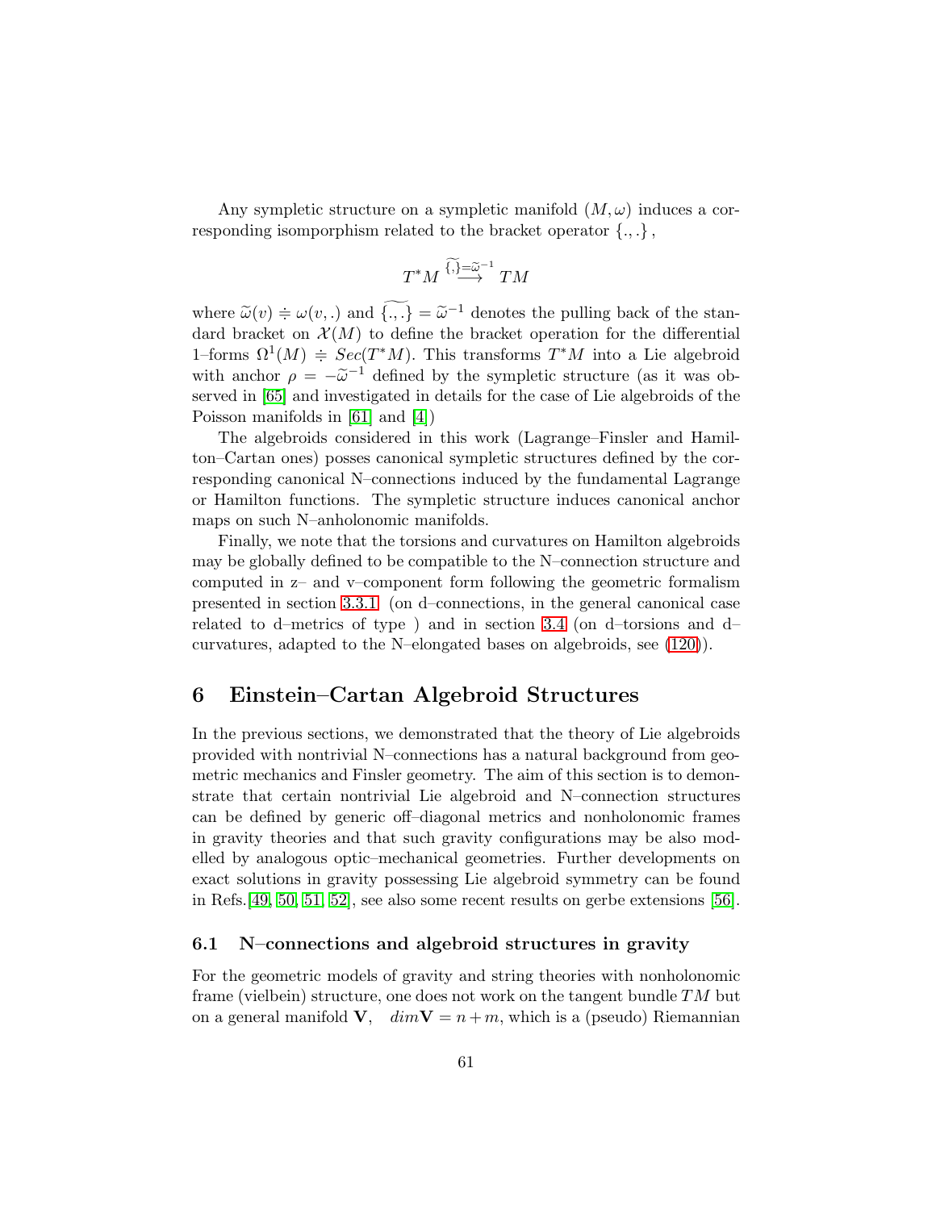Any sympletic structure on a sympletic manifold $(M,\omega)$ induces a corresponding isomporphism related to the bracket operator $\{.,.\}$,

$$T^*M \overset{\widetilde{\{,\}}=\widetilde{\omega}^{-1}}{\longrightarrow} TM$$

where $\widetilde{\omega}(v) \doteqdot \omega(v,.)$ and $\widetilde{\{.,.\}} = \widetilde{\omega}^{-1}$ denotes the pulling back of the standard bracket on $\mathcal{X}(M)$ to define the bracket operation for the differential 1–forms $\Omega^1(M) \doteqdot Sec(T^*M)$. This transforms $T^*M$ into a Lie algebroid with anchor $\rho = -\widetilde{\omega}^{-1}$ defined by the sympletic structure (as it was observed in [65] and investigated in details for the case of Lie algebroids of the Poisson manifolds in [61] and [4])

The algebroids considered in this work (Lagrange–Finsler and Hamilton–Cartan ones) posses canonical sympletic structures defined by the corresponding canonical N–connections induced by the fundamental Lagrange or Hamilton functions. The sympletic structure induces canonical anchor maps on such N–anholonomic manifolds.

Finally, we note that the torsions and curvatures on Hamilton algebroids may be globally defined to be compatible to the N–connection structure and computed in z– and v–component form following the geometric formalism presented in section 3.3.1 (on d–connections, in the general canonical case related to d–metrics of type ) and in section 3.4 (on d–torsions and d–curvatures, adapted to the N–elongated bases on algebroids, see (120)).

# 6 Einstein–Cartan Algebroid Structures

In the previous sections, we demonstrated that the theory of Lie algebroids provided with nontrivial N–connections has a natural background from geometric mechanics and Finsler geometry. The aim of this section is to demonstrate that certain nontrivial Lie algebroid and N–connection structures can be defined by generic off–diagonal metrics and nonholonomic frames in gravity theories and that such gravity configurations may be also modelled by analogous optic–mechanical geometries. Further developments on exact solutions in gravity possessing Lie algebroid symmetry can be found in Refs.[49, 50, 51, 52], see also some recent results on gerbe extensions [56].

## 6.1 N–connections and algebroid structures in gravity

For the geometric models of gravity and string theories with nonholonomic frame (vielbein) structure, one does not work on the tangent bundle $TM$ but on a general manifold $\mathbf{V}$, $\quad dim\mathbf{V} = n+m$, which is a (pseudo) Riemannian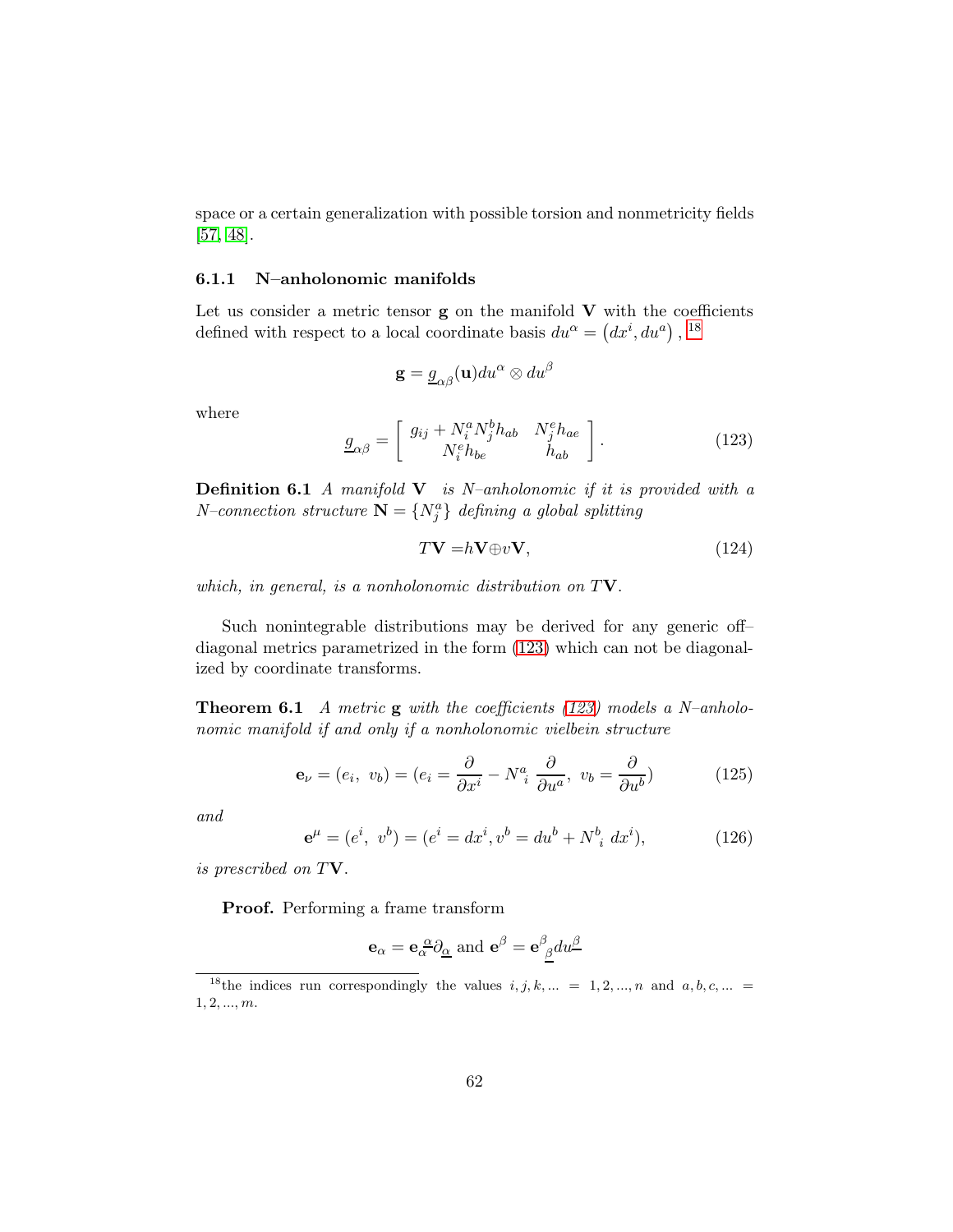space or a certain generalization with possible torsion and nonmetricity fields [57, 48].

### 6.1.1 N–anholonomic manifolds

Let us consider a metric tensor $\mathbf{g}$ on the manifold $\mathbf{V}$ with the coefficients defined with respect to a local coordinate basis $du^{\alpha} = \left(dx^i, du^a\right)$, [18]

$$\mathbf{g} = \underline{g}_{\alpha\beta}(\mathbf{u}) du^{\alpha} \otimes du^{\beta}$$

where

$$\underline{g}_{\alpha\beta} = \left[ \begin{array}{cc} g_{ij} + N_i^a N_j^b h_{ab} & N_j^e h_{ae} \\ N_i^e h_{be} & h_{ab} \end{array} \right]. \tag{123}$$

**Definition 6.1** *A manifold* $\mathbf{V}$ *is N–anholonomic if it is provided with a N–connection structure* $\mathbf{N} = \{N_j^a\}$ *defining a global splitting*

$$T\mathbf{V} = h\mathbf{V} \oplus v\mathbf{V}, \tag{124}$$

*which, in general, is a nonholonomic distribution on* $T\mathbf{V}$.

Such nonintegrable distributions may be derived for any generic off–diagonal metrics parametrized in the form (123) which can not be diagonalized by coordinate transforms.

**Theorem 6.1** *A metric* $\mathbf{g}$ *with the coefficients (123) models a N–anholonomic manifold if and only if a nonholonomic vielbein structure*

$$\mathbf{e}_{\nu} = (e_i,\ v_b) = (e_i = \frac{\partial}{\partial x^i} - N_{\ i}^{a}\ \frac{\partial}{\partial u^a},\ v_b = \frac{\partial}{\partial u^b}) \tag{125}$$

*and*

$$\mathbf{e}^{\mu} = (e^i,\ v^b) = (e^i = dx^i, v^b = du^b + N_{\ i}^{b}\ dx^i), \tag{126}$$

*is prescribed on* $T\mathbf{V}$.

**Proof.** Performing a frame transform

$$\mathbf{e}_{\alpha} = \mathbf{e}_{\alpha}^{\ \underline{\alpha}} \partial_{\underline{\alpha}} \text{ and } \mathbf{e}^{\beta} = \mathbf{e}_{\ \underline{\beta}}^{\beta} du^{\underline{\beta}}$$

[18] the indices run correspondingly the values $i, j, k, ... = 1, 2, ..., n$ and $a, b, c, ... = 1, 2, ..., m$.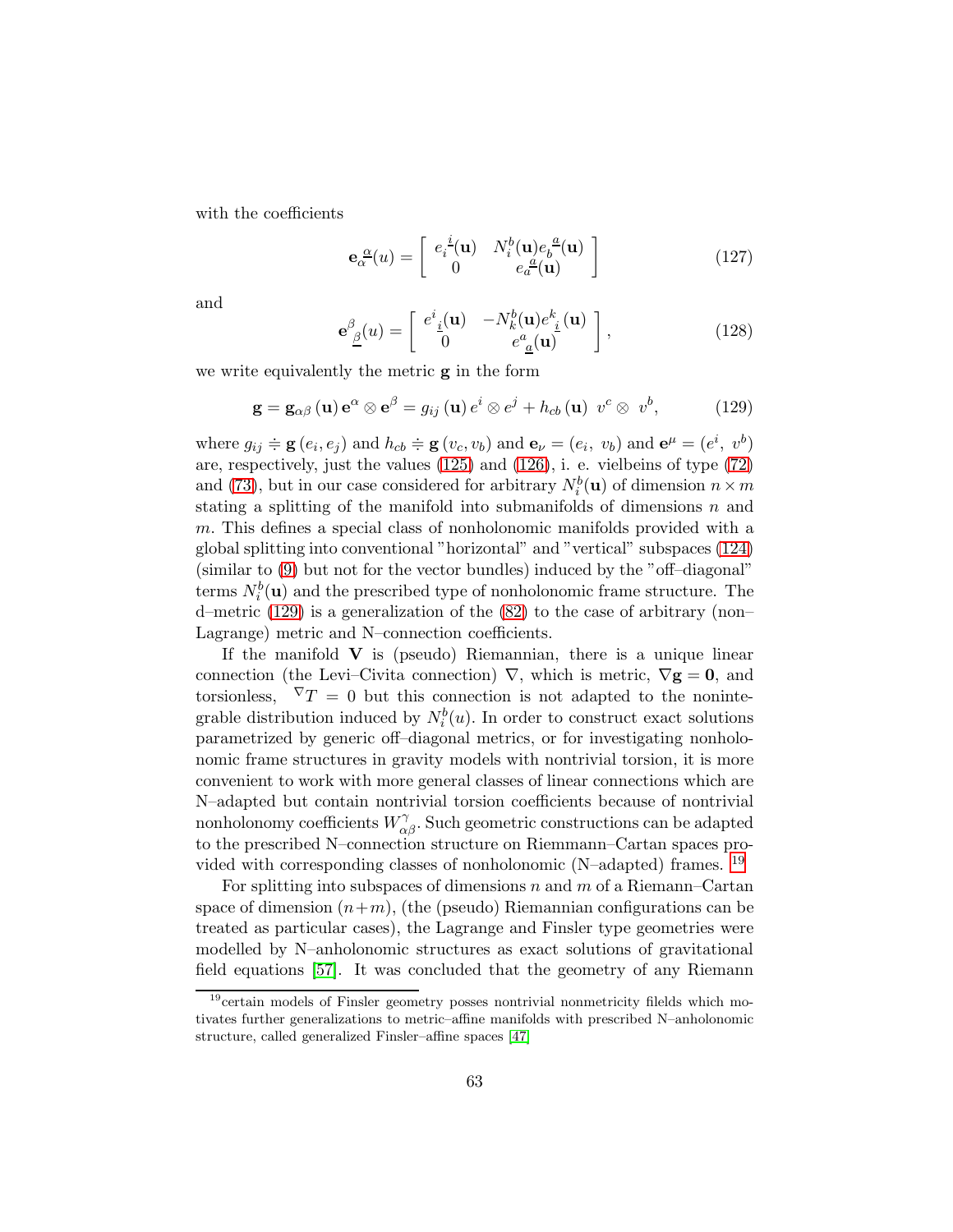with the coefficients

$$\mathbf{e}_{\alpha}^{\ \underline{\alpha}}(u) = \left[ \begin{array}{cc} e_{i}^{\ \underline{i}}(\mathbf{u}) & N_{i}^{b}(\mathbf{u})e_{b}^{\ \underline{a}}(\mathbf{u}) \\ 0 & e_{a}^{\ \underline{a}}(\mathbf{u}) \end{array} \right] \tag{127}$$

and

$$\mathbf{e}^{\beta}_{\ \underline{\beta}}(u) = \left[ \begin{array}{cc} e^{i}_{\ \underline{i}}(\mathbf{u}) & -N_{k}^{b}(\mathbf{u})e^{k}_{\ \underline{i}}(\mathbf{u}) \\ 0 & e^{a}_{\ \underline{a}}(\mathbf{u}) \end{array} \right], \tag{128}$$

we write equivalently the metric $\mathbf{g}$ in the form

$$\mathbf{g} = \mathbf{g}_{\alpha\beta}\left(\mathbf{u}\right)\mathbf{e}^{\alpha}\otimes\mathbf{e}^{\beta} = g_{ij}\left(\mathbf{u}\right)e^{i}\otimes e^{j} + h_{cb}\left(\mathbf{u}\right)\ v^{c}\otimes\ v^{b}, \tag{129}$$

where $g_{ij} \doteqdot \mathbf{g}\left(e_i, e_j\right)$ and $h_{cb} \doteqdot \mathbf{g}\left(v_c, v_b\right)$ and $\mathbf{e}_{\nu} = (e_i,\ v_b)$ and $\mathbf{e}^{\mu} = (e^i,\ v^b)$ are, respectively, just the values (125) and (126), i. e. vielbeins of type (72) and (73), but in our case considered for arbitrary $N_i^b(\mathbf{u})$ of dimension $n \times m$ stating a splitting of the manifold into submanifolds of dimensions $n$ and $m$. This defines a special class of nonholonomic manifolds provided with a global splitting into conventional "horizontal" and "vertical" subspaces (124) (similar to (9) but not for the vector bundles) induced by the "off–diagonal" terms $N_i^b(\mathbf{u})$ and the prescribed type of nonholonomic frame structure. The d–metric (129) is a generalization of the (82) to the case of arbitrary (non–Lagrange) metric and N–connection coefficients.

If the manifold $\mathbf{V}$ is (pseudo) Riemannian, there is a unique linear connection (the Levi–Civita connection) $\nabla$, which is metric, $\nabla\mathbf{g} = \mathbf{0}$, and torsionless, ${}^{\nabla}T = 0$ but this connection is not adapted to the nonintegrable distribution induced by $N_i^b(u)$. In order to construct exact solutions parametrized by generic off–diagonal metrics, or for investigating nonholonomic frame structures in gravity models with nontrivial torsion, it is more convenient to work with more general classes of linear connections which are N–adapted but contain nontrivial torsion coefficients because of nontrivial nonholonomy coefficients $W_{\alpha\beta}^{\gamma}$. Such geometric constructions can be adapted to the prescribed N–connection structure on Riemmann–Cartan spaces provided with corresponding classes of nonholonomic (N–adapted) frames. [19]

For splitting into subspaces of dimensions $n$ and $m$ of a Riemann–Cartan space of dimension $(n+m)$, (the (pseudo) Riemannian configurations can be treated as particular cases), the Lagrange and Finsler type geometries were modelled by N–anholonomic structures as exact solutions of gravitational field equations [57]. It was concluded that the geometry of any Riemann

[19] certain models of Finsler geometry posses nontrivial nonmetricity filelds which motivates further generalizations to metric–affine manifolds with prescribed N–anholonomic structure, called generalized Finsler–affine spaces [47]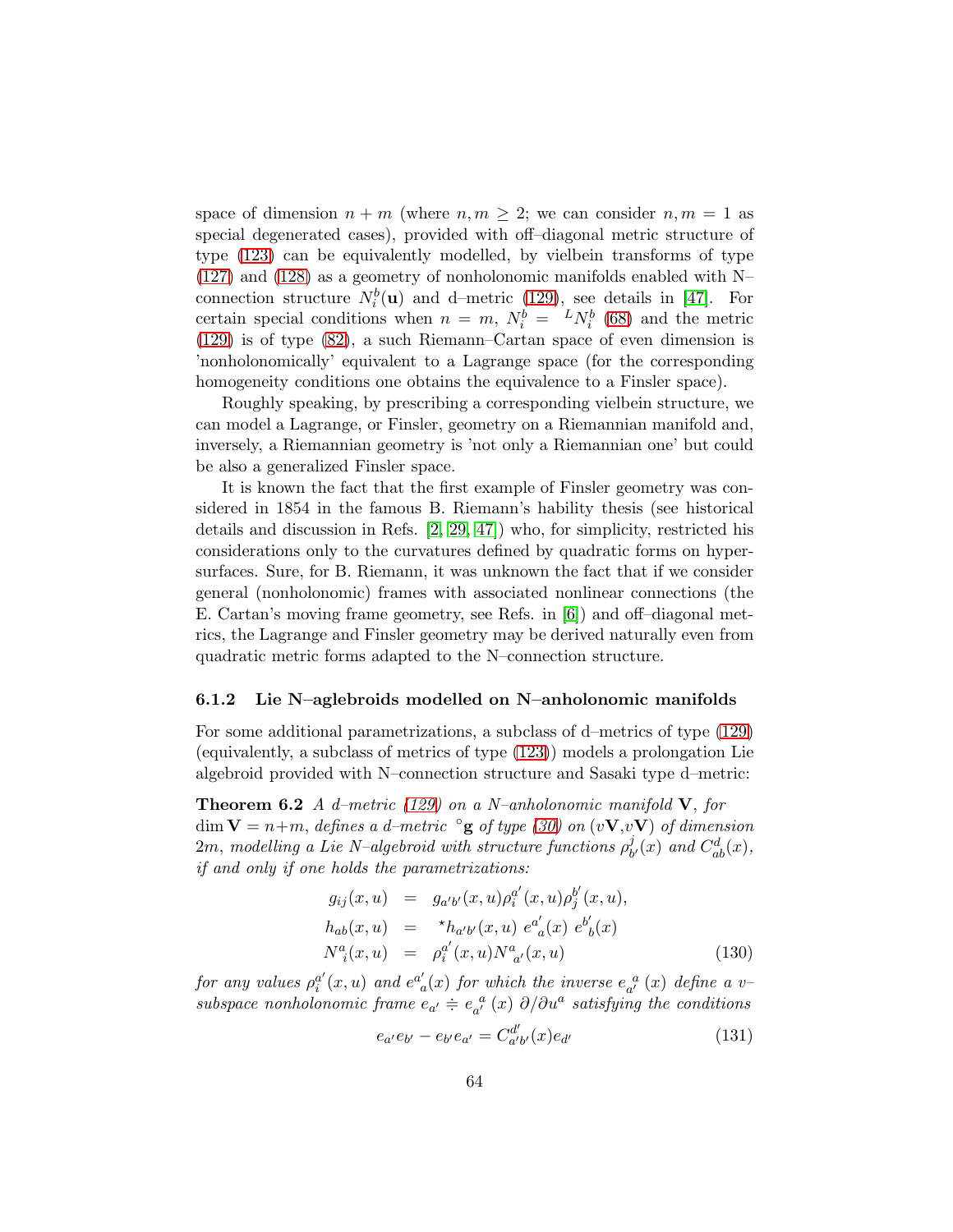space of dimension $n+m$ (where $n,m \geq 2$; we can consider $n,m=1$ as special degenerated cases), provided with off–diagonal metric structure of type (123) can be equivalently modelled, by vielbein transforms of type (127) and (128) as a geometry of nonholonomic manifolds enabled with N–connection structure $N_i^b(\mathbf{u})$ and d–metric (129), see details in [47]. For certain special conditions when $n=m$, $N_i^b = {}^L N_i^b$ (68) and the metric (129) is of type (82), a such Riemann–Cartan space of even dimension is 'nonholonomically' equivalent to a Lagrange space (for the corresponding homogeneity conditions one obtains the equivalence to a Finsler space).

Roughly speaking, by prescribing a corresponding vielbein structure, we can model a Lagrange, or Finsler, geometry on a Riemannian manifold and, inversely, a Riemannian geometry is 'not only a Riemannian one' but could be also a generalized Finsler space.

It is known the fact that the first example of Finsler geometry was considered in 1854 in the famous B. Riemann's hability thesis (see historical details and discussion in Refs. [2, 29, 47]) who, for simplicity, restricted his considerations only to the curvatures defined by quadratic forms on hypersurfaces. Sure, for B. Riemann, it was unknown the fact that if we consider general (nonholonomic) frames with associated nonlinear connections (the E. Cartan's moving frame geometry, see Refs. in [6]) and off–diagonal metrics, the Lagrange and Finsler geometry may be derived naturally even from quadratic metric forms adapted to the N–connection structure.

### 6.1.2 Lie N–aglebroids modelled on N–anholonomic manifolds

For some additional parametrizations, a subclass of d–metrics of type (129) (equivalently, a subclass of metrics of type (123)) models a prolongation Lie algebroid provided with N–connection structure and Sasaki type d–metric:

**Theorem 6.2** *A d–metric (129) on a N–anholonomic manifold $\mathbf{V}$, for $\dim \mathbf{V} = n+m$, defines a d–metric ${}^\circ\mathbf{g}$ of type (30) on $(v\mathbf{V}, v\mathbf{V})$ of dimension $2m$, modelling a Lie N–algebroid with structure functions $\rho_{b'}^j(x)$ and $C_{ab}^d(x)$, if and only if one holds the parametrizations:*

$$
\begin{aligned}
g_{ij}(x,u) &= g_{a'b'}(x,u)\rho_i^{a'}(x,u)\rho_j^{b'}(x,u),\\
h_{ab}(x,u) &= {}^\star h_{a'b'}(x,u)\ e^{a'}_{\ a}(x)\ e^{b'}_{\ b}(x)\\
N^a_{\ i}(x,u) &= \rho_i^{a'}(x,u) N^a_{\ a'}(x,u)
\end{aligned}
\qquad (130)
$$

*for any values $\rho_i^{a'}(x,u)$ and $e^{a'}_{\ a}(x)$ for which the inverse $e_{a'}^{\ a}(x)$ define a v–subspace nonholonomic frame $e_{a'} \doteqdot e_{a'}^{\ a}(x)\ \partial/\partial u^a$ satisfying the conditions*

$$
e_{a'}e_{b'} - e_{b'}e_{a'} = C^{d'}_{a'b'}(x) e_{d'} \qquad (131)
$$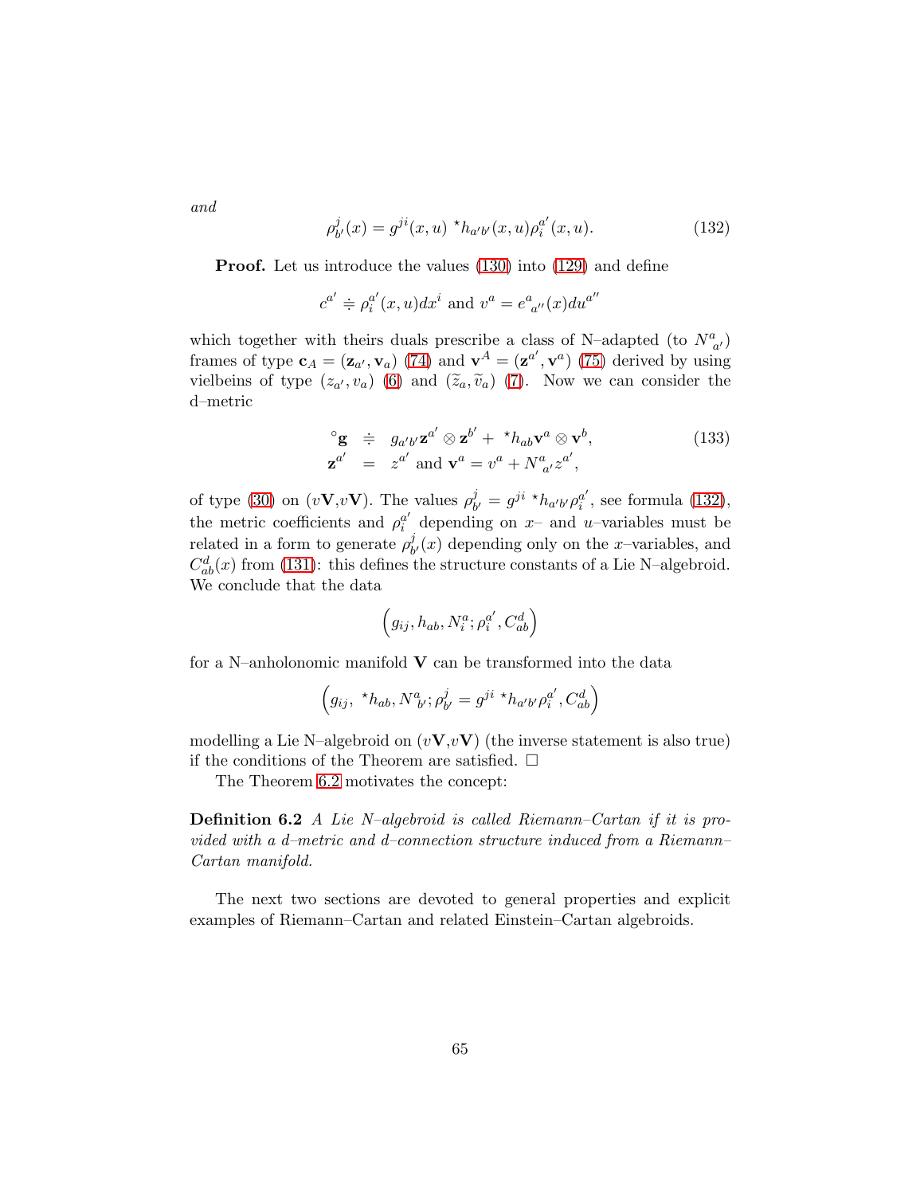*and*

$$\rho^{j}_{b'}(x) = g^{ji}(x,u)\ {}^{\star}h_{a'b'}(x,u)\rho^{a'}_{i}(x,u). \tag{132}$$

**Proof.** Let us introduce the values (130) into (129) and define

$$c^{a'} \doteq \rho^{a'}_{i}(x,u)dx^{i} \text{ and } v^{a} = e^{a}_{\ a''}(x)du^{a''}$$

which together with theirs duals prescribe a class of N–adapted (to $N^{a}_{\ a'}$) frames of type $\mathbf{c}_A = (\mathbf{z}_{a'}, \mathbf{v}_a)$ (74) and $\mathbf{v}^A = (\mathbf{z}^{a'}, \mathbf{v}^{a})$ (75) derived by using vielbeins of type $(z_{a'}, v_a)$ (6) and $(\widetilde{z}_a, \widetilde{v}_a)$ (7). Now we can consider the d–metric

$$\begin{aligned} {}^{\circ}\mathbf{g} &\doteq g_{a'b'}\mathbf{z}^{a'} \otimes \mathbf{z}^{b'} + {}^{\star}h_{ab}\mathbf{v}^{a} \otimes \mathbf{v}^{b}, \\ \mathbf{z}^{a'} &= z^{a'} \text{ and } \mathbf{v}^{a} = v^{a} + N^{a}_{\ a'}z^{a'}, \end{aligned} \tag{133}$$

of type (30) on ($v\mathbf{V}$,$v\mathbf{V}$). The values $\rho^{j}_{b'} = g^{ji}\ {}^{\star}h_{a'b'}\rho^{a'}_{i}$, see formula (132), the metric coefficients and $\rho^{a'}_{i}$ depending on $x$– and $u$–variables must be related in a form to generate $\rho^{j}_{b'}(x)$ depending only on the $x$–variables, and $C^{d}_{ab}(x)$ from (131): this defines the structure constants of a Lie N–algebroid. We conclude that the data

$$\left(g_{ij}, h_{ab}, N^{a}_{i}; \rho^{a'}_{i}, C^{d}_{ab}\right)$$

for a N–anholonomic manifold $\mathbf{V}$ can be transformed into the data

$$\left(g_{ij},\ {}^{\star}h_{ab}, N^{a}_{b'}; \rho^{j}_{b'} = g^{ji}\ {}^{\star}h_{a'b'}\rho^{a'}_{i}, C^{d}_{ab}\right)$$

modelling a Lie N–algebroid on ($v\mathbf{V}$,$v\mathbf{V}$) (the inverse statement is also true) if the conditions of the Theorem are satisfied. $\square$

The Theorem 6.2 motivates the concept:

**Definition 6.2** *A Lie N–algebroid is called Riemann–Cartan if it is provided with a d–metric and d–connection structure induced from a Riemann–Cartan manifold.*

The next two sections are devoted to general properties and explicit examples of Riemann–Cartan and related Einstein–Cartan algebroids.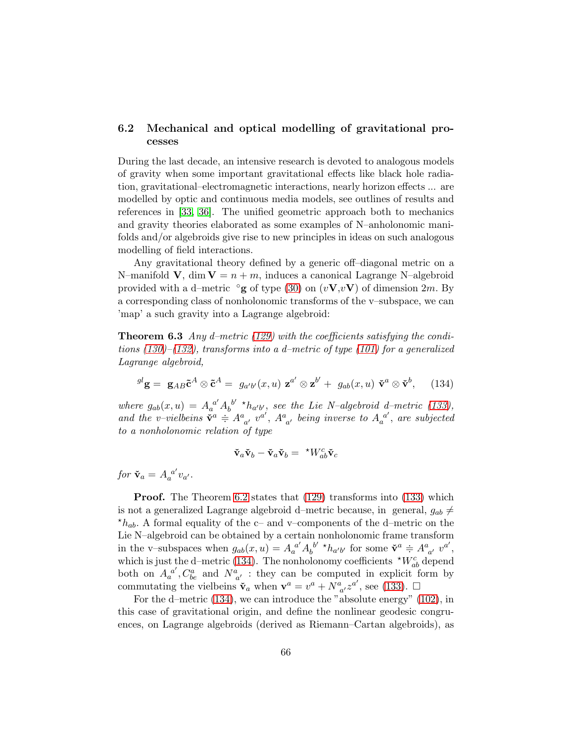### 6.2 Mechanical and optical modelling of gravitational processes

During the last decade, an intensive research is devoted to analogous models of gravity when some important gravitational effects like black hole radiation, gravitational–electromagnetic interactions, nearly horizon effects ... are modelled by optic and continuous media models, see outlines of results and references in [33, 36]. The unified geometric approach both to mechanics and gravity theories elaborated as some examples of N–anholonomic manifolds and/or algebroids give rise to new principles in ideas on such analogous modelling of field interactions.

Any gravitational theory defined by a generic off–diagonal metric on a N–manifold $\mathbf{V}$, $\dim \mathbf{V} = n + m$, induces a canonical Lagrange N–algebroid provided with a d–metric $\,^{\circ}\mathbf{g}$ of type (30) on $(v\mathbf{V}, v\mathbf{V})$ of dimension $2m$. By a corresponding class of nonholonomic transforms of the v–subspace, we can 'map' a such gravity into a Lagrange algebroid:

**Theorem 6.3** *Any d–metric (129) with the coefficients satisfying the conditions (130)–(132), transforms into a d–metric of type (101) for a generalized Lagrange algebroid,*

$$^{gl}\mathbf{g} = \mathbf{g}_{AB}\tilde{\mathbf{c}}^{A} \otimes \tilde{\mathbf{c}}^{A} = g_{a'b'}(x,u)\ \mathbf{z}^{a'} \otimes \mathbf{z}^{b'} + g_{ab}(x,u)\ \check{\mathbf{v}}^{a} \otimes \check{\mathbf{v}}^{b}, \qquad (134)$$

*where $g_{ab}(x,u) = A_{a}^{\ a'} A_{b}^{\ b'}\ {}^{\star}h_{a'b'}$, see the Lie N–algebroid d–metric (133), and the v–vielbeins $\check{\mathbf{v}}^{a} \doteqdot A^{a}_{\ a'}\ v^{a'}$, $A^{a}_{\ a'}$ being inverse to $A_{a}^{\ a'}$, are subjected to a nonholonomic relation of type*

$$\check{\mathbf{v}}_{a}\check{\mathbf{v}}_{b} - \check{\mathbf{v}}_{a}\check{\mathbf{v}}_{b} = {}^{\star}W^{c}_{ab}\check{\mathbf{v}}_{c}$$

*for $\check{\mathbf{v}}_{a} = A_{a}^{\ a'} v_{a'}$.*

**Proof.** The Theorem 6.2 states that (129) transforms into (133) which is not a generalized Lagrange algebroid d–metric because, in general, $g_{ab} \neq {}^{\star}h_{ab}$. A formal equality of the c– and v–components of the d–metric on the Lie N–algebroid can be obtained by a certain nonholonomic frame transform in the v–subspaces when $g_{ab}(x,u) = A_{a}^{\ a'} A_{b}^{\ b'}\ {}^{\star}h_{a'b'}$ for some $\check{\mathbf{v}}^{a} \doteqdot A^{a}_{\ a'}\ v^{a'}$, which is just the d–metric (134). The nonholonomy coefficients ${}^{\star}W^{c}_{ab}$ depend both on $A_{a}^{\ a'}, C^{a}_{be}$ and $N^{a}_{\ a'}$ : they can be computed in explicit form by commutating the vielbeins $\check{\mathbf{v}}_{a}$ when $\mathbf{v}^{a} = v^{a} + N^{a}_{\ a'} z^{a'}$, see (133). $\square$

For the d–metric (134), we can introduce the "absolute energy" (102), in this case of gravitational origin, and define the nonlinear geodesic congruences, on Lagrange algebroids (derived as Riemann–Cartan algebroids), as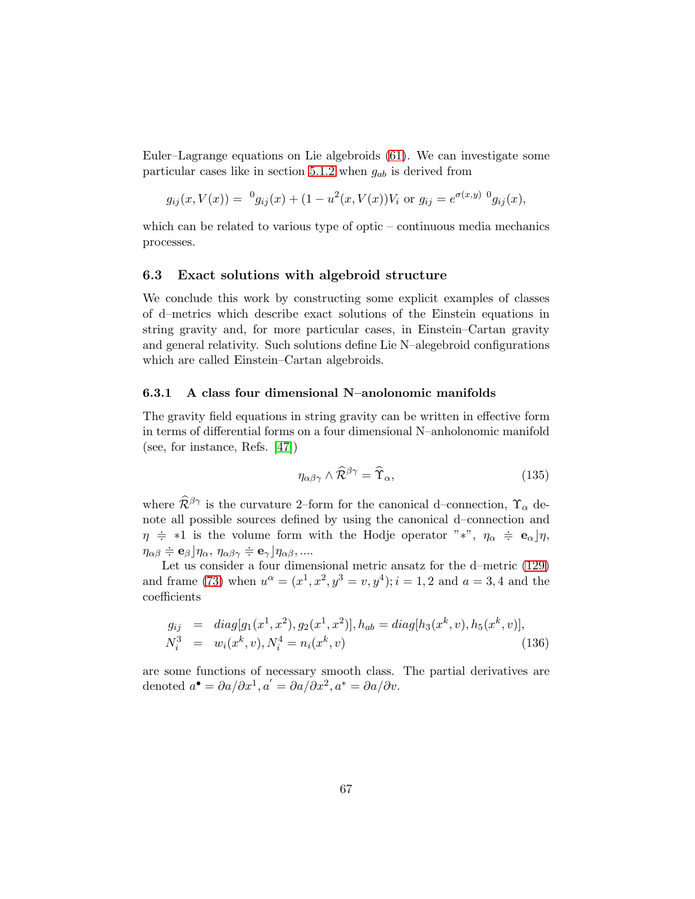Euler–Lagrange equations on Lie algebroids (61). We can investigate some particular cases like in section 5.1.2 when $g_{ab}$ is derived from

$$g_{ij}(x, V(x)) = {}^0g_{ij}(x) + (1 - u^2(x, V(x))V_i \text{ or } g_{ij} = e^{\sigma(x,y)} \, {}^0g_{ij}(x),$$

which can be related to various type of optic – continuous media mechanics processes.

### 6.3 Exact solutions with algebroid structure

We conclude this work by constructing some explicit examples of classes of d–metrics which describe exact solutions of the Einstein equations in string gravity and, for more particular cases, in Einstein–Cartan gravity and general relativity. Such solutions define Lie N–alegebroid configurations which are called Einstein–Cartan algebroids.

#### 6.3.1 A class four dimensional N–anolonomic manifolds

The gravity field equations in string gravity can be written in effective form in terms of differential forms on a four dimensional N–anholonomic manifold (see, for instance, Refs. [47])

$$\eta_{\alpha\beta\gamma} \wedge \widehat{\mathcal{R}}^{\beta\gamma} = \widehat{\Upsilon}_\alpha, \tag{135}$$

where $\widehat{\mathcal{R}}^{\beta\gamma}$ is the curvature 2–form for the canonical d–connection, $\Upsilon_\alpha$ denote all possible sources defined by using the canonical d–connection and $\eta \doteqdot *1$ is the volume form with the Hodje operator "$*$", $\eta_\alpha \doteqdot \mathbf{e}_\alpha \rfloor \eta$, $\eta_{\alpha\beta} \doteqdot \mathbf{e}_\beta \rfloor \eta_\alpha$, $\eta_{\alpha\beta\gamma} \doteqdot \mathbf{e}_\gamma \rfloor \eta_{\alpha\beta}, ....$

Let us consider a four dimensional metric ansatz for the d–metric (129) and frame (73) when $u^\alpha = (x^1, x^2, y^3 = v, y^4); i = 1, 2$ and $a = 3, 4$ and the coefficients

$$\begin{aligned} g_{ij} &= diag[g_1(x^1, x^2), g_2(x^1, x^2)], h_{ab} = diag[h_3(x^k, v), h_5(x^k, v)], \\ N_i^3 &= w_i(x^k, v), N_i^4 = n_i(x^k, v) \end{aligned} \tag{136}$$

are some functions of necessary smooth class. The partial derivatives are denoted $a^\bullet = \partial a/\partial x^1, a' = \partial a/\partial x^2, a^* = \partial a/\partial v$.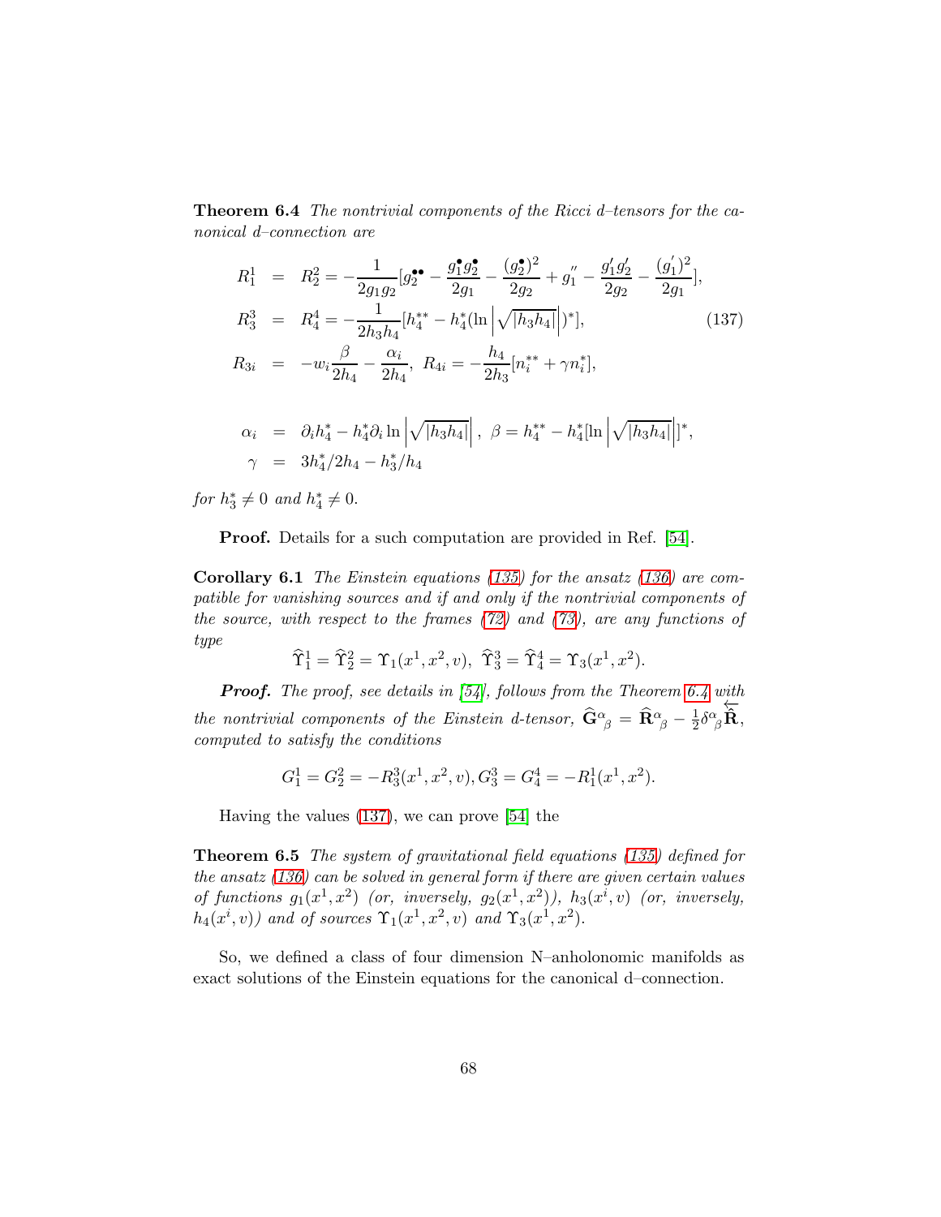**Theorem 6.4** *The nontrivial components of the Ricci d–tensors for the canonical d–connection are*

$$
\begin{aligned}
R_1^1 &= R_2^2 = -\frac{1}{2g_1 g_2}[g_2^{\bullet\bullet} - \frac{g_1^{\bullet} g_2^{\bullet}}{2g_1} - \frac{(g_2^{\bullet})^2}{2g_2} + g_1^{''} - \frac{g_1^{'} g_2^{'}}{2g_2} - \frac{(g_1^{'})^2}{2g_1}], \\
R_3^3 &= R_4^4 = -\frac{1}{2h_3 h_4}[h_4^{**} - h_4^{*}(\ln\left|\sqrt{|h_3 h_4|}\right|)^{*}], \qquad (137) \\
R_{3i} &= -w_i \frac{\beta}{2h_4} - \frac{\alpha_i}{2h_4},\ R_{4i} = -\frac{h_4}{2h_3}[n_i^{**} + \gamma n_i^{*}],
\end{aligned}
$$

$$
\begin{aligned}
\alpha_i &= \partial_i h_4^{*} - h_4^{*} \partial_i \ln\left|\sqrt{|h_3 h_4|}\right|,\ \beta = h_4^{**} - h_4^{*}[\ln\left|\sqrt{|h_3 h_4|}\right|]^{*}, \\
\gamma &= 3h_4^{*}/2h_4 - h_3^{*}/h_4
\end{aligned}
$$

*for* $h_3^{*} \neq 0$ *and* $h_4^{*} \neq 0$.

**Proof.** Details for a such computation are provided in Ref. [54].

**Corollary 6.1** *The Einstein equations (135) for the ansatz (136) are compatible for vanishing sources and if and only if the nontrivial components of the source, with respect to the frames (72) and (73), are any functions of type*

$$\widehat{\Upsilon}_1^1 = \widehat{\Upsilon}_2^2 = \Upsilon_1(x^1, x^2, v),\ \widehat{\Upsilon}_3^3 = \widehat{\Upsilon}_4^4 = \Upsilon_3(x^1, x^2).$$

***Proof.*** *The proof, see details in [54], follows from the Theorem 6.4 with the nontrivial components of the Einstein d-tensor,* $\widehat{\mathbf{G}}^{\alpha}{}_{\beta} = \widehat{\mathbf{R}}^{\alpha}{}_{\beta} - \frac{1}{2}\delta^{\alpha}{}_{\beta}\overleftarrow{\widehat{\mathbf{R}}}$, *computed to satisfy the conditions*

$$G_1^1 = G_2^2 = -R_3^3(x^1, x^2, v), G_3^3 = G_4^4 = -R_1^1(x^1, x^2).$$

Having the values (137), we can prove [54] the

**Theorem 6.5** *The system of gravitational field equations (135) defined for the ansatz (136) can be solved in general form if there are given certain values of functions* $g_1(x^1, x^2)$ *(or, inversely,* $g_2(x^1, x^2)$*),* $h_3(x^i, v)$ *(or, inversely,* $h_4(x^i, v)$*) and of sources* $\Upsilon_1(x^1, x^2, v)$ *and* $\Upsilon_3(x^1, x^2)$.

So, we defined a class of four dimension N–anholonomic manifolds as exact solutions of the Einstein equations for the canonical d–connection.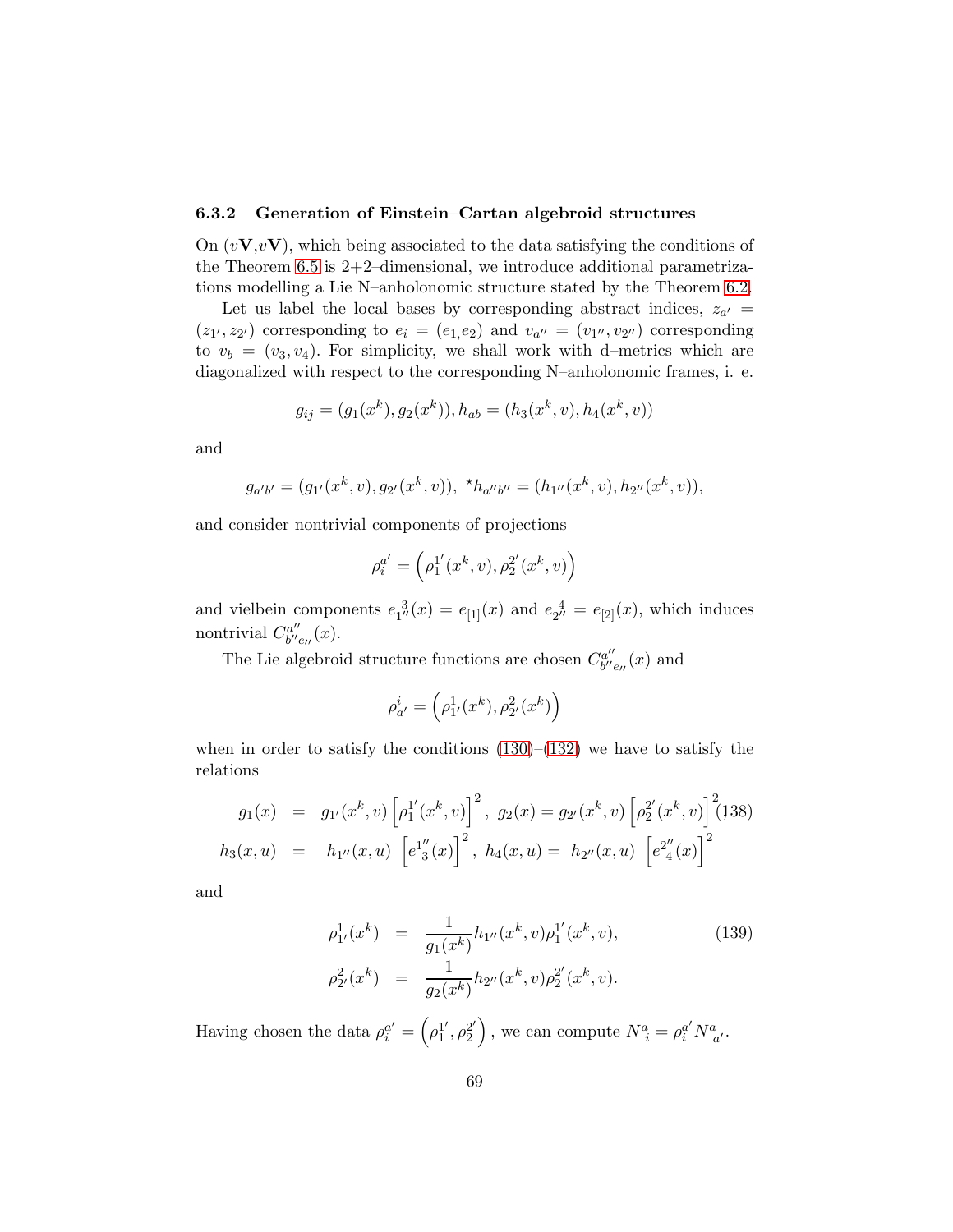### 6.3.2 Generation of Einstein–Cartan algebroid structures

On ($v\mathbf{V}$,$v\mathbf{V}$), which being associated to the data satisfying the conditions of the Theorem 6.5 is 2+2–dimensional, we introduce additional parametrizations modelling a Lie N–anholonomic structure stated by the Theorem 6.2.

Let us label the local bases by corresponding abstract indices, $z_{a'} = (z_{1'}, z_{2'})$ corresponding to $e_i = (e_{1,}e_2)$ and $v_{a''} = (v_{1''}, v_{2''})$ corresponding to $v_b = (v_3, v_4)$. For simplicity, we shall work with d–metrics which are diagonalized with respect to the corresponding N–anholonomic frames, i. e.

$$g_{ij} = (g_1(x^k), g_2(x^k)), h_{ab} = (h_3(x^k, v), h_4(x^k, v))$$

and

$$g_{a'b'} = (g_{1'}(x^k, v), g_{2'}(x^k, v)),\ {}^{\star}h_{a''b''} = (h_{1''}(x^k, v), h_{2''}(x^k, v)),$$

and consider nontrivial components of projections

$$\rho_i^{a'} = \left(\rho_1^{1'}(x^k, v), \rho_2^{2'}(x^k, v)\right)$$

and vielbein components $e_{1''}^{\ 3}(x) = e_{[1]}(x)$ and $e_{2''}^{\ 4} = e_{[2]}(x)$, which induces nontrivial $C_{b''e''}^{a''}(x)$.

The Lie algebroid structure functions are chosen $C_{b''e''}^{a''}(x)$ and

$$\rho_{a'}^{i} = \left(\rho_{1'}^{1}(x^k), \rho_{2'}^{2}(x^k)\right)$$

when in order to satisfy the conditions (130)–(132) we have to satisfy the relations

$$\begin{aligned} g_1(x) &= g_{1'}(x^k, v)\left[\rho_1^{1'}(x^k, v)\right]^2,\ g_2(x) = g_{2'}(x^k, v)\left[\rho_2^{2'}(x^k, v)\right]^2 \\ h_3(x, u) &= h_{1''}(x, u)\ \left[e^{1''}_{\ 3}(x)\right]^2,\ h_4(x, u) = h_{2''}(x, u)\ \left[e^{2''}_{\ 4}(x)\right]^2 \end{aligned} \tag{138}$$

and

$$\begin{aligned} \rho_{1'}^{1}(x^k) &= \frac{1}{g_1(x^k)} h_{1''}(x^k, v)\rho_1^{1'}(x^k, v), \\ \rho_{2'}^{2}(x^k) &= \frac{1}{g_2(x^k)} h_{2''}(x^k, v)\rho_2^{2'}(x^k, v). \end{aligned} \tag{139}$$

Having chosen the data $\rho_i^{a'} = \left(\rho_1^{1'}, \rho_2^{2'}\right)$, we can compute $N_{\ i}^{a} = \rho_i^{a'} N_{\ a'}^{a}$.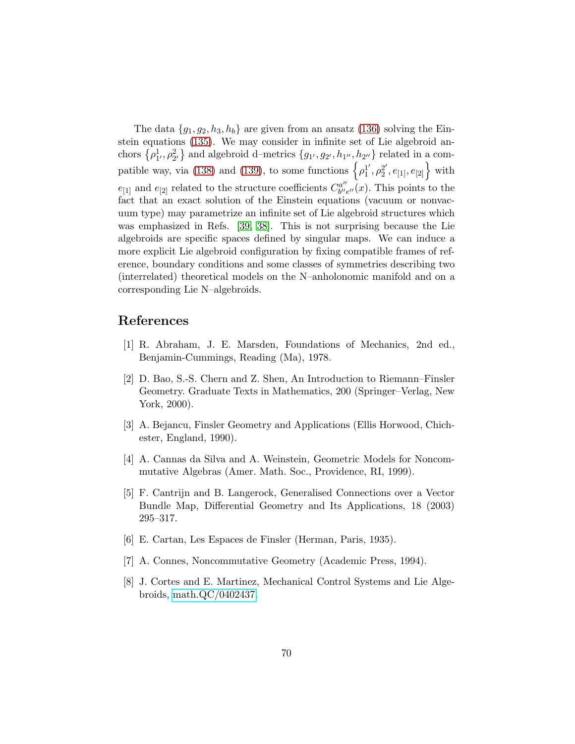The data $\{g_1, g_2, h_3, h_b\}$ are given from an ansatz (136) solving the Einstein equations (135). We may consider in infinite set of Lie algebroid anchors $\{\rho^1_{1'}, \rho^2_{2'}\}$ and algebroid d–metrics $\{g_{1'}, g_{2'}, h_{1''}, h_{2''}\}$ related in a compatible way, via (138) and (139), to some functions $\left\{\rho^{1'}_1, \rho^{2'}_2, e_{[1]}, e_{[2]}\right\}$ with $e_{[1]}$ and $e_{[2]}$ related to the structure coefficients $C^{a''}_{b''e''}(x)$. This points to the fact that an exact solution of the Einstein equations (vacuum or nonvacuum type) may parametrize an infinite set of Lie algebroid structures which was emphasized in Refs. [39, 38]. This is not surprising because the Lie algebroids are specific spaces defined by singular maps. We can induce a more explicit Lie algebroid configuration by fixing compatible frames of reference, boundary conditions and some classes of symmetries describing two (interrelated) theoretical models on the N–anholonomic manifold and on a corresponding Lie N–algebroids.

# References

[1] R. Abraham, J. E. Marsden, Foundations of Mechanics, 2nd ed., Benjamin-Cummings, Reading (Ma), 1978.

[2] D. Bao, S.-S. Chern and Z. Shen, An Introduction to Riemann–Finsler Geometry. Graduate Texts in Mathematics, 200 (Springer–Verlag, New York, 2000).

[3] A. Bejancu, Finsler Geometry and Applications (Ellis Horwood, Chichester, England, 1990).

[4] A. Cannas da Silva and A. Weinstein, Geometric Models for Noncommutative Algebras (Amer. Math. Soc., Providence, RI, 1999).

[5] F. Cantrijn and B. Langerock, Generalised Connections over a Vector Bundle Map, Differential Geometry and Its Applications, 18 (2003) 295–317.

[6] E. Cartan, Les Espaces de Finsler (Herman, Paris, 1935).

[7] A. Connes, Noncommutative Geometry (Academic Press, 1994).

[8] J. Cortes and E. Martinez, Mechanical Control Systems and Lie Algebroids, math.QC/0402437.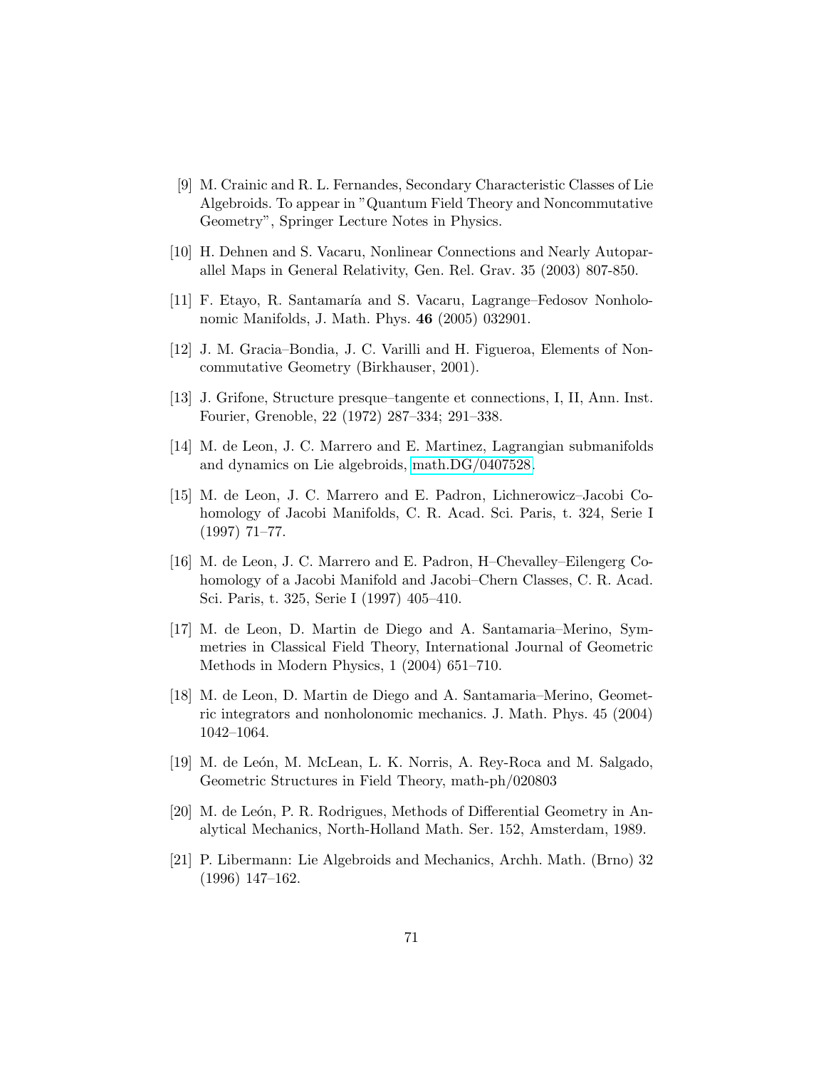[9] M. Crainic and R. L. Fernandes, Secondary Characteristic Classes of Lie Algebroids. To appear in "Quantum Field Theory and Noncommutative Geometry", Springer Lecture Notes in Physics.

[10] H. Dehnen and S. Vacaru, Nonlinear Connections and Nearly Autoparallel Maps in General Relativity, Gen. Rel. Grav. 35 (2003) 807-850.

[11] F. Etayo, R. Santamaría and S. Vacaru, Lagrange–Fedosov Nonholonomic Manifolds, J. Math. Phys. **46** (2005) 032901.

[12] J. M. Gracia–Bondia, J. C. Varilli and H. Figueroa, Elements of Noncommutative Geometry (Birkhauser, 2001).

[13] J. Grifone, Structure presque–tangente et connections, I, II, Ann. Inst. Fourier, Grenoble, 22 (1972) 287–334; 291–338.

[14] M. de Leon, J. C. Marrero and E. Martinez, Lagrangian submanifolds and dynamics on Lie algebroids, math.DG/0407528.

[15] M. de Leon, J. C. Marrero and E. Padron, Lichnerowicz–Jacobi Cohomology of Jacobi Manifolds, C. R. Acad. Sci. Paris, t. 324, Serie I (1997) 71–77.

[16] M. de Leon, J. C. Marrero and E. Padron, H–Chevalley–Eilengerg Cohomology of a Jacobi Manifold and Jacobi–Chern Classes, C. R. Acad. Sci. Paris, t. 325, Serie I (1997) 405–410.

[17] M. de Leon, D. Martin de Diego and A. Santamaria–Merino, Symmetries in Classical Field Theory, International Journal of Geometric Methods in Modern Physics, 1 (2004) 651–710.

[18] M. de Leon, D. Martin de Diego and A. Santamaria–Merino, Geometric integrators and nonholonomic mechanics. J. Math. Phys. 45 (2004) 1042–1064.

[19] M. de León, M. McLean, L. K. Norris, A. Rey-Roca and M. Salgado, Geometric Structures in Field Theory, math-ph/020803

[20] M. de León, P. R. Rodrigues, Methods of Differential Geometry in Analytical Mechanics, North-Holland Math. Ser. 152, Amsterdam, 1989.

[21] P. Libermann: Lie Algebroids and Mechanics, Archh. Math. (Brno) 32 (1996) 147–162.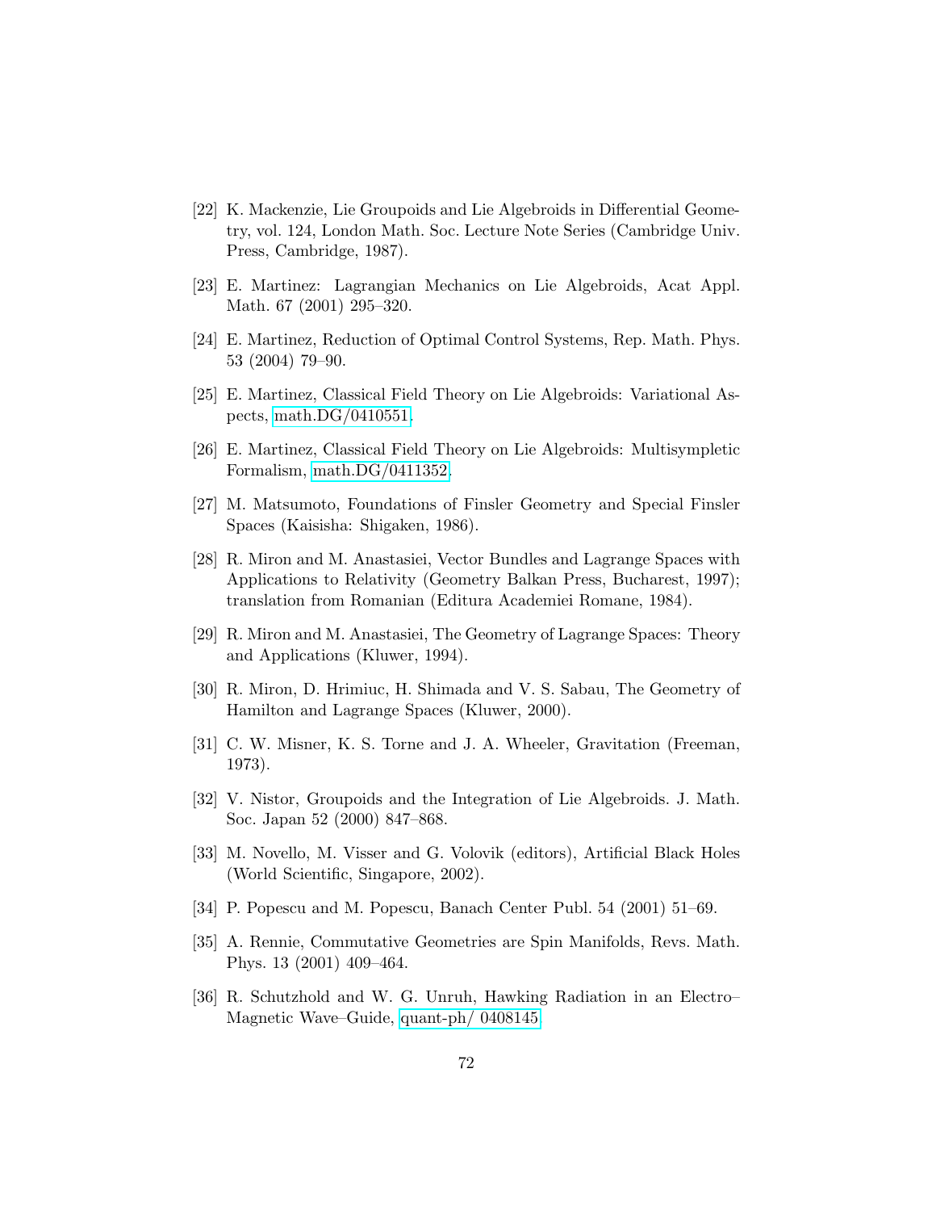[22] K. Mackenzie, Lie Groupoids and Lie Algebroids in Differential Geometry, vol. 124, London Math. Soc. Lecture Note Series (Cambridge Univ. Press, Cambridge, 1987).

[23] E. Martinez: Lagrangian Mechanics on Lie Algebroids, Acat Appl. Math. 67 (2001) 295–320.

[24] E. Martinez, Reduction of Optimal Control Systems, Rep. Math. Phys. 53 (2004) 79–90.

[25] E. Martinez, Classical Field Theory on Lie Algebroids: Variational Aspects, math.DG/0410551.

[26] E. Martinez, Classical Field Theory on Lie Algebroids: Multisympletic Formalism, math.DG/0411352.

[27] M. Matsumoto, Foundations of Finsler Geometry and Special Finsler Spaces (Kaisisha: Shigaken, 1986).

[28] R. Miron and M. Anastasiei, Vector Bundles and Lagrange Spaces with Applications to Relativity (Geometry Balkan Press, Bucharest, 1997); translation from Romanian (Editura Academiei Romane, 1984).

[29] R. Miron and M. Anastasiei, The Geometry of Lagrange Spaces: Theory and Applications (Kluwer, 1994).

[30] R. Miron, D. Hrimiuc, H. Shimada and V. S. Sabau, The Geometry of Hamilton and Lagrange Spaces (Kluwer, 2000).

[31] C. W. Misner, K. S. Torne and J. A. Wheeler, Gravitation (Freeman, 1973).

[32] V. Nistor, Groupoids and the Integration of Lie Algebroids. J. Math. Soc. Japan 52 (2000) 847–868.

[33] M. Novello, M. Visser and G. Volovik (editors), Artificial Black Holes (World Scientific, Singapore, 2002).

[34] P. Popescu and M. Popescu, Banach Center Publ. 54 (2001) 51–69.

[35] A. Rennie, Commutative Geometries are Spin Manifolds, Revs. Math. Phys. 13 (2001) 409–464.

[36] R. Schutzhold and W. G. Unruh, Hawking Radiation in an Electro–Magnetic Wave–Guide, quant-ph/ 0408145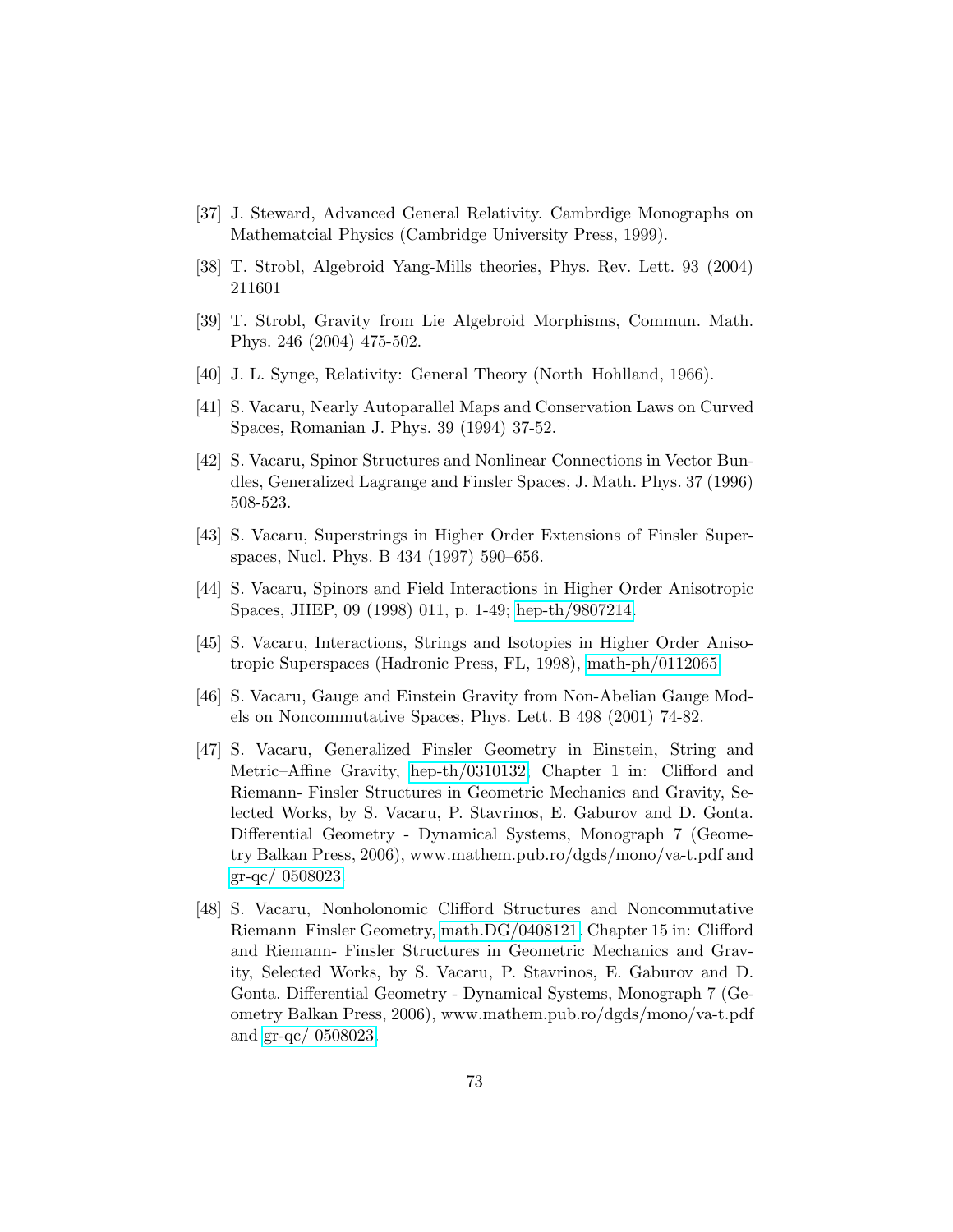[37] J. Steward, Advanced General Relativity. Cambrdige Monographs on Mathematcial Physics (Cambridge University Press, 1999).

[38] T. Strobl, Algebroid Yang-Mills theories, Phys. Rev. Lett. 93 (2004) 211601

[39] T. Strobl, Gravity from Lie Algebroid Morphisms, Commun. Math. Phys. 246 (2004) 475-502.

[40] J. L. Synge, Relativity: General Theory (North–Hohlland, 1966).

[41] S. Vacaru, Nearly Autoparallel Maps and Conservation Laws on Curved Spaces, Romanian J. Phys. 39 (1994) 37-52.

[42] S. Vacaru, Spinor Structures and Nonlinear Connections in Vector Bundles, Generalized Lagrange and Finsler Spaces, J. Math. Phys. 37 (1996) 508-523.

[43] S. Vacaru, Superstrings in Higher Order Extensions of Finsler Superspaces, Nucl. Phys. B 434 (1997) 590–656.

[44] S. Vacaru, Spinors and Field Interactions in Higher Order Anisotropic Spaces, JHEP, 09 (1998) 011, p. 1-49; hep-th/9807214.

[45] S. Vacaru, Interactions, Strings and Isotopies in Higher Order Anisotropic Superspaces (Hadronic Press, FL, 1998), math-ph/0112065.

[46] S. Vacaru, Gauge and Einstein Gravity from Non-Abelian Gauge Models on Noncommutative Spaces, Phys. Lett. B 498 (2001) 74-82.

[47] S. Vacaru, Generalized Finsler Geometry in Einstein, String and Metric–Affine Gravity, hep-th/0310132; Chapter 1 in: Clifford and Riemann- Finsler Structures in Geometric Mechanics and Gravity, Selected Works, by S. Vacaru, P. Stavrinos, E. Gaburov and D. Gonta. Differential Geometry - Dynamical Systems, Monograph 7 (Geometry Balkan Press, 2006), www.mathem.pub.ro/dgds/mono/va-t.pdf and gr-qc/ 0508023

[48] S. Vacaru, Nonholonomic Clifford Structures and Noncommutative Riemann–Finsler Geometry, math.DG/0408121; Chapter 15 in: Clifford and Riemann- Finsler Structures in Geometric Mechanics and Gravity, Selected Works, by S. Vacaru, P. Stavrinos, E. Gaburov and D. Gonta. Differential Geometry - Dynamical Systems, Monograph 7 (Geometry Balkan Press, 2006), www.mathem.pub.ro/dgds/mono/va-t.pdf and gr-qc/ 0508023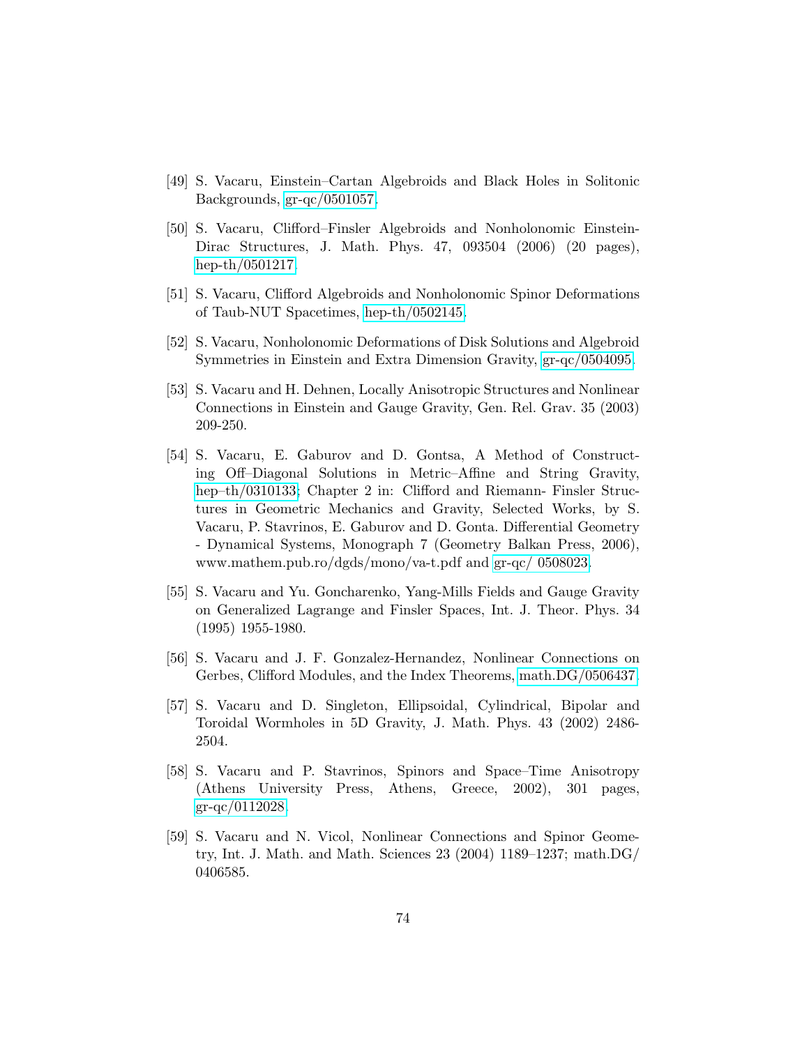[49] S. Vacaru, Einstein–Cartan Algebroids and Black Holes in Solitonic Backgrounds, gr-qc/0501057.

[50] S. Vacaru, Clifford–Finsler Algebroids and Nonholonomic Einstein-Dirac Structures, J. Math. Phys. 47, 093504 (2006) (20 pages), hep-th/0501217.

[51] S. Vacaru, Clifford Algebroids and Nonholonomic Spinor Deformations of Taub-NUT Spacetimes, hep-th/0502145.

[52] S. Vacaru, Nonholonomic Deformations of Disk Solutions and Algebroid Symmetries in Einstein and Extra Dimension Gravity, gr-qc/0504095.

[53] S. Vacaru and H. Dehnen, Locally Anisotropic Structures and Nonlinear Connections in Einstein and Gauge Gravity, Gen. Rel. Grav. 35 (2003) 209-250.

[54] S. Vacaru, E. Gaburov and D. Gontsa, A Method of Constructing Off–Diagonal Solutions in Metric–Affine and String Gravity, hep–th/0310133; Chapter 2 in: Clifford and Riemann- Finsler Structures in Geometric Mechanics and Gravity, Selected Works, by S. Vacaru, P. Stavrinos, E. Gaburov and D. Gonta. Differential Geometry - Dynamical Systems, Monograph 7 (Geometry Balkan Press, 2006), www.mathem.pub.ro/dgds/mono/va-t.pdf and gr-qc/ 0508023.

[55] S. Vacaru and Yu. Goncharenko, Yang-Mills Fields and Gauge Gravity on Generalized Lagrange and Finsler Spaces, Int. J. Theor. Phys. 34 (1995) 1955-1980.

[56] S. Vacaru and J. F. Gonzalez-Hernandez, Nonlinear Connections on Gerbes, Clifford Modules, and the Index Theorems, math.DG/0506437.

[57] S. Vacaru and D. Singleton, Ellipsoidal, Cylindrical, Bipolar and Toroidal Wormholes in 5D Gravity, J. Math. Phys. 43 (2002) 2486-2504.

[58] S. Vacaru and P. Stavrinos, Spinors and Space–Time Anisotropy (Athens University Press, Athens, Greece, 2002), 301 pages, gr-qc/0112028.

[59] S. Vacaru and N. Vicol, Nonlinear Connections and Spinor Geometry, Int. J. Math. and Math. Sciences 23 (2004) 1189–1237; math.DG/ 0406585.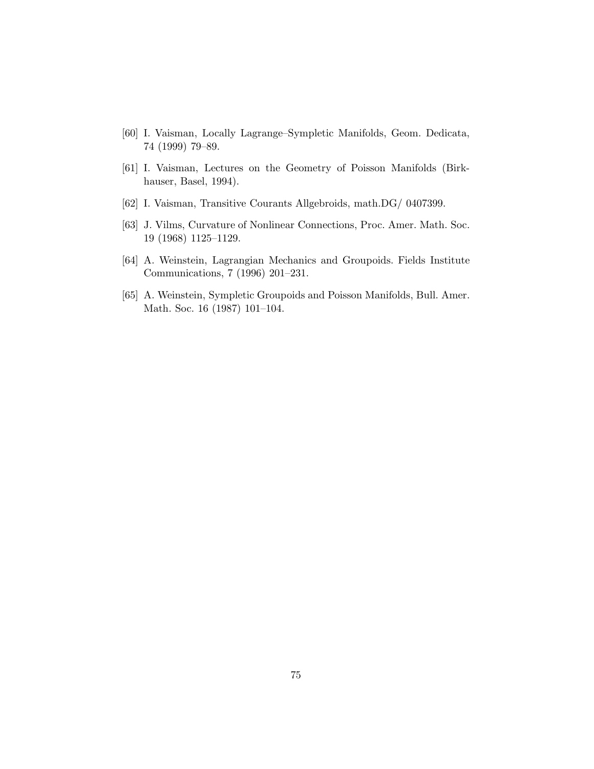[60] I. Vaisman, Locally Lagrange–Sympletic Manifolds, Geom. Dedicata, 74 (1999) 79–89.

[61] I. Vaisman, Lectures on the Geometry of Poisson Manifolds (Birkhauser, Basel, 1994).

[62] I. Vaisman, Transitive Courants Allgebroids, math.DG/ 0407399.

[63] J. Vilms, Curvature of Nonlinear Connections, Proc. Amer. Math. Soc. 19 (1968) 1125–1129.

[64] A. Weinstein, Lagrangian Mechanics and Groupoids. Fields Institute Communications, 7 (1996) 201–231.

[65] A. Weinstein, Sympletic Groupoids and Poisson Manifolds, Bull. Amer. Math. Soc. 16 (1987) 101–104.